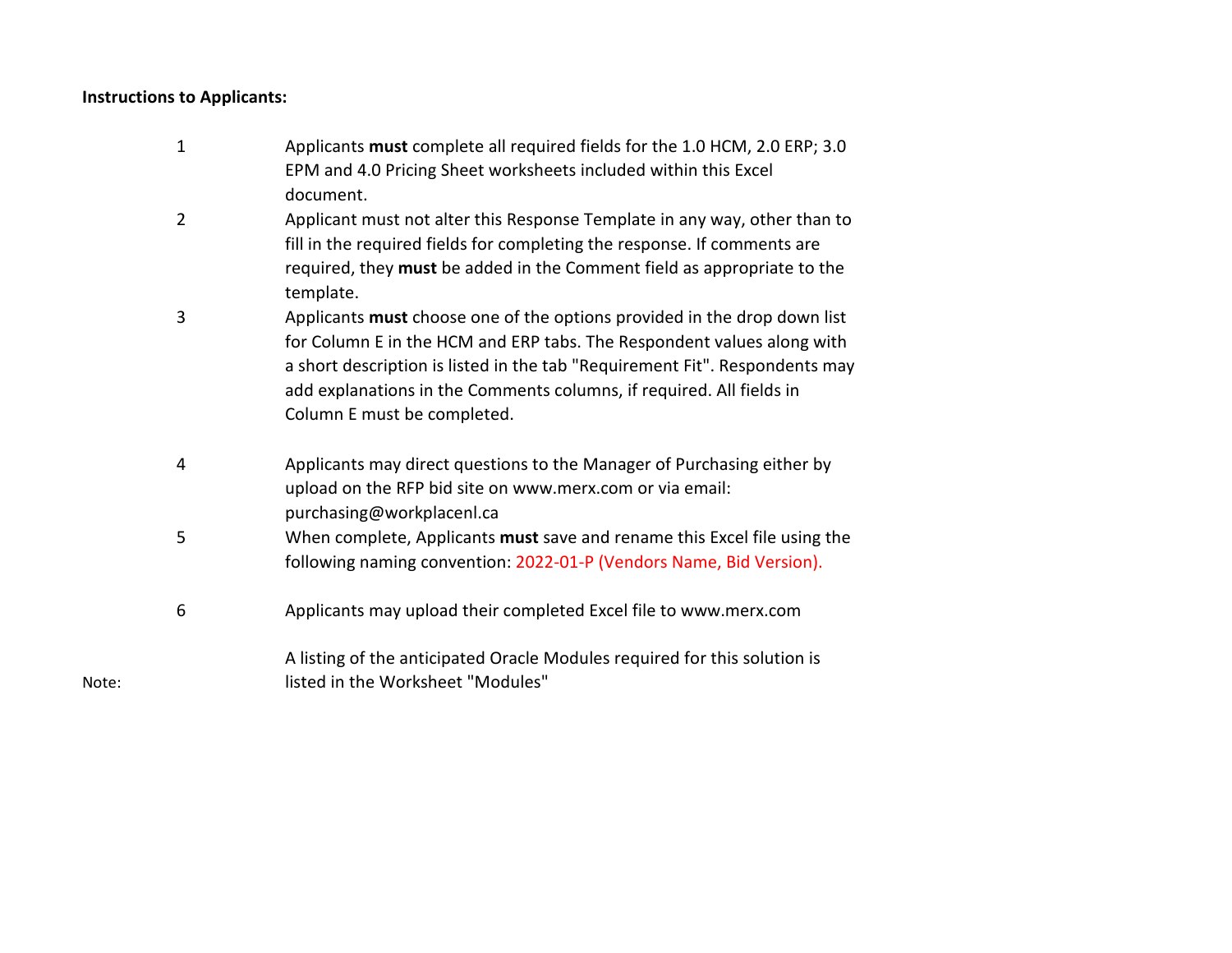**Instructions to Applicants:**

1. Applicants **must** complete all required fields for the 1.0 HCM, 2.0 ERP; 3.0 EPM and 4.0 Pricing Sheet worksheets included within this Excel document.
2. Applicant must not alter this Response Template in any way, other than to fill in the required fields for completing the response. If comments are required, they **must** be added in the Comment field as appropriate to the template.
3. Applicants **must** choose one of the options provided in the drop down list for Column E in the HCM and ERP tabs. The Respondent values along with a short description is listed in the tab "Requirement Fit". Respondents may add explanations in the Comments columns, if required. All fields in Column E must be completed.
4. Applicants may direct questions to the Manager of Purchasing either by upload on the RFP bid site on www.merx.com or via email: purchasing@workplacenl.ca
5. When complete, Applicants **must** save and rename this Excel file using the following naming convention: 2022-01-P (Vendors Name, Bid Version).
6. Applicants may upload their completed Excel file to www.merx.com

Note: A listing of the anticipated Oracle Modules required for this solution is listed in the Worksheet "Modules"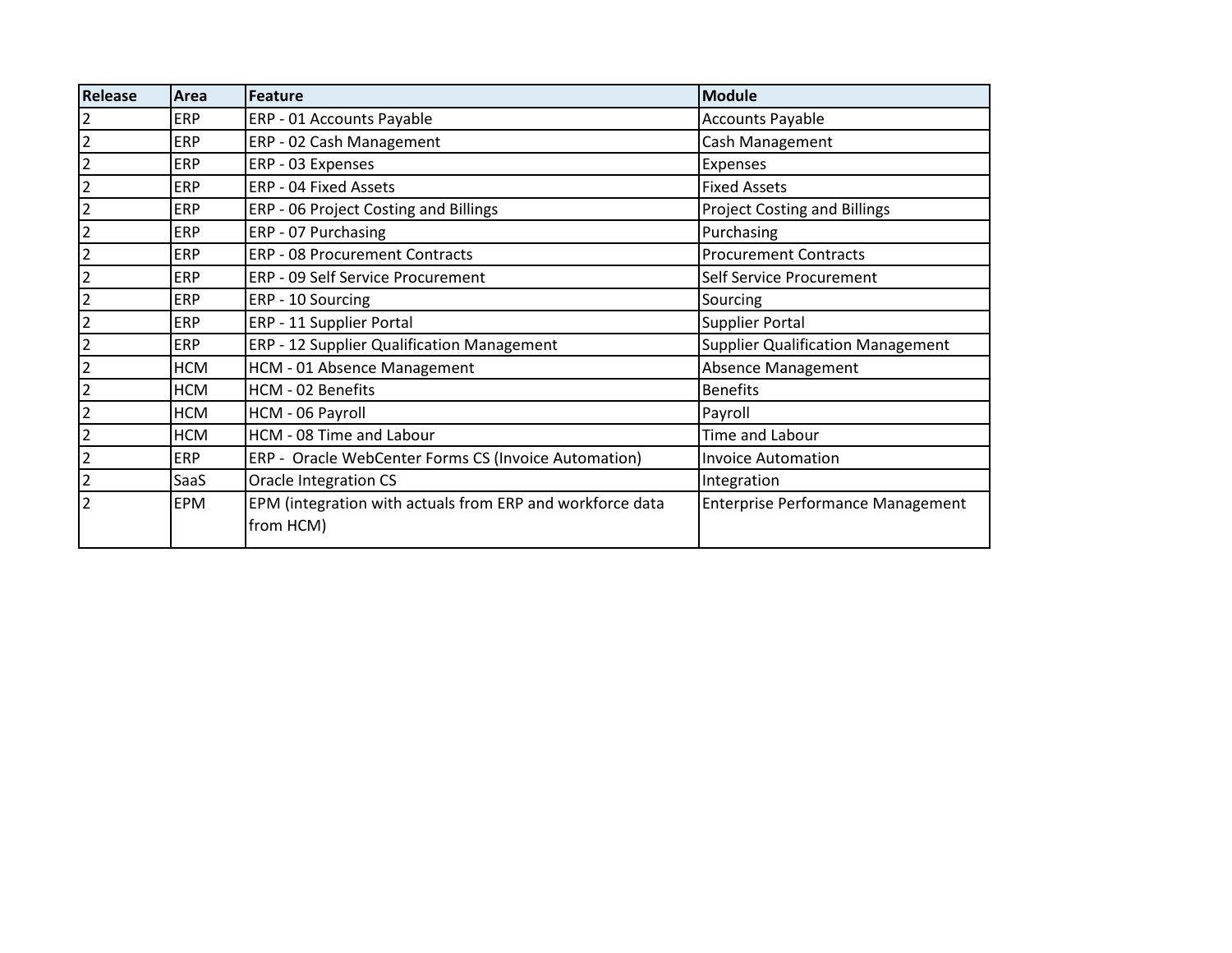| Release | Area | Feature | Module |
| --- | --- | --- | --- |
| 2 | ERP | ERP - 01 Accounts Payable | Accounts Payable |
| 2 | ERP | ERP - 02 Cash Management | Cash Management |
| 2 | ERP | ERP - 03 Expenses | Expenses |
| 2 | ERP | ERP - 04 Fixed Assets | Fixed Assets |
| 2 | ERP | ERP - 06 Project Costing and Billings | Project Costing and Billings |
| 2 | ERP | ERP - 07 Purchasing | Purchasing |
| 2 | ERP | ERP - 08 Procurement Contracts | Procurement Contracts |
| 2 | ERP | ERP - 09 Self Service Procurement | Self Service Procurement |
| 2 | ERP | ERP - 10 Sourcing | Sourcing |
| 2 | ERP | ERP - 11 Supplier Portal | Supplier Portal |
| 2 | ERP | ERP - 12 Supplier Qualification Management | Supplier Qualification Management |
| 2 | HCM | HCM - 01 Absence Management | Absence Management |
| 2 | HCM | HCM - 02 Benefits | Benefits |
| 2 | HCM | HCM - 06 Payroll | Payroll |
| 2 | HCM | HCM - 08 Time and Labour | Time and Labour |
| 2 | ERP | ERP - Oracle WebCenter Forms CS (Invoice Automation) | Invoice Automation |
| 2 | SaaS | Oracle Integration CS | Integration |
| 2 | EPM | EPM (integration with actuals from ERP and workforce data from HCM) | Enterprise Performance Management |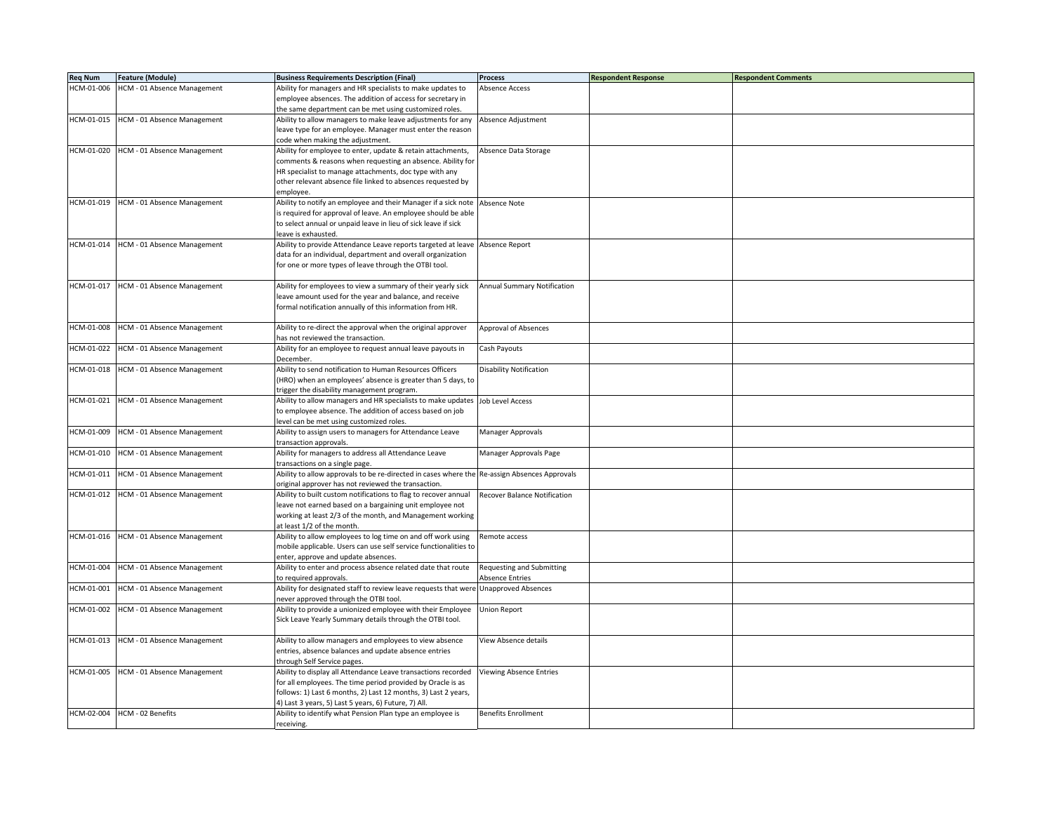| Req Num | Feature (Module) | Business Requirements Description (Final) | Process | Respondent Response | Respondent Comments |
|---|---|---|---|---|---|
| HCM-01-006 | HCM - 01 Absence Management | Ability for managers and HR specialists to make updates to employee absences. The addition of access for secretary in the same department can be met using customized roles. | Absence Access | | |
| HCM-01-015 | HCM - 01 Absence Management | Ability to allow managers to make leave adjustments for any leave type for an employee. Manager must enter the reason code when making the adjustment. | Absence Adjustment | | |
| HCM-01-020 | HCM - 01 Absence Management | Ability for employee to enter, update & retain attachments, comments & reasons when requesting an absence. Ability for HR specialist to manage attachments, doc type with any other relevant absence file linked to absences requested by employee. | Absence Data Storage | | |
| HCM-01-019 | HCM - 01 Absence Management | Ability to notify an employee and their Manager if a sick note is required for approval of leave. An employee should be able to select annual or unpaid leave in lieu of sick leave if sick leave is exhausted. | Absence Note | | |
| HCM-01-014 | HCM - 01 Absence Management | Ability to provide Attendance Leave reports targeted at leave data for an individual, department and overall organization for one or more types of leave through the OTBI tool. | Absence Report | | |
| HCM-01-017 | HCM - 01 Absence Management | Ability for employees to view a summary of their yearly sick leave amount used for the year and balance, and receive formal notification annually of this information from HR. | Annual Summary Notification | | |
| HCM-01-008 | HCM - 01 Absence Management | Ability to re-direct the approval when the original approver has not reviewed the transaction. | Approval of Absences | | |
| HCM-01-022 | HCM - 01 Absence Management | Ability for an employee to request annual leave payouts in December. | Cash Payouts | | |
| HCM-01-018 | HCM - 01 Absence Management | Ability to send notification to Human Resources Officers (HRO) when an employees' absence is greater than 5 days, to trigger the disability management program. | Disability Notification | | |
| HCM-01-021 | HCM - 01 Absence Management | Ability to allow managers and HR specialists to make updates to employee absence. The addition of access based on job level can be met using customized roles. | Job Level Access | | |
| HCM-01-009 | HCM - 01 Absence Management | Ability to assign users to managers for Attendance Leave transaction approvals. | Manager Approvals | | |
| HCM-01-010 | HCM - 01 Absence Management | Ability for managers to address all Attendance Leave transactions on a single page. | Manager Approvals Page | | |
| HCM-01-011 | HCM - 01 Absence Management | Ability to allow approvals to be re-directed in cases where the original approver has not reviewed the transaction. | Re-assign Absences Approvals | | |
| HCM-01-012 | HCM - 01 Absence Management | Ability to built custom notifications to flag to recover annual leave not earned based on a bargaining unit employee not working at least 2/3 of the month, and Management working at least 1/2 of the month. | Recover Balance Notification | | |
| HCM-01-016 | HCM - 01 Absence Management | Ability to allow employees to log time on and off work using mobile applicable. Users can use self service functionalities to enter, approve and update absences. | Remote access | | |
| HCM-01-004 | HCM - 01 Absence Management | Ability to enter and process absence related date that route to required approvals. | Requesting and Submitting Absence Entries | | |
| HCM-01-001 | HCM - 01 Absence Management | Ability for designated staff to review leave requests that were never approved through the OTBI tool. | Unapproved Absences | | |
| HCM-01-002 | HCM - 01 Absence Management | Ability to provide a unionized employee with their Employee Sick Leave Yearly Summary details through the OTBI tool. | Union Report | | |
| HCM-01-013 | HCM - 01 Absence Management | Ability to allow managers and employees to view absence entries, absence balances and update absence entries through Self Service pages. | View Absence details | | |
| HCM-01-005 | HCM - 01 Absence Management | Ability to display all Attendance Leave transactions recorded for all employees. The time period provided by Oracle is as follows: 1) Last 6 months, 2) Last 12 months, 3) Last 2 years, 4) Last 3 years, 5) Last 5 years, 6) Future, 7) All. | Viewing Absence Entries | | |
| HCM-02-004 | HCM - 02 Benefits | Ability to identify what Pension Plan type an employee is receiving. | Benefits Enrollment | | |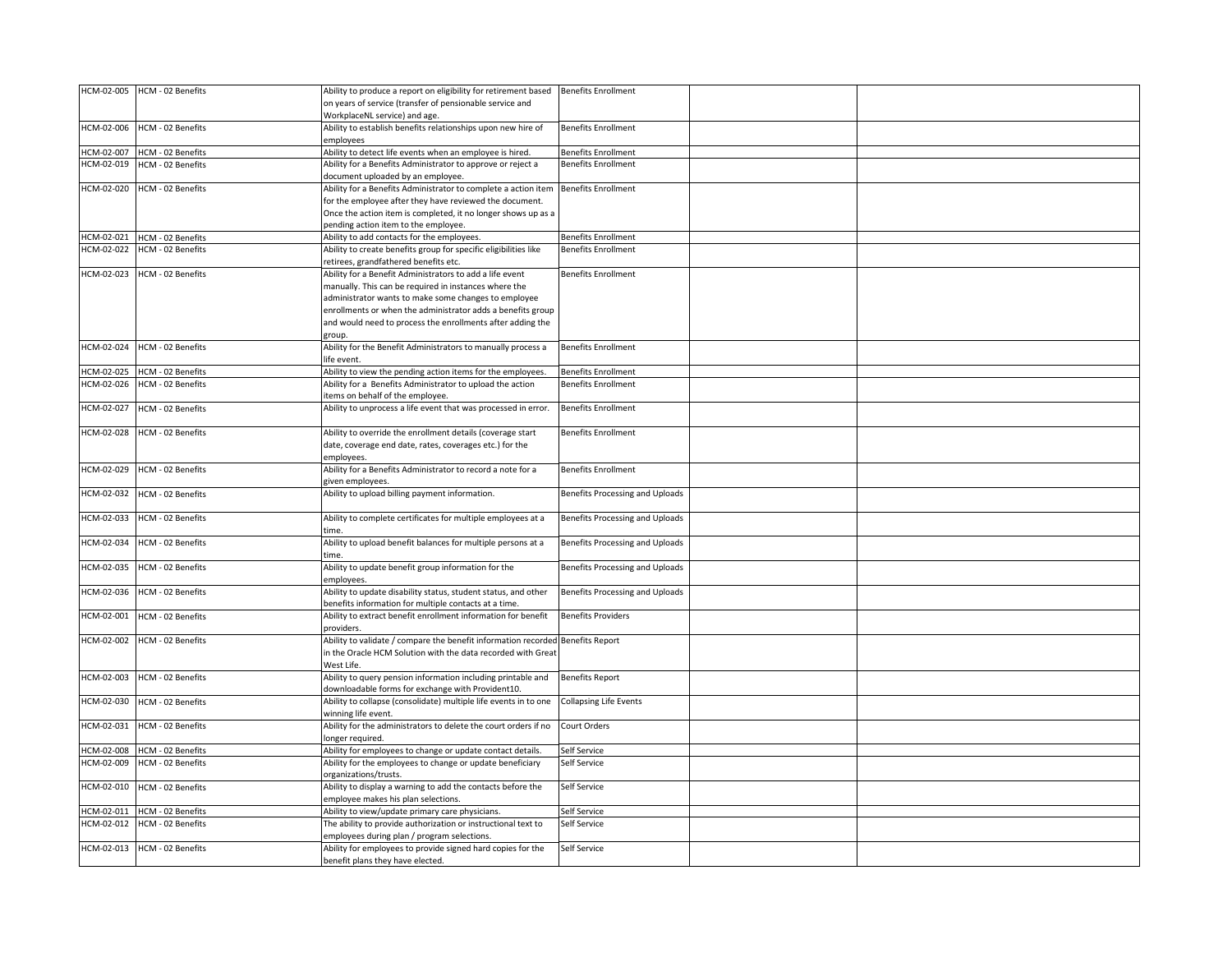| | | | | | |
|---|---|---|---|---|---|
| HCM-02-005 | HCM - 02 Benefits | Ability to produce a report on eligibility for retirement based on years of service (transfer of pensionable service and WorkplaceNL service) and age. | Benefits Enrollment | | |
| HCM-02-006 | HCM - 02 Benefits | Ability to establish benefits relationships upon new hire of employees | Benefits Enrollment | | |
| HCM-02-007 | HCM - 02 Benefits | Ability to detect life events when an employee is hired. | Benefits Enrollment | | |
| HCM-02-019 | HCM - 02 Benefits | Ability for a Benefits Administrator to approve or reject a document uploaded by an employee. | Benefits Enrollment | | |
| HCM-02-020 | HCM - 02 Benefits | Ability for a Benefits Administrator to complete a action item for the employee after they have reviewed the document. Once the action item is completed, it no longer shows up as a pending action item to the employee. | Benefits Enrollment | | |
| HCM-02-021 | HCM - 02 Benefits | Ability to add contacts for the employees. | Benefits Enrollment | | |
| HCM-02-022 | HCM - 02 Benefits | Ability to create benefits group for specific eligibilities like retirees, grandfathered benefits etc. | Benefits Enrollment | | |
| HCM-02-023 | HCM - 02 Benefits | Ability for a Benefit Administrators to add a life event manually. This can be required in instances where the administrator wants to make some changes to employee enrollments or when the administrator adds a benefits group and would need to process the enrollments after adding the group. | Benefits Enrollment | | |
| HCM-02-024 | HCM - 02 Benefits | Ability for the Benefit Administrators to manually process a life event. | Benefits Enrollment | | |
| HCM-02-025 | HCM - 02 Benefits | Ability to view the pending action items for the employees. | Benefits Enrollment | | |
| HCM-02-026 | HCM - 02 Benefits | Ability for a Benefits Administrator to upload the action items on behalf of the employee. | Benefits Enrollment | | |
| HCM-02-027 | HCM - 02 Benefits | Ability to unprocess a life event that was processed in error. | Benefits Enrollment | | |
| HCM-02-028 | HCM - 02 Benefits | Ability to override the enrollment details (coverage start date, coverage end date, rates, coverages etc.) for the employees. | Benefits Enrollment | | |
| HCM-02-029 | HCM - 02 Benefits | Ability for a Benefits Administrator to record a note for a given employees. | Benefits Enrollment | | |
| HCM-02-032 | HCM - 02 Benefits | Ability to upload billing payment information. | Benefits Processing and Uploads | | |
| HCM-02-033 | HCM - 02 Benefits | Ability to complete certificates for multiple employees at a time. | Benefits Processing and Uploads | | |
| HCM-02-034 | HCM - 02 Benefits | Ability to upload benefit balances for multiple persons at a time. | Benefits Processing and Uploads | | |
| HCM-02-035 | HCM - 02 Benefits | Ability to update benefit group information for the employees. | Benefits Processing and Uploads | | |
| HCM-02-036 | HCM - 02 Benefits | Ability to update disability status, student status, and other benefits information for multiple contacts at a time. | Benefits Processing and Uploads | | |
| HCM-02-001 | HCM - 02 Benefits | Ability to extract benefit enrollment information for benefit providers. | Benefits Providers | | |
| HCM-02-002 | HCM - 02 Benefits | Ability to validate / compare the benefit information recorded in the Oracle HCM Solution with the data recorded with Great West Life. | Benefits Report | | |
| HCM-02-003 | HCM - 02 Benefits | Ability to query pension information including printable and downloadable forms for exchange with Provident10. | Benefits Report | | |
| HCM-02-030 | HCM - 02 Benefits | Ability to collapse (consolidate) multiple life events in to one winning life event. | Collapsing Life Events | | |
| HCM-02-031 | HCM - 02 Benefits | Ability for the administrators to delete the court orders if no longer required. | Court Orders | | |
| HCM-02-008 | HCM - 02 Benefits | Ability for employees to change or update contact details. | Self Service | | |
| HCM-02-009 | HCM - 02 Benefits | Ability for the employees to change or update beneficiary organizations/trusts. | Self Service | | |
| HCM-02-010 | HCM - 02 Benefits | Ability to display a warning to add the contacts before the employee makes his plan selections. | Self Service | | |
| HCM-02-011 | HCM - 02 Benefits | Ability to view/update primary care physicians. | Self Service | | |
| HCM-02-012 | HCM - 02 Benefits | The ability to provide authorization or instructional text to employees during plan / program selections. | Self Service | | |
| HCM-02-013 | HCM - 02 Benefits | Ability for employees to provide signed hard copies for the benefit plans they have elected. | Self Service | | |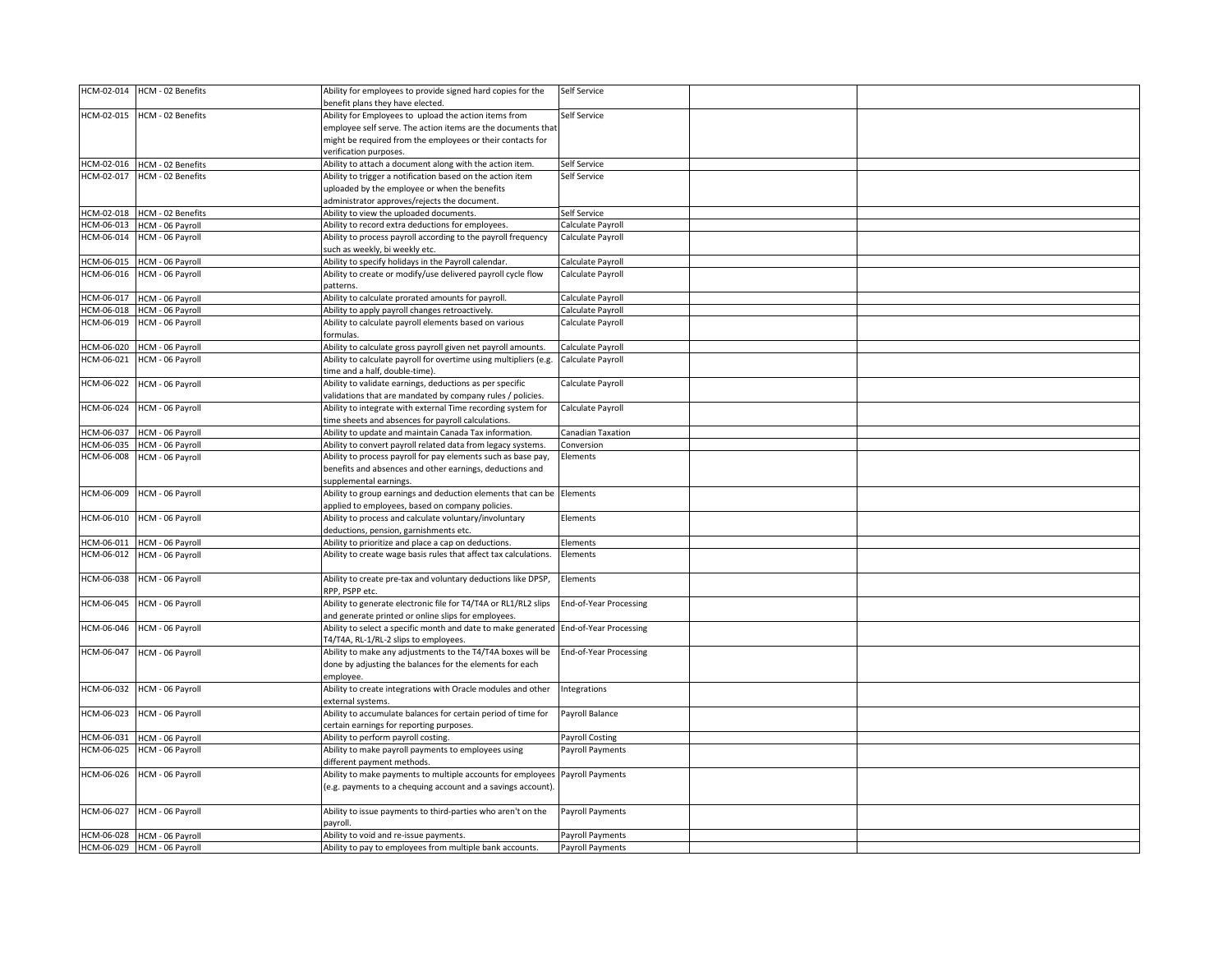| | | | | | |
|---|---|---|---|---|---|
| HCM-02-014 | HCM - 02 Benefits | Ability for employees to provide signed hard copies for the benefit plans they have elected. | Self Service | | |
| HCM-02-015 | HCM - 02 Benefits | Ability for Employees to upload the action items from employee self serve. The action items are the documents that might be required from the employees or their contacts for verification purposes. | Self Service | | |
| HCM-02-016 | HCM - 02 Benefits | Ability to attach a document along with the action item. | Self Service | | |
| HCM-02-017 | HCM - 02 Benefits | Ability to trigger a notification based on the action item uploaded by the employee or when the benefits administrator approves/rejects the document. | Self Service | | |
| HCM-02-018 | HCM - 02 Benefits | Ability to view the uploaded documents. | Self Service | | |
| HCM-06-013 | HCM - 06 Payroll | Ability to record extra deductions for employees. | Calculate Payroll | | |
| HCM-06-014 | HCM - 06 Payroll | Ability to process payroll according to the payroll frequency such as weekly, bi weekly etc. | Calculate Payroll | | |
| HCM-06-015 | HCM - 06 Payroll | Ability to specify holidays in the Payroll calendar. | Calculate Payroll | | |
| HCM-06-016 | HCM - 06 Payroll | Ability to create or modify/use delivered payroll cycle flow patterns. | Calculate Payroll | | |
| HCM-06-017 | HCM - 06 Payroll | Ability to calculate prorated amounts for payroll. | Calculate Payroll | | |
| HCM-06-018 | HCM - 06 Payroll | Ability to apply payroll changes retroactively. | Calculate Payroll | | |
| HCM-06-019 | HCM - 06 Payroll | Ability to calculate payroll elements based on various formulas. | Calculate Payroll | | |
| HCM-06-020 | HCM - 06 Payroll | Ability to calculate gross payroll given net payroll amounts. | Calculate Payroll | | |
| HCM-06-021 | HCM - 06 Payroll | Ability to calculate payroll for overtime using multipliers (e.g. time and a half, double-time). | Calculate Payroll | | |
| HCM-06-022 | HCM - 06 Payroll | Ability to validate earnings, deductions as per specific validations that are mandated by company rules / policies. | Calculate Payroll | | |
| HCM-06-024 | HCM - 06 Payroll | Ability to integrate with external Time recording system for time sheets and absences for payroll calculations. | Calculate Payroll | | |
| HCM-06-037 | HCM - 06 Payroll | Ability to update and maintain Canada Tax information. | Canadian Taxation | | |
| HCM-06-035 | HCM - 06 Payroll | Ability to convert payroll related data from legacy systems. | Conversion | | |
| HCM-06-008 | HCM - 06 Payroll | Ability to process payroll for pay elements such as base pay, benefits and absences and other earnings, deductions and supplemental earnings. | Elements | | |
| HCM-06-009 | HCM - 06 Payroll | Ability to group earnings and deduction elements that can be applied to employees, based on company policies. | Elements | | |
| HCM-06-010 | HCM - 06 Payroll | Ability to process and calculate voluntary/involuntary deductions, pension, garnishments etc. | Elements | | |
| HCM-06-011 | HCM - 06 Payroll | Ability to prioritize and place a cap on deductions. | Elements | | |
| HCM-06-012 | HCM - 06 Payroll | Ability to create wage basis rules that affect tax calculations. | Elements | | |
| HCM-06-038 | HCM - 06 Payroll | Ability to create pre-tax and voluntary deductions like DPSP, RPP, PSPP etc. | Elements | | |
| HCM-06-045 | HCM - 06 Payroll | Ability to generate electronic file for T4/T4A or RL1/RL2 slips and generate printed or online slips for employees. | End-of-Year Processing | | |
| HCM-06-046 | HCM - 06 Payroll | Ability to select a specific month and date to make generated T4/T4A, RL-1/RL-2 slips to employees. | End-of-Year Processing | | |
| HCM-06-047 | HCM - 06 Payroll | Ability to make any adjustments to the T4/T4A boxes will be done by adjusting the balances for the elements for each employee. | End-of-Year Processing | | |
| HCM-06-032 | HCM - 06 Payroll | Ability to create integrations with Oracle modules and other external systems. | Integrations | | |
| HCM-06-023 | HCM - 06 Payroll | Ability to accumulate balances for certain period of time for certain earnings for reporting purposes. | Payroll Balance | | |
| HCM-06-031 | HCM - 06 Payroll | Ability to perform payroll costing. | Payroll Costing | | |
| HCM-06-025 | HCM - 06 Payroll | Ability to make payroll payments to employees using different payment methods. | Payroll Payments | | |
| HCM-06-026 | HCM - 06 Payroll | Ability to make payments to multiple accounts for employees (e.g. payments to a chequing account and a savings account). | Payroll Payments | | |
| HCM-06-027 | HCM - 06 Payroll | Ability to issue payments to third-parties who aren't on the payroll. | Payroll Payments | | |
| HCM-06-028 | HCM - 06 Payroll | Ability to void and re-issue payments. | Payroll Payments | | |
| HCM-06-029 | HCM - 06 Payroll | Ability to pay to employees from multiple bank accounts. | Payroll Payments | | |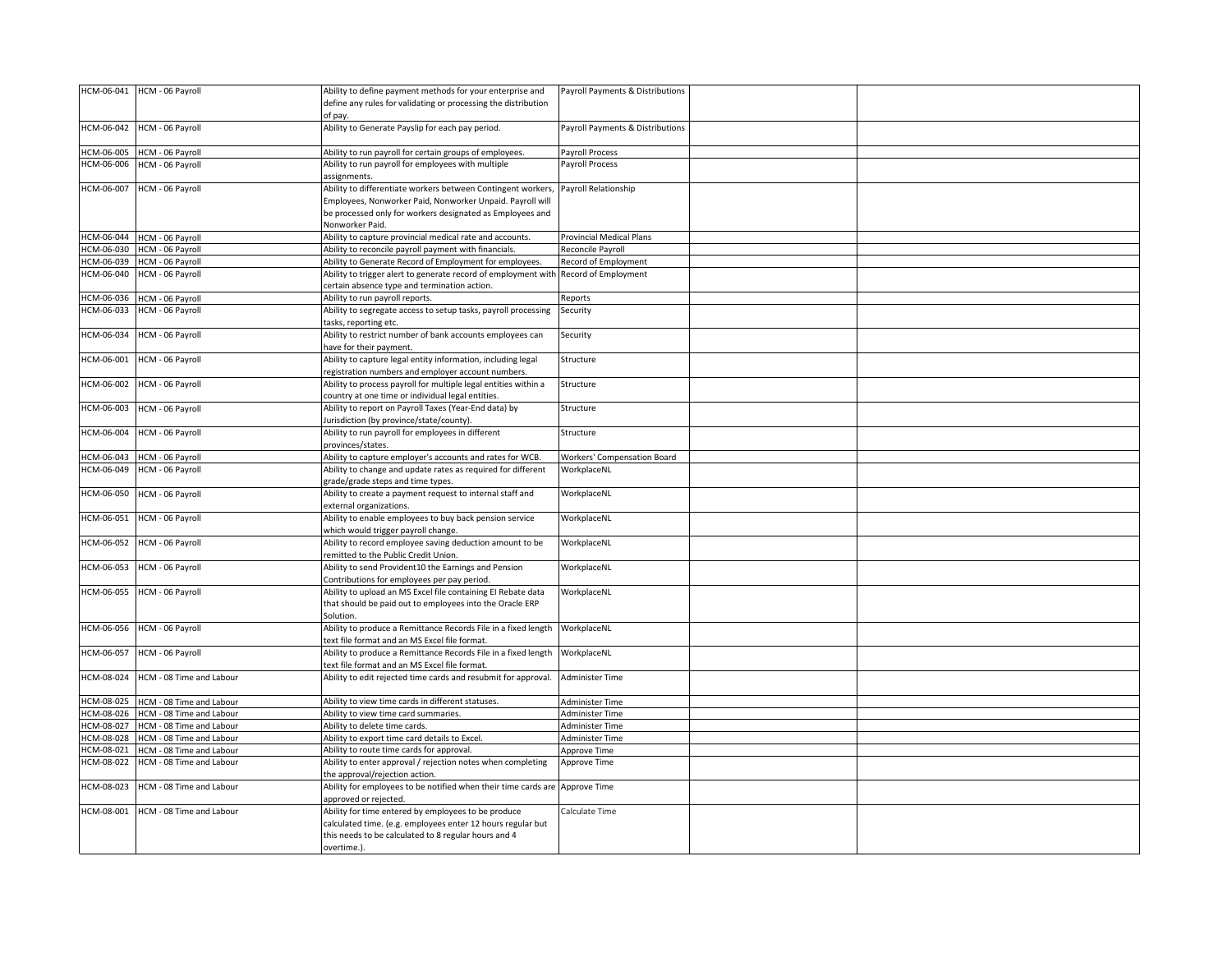| | | | | | |
|---|---|---|---|---|---|
| HCM-06-041 | HCM - 06 Payroll | Ability to define payment methods for your enterprise and define any rules for validating or processing the distribution of pay. | Payroll Payments & Distributions | | |
| HCM-06-042 | HCM - 06 Payroll | Ability to Generate Payslip for each pay period. | Payroll Payments & Distributions | | |
| HCM-06-005 | HCM - 06 Payroll | Ability to run payroll for certain groups of employees. | Payroll Process | | |
| HCM-06-006 | HCM - 06 Payroll | Ability to run payroll for employees with multiple assignments. | Payroll Process | | |
| HCM-06-007 | HCM - 06 Payroll | Ability to differentiate workers between Contingent workers, Employees, Nonworker Paid, Nonworker Unpaid. Payroll will be processed only for workers designated as Employees and Nonworker Paid. | Payroll Relationship | | |
| HCM-06-044 | HCM - 06 Payroll | Ability to capture provincial medical rate and accounts. | Provincial Medical Plans | | |
| HCM-06-030 | HCM - 06 Payroll | Ability to reconcile payroll payment with financials. | Reconcile Payroll | | |
| HCM-06-039 | HCM - 06 Payroll | Ability to Generate Record of Employment for employees. | Record of Employment | | |
| HCM-06-040 | HCM - 06 Payroll | Ability to trigger alert to generate record of employment with certain absence type and termination action. | Record of Employment | | |
| HCM-06-036 | HCM - 06 Payroll | Ability to run payroll reports. | Reports | | |
| HCM-06-033 | HCM - 06 Payroll | Ability to segregate access to setup tasks, payroll processing tasks, reporting etc. | Security | | |
| HCM-06-034 | HCM - 06 Payroll | Ability to restrict number of bank accounts employees can have for their payment. | Security | | |
| HCM-06-001 | HCM - 06 Payroll | Ability to capture legal entity information, including legal registration numbers and employer account numbers. | Structure | | |
| HCM-06-002 | HCM - 06 Payroll | Ability to process payroll for multiple legal entities within a country at one time or individual legal entities. | Structure | | |
| HCM-06-003 | HCM - 06 Payroll | Ability to report on Payroll Taxes (Year-End data) by Jurisdiction (by province/state/county). | Structure | | |
| HCM-06-004 | HCM - 06 Payroll | Ability to run payroll for employees in different provinces/states. | Structure | | |
| HCM-06-043 | HCM - 06 Payroll | Ability to capture employer's accounts and rates for WCB. | Workers' Compensation Board | | |
| HCM-06-049 | HCM - 06 Payroll | Ability to change and update rates as required for different grade/grade steps and time types. | WorkplaceNL | | |
| HCM-06-050 | HCM - 06 Payroll | Ability to create a payment request to internal staff and external organizations. | WorkplaceNL | | |
| HCM-06-051 | HCM - 06 Payroll | Ability to enable employees to buy back pension service which would trigger payroll change. | WorkplaceNL | | |
| HCM-06-052 | HCM - 06 Payroll | Ability to record employee saving deduction amount to be remitted to the Public Credit Union. | WorkplaceNL | | |
| HCM-06-053 | HCM - 06 Payroll | Ability to send Provident10 the Earnings and Pension Contributions for employees per pay period. | WorkplaceNL | | |
| HCM-06-055 | HCM - 06 Payroll | Ability to upload an MS Excel file containing EI Rebate data that should be paid out to employees into the Oracle ERP Solution. | WorkplaceNL | | |
| HCM-06-056 | HCM - 06 Payroll | Ability to produce a Remittance Records File in a fixed length text file format and an MS Excel file format. | WorkplaceNL | | |
| HCM-06-057 | HCM - 06 Payroll | Ability to produce a Remittance Records File in a fixed length text file format and an MS Excel file format. | WorkplaceNL | | |
| HCM-08-024 | HCM - 08 Time and Labour | Ability to edit rejected time cards and resubmit for approval. | Administer Time | | |
| HCM-08-025 | HCM - 08 Time and Labour | Ability to view time cards in different statuses. | Administer Time | | |
| HCM-08-026 | HCM - 08 Time and Labour | Ability to view time card summaries. | Administer Time | | |
| HCM-08-027 | HCM - 08 Time and Labour | Ability to delete time cards. | Administer Time | | |
| HCM-08-028 | HCM - 08 Time and Labour | Ability to export time card details to Excel. | Administer Time | | |
| HCM-08-021 | HCM - 08 Time and Labour | Ability to route time cards for approval. | Approve Time | | |
| HCM-08-022 | HCM - 08 Time and Labour | Ability to enter approval / rejection notes when completing the approval/rejection action. | Approve Time | | |
| HCM-08-023 | HCM - 08 Time and Labour | Ability for employees to be notified when their time cards are approved or rejected. | Approve Time | | |
| HCM-08-001 | HCM - 08 Time and Labour | Ability for time entered by employees to be produce calculated time. (e.g. employees enter 12 hours regular but this needs to be calculated to 8 regular hours and 4 overtime.). | Calculate Time | | |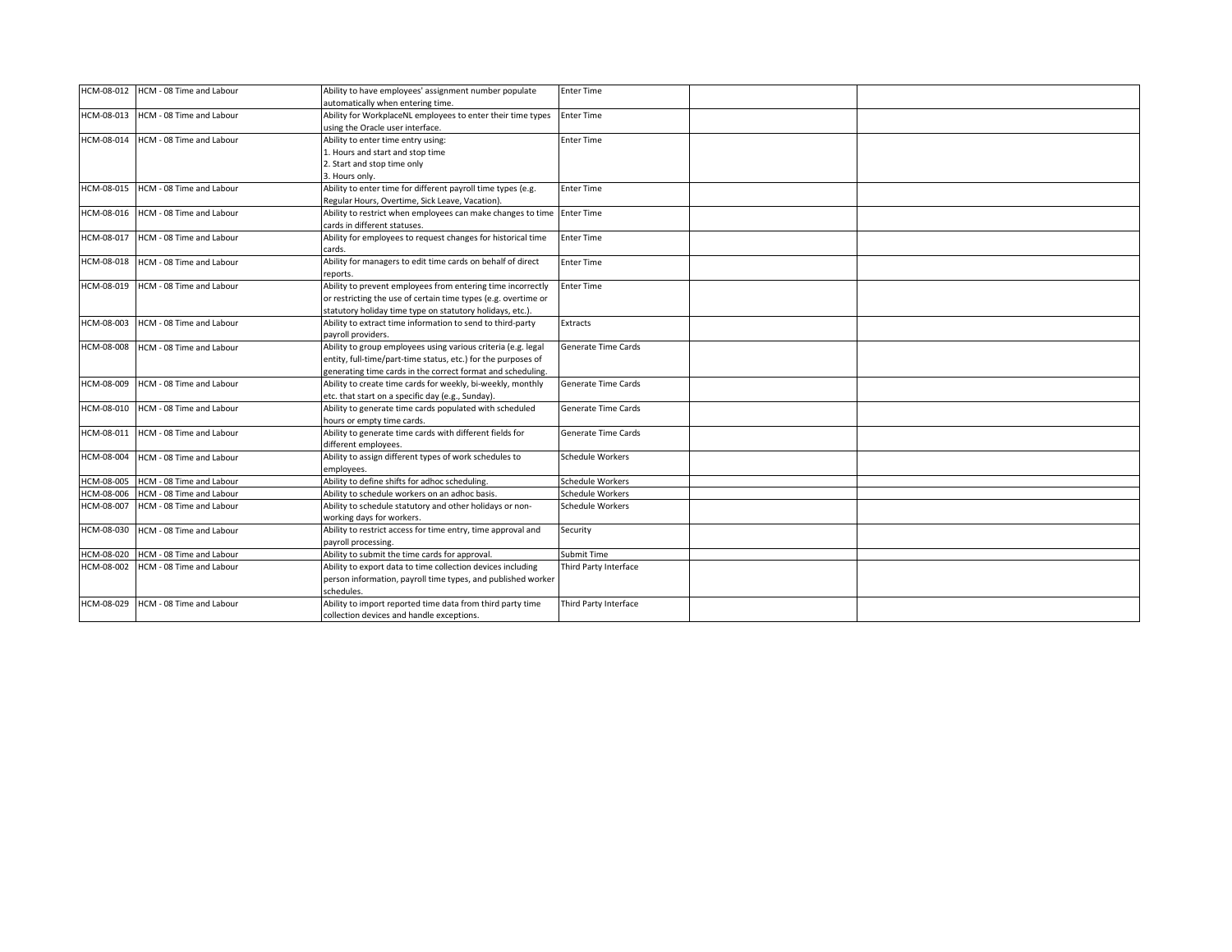| | | | | | |
|---|---|---|---|---|---|
| HCM-08-012 | HCM - 08 Time and Labour | Ability to have employees' assignment number populate automatically when entering time. | Enter Time | | |
| HCM-08-013 | HCM - 08 Time and Labour | Ability for WorkplaceNL employees to enter their time types using the Oracle user interface. | Enter Time | | |
| HCM-08-014 | HCM - 08 Time and Labour | Ability to enter time entry using:<br>1. Hours and start and stop time<br>2. Start and stop time only<br>3. Hours only. | Enter Time | | |
| HCM-08-015 | HCM - 08 Time and Labour | Ability to enter time for different payroll time types (e.g. Regular Hours, Overtime, Sick Leave, Vacation). | Enter Time | | |
| HCM-08-016 | HCM - 08 Time and Labour | Ability to restrict when employees can make changes to time cards in different statuses. | Enter Time | | |
| HCM-08-017 | HCM - 08 Time and Labour | Ability for employees to request changes for historical time cards. | Enter Time | | |
| HCM-08-018 | HCM - 08 Time and Labour | Ability for managers to edit time cards on behalf of direct reports. | Enter Time | | |
| HCM-08-019 | HCM - 08 Time and Labour | Ability to prevent employees from entering time incorrectly or restricting the use of certain time types (e.g. overtime or statutory holiday time type on statutory holidays, etc.). | Enter Time | | |
| HCM-08-003 | HCM - 08 Time and Labour | Ability to extract time information to send to third-party payroll providers. | Extracts | | |
| HCM-08-008 | HCM - 08 Time and Labour | Ability to group employees using various criteria (e.g. legal entity, full-time/part-time status, etc.) for the purposes of generating time cards in the correct format and scheduling. | Generate Time Cards | | |
| HCM-08-009 | HCM - 08 Time and Labour | Ability to create time cards for weekly, bi-weekly, monthly etc. that start on a specific day (e.g., Sunday). | Generate Time Cards | | |
| HCM-08-010 | HCM - 08 Time and Labour | Ability to generate time cards populated with scheduled hours or empty time cards. | Generate Time Cards | | |
| HCM-08-011 | HCM - 08 Time and Labour | Ability to generate time cards with different fields for different employees. | Generate Time Cards | | |
| HCM-08-004 | HCM - 08 Time and Labour | Ability to assign different types of work schedules to employees. | Schedule Workers | | |
| HCM-08-005 | HCM - 08 Time and Labour | Ability to define shifts for adhoc scheduling. | Schedule Workers | | |
| HCM-08-006 | HCM - 08 Time and Labour | Ability to schedule workers on an adhoc basis. | Schedule Workers | | |
| HCM-08-007 | HCM - 08 Time and Labour | Ability to schedule statutory and other holidays or non-working days for workers. | Schedule Workers | | |
| HCM-08-030 | HCM - 08 Time and Labour | Ability to restrict access for time entry, time approval and payroll processing. | Security | | |
| HCM-08-020 | HCM - 08 Time and Labour | Ability to submit the time cards for approval. | Submit Time | | |
| HCM-08-002 | HCM - 08 Time and Labour | Ability to export data to time collection devices including person information, payroll time types, and published worker schedules. | Third Party Interface | | |
| HCM-08-029 | HCM - 08 Time and Labour | Ability to import reported time data from third party time collection devices and handle exceptions. | Third Party Interface | | |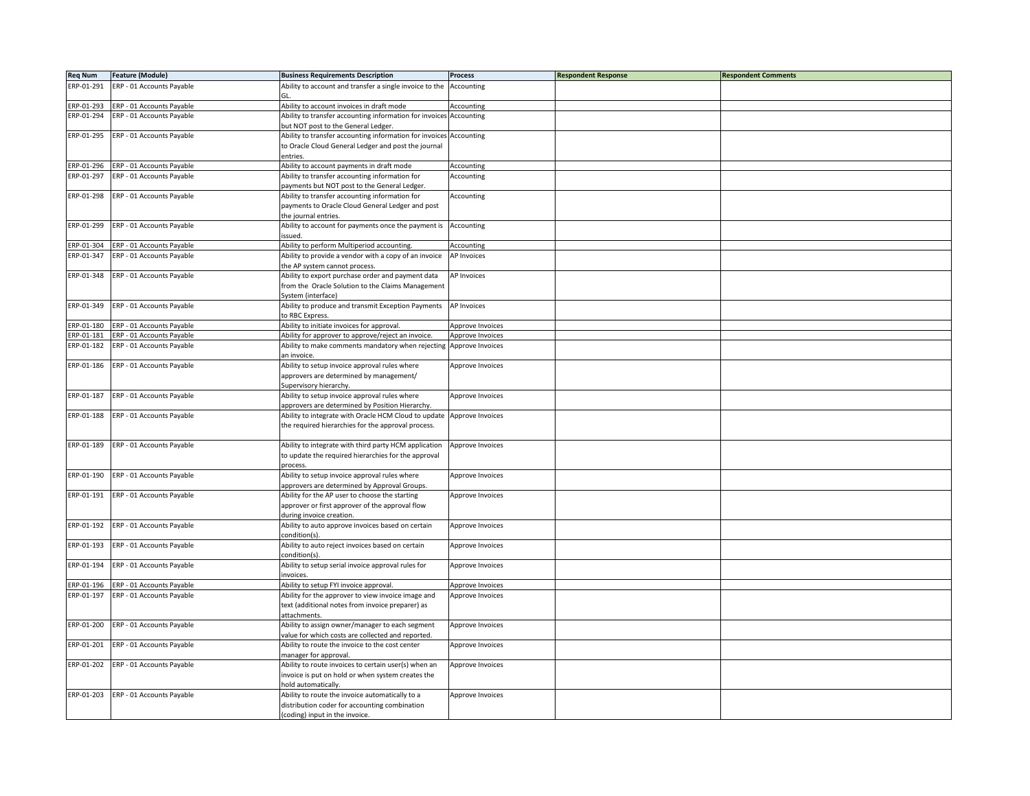| Req Num | Feature (Module) | Business Requirements Description | Process | Respondent Response | Respondent Comments |
|---|---|---|---|---|---|
| ERP-01-291 | ERP - 01 Accounts Payable | Ability to account and transfer a single invoice to the GL. | Accounting | | |
| ERP-01-293 | ERP - 01 Accounts Payable | Ability to account invoices in draft mode | Accounting | | |
| ERP-01-294 | ERP - 01 Accounts Payable | Ability to transfer accounting information for invoices but NOT post to the General Ledger. | Accounting | | |
| ERP-01-295 | ERP - 01 Accounts Payable | Ability to transfer accounting information for invoices to Oracle Cloud General Ledger and post the journal entries. | Accounting | | |
| ERP-01-296 | ERP - 01 Accounts Payable | Ability to account payments in draft mode | Accounting | | |
| ERP-01-297 | ERP - 01 Accounts Payable | Ability to transfer accounting information for payments but NOT post to the General Ledger. | Accounting | | |
| ERP-01-298 | ERP - 01 Accounts Payable | Ability to transfer accounting information for payments to Oracle Cloud General Ledger and post the journal entries. | Accounting | | |
| ERP-01-299 | ERP - 01 Accounts Payable | Ability to account for payments once the payment is issued. | Accounting | | |
| ERP-01-304 | ERP - 01 Accounts Payable | Ability to perform Multiperiod accounting. | Accounting | | |
| ERP-01-347 | ERP - 01 Accounts Payable | Ability to provide a vendor with a copy of an invoice the AP system cannot process. | AP Invoices | | |
| ERP-01-348 | ERP - 01 Accounts Payable | Ability to export purchase order and payment data from the Oracle Solution to the Claims Management System (interface) | AP Invoices | | |
| ERP-01-349 | ERP - 01 Accounts Payable | Ability to produce and transmit Exception Payments to RBC Express. | AP Invoices | | |
| ERP-01-180 | ERP - 01 Accounts Payable | Ability to initiate invoices for approval. | Approve Invoices | | |
| ERP-01-181 | ERP - 01 Accounts Payable | Ability for approver to approve/reject an invoice. | Approve Invoices | | |
| ERP-01-182 | ERP - 01 Accounts Payable | Ability to make comments mandatory when rejecting an invoice. | Approve Invoices | | |
| ERP-01-186 | ERP - 01 Accounts Payable | Ability to setup invoice approval rules where approvers are determined by management/ Supervisory hierarchy. | Approve Invoices | | |
| ERP-01-187 | ERP - 01 Accounts Payable | Ability to setup invoice approval rules where approvers are determined by Position Hierarchy. | Approve Invoices | | |
| ERP-01-188 | ERP - 01 Accounts Payable | Ability to integrate with Oracle HCM Cloud to update the required hierarchies for the approval process. | Approve Invoices | | |
| ERP-01-189 | ERP - 01 Accounts Payable | Ability to integrate with third party HCM application to update the required hierarchies for the approval process. | Approve Invoices | | |
| ERP-01-190 | ERP - 01 Accounts Payable | Ability to setup invoice approval rules where approvers are determined by Approval Groups. | Approve Invoices | | |
| ERP-01-191 | ERP - 01 Accounts Payable | Ability for the AP user to choose the starting approver or first approver of the approval flow during invoice creation. | Approve Invoices | | |
| ERP-01-192 | ERP - 01 Accounts Payable | Ability to auto approve invoices based on certain condition(s). | Approve Invoices | | |
| ERP-01-193 | ERP - 01 Accounts Payable | Ability to auto reject invoices based on certain condition(s). | Approve Invoices | | |
| ERP-01-194 | ERP - 01 Accounts Payable | Ability to setup serial invoice approval rules for invoices. | Approve Invoices | | |
| ERP-01-196 | ERP - 01 Accounts Payable | Ability to setup FYI invoice approval. | Approve Invoices | | |
| ERP-01-197 | ERP - 01 Accounts Payable | Ability for the approver to view invoice image and text (additional notes from invoice preparer) as attachments. | Approve Invoices | | |
| ERP-01-200 | ERP - 01 Accounts Payable | Ability to assign owner/manager to each segment value for which costs are collected and reported. | Approve Invoices | | |
| ERP-01-201 | ERP - 01 Accounts Payable | Ability to route the invoice to the cost center manager for approval. | Approve Invoices | | |
| ERP-01-202 | ERP - 01 Accounts Payable | Ability to route invoices to certain user(s) when an invoice is put on hold or when system creates the hold automatically. | Approve Invoices | | |
| ERP-01-203 | ERP - 01 Accounts Payable | Ability to route the invoice automatically to a distribution coder for accounting combination (coding) input in the invoice. | Approve Invoices | | |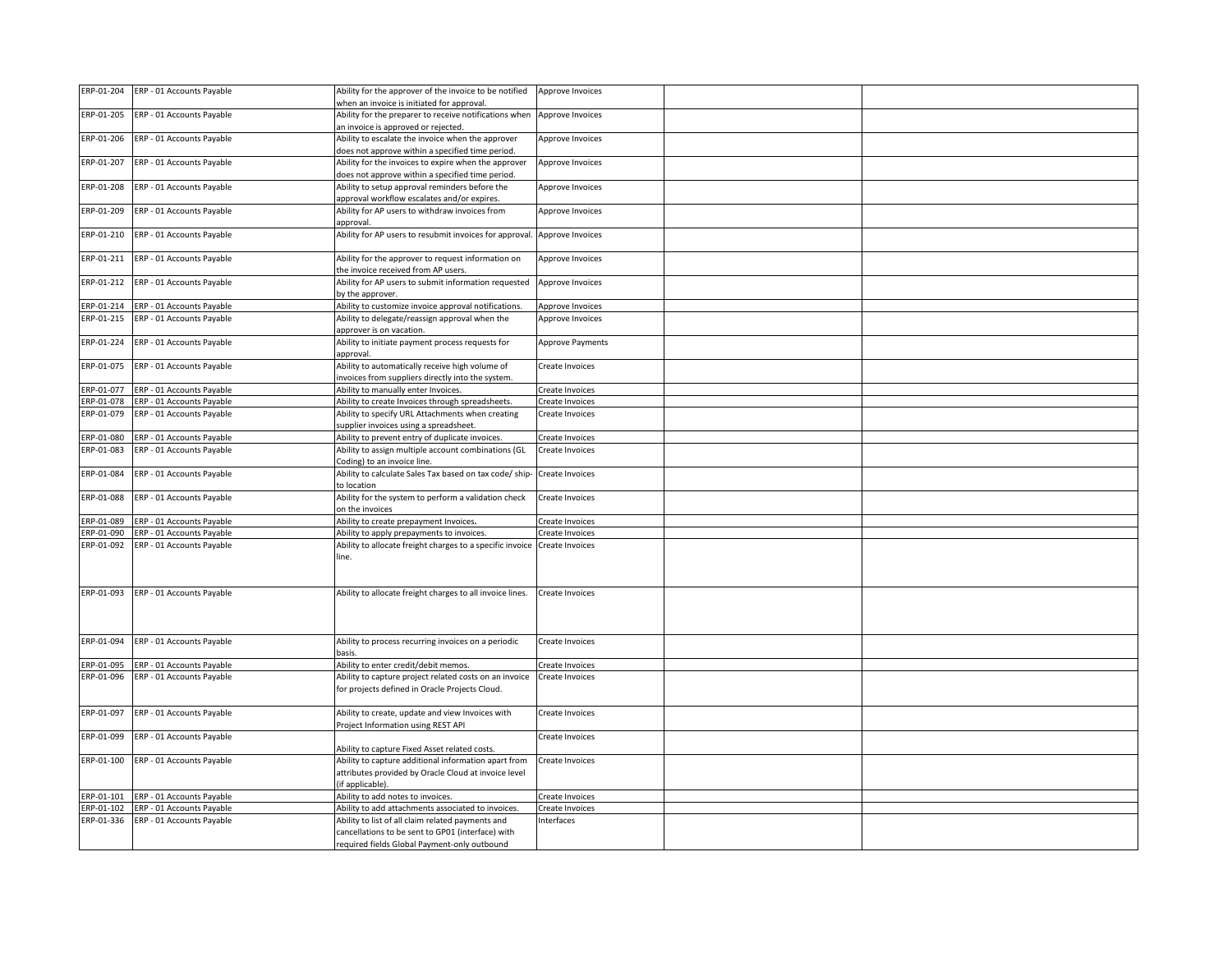| | | | | | |
|---|---|---|---|---|---|
| ERP-01-204 | ERP - 01 Accounts Payable | Ability for the approver of the invoice to be notified when an invoice is initiated for approval. | Approve Invoices | | |
| ERP-01-205 | ERP - 01 Accounts Payable | Ability for the preparer to receive notifications when an invoice is approved or rejected. | Approve Invoices | | |
| ERP-01-206 | ERP - 01 Accounts Payable | Ability to escalate the invoice when the approver does not approve within a specified time period. | Approve Invoices | | |
| ERP-01-207 | ERP - 01 Accounts Payable | Ability for the invoices to expire when the approver does not approve within a specified time period. | Approve Invoices | | |
| ERP-01-208 | ERP - 01 Accounts Payable | Ability to setup approval reminders before the approval workflow escalates and/or expires. | Approve Invoices | | |
| ERP-01-209 | ERP - 01 Accounts Payable | Ability for AP users to withdraw invoices from approval. | Approve Invoices | | |
| ERP-01-210 | ERP - 01 Accounts Payable | Ability for AP users to resubmit invoices for approval. | Approve Invoices | | |
| ERP-01-211 | ERP - 01 Accounts Payable | Ability for the approver to request information on the invoice received from AP users. | Approve Invoices | | |
| ERP-01-212 | ERP - 01 Accounts Payable | Ability for AP users to submit information requested by the approver. | Approve Invoices | | |
| ERP-01-214 | ERP - 01 Accounts Payable | Ability to customize invoice approval notifications. | Approve Invoices | | |
| ERP-01-215 | ERP - 01 Accounts Payable | Ability to delegate/reassign approval when the approver is on vacation. | Approve Invoices | | |
| ERP-01-224 | ERP - 01 Accounts Payable | Ability to initiate payment process requests for approval. | Approve Payments | | |
| ERP-01-075 | ERP - 01 Accounts Payable | Ability to automatically receive high volume of invoices from suppliers directly into the system. | Create Invoices | | |
| ERP-01-077 | ERP - 01 Accounts Payable | Ability to manually enter Invoices. | Create Invoices | | |
| ERP-01-078 | ERP - 01 Accounts Payable | Ability to create Invoices through spreadsheets. | Create Invoices | | |
| ERP-01-079 | ERP - 01 Accounts Payable | Ability to specify URL Attachments when creating supplier invoices using a spreadsheet. | Create Invoices | | |
| ERP-01-080 | ERP - 01 Accounts Payable | Ability to prevent entry of duplicate invoices. | Create Invoices | | |
| ERP-01-083 | ERP - 01 Accounts Payable | Ability to assign multiple account combinations (GL Coding) to an invoice line. | Create Invoices | | |
| ERP-01-084 | ERP - 01 Accounts Payable | Ability to calculate Sales Tax based on tax code/ ship-to location | Create Invoices | | |
| ERP-01-088 | ERP - 01 Accounts Payable | Ability for the system to perform a validation check on the invoices | Create Invoices | | |
| ERP-01-089 | ERP - 01 Accounts Payable | Ability to create prepayment Invoices**.** | Create Invoices | | |
| ERP-01-090 | ERP - 01 Accounts Payable | Ability to apply prepayments to invoices. | Create Invoices | | |
| ERP-01-092 | ERP - 01 Accounts Payable | Ability to allocate freight charges to a specific invoice line. | Create Invoices | | |
| ERP-01-093 | ERP - 01 Accounts Payable | Ability to allocate freight charges to all invoice lines. | Create Invoices | | |
| ERP-01-094 | ERP - 01 Accounts Payable | Ability to process recurring invoices on a periodic basis. | Create Invoices | | |
| ERP-01-095 | ERP - 01 Accounts Payable | Ability to enter credit/debit memos. | Create Invoices | | |
| ERP-01-096 | ERP - 01 Accounts Payable | Ability to capture project related costs on an invoice for projects defined in Oracle Projects Cloud. | Create Invoices | | |
| ERP-01-097 | ERP - 01 Accounts Payable | Ability to create, update and view Invoices with Project Information using REST API | Create Invoices | | |
| ERP-01-099 | ERP - 01 Accounts Payable | Ability to capture Fixed Asset related costs. | Create Invoices | | |
| ERP-01-100 | ERP - 01 Accounts Payable | Ability to capture additional information apart from attributes provided by Oracle Cloud at invoice level (if applicable). | Create Invoices | | |
| ERP-01-101 | ERP - 01 Accounts Payable | Ability to add notes to invoices. | Create Invoices | | |
| ERP-01-102 | ERP - 01 Accounts Payable | Ability to add attachments associated to invoices. | Create Invoices | | |
| ERP-01-336 | ERP - 01 Accounts Payable | Ability to list of all claim related payments and cancellations to be sent to GP01 (interface) with required fields Global Payment-only outbound | Interfaces | | |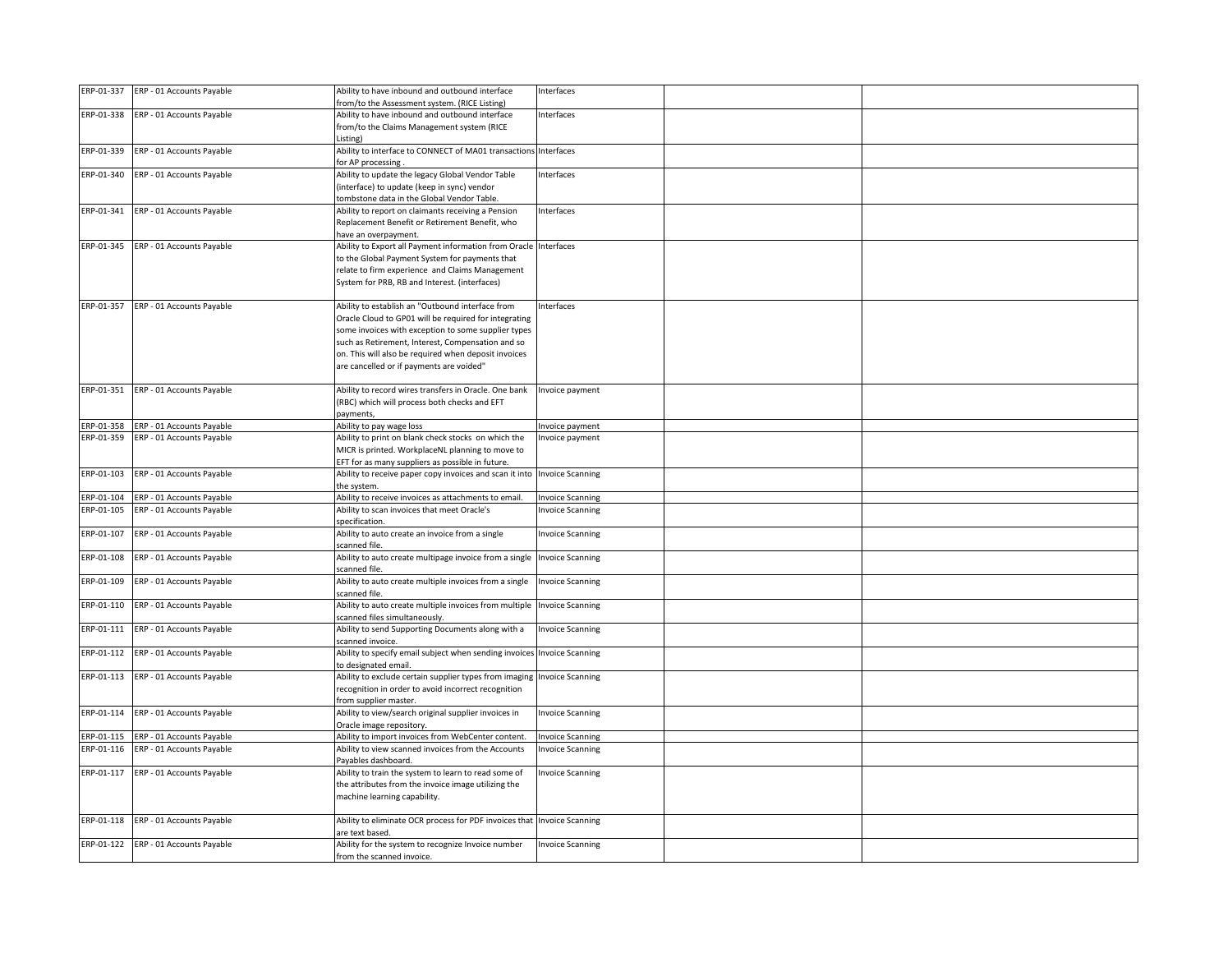| | | | | | |
|---|---|---|---|---|---|
| ERP-01-337 | ERP - 01 Accounts Payable | Ability to have inbound and outbound interface from/to the Assessment system. (RICE Listing) | Interfaces | | |
| ERP-01-338 | ERP - 01 Accounts Payable | Ability to have inbound and outbound interface from/to the Claims Management system (RICE Listing) | Interfaces | | |
| ERP-01-339 | ERP - 01 Accounts Payable | Ability to interface to CONNECT of MA01 transactions for AP processing . | Interfaces | | |
| ERP-01-340 | ERP - 01 Accounts Payable | Ability to update the legacy Global Vendor Table (interface) to update (keep in sync) vendor tombstone data in the Global Vendor Table. | Interfaces | | |
| ERP-01-341 | ERP - 01 Accounts Payable | Ability to report on claimants receiving a Pension Replacement Benefit or Retirement Benefit, who have an overpayment. | Interfaces | | |
| ERP-01-345 | ERP - 01 Accounts Payable | Ability to Export all Payment information from Oracle to the Global Payment System for payments that relate to firm experience and Claims Management System for PRB, RB and Interest. (interfaces) | Interfaces | | |
| ERP-01-357 | ERP - 01 Accounts Payable | Ability to establish an "Outbound interface from Oracle Cloud to GP01 will be required for integrating some invoices with exception to some supplier types such as Retirement, Interest, Compensation and so on. This will also be required when deposit invoices are cancelled or if payments are voided" | Interfaces | | |
| ERP-01-351 | ERP - 01 Accounts Payable | Ability to record wires transfers in Oracle. One bank (RBC) which will process both checks and EFT payments, | Invoice payment | | |
| ERP-01-358 | ERP - 01 Accounts Payable | Ability to pay wage loss | Invoice payment | | |
| ERP-01-359 | ERP - 01 Accounts Payable | Ability to print on blank check stocks on which the MICR is printed. WorkplaceNL planning to move to EFT for as many suppliers as possible in future. | Invoice payment | | |
| ERP-01-103 | ERP - 01 Accounts Payable | Ability to receive paper copy invoices and scan it into the system. | Invoice Scanning | | |
| ERP-01-104 | ERP - 01 Accounts Payable | Ability to receive invoices as attachments to email. | Invoice Scanning | | |
| ERP-01-105 | ERP - 01 Accounts Payable | Ability to scan invoices that meet Oracle's specification. | Invoice Scanning | | |
| ERP-01-107 | ERP - 01 Accounts Payable | Ability to auto create an invoice from a single scanned file. | Invoice Scanning | | |
| ERP-01-108 | ERP - 01 Accounts Payable | Ability to auto create multipage invoice from a single scanned file. | Invoice Scanning | | |
| ERP-01-109 | ERP - 01 Accounts Payable | Ability to auto create multiple invoices from a single scanned file. | Invoice Scanning | | |
| ERP-01-110 | ERP - 01 Accounts Payable | Ability to auto create multiple invoices from multiple scanned files simultaneously. | Invoice Scanning | | |
| ERP-01-111 | ERP - 01 Accounts Payable | Ability to send Supporting Documents along with a scanned invoice. | Invoice Scanning | | |
| ERP-01-112 | ERP - 01 Accounts Payable | Ability to specify email subject when sending invoices to designated email. | Invoice Scanning | | |
| ERP-01-113 | ERP - 01 Accounts Payable | Ability to exclude certain supplier types from imaging recognition in order to avoid incorrect recognition from supplier master. | Invoice Scanning | | |
| ERP-01-114 | ERP - 01 Accounts Payable | Ability to view/search original supplier invoices in Oracle image repository. | Invoice Scanning | | |
| ERP-01-115 | ERP - 01 Accounts Payable | Ability to import invoices from WebCenter content. | Invoice Scanning | | |
| ERP-01-116 | ERP - 01 Accounts Payable | Ability to view scanned invoices from the Accounts Payables dashboard. | Invoice Scanning | | |
| ERP-01-117 | ERP - 01 Accounts Payable | Ability to train the system to learn to read some of the attributes from the invoice image utilizing the machine learning capability. | Invoice Scanning | | |
| ERP-01-118 | ERP - 01 Accounts Payable | Ability to eliminate OCR process for PDF invoices that are text based. | Invoice Scanning | | |
| ERP-01-122 | ERP - 01 Accounts Payable | Ability for the system to recognize Invoice number from the scanned invoice. | Invoice Scanning | | |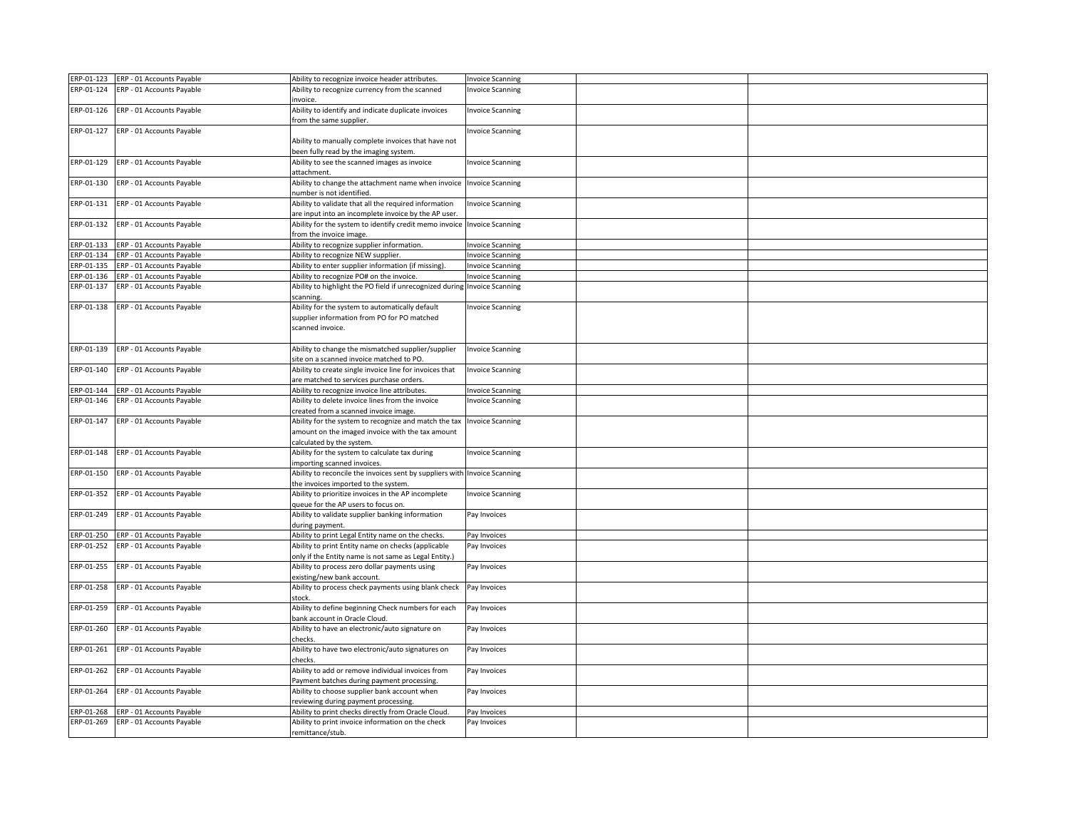| | | | | | |
|---|---|---|---|---|---|
| ERP-01-123 | ERP - 01 Accounts Payable | Ability to recognize invoice header attributes. | Invoice Scanning | | |
| ERP-01-124 | ERP - 01 Accounts Payable | Ability to recognize currency from the scanned invoice. | Invoice Scanning | | |
| ERP-01-126 | ERP - 01 Accounts Payable | Ability to identify and indicate duplicate invoices from the same supplier. | Invoice Scanning | | |
| ERP-01-127 | ERP - 01 Accounts Payable | Ability to manually complete invoices that have not been fully read by the imaging system. | Invoice Scanning | | |
| ERP-01-129 | ERP - 01 Accounts Payable | Ability to see the scanned images as invoice attachment. | Invoice Scanning | | |
| ERP-01-130 | ERP - 01 Accounts Payable | Ability to change the attachment name when invoice number is not identified. | Invoice Scanning | | |
| ERP-01-131 | ERP - 01 Accounts Payable | Ability to validate that all the required information are input into an incomplete invoice by the AP user. | Invoice Scanning | | |
| ERP-01-132 | ERP - 01 Accounts Payable | Ability for the system to identify credit memo invoice from the invoice image. | Invoice Scanning | | |
| ERP-01-133 | ERP - 01 Accounts Payable | Ability to recognize supplier information. | Invoice Scanning | | |
| ERP-01-134 | ERP - 01 Accounts Payable | Ability to recognize NEW supplier. | Invoice Scanning | | |
| ERP-01-135 | ERP - 01 Accounts Payable | Ability to enter supplier information (if missing). | Invoice Scanning | | |
| ERP-01-136 | ERP - 01 Accounts Payable | Ability to recognize PO# on the invoice. | Invoice Scanning | | |
| ERP-01-137 | ERP - 01 Accounts Payable | Ability to highlight the PO field if unrecognized during scanning. | Invoice Scanning | | |
| ERP-01-138 | ERP - 01 Accounts Payable | Ability for the system to automatically default supplier information from PO for PO matched scanned invoice. | Invoice Scanning | | |
| ERP-01-139 | ERP - 01 Accounts Payable | Ability to change the mismatched supplier/supplier site on a scanned invoice matched to PO. | Invoice Scanning | | |
| ERP-01-140 | ERP - 01 Accounts Payable | Ability to create single invoice line for invoices that are matched to services purchase orders. | Invoice Scanning | | |
| ERP-01-144 | ERP - 01 Accounts Payable | Ability to recognize invoice line attributes. | Invoice Scanning | | |
| ERP-01-146 | ERP - 01 Accounts Payable | Ability to delete invoice lines from the invoice created from a scanned invoice image. | Invoice Scanning | | |
| ERP-01-147 | ERP - 01 Accounts Payable | Ability for the system to recognize and match the tax amount on the imaged invoice with the tax amount calculated by the system. | Invoice Scanning | | |
| ERP-01-148 | ERP - 01 Accounts Payable | Ability for the system to calculate tax during importing scanned invoices. | Invoice Scanning | | |
| ERP-01-150 | ERP - 01 Accounts Payable | Ability to reconcile the invoices sent by suppliers with the invoices imported to the system. | Invoice Scanning | | |
| ERP-01-352 | ERP - 01 Accounts Payable | Ability to prioritize invoices in the AP incomplete queue for the AP users to focus on. | Invoice Scanning | | |
| ERP-01-249 | ERP - 01 Accounts Payable | Ability to validate supplier banking information during payment. | Pay Invoices | | |
| ERP-01-250 | ERP - 01 Accounts Payable | Ability to print Legal Entity name on the checks. | Pay Invoices | | |
| ERP-01-252 | ERP - 01 Accounts Payable | Ability to print Entity name on checks (applicable only if the Entity name is not same as Legal Entity.) | Pay Invoices | | |
| ERP-01-255 | ERP - 01 Accounts Payable | Ability to process zero dollar payments using existing/new bank account. | Pay Invoices | | |
| ERP-01-258 | ERP - 01 Accounts Payable | Ability to process check payments using blank check stock. | Pay Invoices | | |
| ERP-01-259 | ERP - 01 Accounts Payable | Ability to define beginning Check numbers for each bank account in Oracle Cloud. | Pay Invoices | | |
| ERP-01-260 | ERP - 01 Accounts Payable | Ability to have an electronic/auto signature on checks. | Pay Invoices | | |
| ERP-01-261 | ERP - 01 Accounts Payable | Ability to have two electronic/auto signatures on checks. | Pay Invoices | | |
| ERP-01-262 | ERP - 01 Accounts Payable | Ability to add or remove individual invoices from Payment batches during payment processing. | Pay Invoices | | |
| ERP-01-264 | ERP - 01 Accounts Payable | Ability to choose supplier bank account when reviewing during payment processing. | Pay Invoices | | |
| ERP-01-268 | ERP - 01 Accounts Payable | Ability to print checks directly from Oracle Cloud. | Pay Invoices | | |
| ERP-01-269 | ERP - 01 Accounts Payable | Ability to print invoice information on the check remittance/stub. | Pay Invoices | | |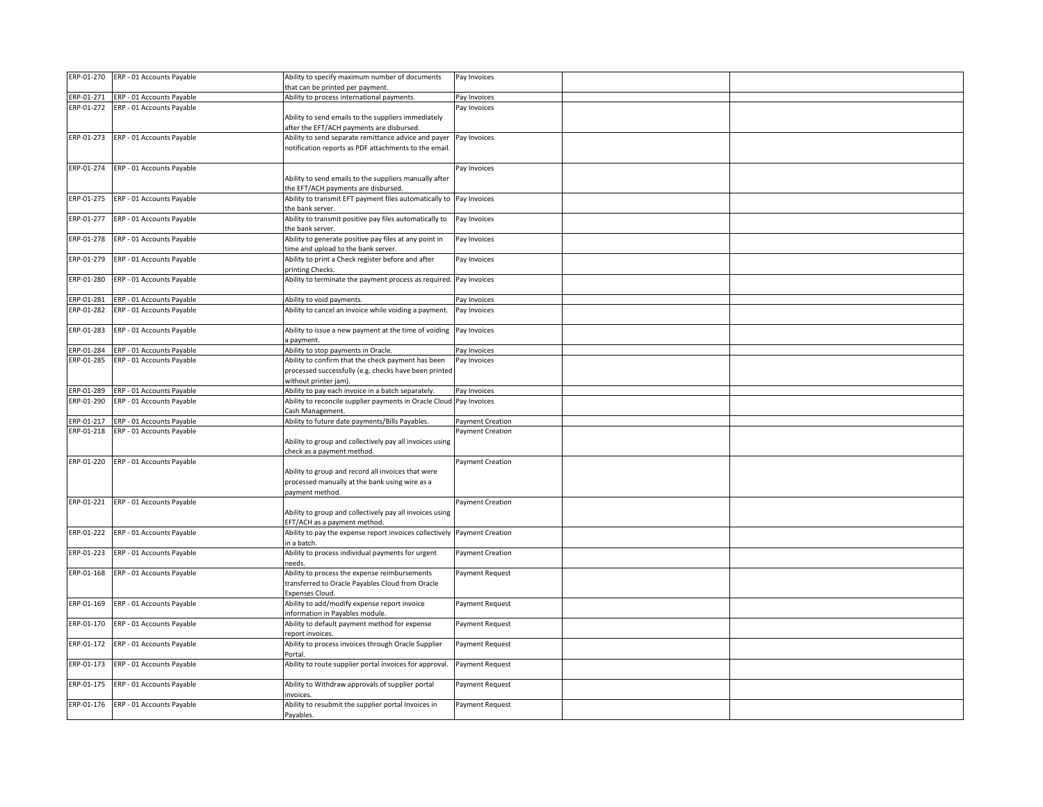| | | | | | |
|---|---|---|---|---|---|
| ERP-01-270 | ERP - 01 Accounts Payable | Ability to specify maximum number of documents that can be printed per payment. | Pay Invoices | | |
| ERP-01-271 | ERP - 01 Accounts Payable | Ability to process international payments. | Pay Invoices | | |
| ERP-01-272 | ERP - 01 Accounts Payable | Ability to send emails to the suppliers immediately after the EFT/ACH payments are disbursed. | Pay Invoices | | |
| ERP-01-273 | ERP - 01 Accounts Payable | Ability to send separate remittance advice and payer notification reports as PDF attachments to the email. | Pay Invoices | | |
| ERP-01-274 | ERP - 01 Accounts Payable | Ability to send emails to the suppliers manually after the EFT/ACH payments are disbursed. | Pay Invoices | | |
| ERP-01-275 | ERP - 01 Accounts Payable | Ability to transmit EFT payment files automatically to the bank server. | Pay Invoices | | |
| ERP-01-277 | ERP - 01 Accounts Payable | Ability to transmit positive pay files automatically to the bank server. | Pay Invoices | | |
| ERP-01-278 | ERP - 01 Accounts Payable | Ability to generate positive pay files at any point in time and upload to the bank server. | Pay Invoices | | |
| ERP-01-279 | ERP - 01 Accounts Payable | Ability to print a Check register before and after printing Checks. | Pay Invoices | | |
| ERP-01-280 | ERP - 01 Accounts Payable | Ability to terminate the payment process as required. | Pay Invoices | | |
| ERP-01-281 | ERP - 01 Accounts Payable | Ability to void payments. | Pay Invoices | | |
| ERP-01-282 | ERP - 01 Accounts Payable | Ability to cancel an invoice while voiding a payment. | Pay Invoices | | |
| ERP-01-283 | ERP - 01 Accounts Payable | Ability to issue a new payment at the time of voiding a payment. | Pay Invoices | | |
| ERP-01-284 | ERP - 01 Accounts Payable | Ability to stop payments in Oracle. | Pay Invoices | | |
| ERP-01-285 | ERP - 01 Accounts Payable | Ability to confirm that the check payment has been processed successfully (e.g. checks have been printed without printer jam). | Pay Invoices | | |
| ERP-01-289 | ERP - 01 Accounts Payable | Ability to pay each invoice in a batch separately. | Pay Invoices | | |
| ERP-01-290 | ERP - 01 Accounts Payable | Ability to reconcile supplier payments in Oracle Cloud Cash Management. | Pay Invoices | | |
| ERP-01-217 | ERP - 01 Accounts Payable | Ability to future date payments/Bills Payables. | Payment Creation | | |
| ERP-01-218 | ERP - 01 Accounts Payable | Ability to group and collectively pay all invoices using check as a payment method. | Payment Creation | | |
| ERP-01-220 | ERP - 01 Accounts Payable | Ability to group and record all invoices that were processed manually at the bank using wire as a payment method. | Payment Creation | | |
| ERP-01-221 | ERP - 01 Accounts Payable | Ability to group and collectively pay all invoices using EFT/ACH as a payment method. | Payment Creation | | |
| ERP-01-222 | ERP - 01 Accounts Payable | Ability to pay the expense report invoices collectively in a batch. | Payment Creation | | |
| ERP-01-223 | ERP - 01 Accounts Payable | Ability to process individual payments for urgent needs. | Payment Creation | | |
| ERP-01-168 | ERP - 01 Accounts Payable | Ability to process the expense reimbursements transferred to Oracle Payables Cloud from Oracle Expenses Cloud. | Payment Request | | |
| ERP-01-169 | ERP - 01 Accounts Payable | Ability to add/modify expense report invoice information in Payables module. | Payment Request | | |
| ERP-01-170 | ERP - 01 Accounts Payable | Ability to default payment method for expense report invoices. | Payment Request | | |
| ERP-01-172 | ERP - 01 Accounts Payable | Ability to process invoices through Oracle Supplier Portal. | Payment Request | | |
| ERP-01-173 | ERP - 01 Accounts Payable | Ability to route supplier portal invoices for approval. | Payment Request | | |
| ERP-01-175 | ERP - 01 Accounts Payable | Ability to Withdraw approvals of supplier portal invoices. | Payment Request | | |
| ERP-01-176 | ERP - 01 Accounts Payable | Ability to resubmit the supplier portal Invoices in Payables. | Payment Request | | |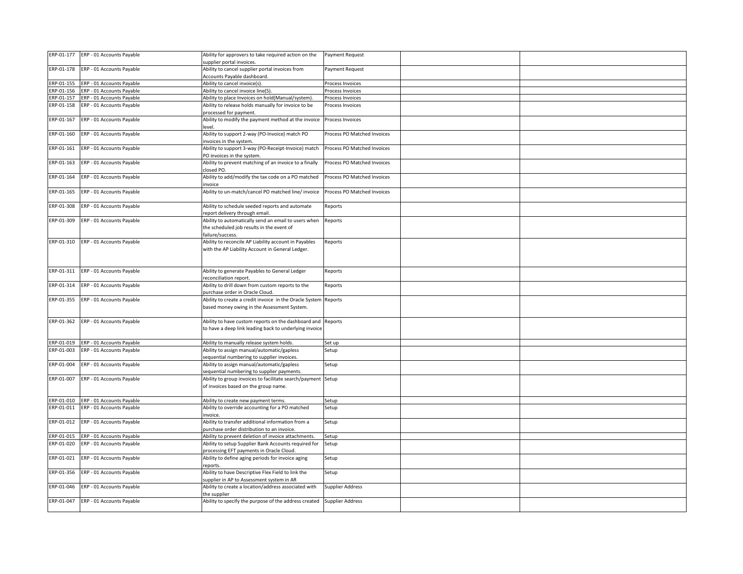| | | | | | |
|---|---|---|---|---|---|
| ERP-01-177 | ERP - 01 Accounts Payable | Ability for approvers to take required action on the supplier portal invoices. | Payment Request | | |
| ERP-01-178 | ERP - 01 Accounts Payable | Ability to cancel supplier portal invoices from Accounts Payable dashboard. | Payment Request | | |
| ERP-01-155 | ERP - 01 Accounts Payable | Ability to cancel invoice(s). | Process Invoices | | |
| ERP-01-156 | ERP - 01 Accounts Payable | Ability to cancel invoice line(S). | Process Invoices | | |
| ERP-01-157 | ERP - 01 Accounts Payable | Ability to place Invoices on hold(Manual/system). | Process Invoices | | |
| ERP-01-158 | ERP - 01 Accounts Payable | Ability to release holds manually for invoice to be processed for payment. | Process Invoices | | |
| ERP-01-167 | ERP - 01 Accounts Payable | Ability to modify the payment method at the invoice level. | Process Invoices | | |
| ERP-01-160 | ERP - 01 Accounts Payable | Ability to support 2-way (PO-Invoice) match PO invoices in the system. | Process PO Matched Invoices | | |
| ERP-01-161 | ERP - 01 Accounts Payable | Ability to support 3-way (PO-Receipt-Invoice) match PO invoices in the system. | Process PO Matched Invoices | | |
| ERP-01-163 | ERP - 01 Accounts Payable | Ability to prevent matching of an invoice to a finally closed PO. | Process PO Matched Invoices | | |
| ERP-01-164 | ERP - 01 Accounts Payable | Ability to add/modify the tax code on a PO matched invoice | Process PO Matched Invoices | | |
| ERP-01-165 | ERP - 01 Accounts Payable | Ability to un-match/cancel PO matched line/ invoice | Process PO Matched Invoices | | |
| ERP-01-308 | ERP - 01 Accounts Payable | Ability to schedule seeded reports and automate report delivery through email. | Reports | | |
| ERP-01-309 | ERP - 01 Accounts Payable | Ability to automatically send an email to users when the scheduled job results in the event of failure/success. | Reports | | |
| ERP-01-310 | ERP - 01 Accounts Payable | Ability to reconcile AP Liability account in Payables with the AP Liability Account in General Ledger. | Reports | | |
| ERP-01-311 | ERP - 01 Accounts Payable | Ability to generate Payables to General Ledger reconciliation report. | Reports | | |
| ERP-01-314 | ERP - 01 Accounts Payable | Ability to drill down from custom reports to the purchase order in Oracle Cloud. | Reports | | |
| ERP-01-355 | ERP - 01 Accounts Payable | Ability to create a credit invoice in the Oracle System based money owing in the Assessment System. | Reports | | |
| ERP-01-362 | ERP - 01 Accounts Payable | Ability to have custom reports on the dashboard and to have a deep link leading back to underlying invoice | Reports | | |
| ERP-01-019 | ERP - 01 Accounts Payable | Ability to manually release system holds. | Set up | | |
| ERP-01-003 | ERP - 01 Accounts Payable | Ability to assign manual/automatic/gapless sequential numbering to supplier invoices. | Setup | | |
| ERP-01-004 | ERP - 01 Accounts Payable | Ability to assign manual/automatic/gapless sequential numbering to supplier payments. | Setup | | |
| ERP-01-007 | ERP - 01 Accounts Payable | Ability to group invoices to facilitate search/payment of invoices based on the group name. | Setup | | |
| ERP-01-010 | ERP - 01 Accounts Payable | Ability to create new payment terms. | Setup | | |
| ERP-01-011 | ERP - 01 Accounts Payable | Ability to override accounting for a PO matched invoice. | Setup | | |
| ERP-01-012 | ERP - 01 Accounts Payable | Ability to transfer additional information from a purchase order distribution to an invoice. | Setup | | |
| ERP-01-015 | ERP - 01 Accounts Payable | Ability to prevent deletion of invoice attachments. | Setup | | |
| ERP-01-020 | ERP - 01 Accounts Payable | Ability to setup Supplier Bank Accounts required for processing EFT payments in Oracle Cloud. | Setup | | |
| ERP-01-021 | ERP - 01 Accounts Payable | Ability to define aging periods for invoice aging reports. | Setup | | |
| ERP-01-356 | ERP - 01 Accounts Payable | Ability to have Descriptive Flex Field to link the supplier in AP to Assessment system in AR | Setup | | |
| ERP-01-046 | ERP - 01 Accounts Payable | Ability to create a location/address associated with the supplier | Supplier Address | | |
| ERP-01-047 | ERP - 01 Accounts Payable | Ability to specify the purpose of the address created | Supplier Address | | |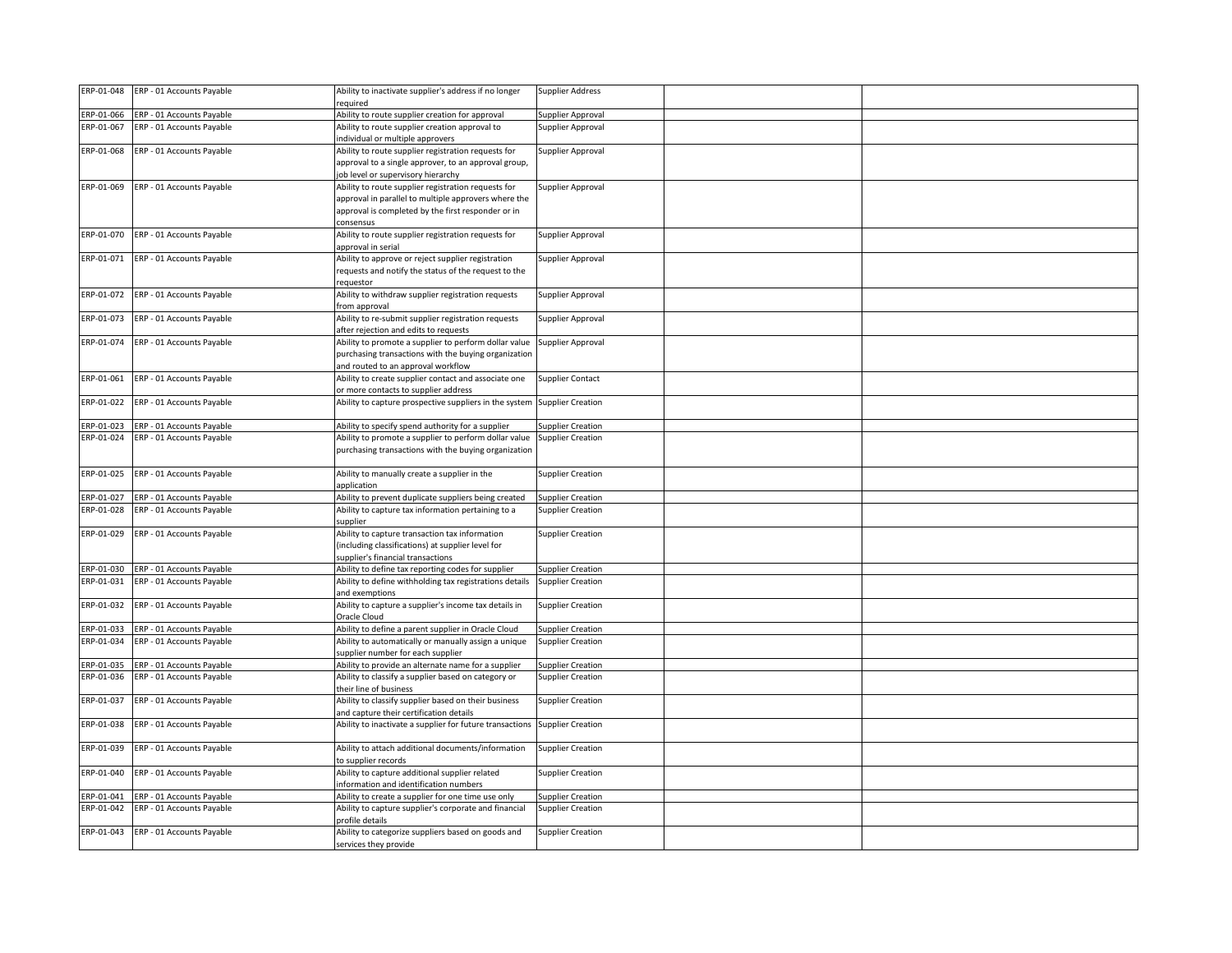| | | | | | |
|---|---|---|---|---|---|
| ERP-01-048 | ERP - 01 Accounts Payable | Ability to inactivate supplier's address if no longer required | Supplier Address | | |
| ERP-01-066 | ERP - 01 Accounts Payable | Ability to route supplier creation for approval | Supplier Approval | | |
| ERP-01-067 | ERP - 01 Accounts Payable | Ability to route supplier creation approval to individual or multiple approvers | Supplier Approval | | |
| ERP-01-068 | ERP - 01 Accounts Payable | Ability to route supplier registration requests for approval to a single approver, to an approval group, job level or supervisory hierarchy | Supplier Approval | | |
| ERP-01-069 | ERP - 01 Accounts Payable | Ability to route supplier registration requests for approval in parallel to multiple approvers where the approval is completed by the first responder or in consensus | Supplier Approval | | |
| ERP-01-070 | ERP - 01 Accounts Payable | Ability to route supplier registration requests for approval in serial | Supplier Approval | | |
| ERP-01-071 | ERP - 01 Accounts Payable | Ability to approve or reject supplier registration requests and notify the status of the request to the requestor | Supplier Approval | | |
| ERP-01-072 | ERP - 01 Accounts Payable | Ability to withdraw supplier registration requests from approval | Supplier Approval | | |
| ERP-01-073 | ERP - 01 Accounts Payable | Ability to re-submit supplier registration requests after rejection and edits to requests | Supplier Approval | | |
| ERP-01-074 | ERP - 01 Accounts Payable | Ability to promote a supplier to perform dollar value purchasing transactions with the buying organization and routed to an approval workflow | Supplier Approval | | |
| ERP-01-061 | ERP - 01 Accounts Payable | Ability to create supplier contact and associate one or more contacts to supplier address | Supplier Contact | | |
| ERP-01-022 | ERP - 01 Accounts Payable | Ability to capture prospective suppliers in the system | Supplier Creation | | |
| ERP-01-023 | ERP - 01 Accounts Payable | Ability to specify spend authority for a supplier | Supplier Creation | | |
| ERP-01-024 | ERP - 01 Accounts Payable | Ability to promote a supplier to perform dollar value purchasing transactions with the buying organization | Supplier Creation | | |
| ERP-01-025 | ERP - 01 Accounts Payable | Ability to manually create a supplier in the application | Supplier Creation | | |
| ERP-01-027 | ERP - 01 Accounts Payable | Ability to prevent duplicate suppliers being created | Supplier Creation | | |
| ERP-01-028 | ERP - 01 Accounts Payable | Ability to capture tax information pertaining to a supplier | Supplier Creation | | |
| ERP-01-029 | ERP - 01 Accounts Payable | Ability to capture transaction tax information (including classifications) at supplier level for supplier's financial transactions | Supplier Creation | | |
| ERP-01-030 | ERP - 01 Accounts Payable | Ability to define tax reporting codes for supplier | Supplier Creation | | |
| ERP-01-031 | ERP - 01 Accounts Payable | Ability to define withholding tax registrations details and exemptions | Supplier Creation | | |
| ERP-01-032 | ERP - 01 Accounts Payable | Ability to capture a supplier's income tax details in Oracle Cloud | Supplier Creation | | |
| ERP-01-033 | ERP - 01 Accounts Payable | Ability to define a parent supplier in Oracle Cloud | Supplier Creation | | |
| ERP-01-034 | ERP - 01 Accounts Payable | Ability to automatically or manually assign a unique supplier number for each supplier | Supplier Creation | | |
| ERP-01-035 | ERP - 01 Accounts Payable | Ability to provide an alternate name for a supplier | Supplier Creation | | |
| ERP-01-036 | ERP - 01 Accounts Payable | Ability to classify a supplier based on category or their line of business | Supplier Creation | | |
| ERP-01-037 | ERP - 01 Accounts Payable | Ability to classify supplier based on their business and capture their certification details | Supplier Creation | | |
| ERP-01-038 | ERP - 01 Accounts Payable | Ability to inactivate a supplier for future transactions | Supplier Creation | | |
| ERP-01-039 | ERP - 01 Accounts Payable | Ability to attach additional documents/information to supplier records | Supplier Creation | | |
| ERP-01-040 | ERP - 01 Accounts Payable | Ability to capture additional supplier related information and identification numbers | Supplier Creation | | |
| ERP-01-041 | ERP - 01 Accounts Payable | Ability to create a supplier for one time use only | Supplier Creation | | |
| ERP-01-042 | ERP - 01 Accounts Payable | Ability to capture supplier's corporate and financial profile details | Supplier Creation | | |
| ERP-01-043 | ERP - 01 Accounts Payable | Ability to categorize suppliers based on goods and services they provide | Supplier Creation | | |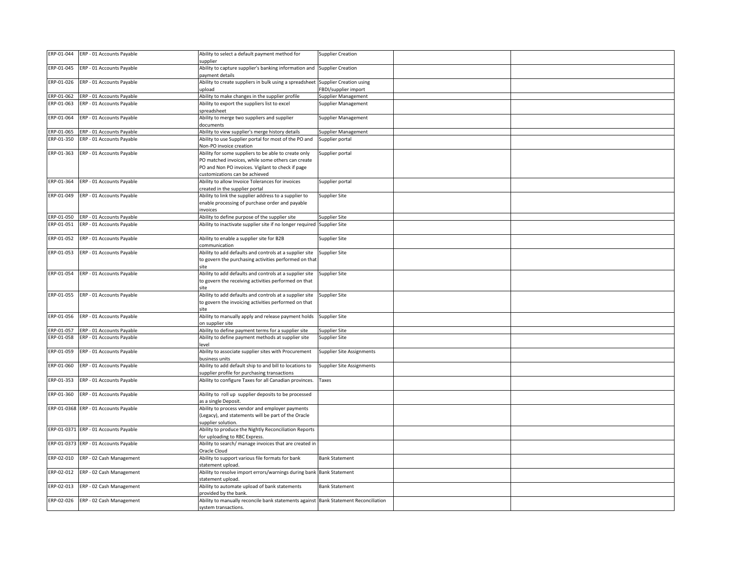| | | | | | |
|---|---|---|---|---|---|
| ERP-01-044 | ERP - 01 Accounts Payable | Ability to select a default payment method for supplier | Supplier Creation | | |
| ERP-01-045 | ERP - 01 Accounts Payable | Ability to capture supplier's banking information and payment details | Supplier Creation | | |
| ERP-01-026 | ERP - 01 Accounts Payable | Ability to create suppliers in bulk using a spreadsheet upload | Supplier Creation using FBDI/supplier import | | |
| ERP-01-062 | ERP - 01 Accounts Payable | Ability to make changes in the supplier profile | Supplier Management | | |
| ERP-01-063 | ERP - 01 Accounts Payable | Ability to export the suppliers list to excel spreadsheet | Supplier Management | | |
| ERP-01-064 | ERP - 01 Accounts Payable | Ability to merge two suppliers and supplier documents | Supplier Management | | |
| ERP-01-065 | ERP - 01 Accounts Payable | Ability to view supplier's merge history details | Supplier Management | | |
| ERP-01-350 | ERP - 01 Accounts Payable | Ability to use Supplier portal for most of the PO and Non-PO invoice creation | Supplier portal | | |
| ERP-01-363 | ERP - 01 Accounts Payable | Ability for some suppliers to be able to create only PO matched invoices, while some others can create PO and Non PO invoices. Vigilant to check if page customizations can be achieved | Supplier portal | | |
| ERP-01-364 | ERP - 01 Accounts Payable | Ability to allow Invoice Tolerances for invoices created in the supplier portal | Supplier portal | | |
| ERP-01-049 | ERP - 01 Accounts Payable | Ability to link the supplier address to a supplier to enable processing of purchase order and payable invoices | Supplier Site | | |
| ERP-01-050 | ERP - 01 Accounts Payable | Ability to define purpose of the supplier site | Supplier Site | | |
| ERP-01-051 | ERP - 01 Accounts Payable | Ability to inactivate supplier site if no longer required | Supplier Site | | |
| ERP-01-052 | ERP - 01 Accounts Payable | Ability to enable a supplier site for B2B communication | Supplier Site | | |
| ERP-01-053 | ERP - 01 Accounts Payable | Ability to add defaults and controls at a supplier site to govern the purchasing activities performed on that site | Supplier Site | | |
| ERP-01-054 | ERP - 01 Accounts Payable | Ability to add defaults and controls at a supplier site to govern the receiving activities performed on that site | Supplier Site | | |
| ERP-01-055 | ERP - 01 Accounts Payable | Ability to add defaults and controls at a supplier site to govern the invoicing activities performed on that site | Supplier Site | | |
| ERP-01-056 | ERP - 01 Accounts Payable | Ability to manually apply and release payment holds on supplier site | Supplier Site | | |
| ERP-01-057 | ERP - 01 Accounts Payable | Ability to define payment terms for a supplier site | Supplier Site | | |
| ERP-01-058 | ERP - 01 Accounts Payable | Ability to define payment methods at supplier site level | Supplier Site | | |
| ERP-01-059 | ERP - 01 Accounts Payable | Ability to associate supplier sites with Procurement business units | Supplier Site Assignments | | |
| ERP-01-060 | ERP - 01 Accounts Payable | Ability to add default ship to and bill to locations to supplier profile for purchasing transactions | Supplier Site Assignments | | |
| ERP-01-353 | ERP - 01 Accounts Payable | Ability to configure Taxes for all Canadian provinces. | Taxes | | |
| ERP-01-360 | ERP - 01 Accounts Payable | Ability to roll up supplier deposits to be processed as a single Deposit. | | | |
| ERP-01-0368 | ERP - 01 Accounts Payable | Ability to process vendor and employer payments (Legacy), and statements will be part of the Oracle supplier solution. | | | |
| ERP-01-0371 | ERP - 01 Accounts Payable | Ability to produce the Nightly Reconciliation Reports for uploading to RBC Express. | | | |
| ERP-01-0373 | ERP - 01 Accounts Payable | Ability to search/ manage invoices that are created in Oracle Cloud | | | |
| ERP-02-010 | ERP - 02 Cash Management | Ability to support various file formats for bank statement upload. | Bank Statement | | |
| ERP-02-012 | ERP - 02 Cash Management | Ability to resolve import errors/warnings during bank statement upload. | Bank Statement | | |
| ERP-02-013 | ERP - 02 Cash Management | Ability to automate upload of bank statements provided by the bank. | Bank Statement | | |
| ERP-02-026 | ERP - 02 Cash Management | Ability to manually reconcile bank statements against system transactions. | Bank Statement Reconciliation | | |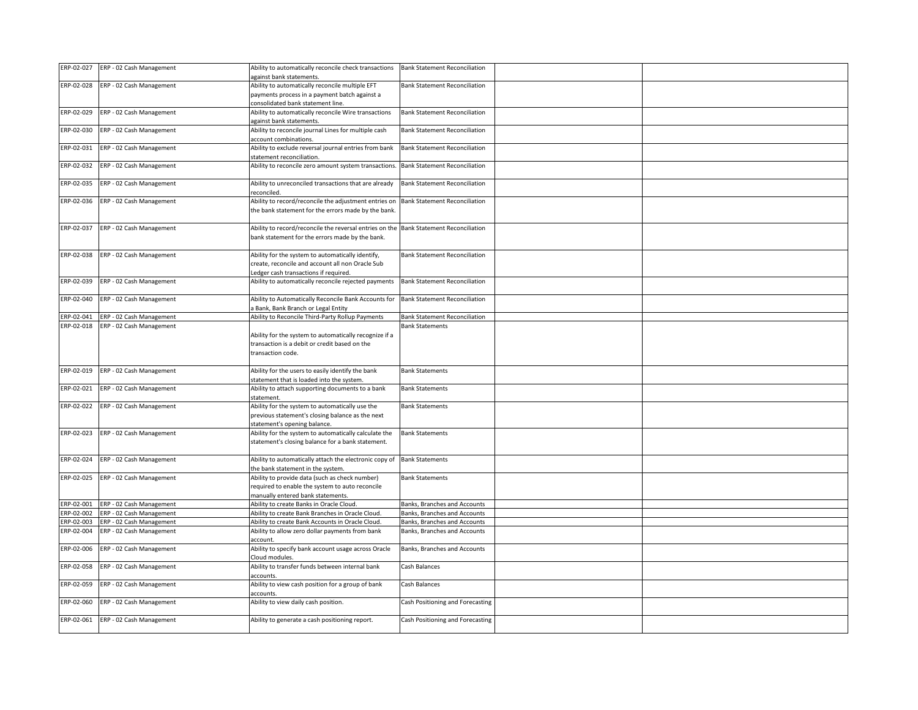| | | | | | |
|---|---|---|---|---|---|
| ERP-02-027 | ERP - 02 Cash Management | Ability to automatically reconcile check transactions against bank statements. | Bank Statement Reconciliation | | |
| ERP-02-028 | ERP - 02 Cash Management | Ability to automatically reconcile multiple EFT payments process in a payment batch against a consolidated bank statement line. | Bank Statement Reconciliation | | |
| ERP-02-029 | ERP - 02 Cash Management | Ability to automatically reconcile Wire transactions against bank statements. | Bank Statement Reconciliation | | |
| ERP-02-030 | ERP - 02 Cash Management | Ability to reconcile journal Lines for multiple cash account combinations. | Bank Statement Reconciliation | | |
| ERP-02-031 | ERP - 02 Cash Management | Ability to exclude reversal journal entries from bank statement reconciliation. | Bank Statement Reconciliation | | |
| ERP-02-032 | ERP - 02 Cash Management | Ability to reconcile zero amount system transactions. | Bank Statement Reconciliation | | |
| ERP-02-035 | ERP - 02 Cash Management | Ability to unreconciled transactions that are already reconciled. | Bank Statement Reconciliation | | |
| ERP-02-036 | ERP - 02 Cash Management | Ability to record/reconcile the adjustment entries on the bank statement for the errors made by the bank. | Bank Statement Reconciliation | | |
| ERP-02-037 | ERP - 02 Cash Management | Ability to record/reconcile the reversal entries on the bank statement for the errors made by the bank. | Bank Statement Reconciliation | | |
| ERP-02-038 | ERP - 02 Cash Management | Ability for the system to automatically identify, create, reconcile and account all non Oracle Sub Ledger cash transactions if required. | Bank Statement Reconciliation | | |
| ERP-02-039 | ERP - 02 Cash Management | Ability to automatically reconcile rejected payments | Bank Statement Reconciliation | | |
| ERP-02-040 | ERP - 02 Cash Management | Ability to Automatically Reconcile Bank Accounts for a Bank, Bank Branch or Legal Entity | Bank Statement Reconciliation | | |
| ERP-02-041 | ERP - 02 Cash Management | Ability to Reconcile Third-Party Rollup Payments | Bank Statement Reconciliation | | |
| ERP-02-018 | ERP - 02 Cash Management | Ability for the system to automatically recognize if a transaction is a debit or credit based on the transaction code. | Bank Statements | | |
| ERP-02-019 | ERP - 02 Cash Management | Ability for the users to easily identify the bank statement that is loaded into the system. | Bank Statements | | |
| ERP-02-021 | ERP - 02 Cash Management | Ability to attach supporting documents to a bank statement. | Bank Statements | | |
| ERP-02-022 | ERP - 02 Cash Management | Ability for the system to automatically use the previous statement's closing balance as the next statement's opening balance. | Bank Statements | | |
| ERP-02-023 | ERP - 02 Cash Management | Ability for the system to automatically calculate the statement's closing balance for a bank statement. | Bank Statements | | |
| ERP-02-024 | ERP - 02 Cash Management | Ability to automatically attach the electronic copy of the bank statement in the system. | Bank Statements | | |
| ERP-02-025 | ERP - 02 Cash Management | Ability to provide data (such as check number) required to enable the system to auto reconcile manually entered bank statements. | Bank Statements | | |
| ERP-02-001 | ERP - 02 Cash Management | Ability to create Banks in Oracle Cloud. | Banks, Branches and Accounts | | |
| ERP-02-002 | ERP - 02 Cash Management | Ability to create Bank Branches in Oracle Cloud. | Banks, Branches and Accounts | | |
| ERP-02-003 | ERP - 02 Cash Management | Ability to create Bank Accounts in Oracle Cloud. | Banks, Branches and Accounts | | |
| ERP-02-004 | ERP - 02 Cash Management | Ability to allow zero dollar payments from bank account. | Banks, Branches and Accounts | | |
| ERP-02-006 | ERP - 02 Cash Management | Ability to specify bank account usage across Oracle Cloud modules. | Banks, Branches and Accounts | | |
| ERP-02-058 | ERP - 02 Cash Management | Ability to transfer funds between internal bank accounts. | Cash Balances | | |
| ERP-02-059 | ERP - 02 Cash Management | Ability to view cash position for a group of bank accounts. | Cash Balances | | |
| ERP-02-060 | ERP - 02 Cash Management | Ability to view daily cash position. | Cash Positioning and Forecasting | | |
| ERP-02-061 | ERP - 02 Cash Management | Ability to generate a cash positioning report. | Cash Positioning and Forecasting | | |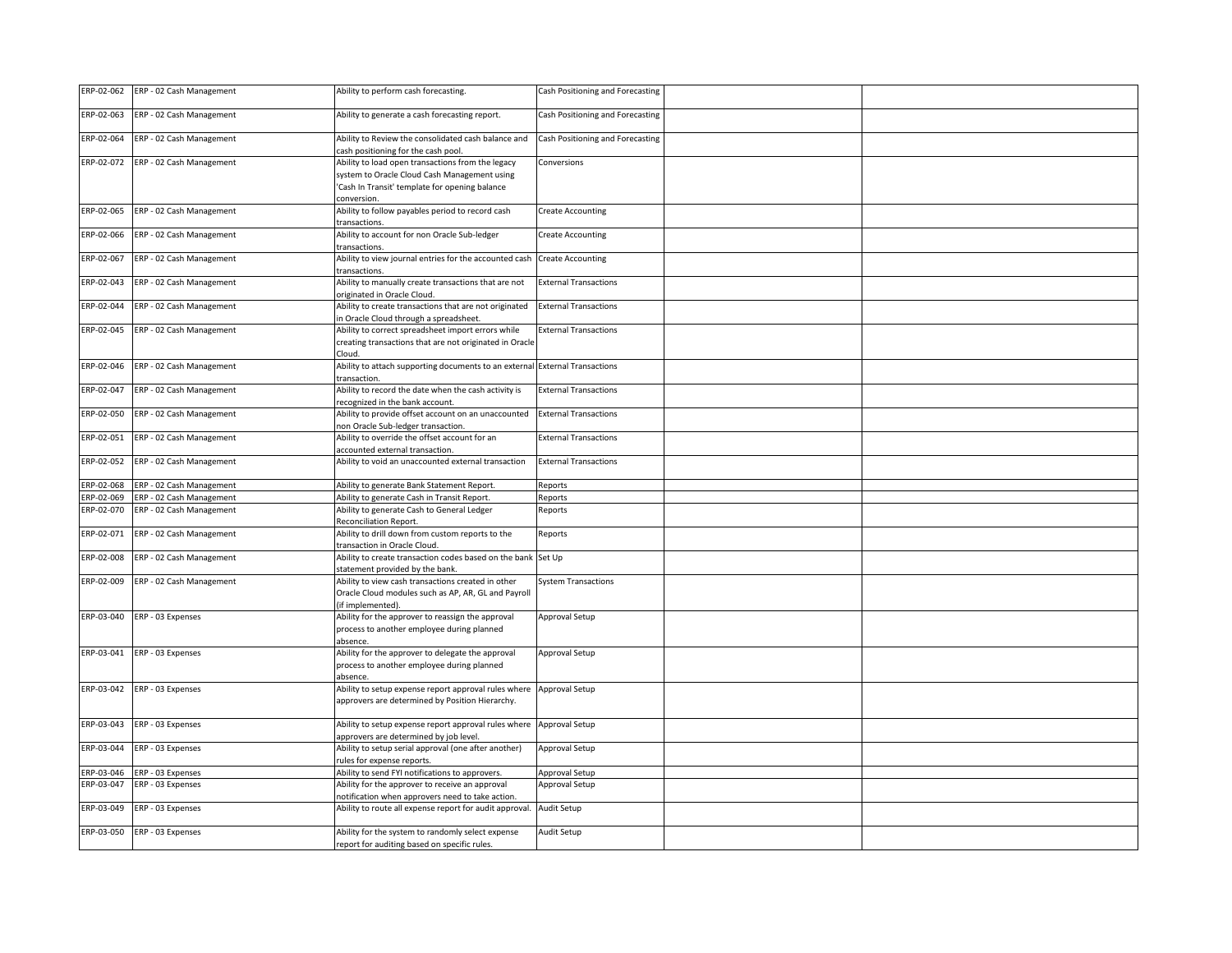| | | | | | |
|---|---|---|---|---|---|
| ERP-02-062 | ERP - 02 Cash Management | Ability to perform cash forecasting. | Cash Positioning and Forecasting | | |
| ERP-02-063 | ERP - 02 Cash Management | Ability to generate a cash forecasting report. | Cash Positioning and Forecasting | | |
| ERP-02-064 | ERP - 02 Cash Management | Ability to Review the consolidated cash balance and cash positioning for the cash pool. | Cash Positioning and Forecasting | | |
| ERP-02-072 | ERP - 02 Cash Management | Ability to load open transactions from the legacy system to Oracle Cloud Cash Management using 'Cash In Transit' template for opening balance conversion. | Conversions | | |
| ERP-02-065 | ERP - 02 Cash Management | Ability to follow payables period to record cash transactions. | Create Accounting | | |
| ERP-02-066 | ERP - 02 Cash Management | Ability to account for non Oracle Sub-ledger transactions. | Create Accounting | | |
| ERP-02-067 | ERP - 02 Cash Management | Ability to view journal entries for the accounted cash transactions. | Create Accounting | | |
| ERP-02-043 | ERP - 02 Cash Management | Ability to manually create transactions that are not originated in Oracle Cloud. | External Transactions | | |
| ERP-02-044 | ERP - 02 Cash Management | Ability to create transactions that are not originated in Oracle Cloud through a spreadsheet. | External Transactions | | |
| ERP-02-045 | ERP - 02 Cash Management | Ability to correct spreadsheet import errors while creating transactions that are not originated in Oracle Cloud. | External Transactions | | |
| ERP-02-046 | ERP - 02 Cash Management | Ability to attach supporting documents to an external transaction. | External Transactions | | |
| ERP-02-047 | ERP - 02 Cash Management | Ability to record the date when the cash activity is recognized in the bank account. | External Transactions | | |
| ERP-02-050 | ERP - 02 Cash Management | Ability to provide offset account on an unaccounted non Oracle Sub-ledger transaction. | External Transactions | | |
| ERP-02-051 | ERP - 02 Cash Management | Ability to override the offset account for an accounted external transaction. | External Transactions | | |
| ERP-02-052 | ERP - 02 Cash Management | Ability to void an unaccounted external transaction | External Transactions | | |
| ERP-02-068 | ERP - 02 Cash Management | Ability to generate Bank Statement Report. | Reports | | |
| ERP-02-069 | ERP - 02 Cash Management | Ability to generate Cash in Transit Report. | Reports | | |
| ERP-02-070 | ERP - 02 Cash Management | Ability to generate Cash to General Ledger Reconciliation Report. | Reports | | |
| ERP-02-071 | ERP - 02 Cash Management | Ability to drill down from custom reports to the transaction in Oracle Cloud. | Reports | | |
| ERP-02-008 | ERP - 02 Cash Management | Ability to create transaction codes based on the bank statement provided by the bank. | Set Up | | |
| ERP-02-009 | ERP - 02 Cash Management | Ability to view cash transactions created in other Oracle Cloud modules such as AP, AR, GL and Payroll (if implemented). | System Transactions | | |
| ERP-03-040 | ERP - 03 Expenses | Ability for the approver to reassign the approval process to another employee during planned absence. | Approval Setup | | |
| ERP-03-041 | ERP - 03 Expenses | Ability for the approver to delegate the approval process to another employee during planned absence. | Approval Setup | | |
| ERP-03-042 | ERP - 03 Expenses | Ability to setup expense report approval rules where approvers are determined by Position Hierarchy. | Approval Setup | | |
| ERP-03-043 | ERP - 03 Expenses | Ability to setup expense report approval rules where approvers are determined by job level. | Approval Setup | | |
| ERP-03-044 | ERP - 03 Expenses | Ability to setup serial approval (one after another) rules for expense reports. | Approval Setup | | |
| ERP-03-046 | ERP - 03 Expenses | Ability to send FYI notifications to approvers. | Approval Setup | | |
| ERP-03-047 | ERP - 03 Expenses | Ability for the approver to receive an approval notification when approvers need to take action. | Approval Setup | | |
| ERP-03-049 | ERP - 03 Expenses | Ability to route all expense report for audit approval. | Audit Setup | | |
| ERP-03-050 | ERP - 03 Expenses | Ability for the system to randomly select expense report for auditing based on specific rules. | Audit Setup | | |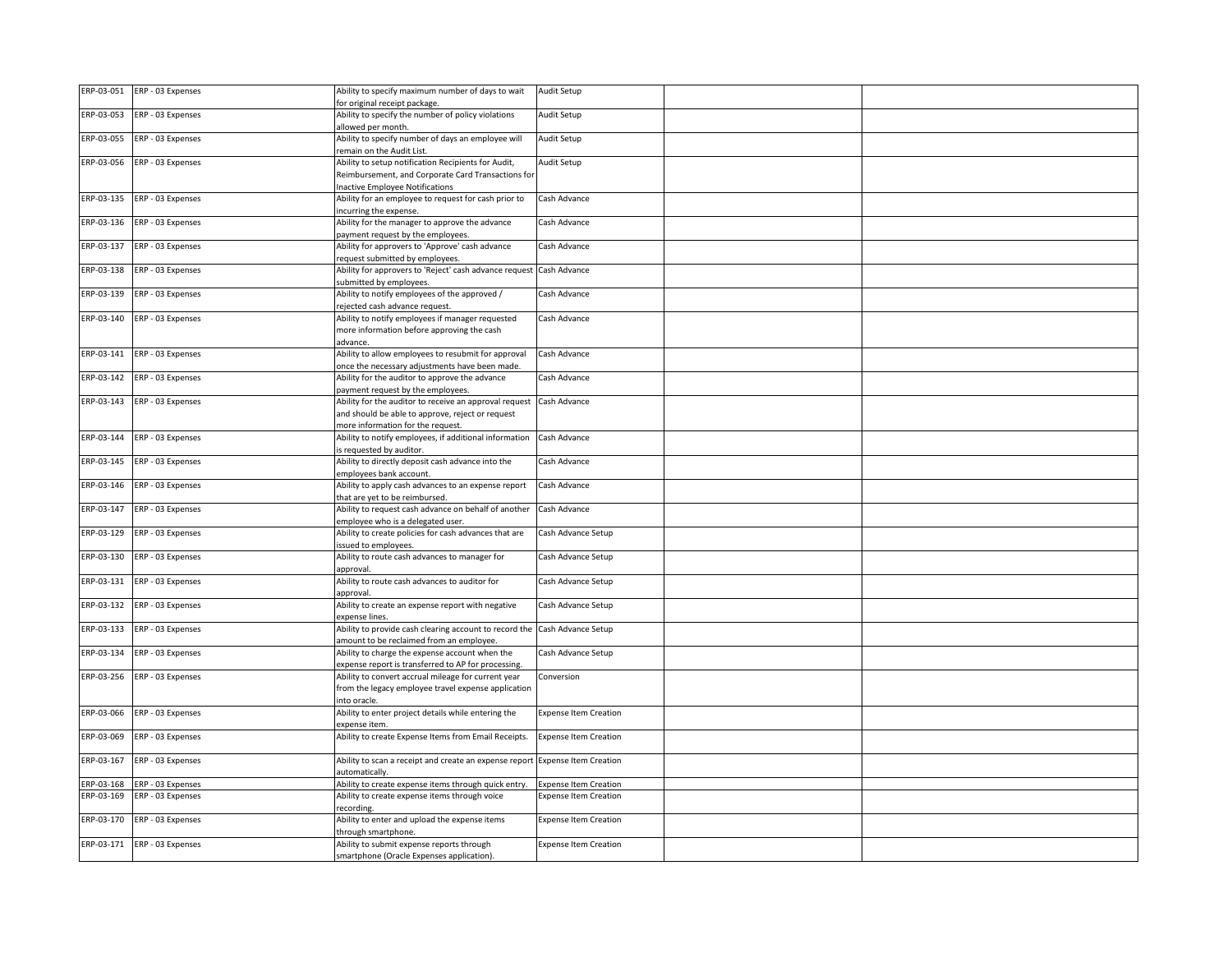| | | | | | |
|---|---|---|---|---|---|
| ERP-03-051 | ERP - 03 Expenses | Ability to specify maximum number of days to wait for original receipt package. | Audit Setup | | |
| ERP-03-053 | ERP - 03 Expenses | Ability to specify the number of policy violations allowed per month. | Audit Setup | | |
| ERP-03-055 | ERP - 03 Expenses | Ability to specify number of days an employee will remain on the Audit List. | Audit Setup | | |
| ERP-03-056 | ERP - 03 Expenses | Ability to setup notification Recipients for Audit, Reimbursement, and Corporate Card Transactions for Inactive Employee Notifications | Audit Setup | | |
| ERP-03-135 | ERP - 03 Expenses | Ability for an employee to request for cash prior to incurring the expense. | Cash Advance | | |
| ERP-03-136 | ERP - 03 Expenses | Ability for the manager to approve the advance payment request by the employees. | Cash Advance | | |
| ERP-03-137 | ERP - 03 Expenses | Ability for approvers to 'Approve' cash advance request submitted by employees. | Cash Advance | | |
| ERP-03-138 | ERP - 03 Expenses | Ability for approvers to 'Reject' cash advance request submitted by employees. | Cash Advance | | |
| ERP-03-139 | ERP - 03 Expenses | Ability to notify employees of the approved / rejected cash advance request. | Cash Advance | | |
| ERP-03-140 | ERP - 03 Expenses | Ability to notify employees if manager requested more information before approving the cash advance. | Cash Advance | | |
| ERP-03-141 | ERP - 03 Expenses | Ability to allow employees to resubmit for approval once the necessary adjustments have been made. | Cash Advance | | |
| ERP-03-142 | ERP - 03 Expenses | Ability for the auditor to approve the advance payment request by the employees. | Cash Advance | | |
| ERP-03-143 | ERP - 03 Expenses | Ability for the auditor to receive an approval request and should be able to approve, reject or request more information for the request. | Cash Advance | | |
| ERP-03-144 | ERP - 03 Expenses | Ability to notify employees, if additional information is requested by auditor. | Cash Advance | | |
| ERP-03-145 | ERP - 03 Expenses | Ability to directly deposit cash advance into the employees bank account. | Cash Advance | | |
| ERP-03-146 | ERP - 03 Expenses | Ability to apply cash advances to an expense report that are yet to be reimbursed. | Cash Advance | | |
| ERP-03-147 | ERP - 03 Expenses | Ability to request cash advance on behalf of another employee who is a delegated user. | Cash Advance | | |
| ERP-03-129 | ERP - 03 Expenses | Ability to create policies for cash advances that are issued to employees. | Cash Advance Setup | | |
| ERP-03-130 | ERP - 03 Expenses | Ability to route cash advances to manager for approval. | Cash Advance Setup | | |
| ERP-03-131 | ERP - 03 Expenses | Ability to route cash advances to auditor for approval. | Cash Advance Setup | | |
| ERP-03-132 | ERP - 03 Expenses | Ability to create an expense report with negative expense lines. | Cash Advance Setup | | |
| ERP-03-133 | ERP - 03 Expenses | Ability to provide cash clearing account to record the amount to be reclaimed from an employee. | Cash Advance Setup | | |
| ERP-03-134 | ERP - 03 Expenses | Ability to charge the expense account when the expense report is transferred to AP for processing. | Cash Advance Setup | | |
| ERP-03-256 | ERP - 03 Expenses | Ability to convert accrual mileage for current year from the legacy employee travel expense application into oracle. | Conversion | | |
| ERP-03-066 | ERP - 03 Expenses | Ability to enter project details while entering the expense item. | Expense Item Creation | | |
| ERP-03-069 | ERP - 03 Expenses | Ability to create Expense Items from Email Receipts. | Expense Item Creation | | |
| ERP-03-167 | ERP - 03 Expenses | Ability to scan a receipt and create an expense report automatically. | Expense Item Creation | | |
| ERP-03-168 | ERP - 03 Expenses | Ability to create expense items through quick entry. | Expense Item Creation | | |
| ERP-03-169 | ERP - 03 Expenses | Ability to create expense items through voice recording. | Expense Item Creation | | |
| ERP-03-170 | ERP - 03 Expenses | Ability to enter and upload the expense items through smartphone. | Expense Item Creation | | |
| ERP-03-171 | ERP - 03 Expenses | Ability to submit expense reports through smartphone (Oracle Expenses application). | Expense Item Creation | | |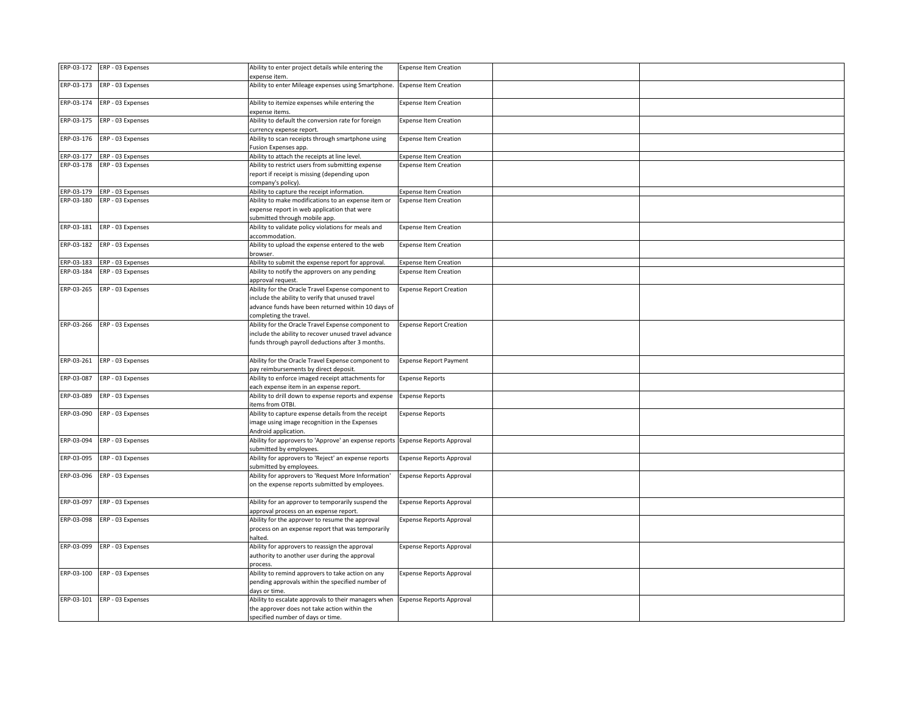| | | | | | |
|---|---|---|---|---|---|
| ERP-03-172 | ERP - 03 Expenses | Ability to enter project details while entering the expense item. | Expense Item Creation | | |
| ERP-03-173 | ERP - 03 Expenses | Ability to enter Mileage expenses using Smartphone. | Expense Item Creation | | |
| ERP-03-174 | ERP - 03 Expenses | Ability to itemize expenses while entering the expense items. | Expense Item Creation | | |
| ERP-03-175 | ERP - 03 Expenses | Ability to default the conversion rate for foreign currency expense report. | Expense Item Creation | | |
| ERP-03-176 | ERP - 03 Expenses | Ability to scan receipts through smartphone using Fusion Expenses app. | Expense Item Creation | | |
| ERP-03-177 | ERP - 03 Expenses | Ability to attach the receipts at line level. | Expense Item Creation | | |
| ERP-03-178 | ERP - 03 Expenses | Ability to restrict users from submitting expense report if receipt is missing (depending upon company's policy). | Expense Item Creation | | |
| ERP-03-179 | ERP - 03 Expenses | Ability to capture the receipt information. | Expense Item Creation | | |
| ERP-03-180 | ERP - 03 Expenses | Ability to make modifications to an expense item or expense report in web application that were submitted through mobile app. | Expense Item Creation | | |
| ERP-03-181 | ERP - 03 Expenses | Ability to validate policy violations for meals and accommodation. | Expense Item Creation | | |
| ERP-03-182 | ERP - 03 Expenses | Ability to upload the expense entered to the web browser. | Expense Item Creation | | |
| ERP-03-183 | ERP - 03 Expenses | Ability to submit the expense report for approval. | Expense Item Creation | | |
| ERP-03-184 | ERP - 03 Expenses | Ability to notify the approvers on any pending approval request. | Expense Item Creation | | |
| ERP-03-265 | ERP - 03 Expenses | Ability for the Oracle Travel Expense component to include the ability to verify that unused travel advance funds have been returned within 10 days of completing the travel. | Expense Report Creation | | |
| ERP-03-266 | ERP - 03 Expenses | Ability for the Oracle Travel Expense component to include the ability to recover unused travel advance funds through payroll deductions after 3 months. | Expense Report Creation | | |
| ERP-03-261 | ERP - 03 Expenses | Ability for the Oracle Travel Expense component to pay reimbursements by direct deposit. | Expense Report Payment | | |
| ERP-03-087 | ERP - 03 Expenses | Ability to enforce imaged receipt attachments for each expense item in an expense report. | Expense Reports | | |
| ERP-03-089 | ERP - 03 Expenses | Ability to drill down to expense reports and expense items from OTBI. | Expense Reports | | |
| ERP-03-090 | ERP - 03 Expenses | Ability to capture expense details from the receipt image using image recognition in the Expenses Android application. | Expense Reports | | |
| ERP-03-094 | ERP - 03 Expenses | Ability for approvers to 'Approve' an expense reports submitted by employees. | Expense Reports Approval | | |
| ERP-03-095 | ERP - 03 Expenses | Ability for approvers to 'Reject' an expense reports submitted by employees. | Expense Reports Approval | | |
| ERP-03-096 | ERP - 03 Expenses | Ability for approvers to 'Request More Information' on the expense reports submitted by employees. | Expense Reports Approval | | |
| ERP-03-097 | ERP - 03 Expenses | Ability for an approver to temporarily suspend the approval process on an expense report. | Expense Reports Approval | | |
| ERP-03-098 | ERP - 03 Expenses | Ability for the approver to resume the approval process on an expense report that was temporarily halted. | Expense Reports Approval | | |
| ERP-03-099 | ERP - 03 Expenses | Ability for approvers to reassign the approval authority to another user during the approval process. | Expense Reports Approval | | |
| ERP-03-100 | ERP - 03 Expenses | Ability to remind approvers to take action on any pending approvals within the specified number of days or time. | Expense Reports Approval | | |
| ERP-03-101 | ERP - 03 Expenses | Ability to escalate approvals to their managers when the approver does not take action within the specified number of days or time. | Expense Reports Approval | | |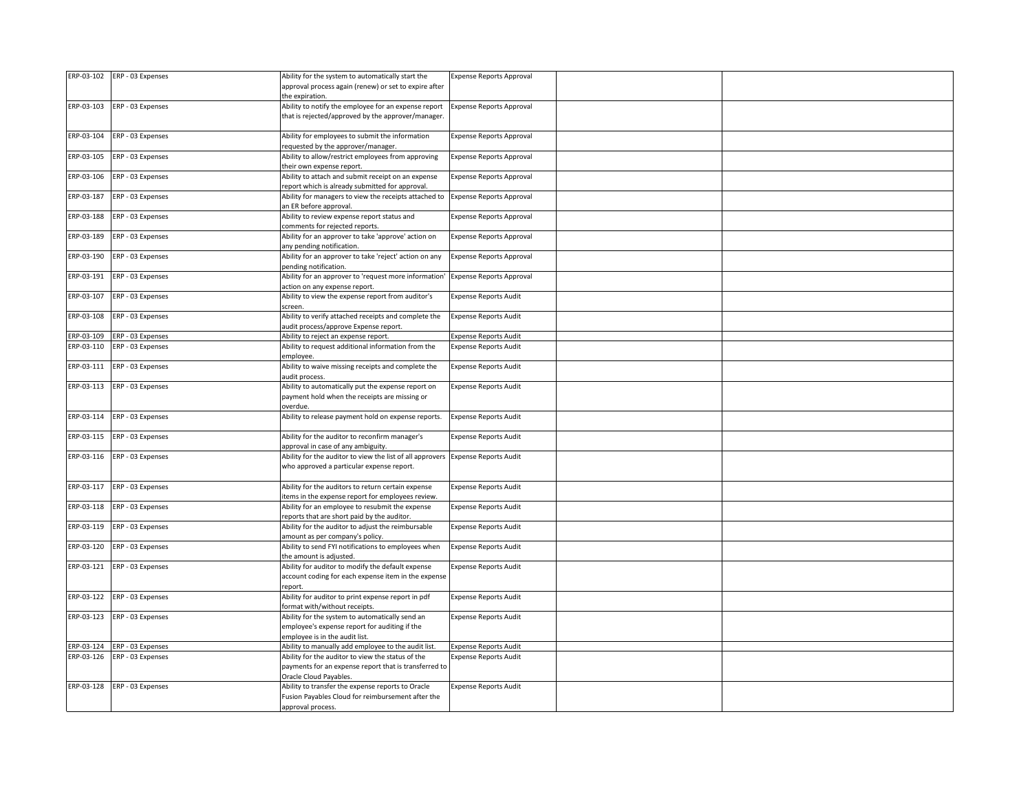| | | | | | |
|---|---|---|---|---|---|
| ERP-03-102 | ERP - 03 Expenses | Ability for the system to automatically start the approval process again (renew) or set to expire after the expiration. | Expense Reports Approval | | |
| ERP-03-103 | ERP - 03 Expenses | Ability to notify the employee for an expense report that is rejected/approved by the approver/manager. | Expense Reports Approval | | |
| ERP-03-104 | ERP - 03 Expenses | Ability for employees to submit the information requested by the approver/manager. | Expense Reports Approval | | |
| ERP-03-105 | ERP - 03 Expenses | Ability to allow/restrict employees from approving their own expense report. | Expense Reports Approval | | |
| ERP-03-106 | ERP - 03 Expenses | Ability to attach and submit receipt on an expense report which is already submitted for approval. | Expense Reports Approval | | |
| ERP-03-187 | ERP - 03 Expenses | Ability for managers to view the receipts attached to an ER before approval. | Expense Reports Approval | | |
| ERP-03-188 | ERP - 03 Expenses | Ability to review expense report status and comments for rejected reports. | Expense Reports Approval | | |
| ERP-03-189 | ERP - 03 Expenses | Ability for an approver to take 'approve' action on any pending notification. | Expense Reports Approval | | |
| ERP-03-190 | ERP - 03 Expenses | Ability for an approver to take 'reject' action on any pending notification. | Expense Reports Approval | | |
| ERP-03-191 | ERP - 03 Expenses | Ability for an approver to 'request more information' action on any expense report. | Expense Reports Approval | | |
| ERP-03-107 | ERP - 03 Expenses | Ability to view the expense report from auditor's screen. | Expense Reports Audit | | |
| ERP-03-108 | ERP - 03 Expenses | Ability to verify attached receipts and complete the audit process/approve Expense report. | Expense Reports Audit | | |
| ERP-03-109 | ERP - 03 Expenses | Ability to reject an expense report. | Expense Reports Audit | | |
| ERP-03-110 | ERP - 03 Expenses | Ability to request additional information from the employee. | Expense Reports Audit | | |
| ERP-03-111 | ERP - 03 Expenses | Ability to waive missing receipts and complete the audit process. | Expense Reports Audit | | |
| ERP-03-113 | ERP - 03 Expenses | Ability to automatically put the expense report on payment hold when the receipts are missing or overdue. | Expense Reports Audit | | |
| ERP-03-114 | ERP - 03 Expenses | Ability to release payment hold on expense reports. | Expense Reports Audit | | |
| ERP-03-115 | ERP - 03 Expenses | Ability for the auditor to reconfirm manager's approval in case of any ambiguity. | Expense Reports Audit | | |
| ERP-03-116 | ERP - 03 Expenses | Ability for the auditor to view the list of all approvers who approved a particular expense report. | Expense Reports Audit | | |
| ERP-03-117 | ERP - 03 Expenses | Ability for the auditors to return certain expense items in the expense report for employees review. | Expense Reports Audit | | |
| ERP-03-118 | ERP - 03 Expenses | Ability for an employee to resubmit the expense reports that are short paid by the auditor. | Expense Reports Audit | | |
| ERP-03-119 | ERP - 03 Expenses | Ability for the auditor to adjust the reimbursable amount as per company's policy. | Expense Reports Audit | | |
| ERP-03-120 | ERP - 03 Expenses | Ability to send FYI notifications to employees when the amount is adjusted. | Expense Reports Audit | | |
| ERP-03-121 | ERP - 03 Expenses | Ability for auditor to modify the default expense account coding for each expense item in the expense report. | Expense Reports Audit | | |
| ERP-03-122 | ERP - 03 Expenses | Ability for auditor to print expense report in pdf format with/without receipts. | Expense Reports Audit | | |
| ERP-03-123 | ERP - 03 Expenses | Ability for the system to automatically send an employee's expense report for auditing if the employee is in the audit list. | Expense Reports Audit | | |
| ERP-03-124 | ERP - 03 Expenses | Ability to manually add employee to the audit list. | Expense Reports Audit | | |
| ERP-03-126 | ERP - 03 Expenses | Ability for the auditor to view the status of the payments for an expense report that is transferred to Oracle Cloud Payables. | Expense Reports Audit | | |
| ERP-03-128 | ERP - 03 Expenses | Ability to transfer the expense reports to Oracle Fusion Payables Cloud for reimbursement after the approval process. | Expense Reports Audit | | |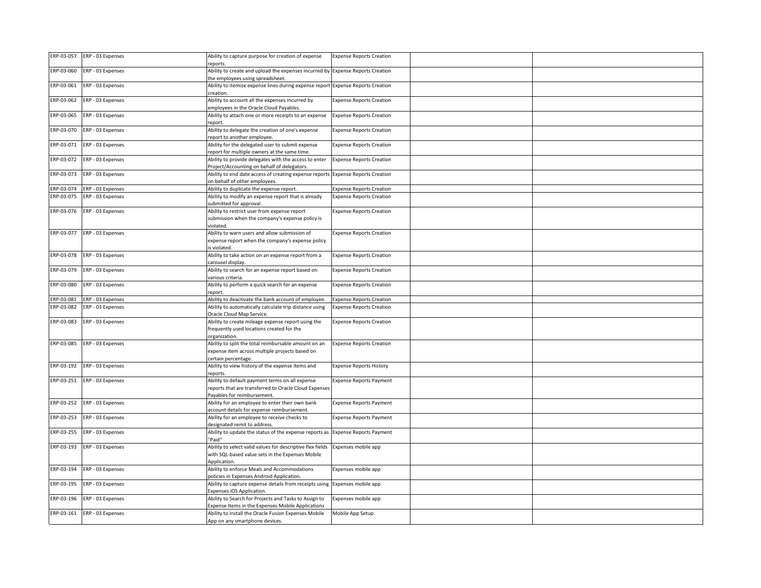| | | | | | |
|---|---|---|---|---|---|
| ERP-03-057 | ERP - 03 Expenses | Ability to capture purpose for creation of expense reports. | Expense Reports Creation | | |
| ERP-03-060 | ERP - 03 Expenses | Ability to create and upload the expenses incurred by the employees using spreadsheet. | Expense Reports Creation | | |
| ERP-03-061 | ERP - 03 Expenses | Ability to itemize expense lines during expense report creation. | Expense Reports Creation | | |
| ERP-03-062 | ERP - 03 Expenses | Ability to account all the expenses incurred by employees in the Oracle Cloud Payables. | Expense Reports Creation | | |
| ERP-03-065 | ERP - 03 Expenses | Ability to attach one or more receipts to an expense report. | Expense Reports Creation | | |
| ERP-03-070 | ERP - 03 Expenses | Ability to delegate the creation of one's expense report to another employee. | Expense Reports Creation | | |
| ERP-03-071 | ERP - 03 Expenses | Ability for the delegated user to submit expense report for multiple owners at the same time. | Expense Reports Creation | | |
| ERP-03-072 | ERP - 03 Expenses | Ability to provide delegates with the access to enter Project/Accounting on behalf of delegators. | Expense Reports Creation | | |
| ERP-03-073 | ERP - 03 Expenses | Ability to end date access of creating expense reports on behalf of other employees. | Expense Reports Creation | | |
| ERP-03-074 | ERP - 03 Expenses | Ability to duplicate the expense report. | Expense Reports Creation | | |
| ERP-03-075 | ERP - 03 Expenses | Ability to modify an expense report that is already submitted for approval. | Expense Reports Creation | | |
| ERP-03-076 | ERP - 03 Expenses | Ability to restrict user from expense report submission when the company's expense policy is violated. | Expense Reports Creation | | |
| ERP-03-077 | ERP - 03 Expenses | Ability to warn users and allow submission of expense report when the company's expense policy is violated. | Expense Reports Creation | | |
| ERP-03-078 | ERP - 03 Expenses | Ability to take action on an expense report from a carousel display. | Expense Reports Creation | | |
| ERP-03-079 | ERP - 03 Expenses | Ability to search for an expense report based on various criteria. | Expense Reports Creation | | |
| ERP-03-080 | ERP - 03 Expenses | Ability to perform a quick search for an expense report. | Expense Reports Creation | | |
| ERP-03-081 | ERP - 03 Expenses | Ability to deactivate the bank account of employee. | Expense Reports Creation | | |
| ERP-03-082 | ERP - 03 Expenses | Ability to automatically calculate trip distance using Oracle Cloud Map Service. | Expense Reports Creation | | |
| ERP-03-083 | ERP - 03 Expenses | Ability to create mileage expense report using the frequently used locations created for the organization. | Expense Reports Creation | | |
| ERP-03-085 | ERP - 03 Expenses | Ability to split the total reimbursable amount on an expense item across multiple projects based on certain percentage. | Expense Reports Creation | | |
| ERP-03-192 | ERP - 03 Expenses | Ability to view history of the expense items and reports. | Expense Reports History | | |
| ERP-03-251 | ERP - 03 Expenses | Ability to default payment terms on all expense reports that are transferred to Oracle Cloud Expenses Payables for reimbursement. | Expense Reports Payment | | |
| ERP-03-252 | ERP - 03 Expenses | Ability for an employee to enter their own bank account details for expense reimbursement. | Expense Reports Payment | | |
| ERP-03-253 | ERP - 03 Expenses | Ability for an employee to receive checks to designated remit to address. | Expense Reports Payment | | |
| ERP-03-255 | ERP - 03 Expenses | Ability to update the status of the expense reports as "Paid" | Expense Reports Payment | | |
| ERP-03-193 | ERP - 03 Expenses | Ability to select valid values for descriptive flex fields with SQL-based value sets in the Expenses Mobile Application. | Expenses mobile app | | |
| ERP-03-194 | ERP - 03 Expenses | Ability to enforce Meals and Accommodations policies in Expenses Android Application. | Expenses mobile app | | |
| ERP-03-195 | ERP - 03 Expenses | Ability to capture expense details from receipts using Expenses iOS Application. | Expenses mobile app | | |
| ERP-03-196 | ERP - 03 Expenses | Ability to Search for Projects and Tasks to Assign to Expense Items in the Expenses Mobile Applications | Expenses mobile app | | |
| ERP-03-161 | ERP - 03 Expenses | Ability to install the Oracle Fusion Expenses Mobile App on any smartphone devices. | Mobile App Setup | | |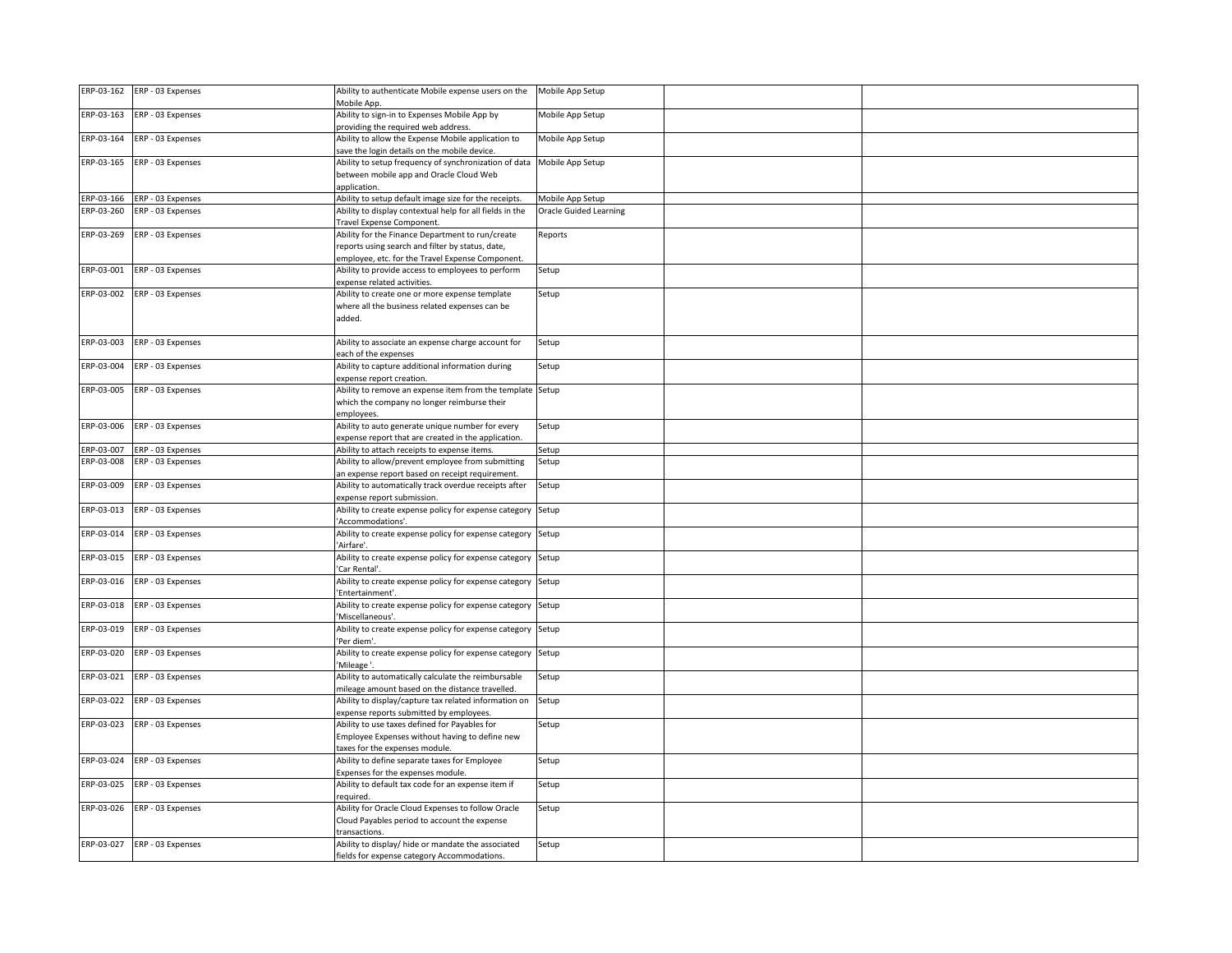| | | | | | |
|---|---|---|---|---|---|
| ERP-03-162 | ERP - 03 Expenses | Ability to authenticate Mobile expense users on the Mobile App. | Mobile App Setup | | |
| ERP-03-163 | ERP - 03 Expenses | Ability to sign-in to Expenses Mobile App by providing the required web address. | Mobile App Setup | | |
| ERP-03-164 | ERP - 03 Expenses | Ability to allow the Expense Mobile application to save the login details on the mobile device. | Mobile App Setup | | |
| ERP-03-165 | ERP - 03 Expenses | Ability to setup frequency of synchronization of data between mobile app and Oracle Cloud Web application. | Mobile App Setup | | |
| ERP-03-166 | ERP - 03 Expenses | Ability to setup default image size for the receipts. | Mobile App Setup | | |
| ERP-03-260 | ERP - 03 Expenses | Ability to display contextual help for all fields in the Travel Expense Component. | Oracle Guided Learning | | |
| ERP-03-269 | ERP - 03 Expenses | Ability for the Finance Department to run/create reports using search and filter by status, date, employee, etc. for the Travel Expense Component. | Reports | | |
| ERP-03-001 | ERP - 03 Expenses | Ability to provide access to employees to perform expense related activities. | Setup | | |
| ERP-03-002 | ERP - 03 Expenses | Ability to create one or more expense template where all the business related expenses can be added. | Setup | | |
| ERP-03-003 | ERP - 03 Expenses | Ability to associate an expense charge account for each of the expenses | Setup | | |
| ERP-03-004 | ERP - 03 Expenses | Ability to capture additional information during expense report creation. | Setup | | |
| ERP-03-005 | ERP - 03 Expenses | Ability to remove an expense item from the template which the company no longer reimburse their employees. | Setup | | |
| ERP-03-006 | ERP - 03 Expenses | Ability to auto generate unique number for every expense report that are created in the application. | Setup | | |
| ERP-03-007 | ERP - 03 Expenses | Ability to attach receipts to expense items. | Setup | | |
| ERP-03-008 | ERP - 03 Expenses | Ability to allow/prevent employee from submitting an expense report based on receipt requirement. | Setup | | |
| ERP-03-009 | ERP - 03 Expenses | Ability to automatically track overdue receipts after expense report submission. | Setup | | |
| ERP-03-013 | ERP - 03 Expenses | Ability to create expense policy for expense category 'Accommodations'. | Setup | | |
| ERP-03-014 | ERP - 03 Expenses | Ability to create expense policy for expense category 'Airfare'. | Setup | | |
| ERP-03-015 | ERP - 03 Expenses | Ability to create expense policy for expense category 'Car Rental'. | Setup | | |
| ERP-03-016 | ERP - 03 Expenses | Ability to create expense policy for expense category 'Entertainment'. | Setup | | |
| ERP-03-018 | ERP - 03 Expenses | Ability to create expense policy for expense category 'Miscellaneous'. | Setup | | |
| ERP-03-019 | ERP - 03 Expenses | Ability to create expense policy for expense category 'Per diem'. | Setup | | |
| ERP-03-020 | ERP - 03 Expenses | Ability to create expense policy for expense category 'Mileage '. | Setup | | |
| ERP-03-021 | ERP - 03 Expenses | Ability to automatically calculate the reimbursable mileage amount based on the distance travelled. | Setup | | |
| ERP-03-022 | ERP - 03 Expenses | Ability to display/capture tax related information on expense reports submitted by employees. | Setup | | |
| ERP-03-023 | ERP - 03 Expenses | Ability to use taxes defined for Payables for Employee Expenses without having to define new taxes for the expenses module. | Setup | | |
| ERP-03-024 | ERP - 03 Expenses | Ability to define separate taxes for Employee Expenses for the expenses module. | Setup | | |
| ERP-03-025 | ERP - 03 Expenses | Ability to default tax code for an expense item if required. | Setup | | |
| ERP-03-026 | ERP - 03 Expenses | Ability for Oracle Cloud Expenses to follow Oracle Cloud Payables period to account the expense transactions. | Setup | | |
| ERP-03-027 | ERP - 03 Expenses | Ability to display/ hide or mandate the associated fields for expense category Accommodations. | Setup | | |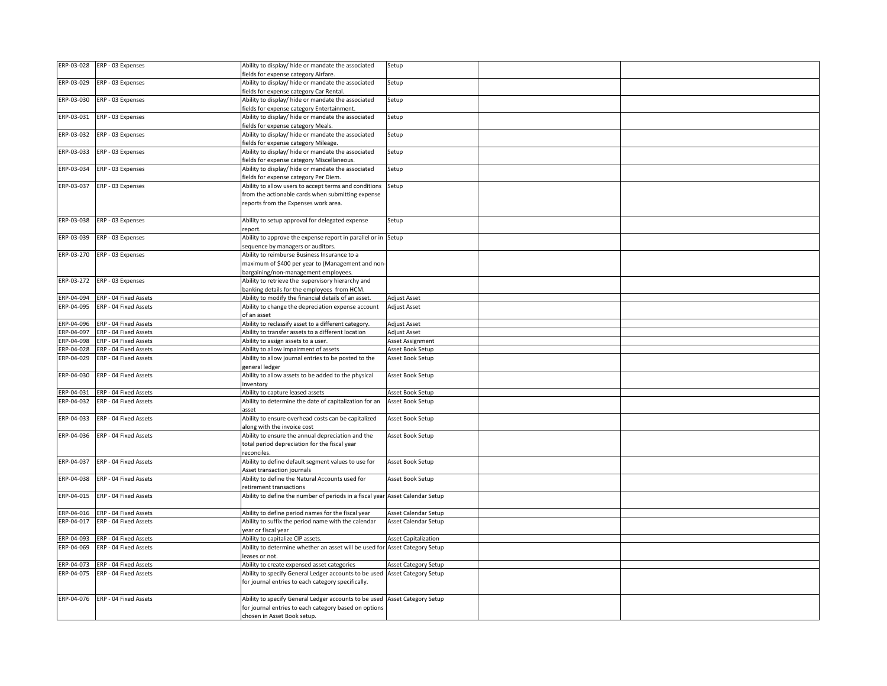| | | | | | |
|---|---|---|---|---|---|
| ERP-03-028 | ERP - 03 Expenses | Ability to display/ hide or mandate the associated fields for expense category Airfare. | Setup | | |
| ERP-03-029 | ERP - 03 Expenses | Ability to display/ hide or mandate the associated fields for expense category Car Rental. | Setup | | |
| ERP-03-030 | ERP - 03 Expenses | Ability to display/ hide or mandate the associated fields for expense category Entertainment. | Setup | | |
| ERP-03-031 | ERP - 03 Expenses | Ability to display/ hide or mandate the associated fields for expense category Meals. | Setup | | |
| ERP-03-032 | ERP - 03 Expenses | Ability to display/ hide or mandate the associated fields for expense category Mileage. | Setup | | |
| ERP-03-033 | ERP - 03 Expenses | Ability to display/ hide or mandate the associated fields for expense category Miscellaneous. | Setup | | |
| ERP-03-034 | ERP - 03 Expenses | Ability to display/ hide or mandate the associated fields for expense category Per Diem. | Setup | | |
| ERP-03-037 | ERP - 03 Expenses | Ability to allow users to accept terms and conditions from the actionable cards when submitting expense reports from the Expenses work area. | Setup | | |
| ERP-03-038 | ERP - 03 Expenses | Ability to setup approval for delegated expense report. | Setup | | |
| ERP-03-039 | ERP - 03 Expenses | Ability to approve the expense report in parallel or in sequence by managers or auditors. | Setup | | |
| ERP-03-270 | ERP - 03 Expenses | Ability to reimburse Business Insurance to a maximum of $400 per year to (Management and non-bargaining/non-management employees. | | | |
| ERP-03-272 | ERP - 03 Expenses | Ability to retrieve the supervisory hierarchy and banking details for the employees from HCM. | | | |
| ERP-04-094 | ERP - 04 Fixed Assets | Ability to modify the financial details of an asset. | Adjust Asset | | |
| ERP-04-095 | ERP - 04 Fixed Assets | Ability to change the depreciation expense account of an asset | Adjust Asset | | |
| ERP-04-096 | ERP - 04 Fixed Assets | Ability to reclassify asset to a different category. | Adjust Asset | | |
| ERP-04-097 | ERP - 04 Fixed Assets | Ability to transfer assets to a different location | Adjust Asset | | |
| ERP-04-098 | ERP - 04 Fixed Assets | Ability to assign assets to a user. | Asset Assignment | | |
| ERP-04-028 | ERP - 04 Fixed Assets | Ability to allow impairment of assets | Asset Book Setup | | |
| ERP-04-029 | ERP - 04 Fixed Assets | Ability to allow journal entries to be posted to the general ledger | Asset Book Setup | | |
| ERP-04-030 | ERP - 04 Fixed Assets | Ability to allow assets to be added to the physical inventory | Asset Book Setup | | |
| ERP-04-031 | ERP - 04 Fixed Assets | Ability to capture leased assets | Asset Book Setup | | |
| ERP-04-032 | ERP - 04 Fixed Assets | Ability to determine the date of capitalization for an asset | Asset Book Setup | | |
| ERP-04-033 | ERP - 04 Fixed Assets | Ability to ensure overhead costs can be capitalized along with the invoice cost | Asset Book Setup | | |
| ERP-04-036 | ERP - 04 Fixed Assets | Ability to ensure the annual depreciation and the total period depreciation for the fiscal year reconciles. | Asset Book Setup | | |
| ERP-04-037 | ERP - 04 Fixed Assets | Ability to define default segment values to use for Asset transaction journals | Asset Book Setup | | |
| ERP-04-038 | ERP - 04 Fixed Assets | Ability to define the Natural Accounts used for retirement transactions | Asset Book Setup | | |
| ERP-04-015 | ERP - 04 Fixed Assets | Ability to define the number of periods in a fiscal year | Asset Calendar Setup | | |
| ERP-04-016 | ERP - 04 Fixed Assets | Ability to define period names for the fiscal year | Asset Calendar Setup | | |
| ERP-04-017 | ERP - 04 Fixed Assets | Ability to suffix the period name with the calendar year or fiscal year | Asset Calendar Setup | | |
| ERP-04-093 | ERP - 04 Fixed Assets | Ability to capitalize CIP assets. | Asset Capitalization | | |
| ERP-04-069 | ERP - 04 Fixed Assets | Ability to determine whether an asset will be used for leases or not. | Asset Category Setup | | |
| ERP-04-073 | ERP - 04 Fixed Assets | Ability to create expensed asset categories | Asset Category Setup | | |
| ERP-04-075 | ERP - 04 Fixed Assets | Ability to specify General Ledger accounts to be used for journal entries to each category specifically. | Asset Category Setup | | |
| ERP-04-076 | ERP - 04 Fixed Assets | Ability to specify General Ledger accounts to be used for journal entries to each category based on options chosen in Asset Book setup. | Asset Category Setup | | |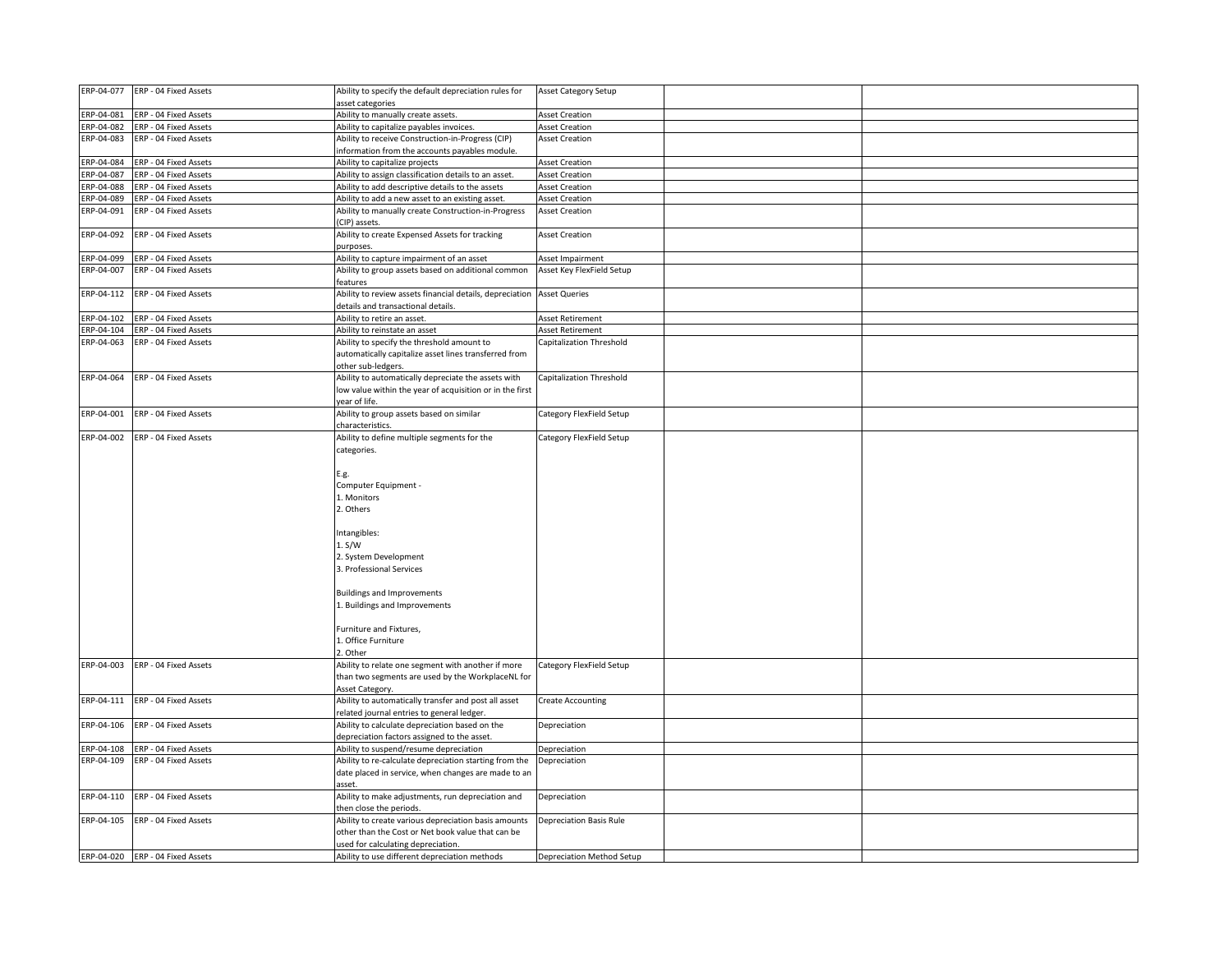| | | | | | |
|---|---|---|---|---|---|
| ERP-04-077 | ERP - 04 Fixed Assets | Ability to specify the default depreciation rules for asset categories | Asset Category Setup | | |
| ERP-04-081 | ERP - 04 Fixed Assets | Ability to manually create assets. | Asset Creation | | |
| ERP-04-082 | ERP - 04 Fixed Assets | Ability to capitalize payables invoices. | Asset Creation | | |
| ERP-04-083 | ERP - 04 Fixed Assets | Ability to receive Construction-in-Progress (CIP) information from the accounts payables module. | Asset Creation | | |
| ERP-04-084 | ERP - 04 Fixed Assets | Ability to capitalize projects | Asset Creation | | |
| ERP-04-087 | ERP - 04 Fixed Assets | Ability to assign classification details to an asset. | Asset Creation | | |
| ERP-04-088 | ERP - 04 Fixed Assets | Ability to add descriptive details to the assets | Asset Creation | | |
| ERP-04-089 | ERP - 04 Fixed Assets | Ability to add a new asset to an existing asset. | Asset Creation | | |
| ERP-04-091 | ERP - 04 Fixed Assets | Ability to manually create Construction-in-Progress (CIP) assets. | Asset Creation | | |
| ERP-04-092 | ERP - 04 Fixed Assets | Ability to create Expensed Assets for tracking purposes. | Asset Creation | | |
| ERP-04-099 | ERP - 04 Fixed Assets | Ability to capture impairment of an asset | Asset Impairment | | |
| ERP-04-007 | ERP - 04 Fixed Assets | Ability to group assets based on additional common features | Asset Key FlexField Setup | | |
| ERP-04-112 | ERP - 04 Fixed Assets | Ability to review assets financial details, depreciation details and transactional details. | Asset Queries | | |
| ERP-04-102 | ERP - 04 Fixed Assets | Ability to retire an asset. | Asset Retirement | | |
| ERP-04-104 | ERP - 04 Fixed Assets | Ability to reinstate an asset | Asset Retirement | | |
| ERP-04-063 | ERP - 04 Fixed Assets | Ability to specify the threshold amount to automatically capitalize asset lines transferred from other sub-ledgers. | Capitalization Threshold | | |
| ERP-04-064 | ERP - 04 Fixed Assets | Ability to automatically depreciate the assets with low value within the year of acquisition or in the first year of life. | Capitalization Threshold | | |
| ERP-04-001 | ERP - 04 Fixed Assets | Ability to group assets based on similar characteristics. | Category FlexField Setup | | |
| ERP-04-002 | ERP - 04 Fixed Assets | Ability to define multiple segments for the categories.<br><br>E.g.<br>Computer Equipment -<br>1. Monitors<br>2. Others<br><br>Intangibles:<br>1. S/W<br>2. System Development<br>3. Professional Services<br><br>Buildings and Improvements<br>1. Buildings and Improvements<br><br>Furniture and Fixtures,<br>1. Office Furniture<br>2. Other | Category FlexField Setup | | |
| ERP-04-003 | ERP - 04 Fixed Assets | Ability to relate one segment with another if more than two segments are used by the WorkplaceNL for Asset Category. | Category FlexField Setup | | |
| ERP-04-111 | ERP - 04 Fixed Assets | Ability to automatically transfer and post all asset related journal entries to general ledger. | Create Accounting | | |
| ERP-04-106 | ERP - 04 Fixed Assets | Ability to calculate depreciation based on the depreciation factors assigned to the asset. | Depreciation | | |
| ERP-04-108 | ERP - 04 Fixed Assets | Ability to suspend/resume depreciation | Depreciation | | |
| ERP-04-109 | ERP - 04 Fixed Assets | Ability to re-calculate depreciation starting from the date placed in service, when changes are made to an asset. | Depreciation | | |
| ERP-04-110 | ERP - 04 Fixed Assets | Ability to make adjustments, run depreciation and then close the periods. | Depreciation | | |
| ERP-04-105 | ERP - 04 Fixed Assets | Ability to create various depreciation basis amounts other than the Cost or Net book value that can be used for calculating depreciation. | Depreciation Basis Rule | | |
| ERP-04-020 | ERP - 04 Fixed Assets | Ability to use different depreciation methods | Depreciation Method Setup | | |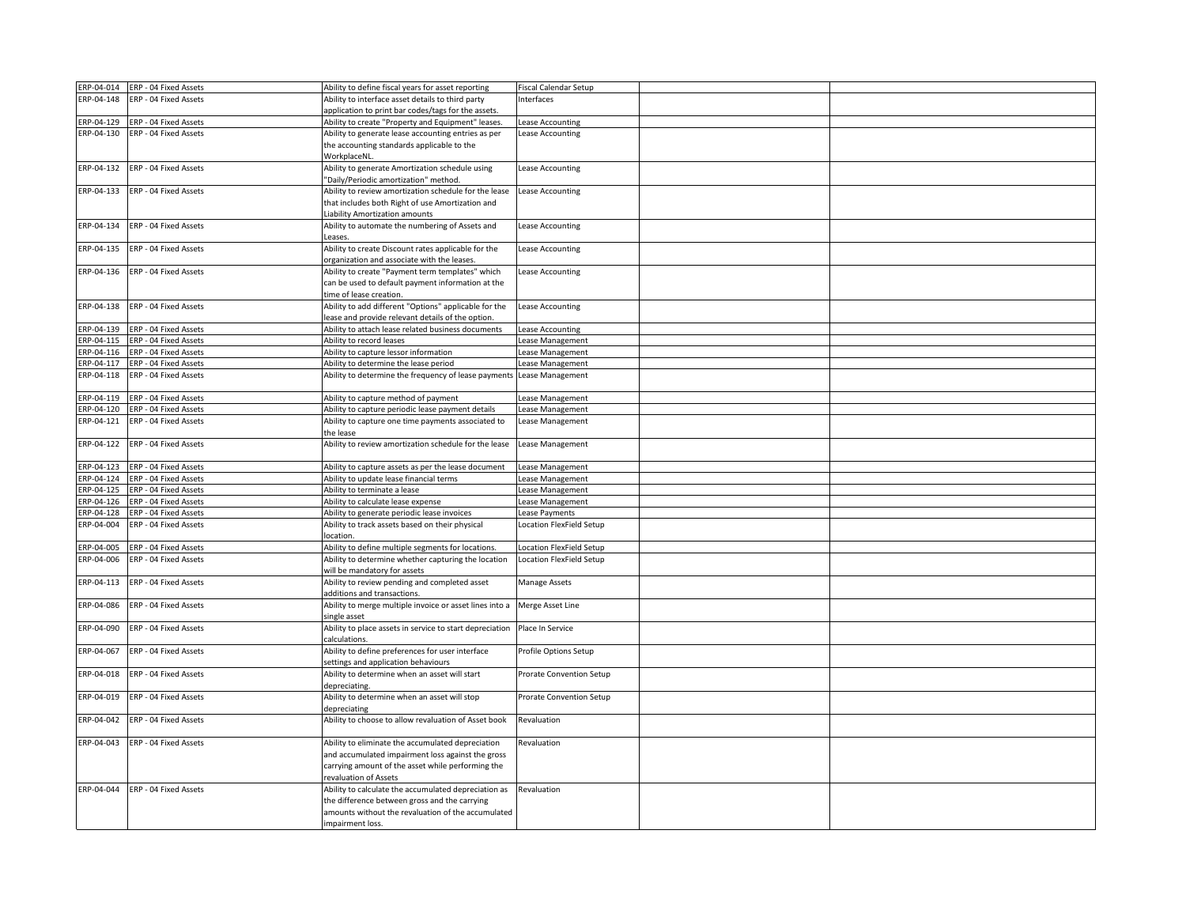| | | | | | |
|---|---|---|---|---|---|
| ERP-04-014 | ERP - 04 Fixed Assets | Ability to define fiscal years for asset reporting | Fiscal Calendar Setup | | |
| ERP-04-148 | ERP - 04 Fixed Assets | Ability to interface asset details to third party application to print bar codes/tags for the assets. | Interfaces | | |
| ERP-04-129 | ERP - 04 Fixed Assets | Ability to create "Property and Equipment" leases. | Lease Accounting | | |
| ERP-04-130 | ERP - 04 Fixed Assets | Ability to generate lease accounting entries as per the accounting standards applicable to the WorkplaceNL. | Lease Accounting | | |
| ERP-04-132 | ERP - 04 Fixed Assets | Ability to generate Amortization schedule using "Daily/Periodic amortization" method. | Lease Accounting | | |
| ERP-04-133 | ERP - 04 Fixed Assets | Ability to review amortization schedule for the lease that includes both Right of use Amortization and Liability Amortization amounts | Lease Accounting | | |
| ERP-04-134 | ERP - 04 Fixed Assets | Ability to automate the numbering of Assets and Leases. | Lease Accounting | | |
| ERP-04-135 | ERP - 04 Fixed Assets | Ability to create Discount rates applicable for the organization and associate with the leases. | Lease Accounting | | |
| ERP-04-136 | ERP - 04 Fixed Assets | Ability to create "Payment term templates" which can be used to default payment information at the time of lease creation. | Lease Accounting | | |
| ERP-04-138 | ERP - 04 Fixed Assets | Ability to add different "Options" applicable for the lease and provide relevant details of the option. | Lease Accounting | | |
| ERP-04-139 | ERP - 04 Fixed Assets | Ability to attach lease related business documents | Lease Accounting | | |
| ERP-04-115 | ERP - 04 Fixed Assets | Ability to record leases | Lease Management | | |
| ERP-04-116 | ERP - 04 Fixed Assets | Ability to capture lessor information | Lease Management | | |
| ERP-04-117 | ERP - 04 Fixed Assets | Ability to determine the lease period | Lease Management | | |
| ERP-04-118 | ERP - 04 Fixed Assets | Ability to determine the frequency of lease payments | Lease Management | | |
| ERP-04-119 | ERP - 04 Fixed Assets | Ability to capture method of payment | Lease Management | | |
| ERP-04-120 | ERP - 04 Fixed Assets | Ability to capture periodic lease payment details | Lease Management | | |
| ERP-04-121 | ERP - 04 Fixed Assets | Ability to capture one time payments associated to the lease | Lease Management | | |
| ERP-04-122 | ERP - 04 Fixed Assets | Ability to review amortization schedule for the lease | Lease Management | | |
| ERP-04-123 | ERP - 04 Fixed Assets | Ability to capture assets as per the lease document | Lease Management | | |
| ERP-04-124 | ERP - 04 Fixed Assets | Ability to update lease financial terms | Lease Management | | |
| ERP-04-125 | ERP - 04 Fixed Assets | Ability to terminate a lease | Lease Management | | |
| ERP-04-126 | ERP - 04 Fixed Assets | Ability to calculate lease expense | Lease Management | | |
| ERP-04-128 | ERP - 04 Fixed Assets | Ability to generate periodic lease invoices | Lease Payments | | |
| ERP-04-004 | ERP - 04 Fixed Assets | Ability to track assets based on their physical location. | Location FlexField Setup | | |
| ERP-04-005 | ERP - 04 Fixed Assets | Ability to define multiple segments for locations. | Location FlexField Setup | | |
| ERP-04-006 | ERP - 04 Fixed Assets | Ability to determine whether capturing the location will be mandatory for assets | Location FlexField Setup | | |
| ERP-04-113 | ERP - 04 Fixed Assets | Ability to review pending and completed asset additions and transactions. | Manage Assets | | |
| ERP-04-086 | ERP - 04 Fixed Assets | Ability to merge multiple invoice or asset lines into a single asset | Merge Asset Line | | |
| ERP-04-090 | ERP - 04 Fixed Assets | Ability to place assets in service to start depreciation calculations. | Place In Service | | |
| ERP-04-067 | ERP - 04 Fixed Assets | Ability to define preferences for user interface settings and application behaviours | Profile Options Setup | | |
| ERP-04-018 | ERP - 04 Fixed Assets | Ability to determine when an asset will start depreciating. | Prorate Convention Setup | | |
| ERP-04-019 | ERP - 04 Fixed Assets | Ability to determine when an asset will stop depreciating | Prorate Convention Setup | | |
| ERP-04-042 | ERP - 04 Fixed Assets | Ability to choose to allow revaluation of Asset book | Revaluation | | |
| ERP-04-043 | ERP - 04 Fixed Assets | Ability to eliminate the accumulated depreciation and accumulated impairment loss against the gross carrying amount of the asset while performing the revaluation of Assets | Revaluation | | |
| ERP-04-044 | ERP - 04 Fixed Assets | Ability to calculate the accumulated depreciation as the difference between gross and the carrying amounts without the revaluation of the accumulated impairment loss. | Revaluation | | |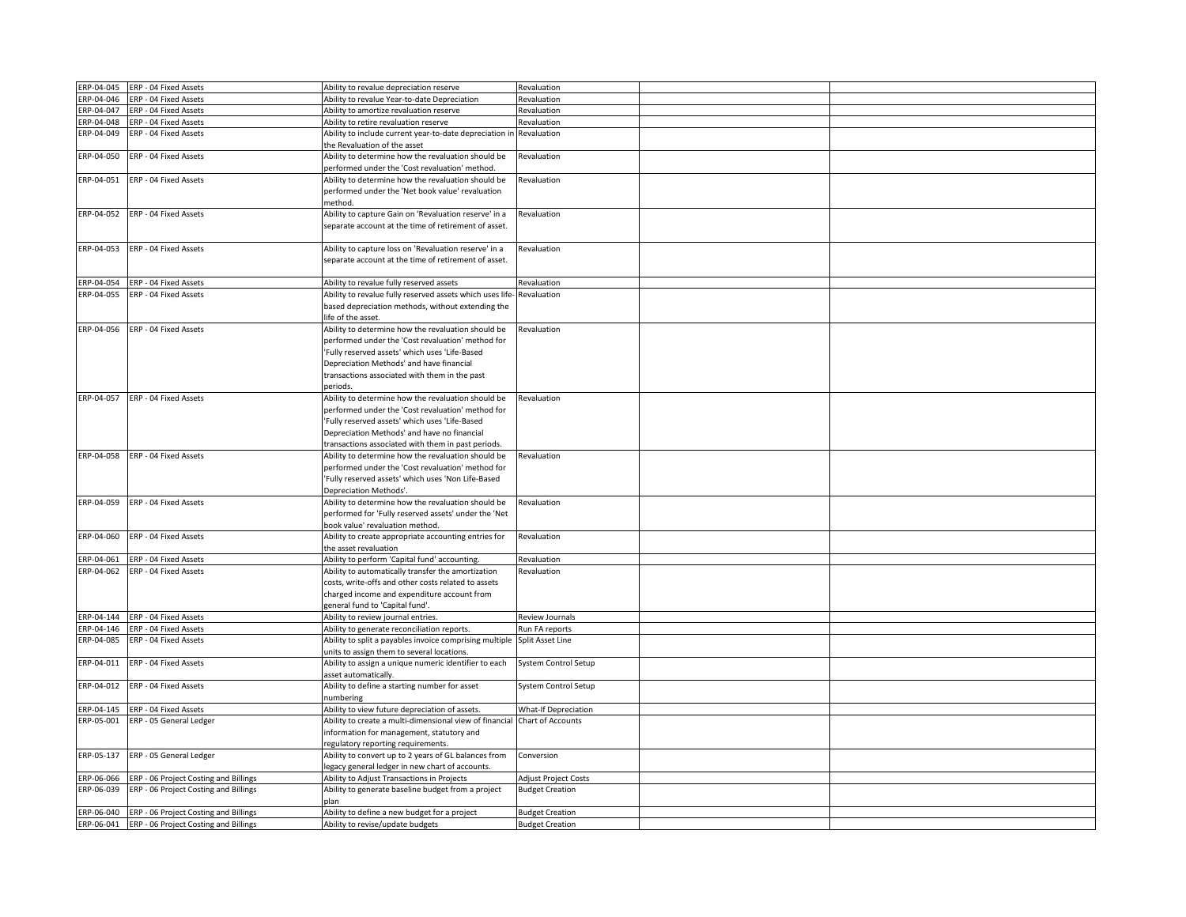| | | | | | |
|---|---|---|---|---|---|
| ERP-04-045 | ERP - 04 Fixed Assets | Ability to revalue depreciation reserve | Revaluation | | |
| ERP-04-046 | ERP - 04 Fixed Assets | Ability to revalue Year-to-date Depreciation | Revaluation | | |
| ERP-04-047 | ERP - 04 Fixed Assets | Ability to amortize revaluation reserve | Revaluation | | |
| ERP-04-048 | ERP - 04 Fixed Assets | Ability to retire revaluation reserve | Revaluation | | |
| ERP-04-049 | ERP - 04 Fixed Assets | Ability to include current year-to-date depreciation in the Revaluation of the asset | Revaluation | | |
| ERP-04-050 | ERP - 04 Fixed Assets | Ability to determine how the revaluation should be performed under the 'Cost revaluation' method. | Revaluation | | |
| ERP-04-051 | ERP - 04 Fixed Assets | Ability to determine how the revaluation should be performed under the 'Net book value' revaluation method. | Revaluation | | |
| ERP-04-052 | ERP - 04 Fixed Assets | Ability to capture Gain on 'Revaluation reserve' in a separate account at the time of retirement of asset. | Revaluation | | |
| ERP-04-053 | ERP - 04 Fixed Assets | Ability to capture loss on 'Revaluation reserve' in a separate account at the time of retirement of asset. | Revaluation | | |
| ERP-04-054 | ERP - 04 Fixed Assets | Ability to revalue fully reserved assets | Revaluation | | |
| ERP-04-055 | ERP - 04 Fixed Assets | Ability to revalue fully reserved assets which uses life-based depreciation methods, without extending the life of the asset. | Revaluation | | |
| ERP-04-056 | ERP - 04 Fixed Assets | Ability to determine how the revaluation should be performed under the 'Cost revaluation' method for 'Fully reserved assets' which uses 'Life-Based Depreciation Methods' and have financial transactions associated with them in the past periods. | Revaluation | | |
| ERP-04-057 | ERP - 04 Fixed Assets | Ability to determine how the revaluation should be performed under the 'Cost revaluation' method for 'Fully reserved assets' which uses 'Life-Based Depreciation Methods' and have no financial transactions associated with them in past periods. | Revaluation | | |
| ERP-04-058 | ERP - 04 Fixed Assets | Ability to determine how the revaluation should be performed under the 'Cost revaluation' method for 'Fully reserved assets' which uses 'Non Life-Based Depreciation Methods'. | Revaluation | | |
| ERP-04-059 | ERP - 04 Fixed Assets | Ability to determine how the revaluation should be performed for 'Fully reserved assets' under the 'Net book value' revaluation method. | Revaluation | | |
| ERP-04-060 | ERP - 04 Fixed Assets | Ability to create appropriate accounting entries for the asset revaluation | Revaluation | | |
| ERP-04-061 | ERP - 04 Fixed Assets | Ability to perform 'Capital fund' accounting. | Revaluation | | |
| ERP-04-062 | ERP - 04 Fixed Assets | Ability to automatically transfer the amortization costs, write-offs and other costs related to assets charged income and expenditure account from general fund to 'Capital fund'. | Revaluation | | |
| ERP-04-144 | ERP - 04 Fixed Assets | Ability to review journal entries. | Review Journals | | |
| ERP-04-146 | ERP - 04 Fixed Assets | Ability to generate reconciliation reports. | Run FA reports | | |
| ERP-04-085 | ERP - 04 Fixed Assets | Ability to split a payables invoice comprising multiple units to assign them to several locations. | Split Asset Line | | |
| ERP-04-011 | ERP - 04 Fixed Assets | Ability to assign a unique numeric identifier to each asset automatically. | System Control Setup | | |
| ERP-04-012 | ERP - 04 Fixed Assets | Ability to define a starting number for asset numbering | System Control Setup | | |
| ERP-04-145 | ERP - 04 Fixed Assets | Ability to view future depreciation of assets. | What-If Depreciation | | |
| ERP-05-001 | ERP - 05 General Ledger | Ability to create a multi-dimensional view of financial information for management, statutory and regulatory reporting requirements. | Chart of Accounts | | |
| ERP-05-137 | ERP - 05 General Ledger | Ability to convert up to 2 years of GL balances from legacy general ledger in new chart of accounts. | Conversion | | |
| ERP-06-066 | ERP - 06 Project Costing and Billings | Ability to Adjust Transactions in Projects | Adjust Project Costs | | |
| ERP-06-039 | ERP - 06 Project Costing and Billings | Ability to generate baseline budget from a project plan | Budget Creation | | |
| ERP-06-040 | ERP - 06 Project Costing and Billings | Ability to define a new budget for a project | Budget Creation | | |
| ERP-06-041 | ERP - 06 Project Costing and Billings | Ability to revise/update budgets | Budget Creation | | |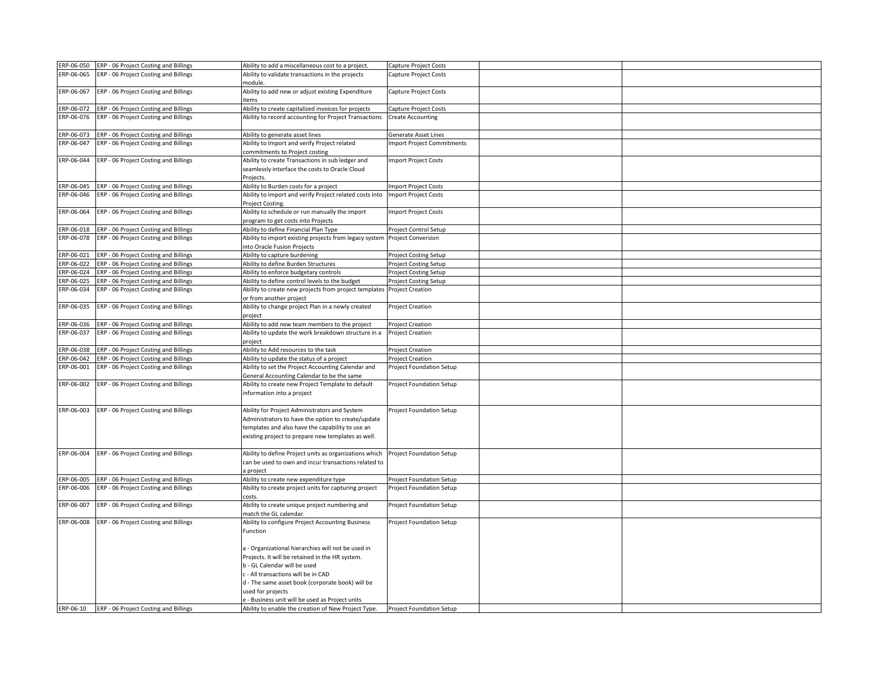| | | | | | |
|---|---|---|---|---|---|
| ERP-06-050 | ERP - 06 Project Costing and Billings | Ability to add a miscellaneous cost to a project. | Capture Project Costs | | |
| ERP-06-065 | ERP - 06 Project Costing and Billings | Ability to validate transactions in the projects module. | Capture Project Costs | | |
| ERP-06-067 | ERP - 06 Project Costing and Billings | Ability to add new or adjust existing Expenditure items | Capture Project Costs | | |
| ERP-06-072 | ERP - 06 Project Costing and Billings | Ability to create capitalized invoices for projects | Capture Project Costs | | |
| ERP-06-076 | ERP - 06 Project Costing and Billings | Ability to record accounting for Project Transactions | Create Accounting | | |
| ERP-06-073 | ERP - 06 Project Costing and Billings | Ability to generate asset lines | Generate Asset Lines | | |
| ERP-06-047 | ERP - 06 Project Costing and Billings | Ability to Import and verify Project related commitments to Project costing | Import Project Commitments | | |
| ERP-06-044 | ERP - 06 Project Costing and Billings | Ability to create Transactions in sub ledger and seamlessly interface the costs to Oracle Cloud Projects. | Import Project Costs | | |
| ERP-06-045 | ERP - 06 Project Costing and Billings | Ability to Burden costs for a project | Import Project Costs | | |
| ERP-06-046 | ERP - 06 Project Costing and Billings | Ability to import and verify Project related costs into Project Costing. | Import Project Costs | | |
| ERP-06-064 | ERP - 06 Project Costing and Billings | Ability to schedule or run manually the import program to get costs into Projects | Import Project Costs | | |
| ERP-06-018 | ERP - 06 Project Costing and Billings | Ability to define Financial Plan Type | Project Control Setup | | |
| ERP-06-078 | ERP - 06 Project Costing and Billings | Ability to import existing projects from legacy system into Oracle Fusion Projects | Project Conversion | | |
| ERP-06-021 | ERP - 06 Project Costing and Billings | Ability to capture burdening | Project Costing Setup | | |
| ERP-06-022 | ERP - 06 Project Costing and Billings | Ability to define Burden Structures | Project Costing Setup | | |
| ERP-06-024 | ERP - 06 Project Costing and Billings | Ability to enforce budgetary controls | Project Costing Setup | | |
| ERP-06-025 | ERP - 06 Project Costing and Billings | Ability to define control levels to the budget | Project Costing Setup | | |
| ERP-06-034 | ERP - 06 Project Costing and Billings | Ability to create new projects from project templates or from another project | Project Creation | | |
| ERP-06-035 | ERP - 06 Project Costing and Billings | Ability to change project Plan in a newly created project | Project Creation | | |
| ERP-06-036 | ERP - 06 Project Costing and Billings | Ability to add new team members to the project | Project Creation | | |
| ERP-06-037 | ERP - 06 Project Costing and Billings | Ability to update the work breakdown structure in a project | Project Creation | | |
| ERP-06-038 | ERP - 06 Project Costing and Billings | Ability to Add resources to the task | Project Creation | | |
| ERP-06-042 | ERP - 06 Project Costing and Billings | Ability to update the status of a project | Project Creation | | |
| ERP-06-001 | ERP - 06 Project Costing and Billings | Ability to set the Project Accounting Calendar and General Accounting Calendar to be the same | Project Foundation Setup | | |
| ERP-06-002 | ERP - 06 Project Costing and Billings | Ability to create new Project Template to default information into a project | Project Foundation Setup | | |
| ERP-06-003 | ERP - 06 Project Costing and Billings | Ability for Project Administrators and System Administrators to have the option to create/update templates and also have the capability to use an existing project to prepare new templates as well. | Project Foundation Setup | | |
| ERP-06-004 | ERP - 06 Project Costing and Billings | Ability to define Project units as organizations which can be used to own and incur transactions related to a project | Project Foundation Setup | | |
| ERP-06-005 | ERP - 06 Project Costing and Billings | Ability to create new expenditure type | Project Foundation Setup | | |
| ERP-06-006 | ERP - 06 Project Costing and Billings | Ability to create project units for capturing project costs. | Project Foundation Setup | | |
| ERP-06-007 | ERP - 06 Project Costing and Billings | Ability to create unique project numbering and match the GL calendar. | Project Foundation Setup | | |
| ERP-06-008 | ERP - 06 Project Costing and Billings | Ability to configure Project Accounting Business Function<br><br>a - Organizational hierarchies will not be used in Projects. It will be retained in the HR system.<br>b - GL Calendar will be used<br>c - All transactions will be in CAD<br>d - The same asset book (corporate book) will be used for projects<br>e - Business unit will be used as Project units | Project Foundation Setup | | |
| ERP-06-10 | ERP - 06 Project Costing and Billings | Ability to enable the creation of New Project Type. | Project Foundation Setup | | |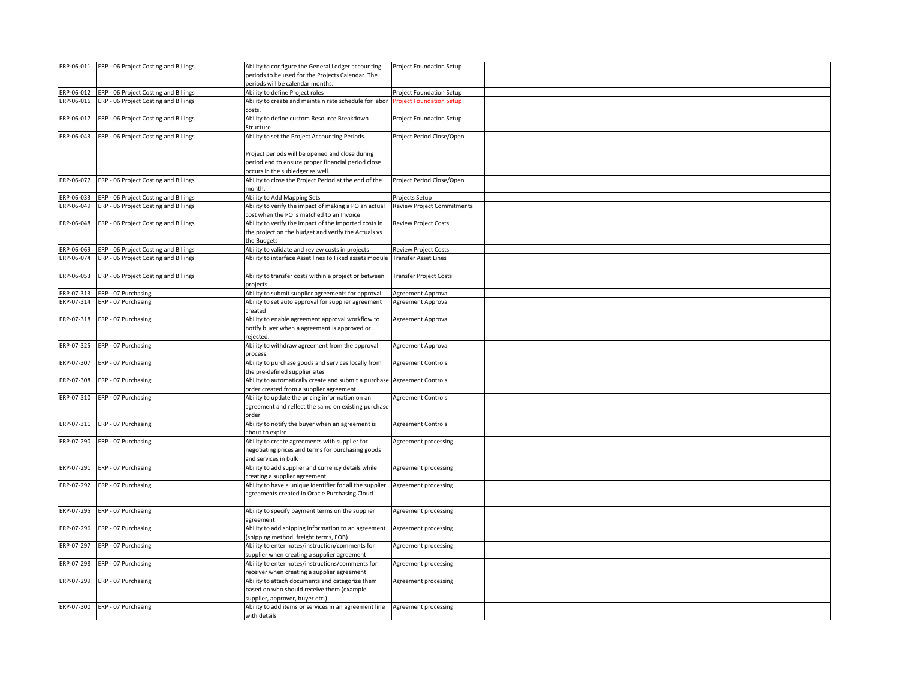| | | | | | |
|---|---|---|---|---|---|
| ERP-06-011 | ERP - 06 Project Costing and Billings | Ability to configure the General Ledger accounting periods to be used for the Projects Calendar. The periods will be calendar months. | Project Foundation Setup | | |
| ERP-06-012 | ERP - 06 Project Costing and Billings | Ability to define Project roles | Project Foundation Setup | | |
| ERP-06-016 | ERP - 06 Project Costing and Billings | Ability to create and maintain rate schedule for labor costs. | Project Foundation Setup | | |
| ERP-06-017 | ERP - 06 Project Costing and Billings | Ability to define custom Resource Breakdown Structure | Project Foundation Setup | | |
| ERP-06-043 | ERP - 06 Project Costing and Billings | Ability to set the Project Accounting Periods.<br><br>Project periods will be opened and close during period end to ensure proper financial period close occurs in the subledger as well. | Project Period Close/Open | | |
| ERP-06-077 | ERP - 06 Project Costing and Billings | Ability to close the Project Period at the end of the month. | Project Period Close/Open | | |
| ERP-06-033 | ERP - 06 Project Costing and Billings | Ability to Add Mapping Sets | Projects Setup | | |
| ERP-06-049 | ERP - 06 Project Costing and Billings | Ability to verify the impact of making a PO an actual cost when the PO is matched to an Invoice | Review Project Commitments | | |
| ERP-06-048 | ERP - 06 Project Costing and Billings | Ability to verify the impact of the imported costs in the project on the budget and verify the Actuals vs the Budgets | Review Project Costs | | |
| ERP-06-069 | ERP - 06 Project Costing and Billings | Ability to validate and review costs in projects | Review Project Costs | | |
| ERP-06-074 | ERP - 06 Project Costing and Billings | Ability to interface Asset lines to Fixed assets module | Transfer Asset Lines | | |
| ERP-06-053 | ERP - 06 Project Costing and Billings | Ability to transfer costs within a project or between projects | Transfer Project Costs | | |
| ERP-07-313 | ERP - 07 Purchasing | Ability to submit supplier agreements for approval | Agreement Approval | | |
| ERP-07-314 | ERP - 07 Purchasing | Ability to set auto approval for supplier agreement created | Agreement Approval | | |
| ERP-07-318 | ERP - 07 Purchasing | Ability to enable agreement approval workflow to notify buyer when a agreement is approved or rejected. | Agreement Approval | | |
| ERP-07-325 | ERP - 07 Purchasing | Ability to withdraw agreement from the approval process | Agreement Approval | | |
| ERP-07-307 | ERP - 07 Purchasing | Ability to purchase goods and services locally from the pre-defined supplier sites | Agreement Controls | | |
| ERP-07-308 | ERP - 07 Purchasing | Ability to automatically create and submit a purchase order created from a supplier agreement | Agreement Controls | | |
| ERP-07-310 | ERP - 07 Purchasing | Ability to update the pricing information on an agreement and reflect the same on existing purchase order | Agreement Controls | | |
| ERP-07-311 | ERP - 07 Purchasing | Ability to notify the buyer when an agreement is about to expire | Agreement Controls | | |
| ERP-07-290 | ERP - 07 Purchasing | Ability to create agreements with supplier for negotiating prices and terms for purchasing goods and services in bulk | Agreement processing | | |
| ERP-07-291 | ERP - 07 Purchasing | Ability to add supplier and currency details while creating a supplier agreement | Agreement processing | | |
| ERP-07-292 | ERP - 07 Purchasing | Ability to have a unique identifier for all the supplier agreements created in Oracle Purchasing Cloud | Agreement processing | | |
| ERP-07-295 | ERP - 07 Purchasing | Ability to specify payment terms on the supplier agreement | Agreement processing | | |
| ERP-07-296 | ERP - 07 Purchasing | Ability to add shipping information to an agreement (shipping method, freight terms, FOB) | Agreement processing | | |
| ERP-07-297 | ERP - 07 Purchasing | Ability to enter notes/instruction/comments for supplier when creating a supplier agreement | Agreement processing | | |
| ERP-07-298 | ERP - 07 Purchasing | Ability to enter notes/instructions/comments for receiver when creating a supplier agreement | Agreement processing | | |
| ERP-07-299 | ERP - 07 Purchasing | Ability to attach documents and categorize them based on who should receive them (example supplier, approver, buyer etc.) | Agreement processing | | |
| ERP-07-300 | ERP - 07 Purchasing | Ability to add items or services in an agreement line with details | Agreement processing | | |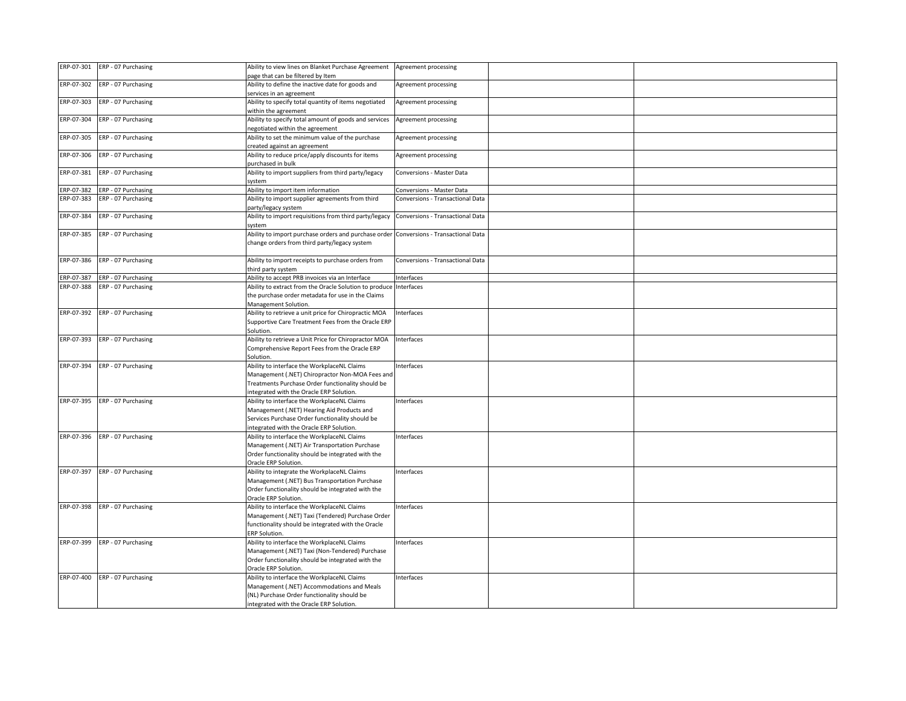| | | | | | |
|---|---|---|---|---|---|
| ERP-07-301 | ERP - 07 Purchasing | Ability to view lines on Blanket Purchase Agreement page that can be filtered by Item | Agreement processing | | |
| ERP-07-302 | ERP - 07 Purchasing | Ability to define the inactive date for goods and services in an agreement | Agreement processing | | |
| ERP-07-303 | ERP - 07 Purchasing | Ability to specify total quantity of items negotiated within the agreement | Agreement processing | | |
| ERP-07-304 | ERP - 07 Purchasing | Ability to specify total amount of goods and services negotiated within the agreement | Agreement processing | | |
| ERP-07-305 | ERP - 07 Purchasing | Ability to set the minimum value of the purchase created against an agreement | Agreement processing | | |
| ERP-07-306 | ERP - 07 Purchasing | Ability to reduce price/apply discounts for items purchased in bulk | Agreement processing | | |
| ERP-07-381 | ERP - 07 Purchasing | Ability to import suppliers from third party/legacy system | Conversions - Master Data | | |
| ERP-07-382 | ERP - 07 Purchasing | Ability to import item information | Conversions - Master Data | | |
| ERP-07-383 | ERP - 07 Purchasing | Ability to import supplier agreements from third party/legacy system | Conversions - Transactional Data | | |
| ERP-07-384 | ERP - 07 Purchasing | Ability to import requisitions from third party/legacy system | Conversions - Transactional Data | | |
| ERP-07-385 | ERP - 07 Purchasing | Ability to import purchase orders and purchase order change orders from third party/legacy system | Conversions - Transactional Data | | |
| ERP-07-386 | ERP - 07 Purchasing | Ability to import receipts to purchase orders from third party system | Conversions - Transactional Data | | |
| ERP-07-387 | ERP - 07 Purchasing | Ability to accept PRB invoices via an Interface | Interfaces | | |
| ERP-07-388 | ERP - 07 Purchasing | Ability to extract from the Oracle Solution to produce the purchase order metadata for use in the Claims Management Solution. | Interfaces | | |
| ERP-07-392 | ERP - 07 Purchasing | Ability to retrieve a unit price for Chiropractic MOA Supportive Care Treatment Fees from the Oracle ERP Solution. | Interfaces | | |
| ERP-07-393 | ERP - 07 Purchasing | Ability to retrieve a Unit Price for Chiropractor MOA Comprehensive Report Fees from the Oracle ERP Solution. | Interfaces | | |
| ERP-07-394 | ERP - 07 Purchasing | Ability to interface the WorkplaceNL Claims Management (.NET) Chiropractor Non-MOA Fees and Treatments Purchase Order functionality should be integrated with the Oracle ERP Solution. | Interfaces | | |
| ERP-07-395 | ERP - 07 Purchasing | Ability to interface the WorkplaceNL Claims Management (.NET) Hearing Aid Products and Services Purchase Order functionality should be integrated with the Oracle ERP Solution. | Interfaces | | |
| ERP-07-396 | ERP - 07 Purchasing | Ability to interface the WorkplaceNL Claims Management (.NET) Air Transportation Purchase Order functionality should be integrated with the Oracle ERP Solution. | Interfaces | | |
| ERP-07-397 | ERP - 07 Purchasing | Ability to integrate the WorkplaceNL Claims Management (.NET) Bus Transportation Purchase Order functionality should be integrated with the Oracle ERP Solution. | Interfaces | | |
| ERP-07-398 | ERP - 07 Purchasing | Ability to interface the WorkplaceNL Claims Management (.NET) Taxi (Tendered) Purchase Order functionality should be integrated with the Oracle ERP Solution. | Interfaces | | |
| ERP-07-399 | ERP - 07 Purchasing | Ability to interface the WorkplaceNL Claims Management (.NET) Taxi (Non-Tendered) Purchase Order functionality should be integrated with the Oracle ERP Solution. | Interfaces | | |
| ERP-07-400 | ERP - 07 Purchasing | Ability to interface the WorkplaceNL Claims Management (.NET) Accommodations and Meals (NL) Purchase Order functionality should be integrated with the Oracle ERP Solution. | Interfaces | | |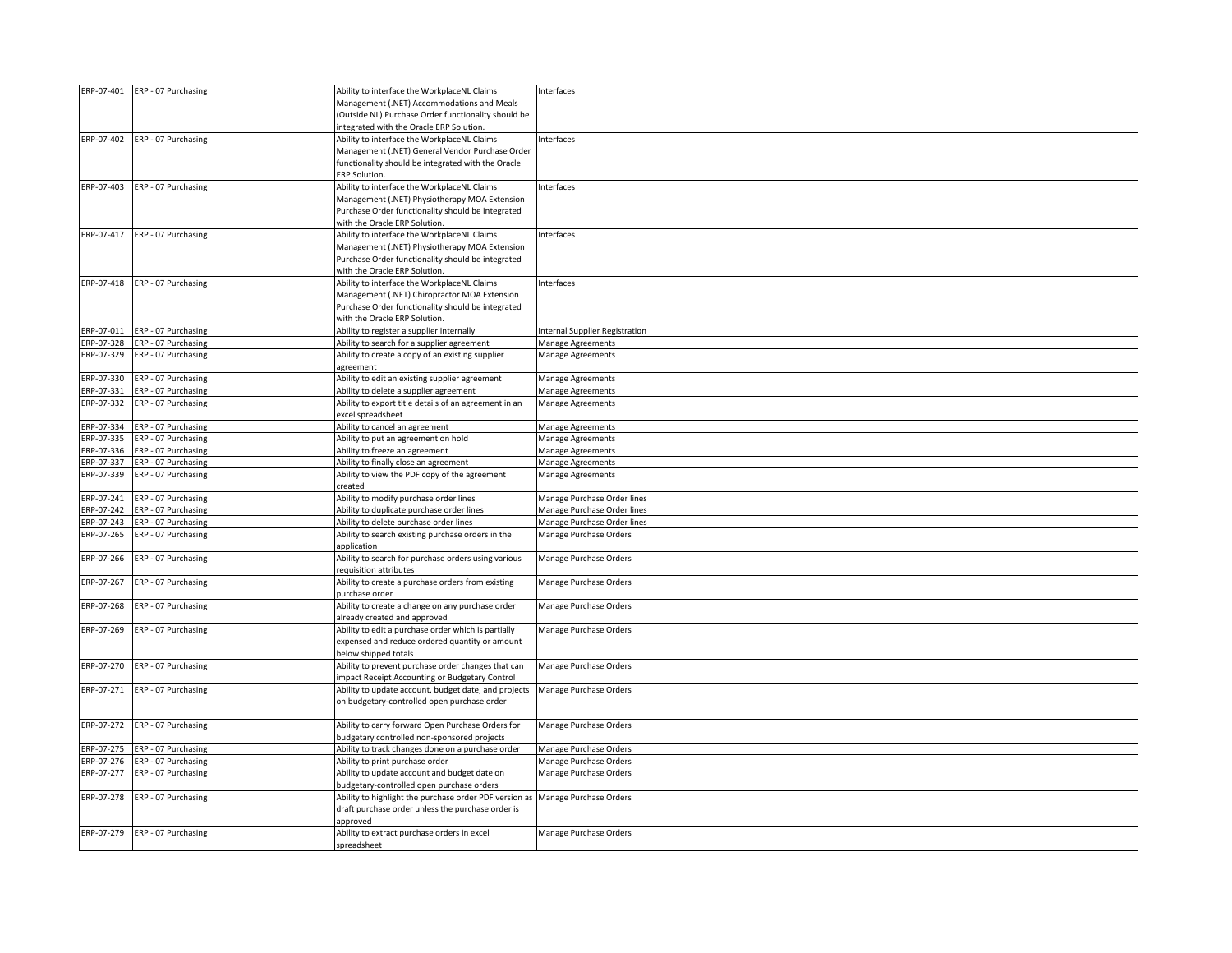| | | | | | |
|---|---|---|---|---|---|
| ERP-07-401 | ERP - 07 Purchasing | Ability to interface the WorkplaceNL Claims Management (.NET) Accommodations and Meals (Outside NL) Purchase Order functionality should be integrated with the Oracle ERP Solution. | Interfaces | | |
| ERP-07-402 | ERP - 07 Purchasing | Ability to interface the WorkplaceNL Claims Management (.NET) General Vendor Purchase Order functionality should be integrated with the Oracle ERP Solution. | Interfaces | | |
| ERP-07-403 | ERP - 07 Purchasing | Ability to interface the WorkplaceNL Claims Management (.NET) Physiotherapy MOA Extension Purchase Order functionality should be integrated with the Oracle ERP Solution. | Interfaces | | |
| ERP-07-417 | ERP - 07 Purchasing | Ability to interface the WorkplaceNL Claims Management (.NET) Physiotherapy MOA Extension Purchase Order functionality should be integrated with the Oracle ERP Solution. | Interfaces | | |
| ERP-07-418 | ERP - 07 Purchasing | Ability to interface the WorkplaceNL Claims Management (.NET) Chiropractor MOA Extension Purchase Order functionality should be integrated with the Oracle ERP Solution. | Interfaces | | |
| ERP-07-011 | ERP - 07 Purchasing | Ability to register a supplier internally | Internal Supplier Registration | | |
| ERP-07-328 | ERP - 07 Purchasing | Ability to search for a supplier agreement | Manage Agreements | | |
| ERP-07-329 | ERP - 07 Purchasing | Ability to create a copy of an existing supplier agreement | Manage Agreements | | |
| ERP-07-330 | ERP - 07 Purchasing | Ability to edit an existing supplier agreement | Manage Agreements | | |
| ERP-07-331 | ERP - 07 Purchasing | Ability to delete a supplier agreement | Manage Agreements | | |
| ERP-07-332 | ERP - 07 Purchasing | Ability to export title details of an agreement in an excel spreadsheet | Manage Agreements | | |
| ERP-07-334 | ERP - 07 Purchasing | Ability to cancel an agreement | Manage Agreements | | |
| ERP-07-335 | ERP - 07 Purchasing | Ability to put an agreement on hold | Manage Agreements | | |
| ERP-07-336 | ERP - 07 Purchasing | Ability to freeze an agreement | Manage Agreements | | |
| ERP-07-337 | ERP - 07 Purchasing | Ability to finally close an agreement | Manage Agreements | | |
| ERP-07-339 | ERP - 07 Purchasing | Ability to view the PDF copy of the agreement created | Manage Agreements | | |
| ERP-07-241 | ERP - 07 Purchasing | Ability to modify purchase order lines | Manage Purchase Order lines | | |
| ERP-07-242 | ERP - 07 Purchasing | Ability to duplicate purchase order lines | Manage Purchase Order lines | | |
| ERP-07-243 | ERP - 07 Purchasing | Ability to delete purchase order lines | Manage Purchase Order lines | | |
| ERP-07-265 | ERP - 07 Purchasing | Ability to search existing purchase orders in the application | Manage Purchase Orders | | |
| ERP-07-266 | ERP - 07 Purchasing | Ability to search for purchase orders using various requisition attributes | Manage Purchase Orders | | |
| ERP-07-267 | ERP - 07 Purchasing | Ability to create a purchase orders from existing purchase order | Manage Purchase Orders | | |
| ERP-07-268 | ERP - 07 Purchasing | Ability to create a change on any purchase order already created and approved | Manage Purchase Orders | | |
| ERP-07-269 | ERP - 07 Purchasing | Ability to edit a purchase order which is partially expensed and reduce ordered quantity or amount below shipped totals | Manage Purchase Orders | | |
| ERP-07-270 | ERP - 07 Purchasing | Ability to prevent purchase order changes that can impact Receipt Accounting or Budgetary Control | Manage Purchase Orders | | |
| ERP-07-271 | ERP - 07 Purchasing | Ability to update account, budget date, and projects on budgetary-controlled open purchase order | Manage Purchase Orders | | |
| ERP-07-272 | ERP - 07 Purchasing | Ability to carry forward Open Purchase Orders for budgetary controlled non-sponsored projects | Manage Purchase Orders | | |
| ERP-07-275 | ERP - 07 Purchasing | Ability to track changes done on a purchase order | Manage Purchase Orders | | |
| ERP-07-276 | ERP - 07 Purchasing | Ability to print purchase order | Manage Purchase Orders | | |
| ERP-07-277 | ERP - 07 Purchasing | Ability to update account and budget date on budgetary-controlled open purchase orders | Manage Purchase Orders | | |
| ERP-07-278 | ERP - 07 Purchasing | Ability to highlight the purchase order PDF version as draft purchase order unless the purchase order is approved | Manage Purchase Orders | | |
| ERP-07-279 | ERP - 07 Purchasing | Ability to extract purchase orders in excel spreadsheet | Manage Purchase Orders | | |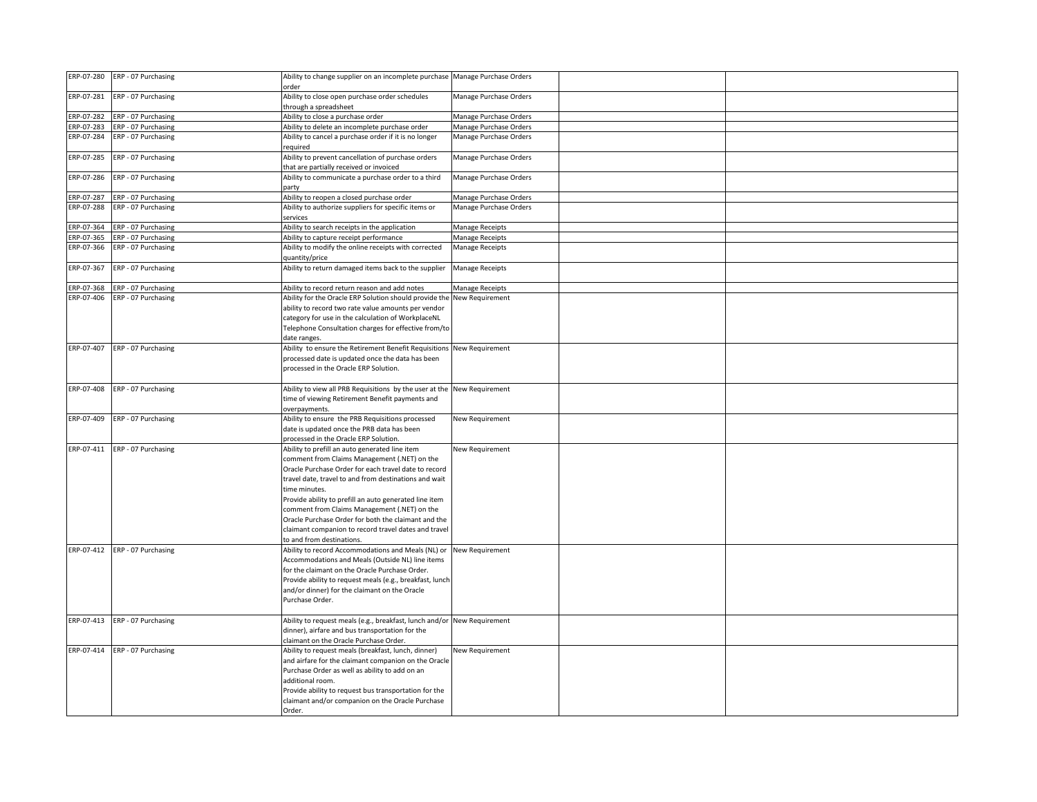| | | | | | |
|---|---|---|---|---|---|
| ERP-07-280 | ERP - 07 Purchasing | Ability to change supplier on an incomplete purchase order | Manage Purchase Orders | | |
| ERP-07-281 | ERP - 07 Purchasing | Ability to close open purchase order schedules through a spreadsheet | Manage Purchase Orders | | |
| ERP-07-282 | ERP - 07 Purchasing | Ability to close a purchase order | Manage Purchase Orders | | |
| ERP-07-283 | ERP - 07 Purchasing | Ability to delete an incomplete purchase order | Manage Purchase Orders | | |
| ERP-07-284 | ERP - 07 Purchasing | Ability to cancel a purchase order if it is no longer required | Manage Purchase Orders | | |
| ERP-07-285 | ERP - 07 Purchasing | Ability to prevent cancellation of purchase orders that are partially received or invoiced | Manage Purchase Orders | | |
| ERP-07-286 | ERP - 07 Purchasing | Ability to communicate a purchase order to a third party | Manage Purchase Orders | | |
| ERP-07-287 | ERP - 07 Purchasing | Ability to reopen a closed purchase order | Manage Purchase Orders | | |
| ERP-07-288 | ERP - 07 Purchasing | Ability to authorize suppliers for specific items or services | Manage Purchase Orders | | |
| ERP-07-364 | ERP - 07 Purchasing | Ability to search receipts in the application | Manage Receipts | | |
| ERP-07-365 | ERP - 07 Purchasing | Ability to capture receipt performance | Manage Receipts | | |
| ERP-07-366 | ERP - 07 Purchasing | Ability to modify the online receipts with corrected quantity/price | Manage Receipts | | |
| ERP-07-367 | ERP - 07 Purchasing | Ability to return damaged items back to the supplier | Manage Receipts | | |
| ERP-07-368 | ERP - 07 Purchasing | Ability to record return reason and add notes | Manage Receipts | | |
| ERP-07-406 | ERP - 07 Purchasing | Ability for the Oracle ERP Solution should provide the ability to record two rate value amounts per vendor category for use in the calculation of WorkplaceNL Telephone Consultation charges for effective from/to date ranges. | New Requirement | | |
| ERP-07-407 | ERP - 07 Purchasing | Ability to ensure the Retirement Benefit Requisitions processed date is updated once the data has been processed in the Oracle ERP Solution. | New Requirement | | |
| ERP-07-408 | ERP - 07 Purchasing | Ability to view all PRB Requisitions by the user at the time of viewing Retirement Benefit payments and overpayments. | New Requirement | | |
| ERP-07-409 | ERP - 07 Purchasing | Ability to ensure the PRB Requisitions processed date is updated once the PRB data has been processed in the Oracle ERP Solution. | New Requirement | | |
| ERP-07-411 | ERP - 07 Purchasing | Ability to prefill an auto generated line item comment from Claims Management (.NET) on the Oracle Purchase Order for each travel date to record travel date, travel to and from destinations and wait time minutes.<br>Provide ability to prefill an auto generated line item comment from Claims Management (.NET) on the Oracle Purchase Order for both the claimant and the claimant companion to record travel dates and travel to and from destinations. | New Requirement | | |
| ERP-07-412 | ERP - 07 Purchasing | Ability to record Accommodations and Meals (NL) or Accommodations and Meals (Outside NL) line items for the claimant on the Oracle Purchase Order.<br>Provide ability to request meals (e.g., breakfast, lunch and/or dinner) for the claimant on the Oracle Purchase Order. | New Requirement | | |
| ERP-07-413 | ERP - 07 Purchasing | Ability to request meals (e.g., breakfast, lunch and/or dinner), airfare and bus transportation for the claimant on the Oracle Purchase Order. | New Requirement | | |
| ERP-07-414 | ERP - 07 Purchasing | Ability to request meals (breakfast, lunch, dinner) and airfare for the claimant companion on the Oracle Purchase Order as well as ability to add on an additional room.<br>Provide ability to request bus transportation for the claimant and/or companion on the Oracle Purchase Order. | New Requirement | | |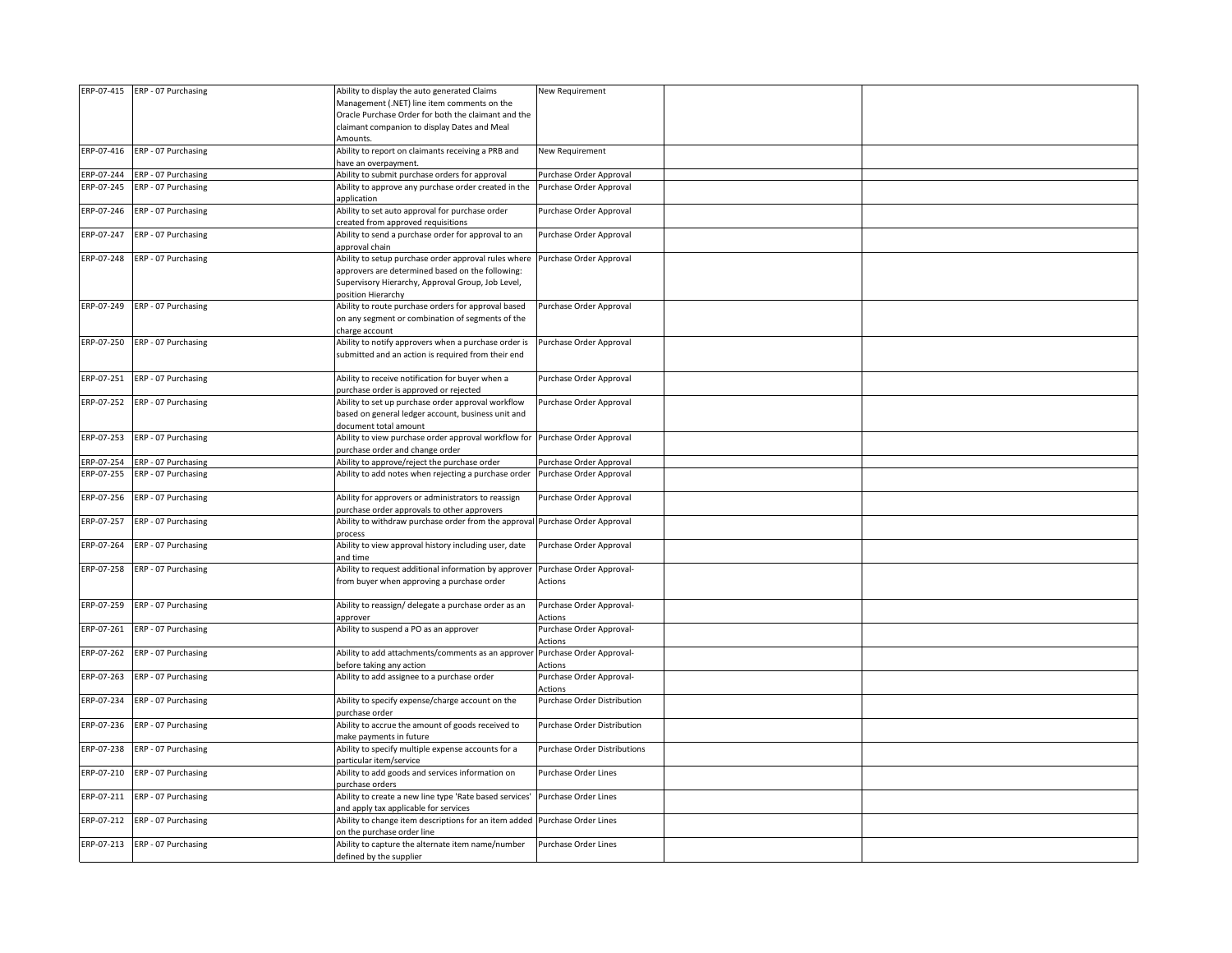| | | | | | |
|---|---|---|---|---|---|
| ERP-07-415 | ERP - 07 Purchasing | Ability to display the auto generated Claims Management (.NET) line item comments on the Oracle Purchase Order for both the claimant and the claimant companion to display Dates and Meal Amounts. | New Requirement | | |
| ERP-07-416 | ERP - 07 Purchasing | Ability to report on claimants receiving a PRB and have an overpayment. | New Requirement | | |
| ERP-07-244 | ERP - 07 Purchasing | Ability to submit purchase orders for approval | Purchase Order Approval | | |
| ERP-07-245 | ERP - 07 Purchasing | Ability to approve any purchase order created in the application | Purchase Order Approval | | |
| ERP-07-246 | ERP - 07 Purchasing | Ability to set auto approval for purchase order created from approved requisitions | Purchase Order Approval | | |
| ERP-07-247 | ERP - 07 Purchasing | Ability to send a purchase order for approval to an approval chain | Purchase Order Approval | | |
| ERP-07-248 | ERP - 07 Purchasing | Ability to setup purchase order approval rules where approvers are determined based on the following: Supervisory Hierarchy, Approval Group, Job Level, position Hierarchy | Purchase Order Approval | | |
| ERP-07-249 | ERP - 07 Purchasing | Ability to route purchase orders for approval based on any segment or combination of segments of the charge account | Purchase Order Approval | | |
| ERP-07-250 | ERP - 07 Purchasing | Ability to notify approvers when a purchase order is submitted and an action is required from their end | Purchase Order Approval | | |
| ERP-07-251 | ERP - 07 Purchasing | Ability to receive notification for buyer when a purchase order is approved or rejected | Purchase Order Approval | | |
| ERP-07-252 | ERP - 07 Purchasing | Ability to set up purchase order approval workflow based on general ledger account, business unit and document total amount | Purchase Order Approval | | |
| ERP-07-253 | ERP - 07 Purchasing | Ability to view purchase order approval workflow for purchase order and change order | Purchase Order Approval | | |
| ERP-07-254 | ERP - 07 Purchasing | Ability to approve/reject the purchase order | Purchase Order Approval | | |
| ERP-07-255 | ERP - 07 Purchasing | Ability to add notes when rejecting a purchase order | Purchase Order Approval | | |
| ERP-07-256 | ERP - 07 Purchasing | Ability for approvers or administrators to reassign purchase order approvals to other approvers | Purchase Order Approval | | |
| ERP-07-257 | ERP - 07 Purchasing | Ability to withdraw purchase order from the approval process | Purchase Order Approval | | |
| ERP-07-264 | ERP - 07 Purchasing | Ability to view approval history including user, date and time | Purchase Order Approval | | |
| ERP-07-258 | ERP - 07 Purchasing | Ability to request additional information by approver from buyer when approving a purchase order | Purchase Order Approval-Actions | | |
| ERP-07-259 | ERP - 07 Purchasing | Ability to reassign/ delegate a purchase order as an approver | Purchase Order Approval-Actions | | |
| ERP-07-261 | ERP - 07 Purchasing | Ability to suspend a PO as an approver | Purchase Order Approval-Actions | | |
| ERP-07-262 | ERP - 07 Purchasing | Ability to add attachments/comments as an approver before taking any action | Purchase Order Approval-Actions | | |
| ERP-07-263 | ERP - 07 Purchasing | Ability to add assignee to a purchase order | Purchase Order Approval-Actions | | |
| ERP-07-234 | ERP - 07 Purchasing | Ability to specify expense/charge account on the purchase order | Purchase Order Distribution | | |
| ERP-07-236 | ERP - 07 Purchasing | Ability to accrue the amount of goods received to make payments in future | Purchase Order Distribution | | |
| ERP-07-238 | ERP - 07 Purchasing | Ability to specify multiple expense accounts for a particular item/service | Purchase Order Distributions | | |
| ERP-07-210 | ERP - 07 Purchasing | Ability to add goods and services information on purchase orders | Purchase Order Lines | | |
| ERP-07-211 | ERP - 07 Purchasing | Ability to create a new line type 'Rate based services' and apply tax applicable for services | Purchase Order Lines | | |
| ERP-07-212 | ERP - 07 Purchasing | Ability to change item descriptions for an item added on the purchase order line | Purchase Order Lines | | |
| ERP-07-213 | ERP - 07 Purchasing | Ability to capture the alternate item name/number defined by the supplier | Purchase Order Lines | | |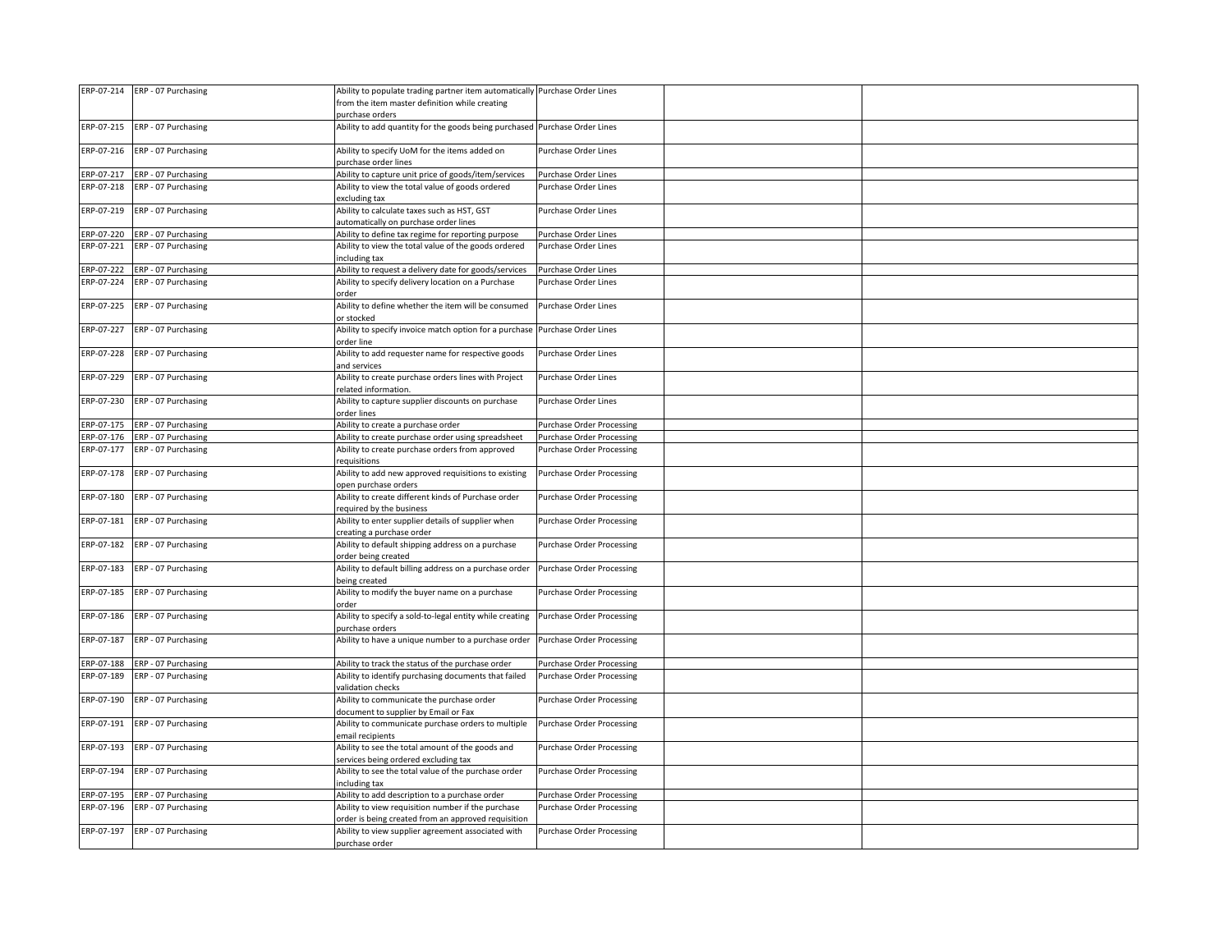| | | | | | |
|---|---|---|---|---|---|
| ERP-07-214 | ERP - 07 Purchasing | Ability to populate trading partner item automatically from the item master definition while creating purchase orders | Purchase Order Lines | | |
| ERP-07-215 | ERP - 07 Purchasing | Ability to add quantity for the goods being purchased | Purchase Order Lines | | |
| ERP-07-216 | ERP - 07 Purchasing | Ability to specify UoM for the items added on purchase order lines | Purchase Order Lines | | |
| ERP-07-217 | ERP - 07 Purchasing | Ability to capture unit price of goods/item/services | Purchase Order Lines | | |
| ERP-07-218 | ERP - 07 Purchasing | Ability to view the total value of goods ordered excluding tax | Purchase Order Lines | | |
| ERP-07-219 | ERP - 07 Purchasing | Ability to calculate taxes such as HST, GST automatically on purchase order lines | Purchase Order Lines | | |
| ERP-07-220 | ERP - 07 Purchasing | Ability to define tax regime for reporting purpose | Purchase Order Lines | | |
| ERP-07-221 | ERP - 07 Purchasing | Ability to view the total value of the goods ordered including tax | Purchase Order Lines | | |
| ERP-07-222 | ERP - 07 Purchasing | Ability to request a delivery date for goods/services | Purchase Order Lines | | |
| ERP-07-224 | ERP - 07 Purchasing | Ability to specify delivery location on a Purchase order | Purchase Order Lines | | |
| ERP-07-225 | ERP - 07 Purchasing | Ability to define whether the item will be consumed or stocked | Purchase Order Lines | | |
| ERP-07-227 | ERP - 07 Purchasing | Ability to specify invoice match option for a purchase order line | Purchase Order Lines | | |
| ERP-07-228 | ERP - 07 Purchasing | Ability to add requester name for respective goods and services | Purchase Order Lines | | |
| ERP-07-229 | ERP - 07 Purchasing | Ability to create purchase orders lines with Project related information. | Purchase Order Lines | | |
| ERP-07-230 | ERP - 07 Purchasing | Ability to capture supplier discounts on purchase order lines | Purchase Order Lines | | |
| ERP-07-175 | ERP - 07 Purchasing | Ability to create a purchase order | Purchase Order Processing | | |
| ERP-07-176 | ERP - 07 Purchasing | Ability to create purchase order using spreadsheet | Purchase Order Processing | | |
| ERP-07-177 | ERP - 07 Purchasing | Ability to create purchase orders from approved requisitions | Purchase Order Processing | | |
| ERP-07-178 | ERP - 07 Purchasing | Ability to add new approved requisitions to existing open purchase orders | Purchase Order Processing | | |
| ERP-07-180 | ERP - 07 Purchasing | Ability to create different kinds of Purchase order required by the business | Purchase Order Processing | | |
| ERP-07-181 | ERP - 07 Purchasing | Ability to enter supplier details of supplier when creating a purchase order | Purchase Order Processing | | |
| ERP-07-182 | ERP - 07 Purchasing | Ability to default shipping address on a purchase order being created | Purchase Order Processing | | |
| ERP-07-183 | ERP - 07 Purchasing | Ability to default billing address on a purchase order being created | Purchase Order Processing | | |
| ERP-07-185 | ERP - 07 Purchasing | Ability to modify the buyer name on a purchase order | Purchase Order Processing | | |
| ERP-07-186 | ERP - 07 Purchasing | Ability to specify a sold-to-legal entity while creating purchase orders | Purchase Order Processing | | |
| ERP-07-187 | ERP - 07 Purchasing | Ability to have a unique number to a purchase order | Purchase Order Processing | | |
| ERP-07-188 | ERP - 07 Purchasing | Ability to track the status of the purchase order | Purchase Order Processing | | |
| ERP-07-189 | ERP - 07 Purchasing | Ability to identify purchasing documents that failed validation checks | Purchase Order Processing | | |
| ERP-07-190 | ERP - 07 Purchasing | Ability to communicate the purchase order document to supplier by Email or Fax | Purchase Order Processing | | |
| ERP-07-191 | ERP - 07 Purchasing | Ability to communicate purchase orders to multiple email recipients | Purchase Order Processing | | |
| ERP-07-193 | ERP - 07 Purchasing | Ability to see the total amount of the goods and services being ordered excluding tax | Purchase Order Processing | | |
| ERP-07-194 | ERP - 07 Purchasing | Ability to see the total value of the purchase order including tax | Purchase Order Processing | | |
| ERP-07-195 | ERP - 07 Purchasing | Ability to add description to a purchase order | Purchase Order Processing | | |
| ERP-07-196 | ERP - 07 Purchasing | Ability to view requisition number if the purchase order is being created from an approved requisition | Purchase Order Processing | | |
| ERP-07-197 | ERP - 07 Purchasing | Ability to view supplier agreement associated with purchase order | Purchase Order Processing | | |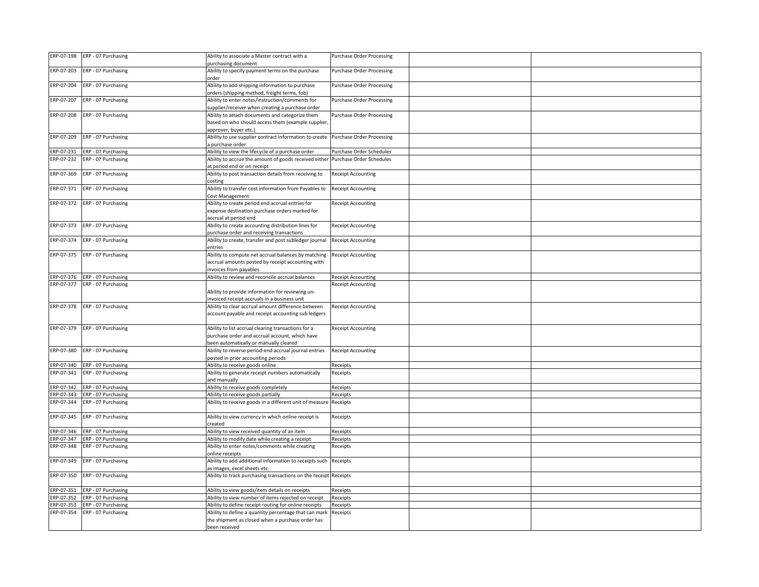| | | | | | |
|---|---|---|---|---|---|
| ERP-07-198 | ERP - 07 Purchasing | Ability to associate a Master contract with a purchasing document | Purchase Order Processing | | |
| ERP-07-203 | ERP - 07 Purchasing | Ability to specify payment terms on the purchase order | Purchase Order Processing | | |
| ERP-07-204 | ERP - 07 Purchasing | Ability to add shipping information to purchase orders (shipping method, freight terms, fob) | Purchase Order Processing | | |
| ERP-07-207 | ERP - 07 Purchasing | Ability to enter notes/instruction/comments for supplier/receiver when creating a purchase order | Purchase Order Processing | | |
| ERP-07-208 | ERP - 07 Purchasing | Ability to attach documents and categorize them based on who should access them (example supplier, approver, buyer etc.) | Purchase Order Processing | | |
| ERP-07-209 | ERP - 07 Purchasing | Ability to use supplier contract information to create a purchase order | Purchase Order Processing | | |
| ERP-07-231 | ERP - 07 Purchasing | Ability to view the lifecycle of a purchase order | Purchase Order Schedules | | |
| ERP-07-232 | ERP - 07 Purchasing | Ability to accrue the amount of goods received either at period end or on receipt | Purchase Order Schedules | | |
| ERP-07-369 | ERP - 07 Purchasing | Ability to post transaction details from receiving to costing | Receipt Accounting | | |
| ERP-07-371 | ERP - 07 Purchasing | Ability to transfer cost information from Payables to Cost Management | Receipt Accounting | | |
| ERP-07-372 | ERP - 07 Purchasing | Ability to create period end accrual entries for expense destination purchase orders marked for accrual at period end | Receipt Accounting | | |
| ERP-07-373 | ERP - 07 Purchasing | Ability to create accounting distribution lines for purchase order and receiving transactions | Receipt Accounting | | |
| ERP-07-374 | ERP - 07 Purchasing | Ability to create, transfer and post subledger journal entries | Receipt Accounting | | |
| ERP-07-375 | ERP - 07 Purchasing | Ability to compute net accrual balances by matching accrual amounts posted by receipt accounting with invoices from payables | Receipt Accounting | | |
| ERP-07-376 | ERP - 07 Purchasing | Ability to review and reconcile accrual balances | Receipt Accounting | | |
| ERP-07-377 | ERP - 07 Purchasing | Ability to provide information for reviewing un-invoiced receipt accruals in a business unit | Receipt Accounting | | |
| ERP-07-378 | ERP - 07 Purchasing | Ability to clear accrual amount difference between account payable and receipt accounting sub ledgers | Receipt Accounting | | |
| ERP-07-379 | ERP - 07 Purchasing | Ability to list accrual clearing transactions for a purchase order and accrual account, which have been automatically or manually cleared | Receipt Accounting | | |
| ERP-07-380 | ERP - 07 Purchasing | Ability to reverse period-end accrual journal entries posted in prior accounting periods | Receipt Accounting | | |
| ERP-07-340 | ERP - 07 Purchasing | Ability to receive goods online | Receipts | | |
| ERP-07-341 | ERP - 07 Purchasing | Ability to generate receipt numbers automatically and manually | Receipts | | |
| ERP-07-342 | ERP - 07 Purchasing | Ability to receive goods completely | Receipts | | |
| ERP-07-343 | ERP - 07 Purchasing | Ability to receive goods partially | Receipts | | |
| ERP-07-344 | ERP - 07 Purchasing | Ability to receive goods in a different unit of measure | Receipts | | |
| ERP-07-345 | ERP - 07 Purchasing | Ability to view currency in which online receipt is created | Receipts | | |
| ERP-07-346 | ERP - 07 Purchasing | Ability to view received quantity of an item | Receipts | | |
| ERP-07-347 | ERP - 07 Purchasing | Ability to modify date while creating a receipt | Receipts | | |
| ERP-07-348 | ERP - 07 Purchasing | Ability to enter notes/comments while creating online receipts | Receipts | | |
| ERP-07-349 | ERP - 07 Purchasing | Ability to add additional information to receipts such as images, excel sheets etc. | Receipts | | |
| ERP-07-350 | ERP - 07 Purchasing | Ability to track purchasing transactions on the receipt | Receipts | | |
| ERP-07-351 | ERP - 07 Purchasing | Ability to view goods/item details on receipts | Receipts | | |
| ERP-07-352 | ERP - 07 Purchasing | Ability to view number of items rejected on receipt | Receipts | | |
| ERP-07-353 | ERP - 07 Purchasing | Ability to define receipt routing for online receipts | Receipts | | |
| ERP-07-354 | ERP - 07 Purchasing | Ability to define a quantity percentage that can mark the shipment as closed when a purchase order has been received | Receipts | | |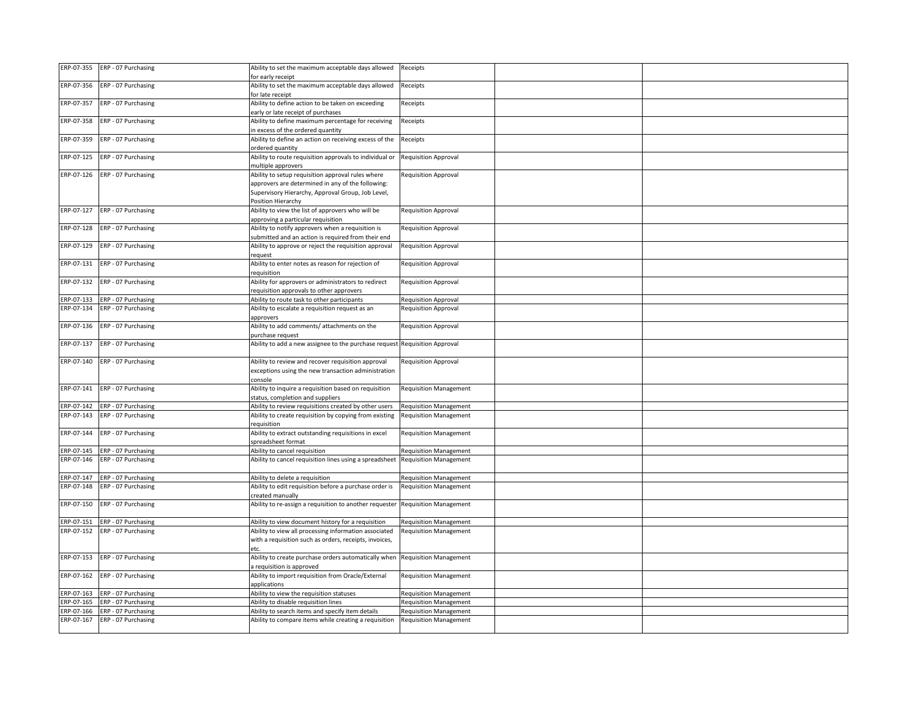| | | | | | |
|---|---|---|---|---|---|
| ERP-07-355 | ERP - 07 Purchasing | Ability to set the maximum acceptable days allowed for early receipt | Receipts | | |
| ERP-07-356 | ERP - 07 Purchasing | Ability to set the maximum acceptable days allowed for late receipt | Receipts | | |
| ERP-07-357 | ERP - 07 Purchasing | Ability to define action to be taken on exceeding early or late receipt of purchases | Receipts | | |
| ERP-07-358 | ERP - 07 Purchasing | Ability to define maximum percentage for receiving in excess of the ordered quantity | Receipts | | |
| ERP-07-359 | ERP - 07 Purchasing | Ability to define an action on receiving excess of the ordered quantity | Receipts | | |
| ERP-07-125 | ERP - 07 Purchasing | Ability to route requisition approvals to individual or multiple approvers | Requisition Approval | | |
| ERP-07-126 | ERP - 07 Purchasing | Ability to setup requisition approval rules where approvers are determined in any of the following: Supervisory Hierarchy, Approval Group, Job Level, Position Hierarchy | Requisition Approval | | |
| ERP-07-127 | ERP - 07 Purchasing | Ability to view the list of approvers who will be approving a particular requisition | Requisition Approval | | |
| ERP-07-128 | ERP - 07 Purchasing | Ability to notify approvers when a requisition is submitted and an action is required from their end | Requisition Approval | | |
| ERP-07-129 | ERP - 07 Purchasing | Ability to approve or reject the requisition approval request | Requisition Approval | | |
| ERP-07-131 | ERP - 07 Purchasing | Ability to enter notes as reason for rejection of requisition | Requisition Approval | | |
| ERP-07-132 | ERP - 07 Purchasing | Ability for approvers or administrators to redirect requisition approvals to other approvers | Requisition Approval | | |
| ERP-07-133 | ERP - 07 Purchasing | Ability to route task to other participants | Requisition Approval | | |
| ERP-07-134 | ERP - 07 Purchasing | Ability to escalate a requisition request as an approvers | Requisition Approval | | |
| ERP-07-136 | ERP - 07 Purchasing | Ability to add comments/ attachments on the purchase request | Requisition Approval | | |
| ERP-07-137 | ERP - 07 Purchasing | Ability to add a new assignee to the purchase request | Requisition Approval | | |
| ERP-07-140 | ERP - 07 Purchasing | Ability to review and recover requisition approval exceptions using the new transaction administration console | Requisition Approval | | |
| ERP-07-141 | ERP - 07 Purchasing | Ability to inquire a requisition based on requisition status, completion and suppliers | Requisition Management | | |
| ERP-07-142 | ERP - 07 Purchasing | Ability to review requisitions created by other users | Requisition Management | | |
| ERP-07-143 | ERP - 07 Purchasing | Ability to create requisition by copying from existing requisition | Requisition Management | | |
| ERP-07-144 | ERP - 07 Purchasing | Ability to extract outstanding requisitions in excel spreadsheet format | Requisition Management | | |
| ERP-07-145 | ERP - 07 Purchasing | Ability to cancel requisition | Requisition Management | | |
| ERP-07-146 | ERP - 07 Purchasing | Ability to cancel requisition lines using a spreadsheet | Requisition Management | | |
| ERP-07-147 | ERP - 07 Purchasing | Ability to delete a requisition | Requisition Management | | |
| ERP-07-148 | ERP - 07 Purchasing | Ability to edit requisition before a purchase order is created manually | Requisition Management | | |
| ERP-07-150 | ERP - 07 Purchasing | Ability to re-assign a requisition to another requester | Requisition Management | | |
| ERP-07-151 | ERP - 07 Purchasing | Ability to view document history for a requisition | Requisition Management | | |
| ERP-07-152 | ERP - 07 Purchasing | Ability to view all processing information associated with a requisition such as orders, receipts, invoices, etc. | Requisition Management | | |
| ERP-07-153 | ERP - 07 Purchasing | Ability to create purchase orders automatically when a requisition is approved | Requisition Management | | |
| ERP-07-162 | ERP - 07 Purchasing | Ability to import requisition from Oracle/External applications | Requisition Management | | |
| ERP-07-163 | ERP - 07 Purchasing | Ability to view the requisition statuses | Requisition Management | | |
| ERP-07-165 | ERP - 07 Purchasing | Ability to disable requisition lines | Requisition Management | | |
| ERP-07-166 | ERP - 07 Purchasing | Ability to search items and specify item details | Requisition Management | | |
| ERP-07-167 | ERP - 07 Purchasing | Ability to compare items while creating a requisition | Requisition Management | | |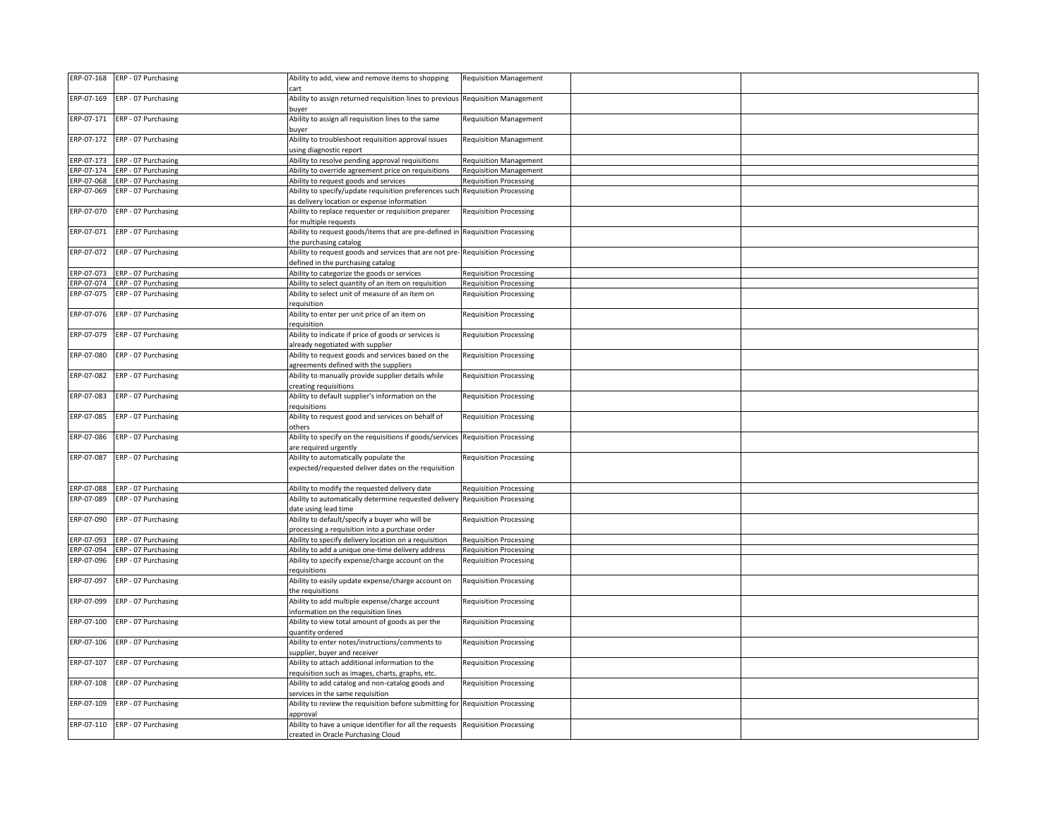| | | | | | |
|---|---|---|---|---|---|
| ERP-07-168 | ERP - 07 Purchasing | Ability to add, view and remove items to shopping cart | Requisition Management | | |
| ERP-07-169 | ERP - 07 Purchasing | Ability to assign returned requisition lines to previous buyer | Requisition Management | | |
| ERP-07-171 | ERP - 07 Purchasing | Ability to assign all requisition lines to the same buyer | Requisition Management | | |
| ERP-07-172 | ERP - 07 Purchasing | Ability to troubleshoot requisition approval issues using diagnostic report | Requisition Management | | |
| ERP-07-173 | ERP - 07 Purchasing | Ability to resolve pending approval requisitions | Requisition Management | | |
| ERP-07-174 | ERP - 07 Purchasing | Ability to override agreement price on requisitions | Requisition Management | | |
| ERP-07-068 | ERP - 07 Purchasing | Ability to request goods and services | Requisition Processing | | |
| ERP-07-069 | ERP - 07 Purchasing | Ability to specify/update requisition preferences such as delivery location or expense information | Requisition Processing | | |
| ERP-07-070 | ERP - 07 Purchasing | Ability to replace requester or requisition preparer for multiple requests | Requisition Processing | | |
| ERP-07-071 | ERP - 07 Purchasing | Ability to request goods/items that are pre-defined in the purchasing catalog | Requisition Processing | | |
| ERP-07-072 | ERP - 07 Purchasing | Ability to request goods and services that are not pre-defined in the purchasing catalog | Requisition Processing | | |
| ERP-07-073 | ERP - 07 Purchasing | Ability to categorize the goods or services | Requisition Processing | | |
| ERP-07-074 | ERP - 07 Purchasing | Ability to select quantity of an item on requisition | Requisition Processing | | |
| ERP-07-075 | ERP - 07 Purchasing | Ability to select unit of measure of an item on requisition | Requisition Processing | | |
| ERP-07-076 | ERP - 07 Purchasing | Ability to enter per unit price of an item on requisition | Requisition Processing | | |
| ERP-07-079 | ERP - 07 Purchasing | Ability to indicate if price of goods or services is already negotiated with supplier | Requisition Processing | | |
| ERP-07-080 | ERP - 07 Purchasing | Ability to request goods and services based on the agreements defined with the suppliers | Requisition Processing | | |
| ERP-07-082 | ERP - 07 Purchasing | Ability to manually provide supplier details while creating requisitions | Requisition Processing | | |
| ERP-07-083 | ERP - 07 Purchasing | Ability to default supplier's information on the requisitions | Requisition Processing | | |
| ERP-07-085 | ERP - 07 Purchasing | Ability to request good and services on behalf of others | Requisition Processing | | |
| ERP-07-086 | ERP - 07 Purchasing | Ability to specify on the requisitions if goods/services are required urgently | Requisition Processing | | |
| ERP-07-087 | ERP - 07 Purchasing | Ability to automatically populate the expected/requested deliver dates on the requisition | Requisition Processing | | |
| ERP-07-088 | ERP - 07 Purchasing | Ability to modify the requested delivery date | Requisition Processing | | |
| ERP-07-089 | ERP - 07 Purchasing | Ability to automatically determine requested delivery date using lead time | Requisition Processing | | |
| ERP-07-090 | ERP - 07 Purchasing | Ability to default/specify a buyer who will be processing a requisition into a purchase order | Requisition Processing | | |
| ERP-07-093 | ERP - 07 Purchasing | Ability to specify delivery location on a requisition | Requisition Processing | | |
| ERP-07-094 | ERP - 07 Purchasing | Ability to add a unique one-time delivery address | Requisition Processing | | |
| ERP-07-096 | ERP - 07 Purchasing | Ability to specify expense/charge account on the requisitions | Requisition Processing | | |
| ERP-07-097 | ERP - 07 Purchasing | Ability to easily update expense/charge account on the requisitions | Requisition Processing | | |
| ERP-07-099 | ERP - 07 Purchasing | Ability to add multiple expense/charge account information on the requisition lines | Requisition Processing | | |
| ERP-07-100 | ERP - 07 Purchasing | Ability to view total amount of goods as per the quantity ordered | Requisition Processing | | |
| ERP-07-106 | ERP - 07 Purchasing | Ability to enter notes/instructions/comments to supplier, buyer and receiver | Requisition Processing | | |
| ERP-07-107 | ERP - 07 Purchasing | Ability to attach additional information to the requisition such as images, charts, graphs, etc. | Requisition Processing | | |
| ERP-07-108 | ERP - 07 Purchasing | Ability to add catalog and non-catalog goods and services in the same requisition | Requisition Processing | | |
| ERP-07-109 | ERP - 07 Purchasing | Ability to review the requisition before submitting for approval | Requisition Processing | | |
| ERP-07-110 | ERP - 07 Purchasing | Ability to have a unique identifier for all the requests created in Oracle Purchasing Cloud | Requisition Processing | | |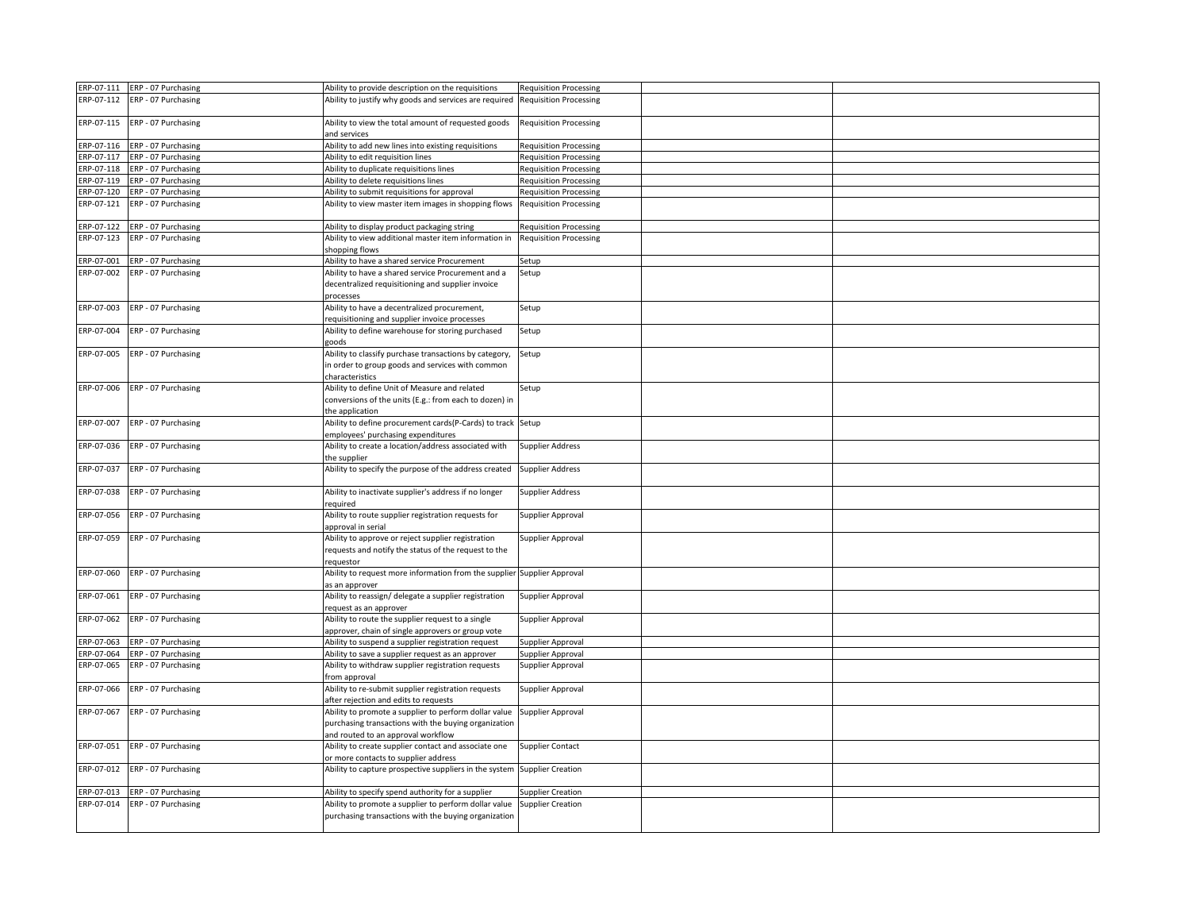| | | | | | |
|---|---|---|---|---|---|
| ERP-07-111 | ERP - 07 Purchasing | Ability to provide description on the requisitions | Requisition Processing | | |
| ERP-07-112 | ERP - 07 Purchasing | Ability to justify why goods and services are required | Requisition Processing | | |
| ERP-07-115 | ERP - 07 Purchasing | Ability to view the total amount of requested goods and services | Requisition Processing | | |
| ERP-07-116 | ERP - 07 Purchasing | Ability to add new lines into existing requisitions | Requisition Processing | | |
| ERP-07-117 | ERP - 07 Purchasing | Ability to edit requisition lines | Requisition Processing | | |
| ERP-07-118 | ERP - 07 Purchasing | Ability to duplicate requisitions lines | Requisition Processing | | |
| ERP-07-119 | ERP - 07 Purchasing | Ability to delete requisitions lines | Requisition Processing | | |
| ERP-07-120 | ERP - 07 Purchasing | Ability to submit requisitions for approval | Requisition Processing | | |
| ERP-07-121 | ERP - 07 Purchasing | Ability to view master item images in shopping flows | Requisition Processing | | |
| ERP-07-122 | ERP - 07 Purchasing | Ability to display product packaging string | Requisition Processing | | |
| ERP-07-123 | ERP - 07 Purchasing | Ability to view additional master item information in shopping flows | Requisition Processing | | |
| ERP-07-001 | ERP - 07 Purchasing | Ability to have a shared service Procurement | Setup | | |
| ERP-07-002 | ERP - 07 Purchasing | Ability to have a shared service Procurement and a decentralized requisitioning and supplier invoice processes | Setup | | |
| ERP-07-003 | ERP - 07 Purchasing | Ability to have a decentralized procurement, requisitioning and supplier invoice processes | Setup | | |
| ERP-07-004 | ERP - 07 Purchasing | Ability to define warehouse for storing purchased goods | Setup | | |
| ERP-07-005 | ERP - 07 Purchasing | Ability to classify purchase transactions by category, in order to group goods and services with common characteristics | Setup | | |
| ERP-07-006 | ERP - 07 Purchasing | Ability to define Unit of Measure and related conversions of the units (E.g.: from each to dozen) in the application | Setup | | |
| ERP-07-007 | ERP - 07 Purchasing | Ability to define procurement cards(P-Cards) to track employees' purchasing expenditures | Setup | | |
| ERP-07-036 | ERP - 07 Purchasing | Ability to create a location/address associated with the supplier | Supplier Address | | |
| ERP-07-037 | ERP - 07 Purchasing | Ability to specify the purpose of the address created | Supplier Address | | |
| ERP-07-038 | ERP - 07 Purchasing | Ability to inactivate supplier's address if no longer required | Supplier Address | | |
| ERP-07-056 | ERP - 07 Purchasing | Ability to route supplier registration requests for approval in serial | Supplier Approval | | |
| ERP-07-059 | ERP - 07 Purchasing | Ability to approve or reject supplier registration requests and notify the status of the request to the requestor | Supplier Approval | | |
| ERP-07-060 | ERP - 07 Purchasing | Ability to request more information from the supplier as an approver | Supplier Approval | | |
| ERP-07-061 | ERP - 07 Purchasing | Ability to reassign/ delegate a supplier registration request as an approver | Supplier Approval | | |
| ERP-07-062 | ERP - 07 Purchasing | Ability to route the supplier request to a single approver, chain of single approvers or group vote | Supplier Approval | | |
| ERP-07-063 | ERP - 07 Purchasing | Ability to suspend a supplier registration request | Supplier Approval | | |
| ERP-07-064 | ERP - 07 Purchasing | Ability to save a supplier request as an approver | Supplier Approval | | |
| ERP-07-065 | ERP - 07 Purchasing | Ability to withdraw supplier registration requests from approval | Supplier Approval | | |
| ERP-07-066 | ERP - 07 Purchasing | Ability to re-submit supplier registration requests after rejection and edits to requests | Supplier Approval | | |
| ERP-07-067 | ERP - 07 Purchasing | Ability to promote a supplier to perform dollar value purchasing transactions with the buying organization and routed to an approval workflow | Supplier Approval | | |
| ERP-07-051 | ERP - 07 Purchasing | Ability to create supplier contact and associate one or more contacts to supplier address | Supplier Contact | | |
| ERP-07-012 | ERP - 07 Purchasing | Ability to capture prospective suppliers in the system | Supplier Creation | | |
| ERP-07-013 | ERP - 07 Purchasing | Ability to specify spend authority for a supplier | Supplier Creation | | |
| ERP-07-014 | ERP - 07 Purchasing | Ability to promote a supplier to perform dollar value purchasing transactions with the buying organization | Supplier Creation | | |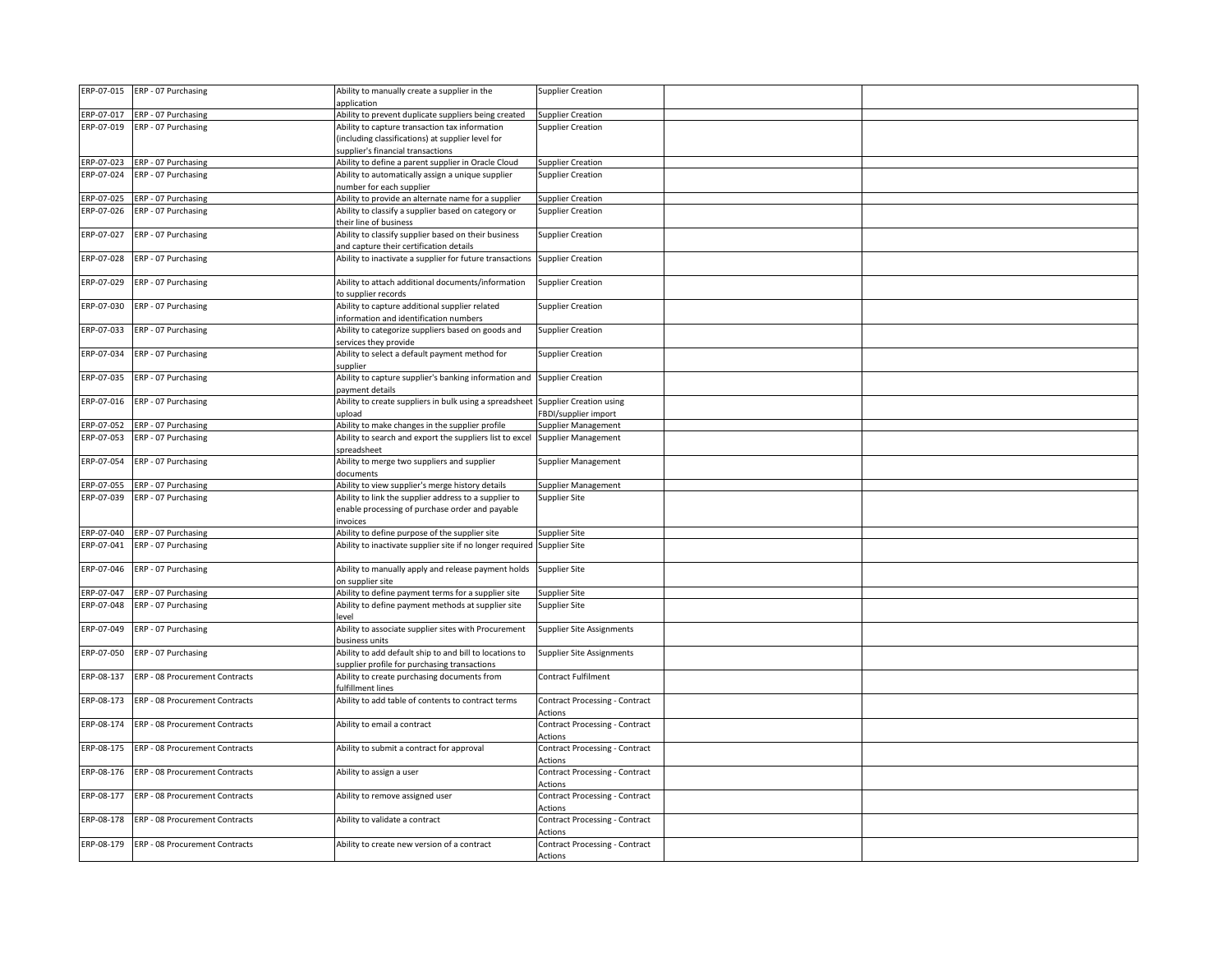| | | | | | |
|---|---|---|---|---|---|
| ERP-07-015 | ERP - 07 Purchasing | Ability to manually create a supplier in the application | Supplier Creation | | |
| ERP-07-017 | ERP - 07 Purchasing | Ability to prevent duplicate suppliers being created | Supplier Creation | | |
| ERP-07-019 | ERP - 07 Purchasing | Ability to capture transaction tax information (including classifications) at supplier level for supplier's financial transactions | Supplier Creation | | |
| ERP-07-023 | ERP - 07 Purchasing | Ability to define a parent supplier in Oracle Cloud | Supplier Creation | | |
| ERP-07-024 | ERP - 07 Purchasing | Ability to automatically assign a unique supplier number for each supplier | Supplier Creation | | |
| ERP-07-025 | ERP - 07 Purchasing | Ability to provide an alternate name for a supplier | Supplier Creation | | |
| ERP-07-026 | ERP - 07 Purchasing | Ability to classify a supplier based on category or their line of business | Supplier Creation | | |
| ERP-07-027 | ERP - 07 Purchasing | Ability to classify supplier based on their business and capture their certification details | Supplier Creation | | |
| ERP-07-028 | ERP - 07 Purchasing | Ability to inactivate a supplier for future transactions | Supplier Creation | | |
| ERP-07-029 | ERP - 07 Purchasing | Ability to attach additional documents/information to supplier records | Supplier Creation | | |
| ERP-07-030 | ERP - 07 Purchasing | Ability to capture additional supplier related information and identification numbers | Supplier Creation | | |
| ERP-07-033 | ERP - 07 Purchasing | Ability to categorize suppliers based on goods and services they provide | Supplier Creation | | |
| ERP-07-034 | ERP - 07 Purchasing | Ability to select a default payment method for supplier | Supplier Creation | | |
| ERP-07-035 | ERP - 07 Purchasing | Ability to capture supplier's banking information and payment details | Supplier Creation | | |
| ERP-07-016 | ERP - 07 Purchasing | Ability to create suppliers in bulk using a spreadsheet upload | Supplier Creation using FBDI/supplier import | | |
| ERP-07-052 | ERP - 07 Purchasing | Ability to make changes in the supplier profile | Supplier Management | | |
| ERP-07-053 | ERP - 07 Purchasing | Ability to search and export the suppliers list to excel spreadsheet | Supplier Management | | |
| ERP-07-054 | ERP - 07 Purchasing | Ability to merge two suppliers and supplier documents | Supplier Management | | |
| ERP-07-055 | ERP - 07 Purchasing | Ability to view supplier's merge history details | Supplier Management | | |
| ERP-07-039 | ERP - 07 Purchasing | Ability to link the supplier address to a supplier to enable processing of purchase order and payable invoices | Supplier Site | | |
| ERP-07-040 | ERP - 07 Purchasing | Ability to define purpose of the supplier site | Supplier Site | | |
| ERP-07-041 | ERP - 07 Purchasing | Ability to inactivate supplier site if no longer required | Supplier Site | | |
| ERP-07-046 | ERP - 07 Purchasing | Ability to manually apply and release payment holds on supplier site | Supplier Site | | |
| ERP-07-047 | ERP - 07 Purchasing | Ability to define payment terms for a supplier site | Supplier Site | | |
| ERP-07-048 | ERP - 07 Purchasing | Ability to define payment methods at supplier site level | Supplier Site | | |
| ERP-07-049 | ERP - 07 Purchasing | Ability to associate supplier sites with Procurement business units | Supplier Site Assignments | | |
| ERP-07-050 | ERP - 07 Purchasing | Ability to add default ship to and bill to locations to supplier profile for purchasing transactions | Supplier Site Assignments | | |
| ERP-08-137 | ERP - 08 Procurement Contracts | Ability to create purchasing documents from fulfillment lines | Contract Fulfilment | | |
| ERP-08-173 | ERP - 08 Procurement Contracts | Ability to add table of contents to contract terms | Contract Processing - Contract Actions | | |
| ERP-08-174 | ERP - 08 Procurement Contracts | Ability to email a contract | Contract Processing - Contract Actions | | |
| ERP-08-175 | ERP - 08 Procurement Contracts | Ability to submit a contract for approval | Contract Processing - Contract Actions | | |
| ERP-08-176 | ERP - 08 Procurement Contracts | Ability to assign a user | Contract Processing - Contract Actions | | |
| ERP-08-177 | ERP - 08 Procurement Contracts | Ability to remove assigned user | Contract Processing - Contract Actions | | |
| ERP-08-178 | ERP - 08 Procurement Contracts | Ability to validate a contract | Contract Processing - Contract Actions | | |
| ERP-08-179 | ERP - 08 Procurement Contracts | Ability to create new version of a contract | Contract Processing - Contract Actions | | |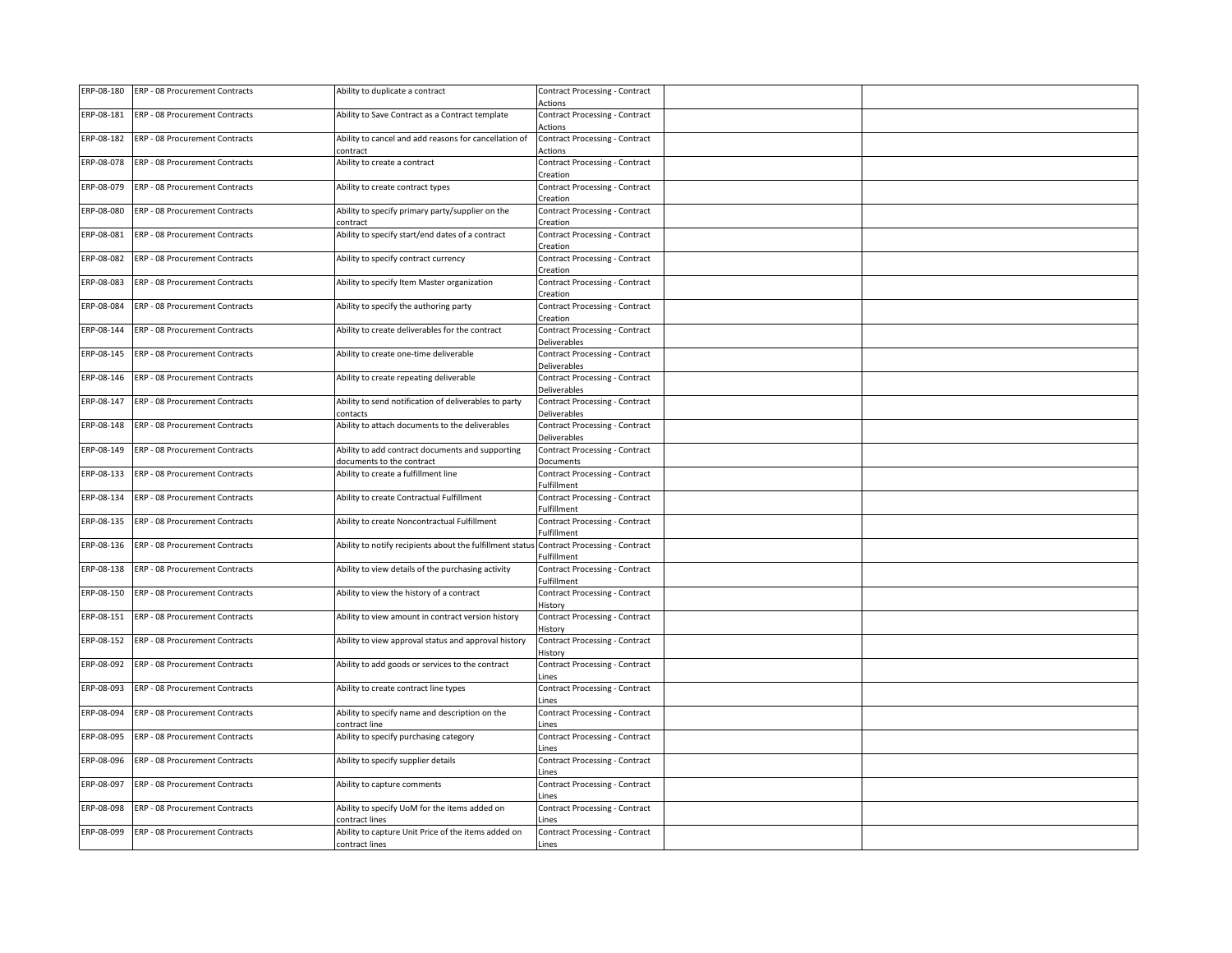| | | | | | |
|---|---|---|---|---|---|
| ERP-08-180 | ERP - 08 Procurement Contracts | Ability to duplicate a contract | Contract Processing - Contract Actions | | |
| ERP-08-181 | ERP - 08 Procurement Contracts | Ability to Save Contract as a Contract template | Contract Processing - Contract Actions | | |
| ERP-08-182 | ERP - 08 Procurement Contracts | Ability to cancel and add reasons for cancellation of contract | Contract Processing - Contract Actions | | |
| ERP-08-078 | ERP - 08 Procurement Contracts | Ability to create a contract | Contract Processing - Contract Creation | | |
| ERP-08-079 | ERP - 08 Procurement Contracts | Ability to create contract types | Contract Processing - Contract Creation | | |
| ERP-08-080 | ERP - 08 Procurement Contracts | Ability to specify primary party/supplier on the contract | Contract Processing - Contract Creation | | |
| ERP-08-081 | ERP - 08 Procurement Contracts | Ability to specify start/end dates of a contract | Contract Processing - Contract Creation | | |
| ERP-08-082 | ERP - 08 Procurement Contracts | Ability to specify contract currency | Contract Processing - Contract Creation | | |
| ERP-08-083 | ERP - 08 Procurement Contracts | Ability to specify Item Master organization | Contract Processing - Contract Creation | | |
| ERP-08-084 | ERP - 08 Procurement Contracts | Ability to specify the authoring party | Contract Processing - Contract Creation | | |
| ERP-08-144 | ERP - 08 Procurement Contracts | Ability to create deliverables for the contract | Contract Processing - Contract Deliverables | | |
| ERP-08-145 | ERP - 08 Procurement Contracts | Ability to create one-time deliverable | Contract Processing - Contract Deliverables | | |
| ERP-08-146 | ERP - 08 Procurement Contracts | Ability to create repeating deliverable | Contract Processing - Contract Deliverables | | |
| ERP-08-147 | ERP - 08 Procurement Contracts | Ability to send notification of deliverables to party contacts | Contract Processing - Contract Deliverables | | |
| ERP-08-148 | ERP - 08 Procurement Contracts | Ability to attach documents to the deliverables | Contract Processing - Contract Deliverables | | |
| ERP-08-149 | ERP - 08 Procurement Contracts | Ability to add contract documents and supporting documents to the contract | Contract Processing - Contract Documents | | |
| ERP-08-133 | ERP - 08 Procurement Contracts | Ability to create a fulfillment line | Contract Processing - Contract Fulfillment | | |
| ERP-08-134 | ERP - 08 Procurement Contracts | Ability to create Contractual Fulfillment | Contract Processing - Contract Fulfillment | | |
| ERP-08-135 | ERP - 08 Procurement Contracts | Ability to create Noncontractual Fulfillment | Contract Processing - Contract Fulfillment | | |
| ERP-08-136 | ERP - 08 Procurement Contracts | Ability to notify recipients about the fulfillment status | Contract Processing - Contract Fulfillment | | |
| ERP-08-138 | ERP - 08 Procurement Contracts | Ability to view details of the purchasing activity | Contract Processing - Contract Fulfillment | | |
| ERP-08-150 | ERP - 08 Procurement Contracts | Ability to view the history of a contract | Contract Processing - Contract History | | |
| ERP-08-151 | ERP - 08 Procurement Contracts | Ability to view amount in contract version history | Contract Processing - Contract History | | |
| ERP-08-152 | ERP - 08 Procurement Contracts | Ability to view approval status and approval history | Contract Processing - Contract History | | |
| ERP-08-092 | ERP - 08 Procurement Contracts | Ability to add goods or services to the contract | Contract Processing - Contract Lines | | |
| ERP-08-093 | ERP - 08 Procurement Contracts | Ability to create contract line types | Contract Processing - Contract Lines | | |
| ERP-08-094 | ERP - 08 Procurement Contracts | Ability to specify name and description on the contract line | Contract Processing - Contract Lines | | |
| ERP-08-095 | ERP - 08 Procurement Contracts | Ability to specify purchasing category | Contract Processing - Contract Lines | | |
| ERP-08-096 | ERP - 08 Procurement Contracts | Ability to specify supplier details | Contract Processing - Contract Lines | | |
| ERP-08-097 | ERP - 08 Procurement Contracts | Ability to capture comments | Contract Processing - Contract Lines | | |
| ERP-08-098 | ERP - 08 Procurement Contracts | Ability to specify UoM for the items added on contract lines | Contract Processing - Contract Lines | | |
| ERP-08-099 | ERP - 08 Procurement Contracts | Ability to capture Unit Price of the items added on contract lines | Contract Processing - Contract Lines | | |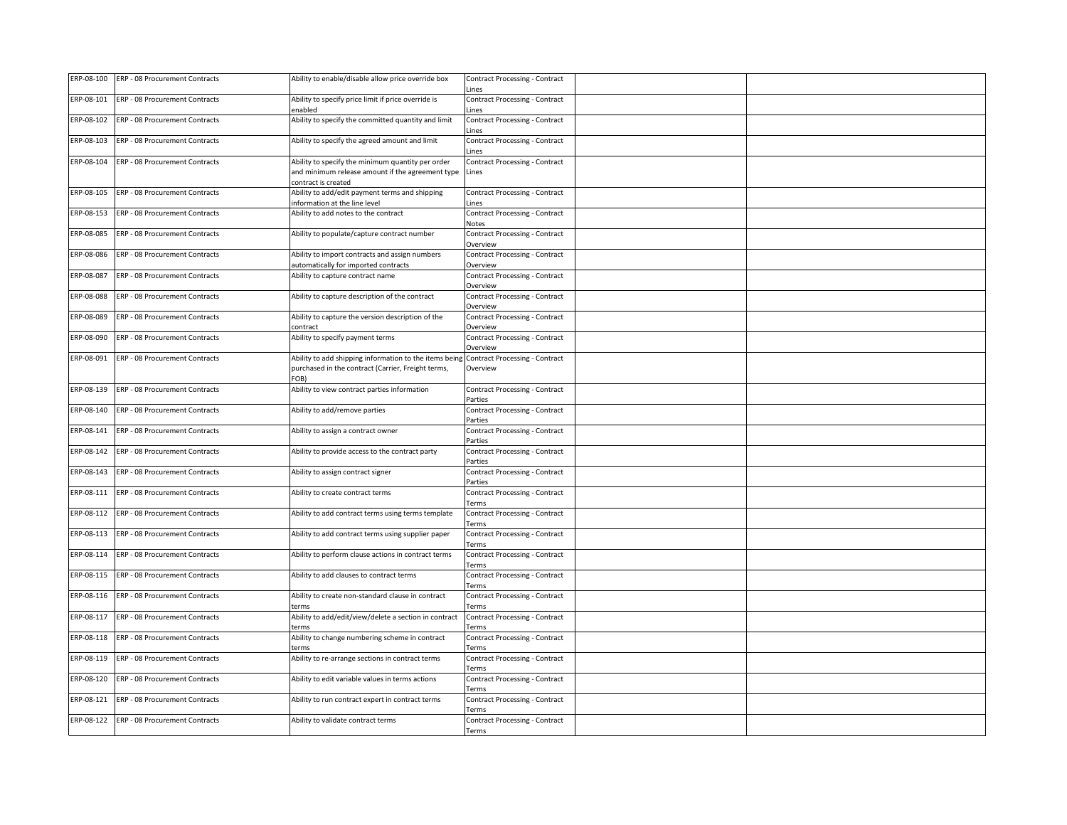| | | | | | |
|---|---|---|---|---|---|
| ERP-08-100 | ERP - 08 Procurement Contracts | Ability to enable/disable allow price override box | Contract Processing - Contract Lines | | |
| ERP-08-101 | ERP - 08 Procurement Contracts | Ability to specify price limit if price override is enabled | Contract Processing - Contract Lines | | |
| ERP-08-102 | ERP - 08 Procurement Contracts | Ability to specify the committed quantity and limit | Contract Processing - Contract Lines | | |
| ERP-08-103 | ERP - 08 Procurement Contracts | Ability to specify the agreed amount and limit | Contract Processing - Contract Lines | | |
| ERP-08-104 | ERP - 08 Procurement Contracts | Ability to specify the minimum quantity per order and minimum release amount if the agreement type contract is created | Contract Processing - Contract Lines | | |
| ERP-08-105 | ERP - 08 Procurement Contracts | Ability to add/edit payment terms and shipping information at the line level | Contract Processing - Contract Lines | | |
| ERP-08-153 | ERP - 08 Procurement Contracts | Ability to add notes to the contract | Contract Processing - Contract Notes | | |
| ERP-08-085 | ERP - 08 Procurement Contracts | Ability to populate/capture contract number | Contract Processing - Contract Overview | | |
| ERP-08-086 | ERP - 08 Procurement Contracts | Ability to import contracts and assign numbers automatically for imported contracts | Contract Processing - Contract Overview | | |
| ERP-08-087 | ERP - 08 Procurement Contracts | Ability to capture contract name | Contract Processing - Contract Overview | | |
| ERP-08-088 | ERP - 08 Procurement Contracts | Ability to capture description of the contract | Contract Processing - Contract Overview | | |
| ERP-08-089 | ERP - 08 Procurement Contracts | Ability to capture the version description of the contract | Contract Processing - Contract Overview | | |
| ERP-08-090 | ERP - 08 Procurement Contracts | Ability to specify payment terms | Contract Processing - Contract Overview | | |
| ERP-08-091 | ERP - 08 Procurement Contracts | Ability to add shipping information to the items being purchased in the contract (Carrier, Freight terms, FOB) | Contract Processing - Contract Overview | | |
| ERP-08-139 | ERP - 08 Procurement Contracts | Ability to view contract parties information | Contract Processing - Contract Parties | | |
| ERP-08-140 | ERP - 08 Procurement Contracts | Ability to add/remove parties | Contract Processing - Contract Parties | | |
| ERP-08-141 | ERP - 08 Procurement Contracts | Ability to assign a contract owner | Contract Processing - Contract Parties | | |
| ERP-08-142 | ERP - 08 Procurement Contracts | Ability to provide access to the contract party | Contract Processing - Contract Parties | | |
| ERP-08-143 | ERP - 08 Procurement Contracts | Ability to assign contract signer | Contract Processing - Contract Parties | | |
| ERP-08-111 | ERP - 08 Procurement Contracts | Ability to create contract terms | Contract Processing - Contract Terms | | |
| ERP-08-112 | ERP - 08 Procurement Contracts | Ability to add contract terms using terms template | Contract Processing - Contract Terms | | |
| ERP-08-113 | ERP - 08 Procurement Contracts | Ability to add contract terms using supplier paper | Contract Processing - Contract Terms | | |
| ERP-08-114 | ERP - 08 Procurement Contracts | Ability to perform clause actions in contract terms | Contract Processing - Contract Terms | | |
| ERP-08-115 | ERP - 08 Procurement Contracts | Ability to add clauses to contract terms | Contract Processing - Contract Terms | | |
| ERP-08-116 | ERP - 08 Procurement Contracts | Ability to create non-standard clause in contract terms | Contract Processing - Contract Terms | | |
| ERP-08-117 | ERP - 08 Procurement Contracts | Ability to add/edit/view/delete a section in contract terms | Contract Processing - Contract Terms | | |
| ERP-08-118 | ERP - 08 Procurement Contracts | Ability to change numbering scheme in contract terms | Contract Processing - Contract Terms | | |
| ERP-08-119 | ERP - 08 Procurement Contracts | Ability to re-arrange sections in contract terms | Contract Processing - Contract Terms | | |
| ERP-08-120 | ERP - 08 Procurement Contracts | Ability to edit variable values in terms actions | Contract Processing - Contract Terms | | |
| ERP-08-121 | ERP - 08 Procurement Contracts | Ability to run contract expert in contract terms | Contract Processing - Contract Terms | | |
| ERP-08-122 | ERP - 08 Procurement Contracts | Ability to validate contract terms | Contract Processing - Contract Terms | | |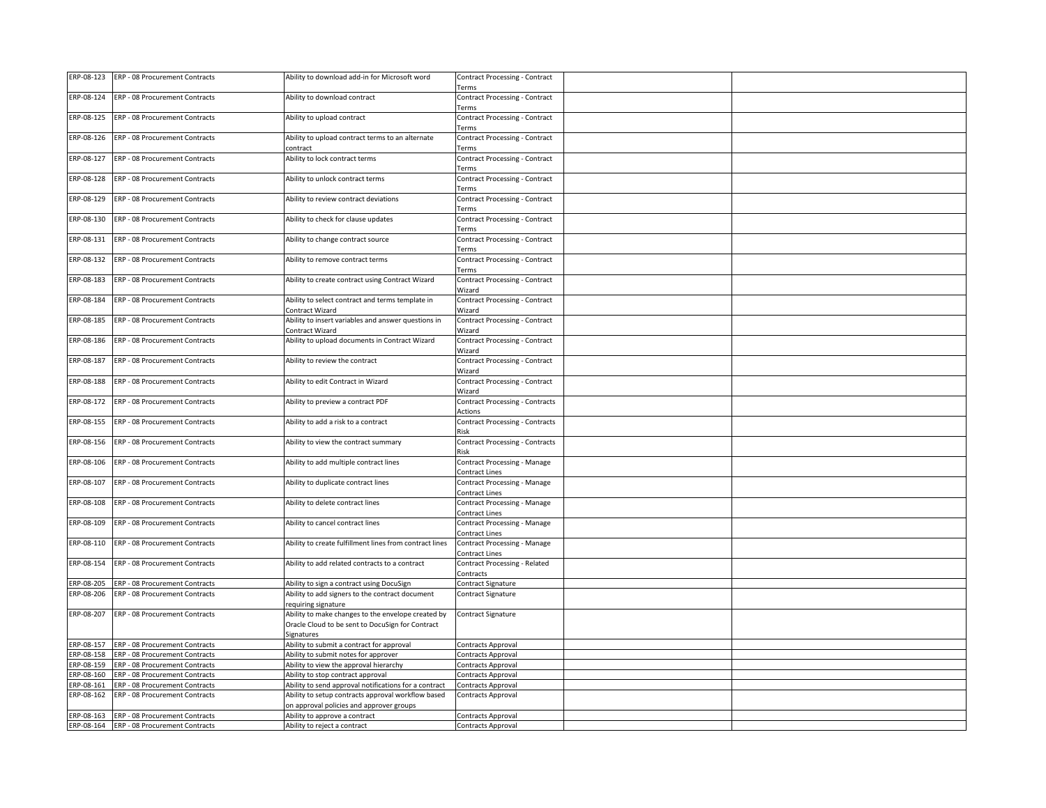| | | | | | |
|---|---|---|---|---|---|
| ERP-08-123 | ERP - 08 Procurement Contracts | Ability to download add-in for Microsoft word | Contract Processing - Contract Terms | | |
| ERP-08-124 | ERP - 08 Procurement Contracts | Ability to download contract | Contract Processing - Contract Terms | | |
| ERP-08-125 | ERP - 08 Procurement Contracts | Ability to upload contract | Contract Processing - Contract Terms | | |
| ERP-08-126 | ERP - 08 Procurement Contracts | Ability to upload contract terms to an alternate contract | Contract Processing - Contract Terms | | |
| ERP-08-127 | ERP - 08 Procurement Contracts | Ability to lock contract terms | Contract Processing - Contract Terms | | |
| ERP-08-128 | ERP - 08 Procurement Contracts | Ability to unlock contract terms | Contract Processing - Contract Terms | | |
| ERP-08-129 | ERP - 08 Procurement Contracts | Ability to review contract deviations | Contract Processing - Contract Terms | | |
| ERP-08-130 | ERP - 08 Procurement Contracts | Ability to check for clause updates | Contract Processing - Contract Terms | | |
| ERP-08-131 | ERP - 08 Procurement Contracts | Ability to change contract source | Contract Processing - Contract Terms | | |
| ERP-08-132 | ERP - 08 Procurement Contracts | Ability to remove contract terms | Contract Processing - Contract Terms | | |
| ERP-08-183 | ERP - 08 Procurement Contracts | Ability to create contract using Contract Wizard | Contract Processing - Contract Wizard | | |
| ERP-08-184 | ERP - 08 Procurement Contracts | Ability to select contract and terms template in Contract Wizard | Contract Processing - Contract Wizard | | |
| ERP-08-185 | ERP - 08 Procurement Contracts | Ability to insert variables and answer questions in Contract Wizard | Contract Processing - Contract Wizard | | |
| ERP-08-186 | ERP - 08 Procurement Contracts | Ability to upload documents in Contract Wizard | Contract Processing - Contract Wizard | | |
| ERP-08-187 | ERP - 08 Procurement Contracts | Ability to review the contract | Contract Processing - Contract Wizard | | |
| ERP-08-188 | ERP - 08 Procurement Contracts | Ability to edit Contract in Wizard | Contract Processing - Contract Wizard | | |
| ERP-08-172 | ERP - 08 Procurement Contracts | Ability to preview a contract PDF | Contract Processing - Contracts Actions | | |
| ERP-08-155 | ERP - 08 Procurement Contracts | Ability to add a risk to a contract | Contract Processing - Contracts Risk | | |
| ERP-08-156 | ERP - 08 Procurement Contracts | Ability to view the contract summary | Contract Processing - Contracts Risk | | |
| ERP-08-106 | ERP - 08 Procurement Contracts | Ability to add multiple contract lines | Contract Processing - Manage Contract Lines | | |
| ERP-08-107 | ERP - 08 Procurement Contracts | Ability to duplicate contract lines | Contract Processing - Manage Contract Lines | | |
| ERP-08-108 | ERP - 08 Procurement Contracts | Ability to delete contract lines | Contract Processing - Manage Contract Lines | | |
| ERP-08-109 | ERP - 08 Procurement Contracts | Ability to cancel contract lines | Contract Processing - Manage Contract Lines | | |
| ERP-08-110 | ERP - 08 Procurement Contracts | Ability to create fulfillment lines from contract lines | Contract Processing - Manage Contract Lines | | |
| ERP-08-154 | ERP - 08 Procurement Contracts | Ability to add related contracts to a contract | Contract Processing - Related Contracts | | |
| ERP-08-205 | ERP - 08 Procurement Contracts | Ability to sign a contract using DocuSign | Contract Signature | | |
| ERP-08-206 | ERP - 08 Procurement Contracts | Ability to add signers to the contract document requiring signature | Contract Signature | | |
| ERP-08-207 | ERP - 08 Procurement Contracts | Ability to make changes to the envelope created by Oracle Cloud to be sent to DocuSign for Contract Signatures | Contract Signature | | |
| ERP-08-157 | ERP - 08 Procurement Contracts | Ability to submit a contract for approval | Contracts Approval | | |
| ERP-08-158 | ERP - 08 Procurement Contracts | Ability to submit notes for approver | Contracts Approval | | |
| ERP-08-159 | ERP - 08 Procurement Contracts | Ability to view the approval hierarchy | Contracts Approval | | |
| ERP-08-160 | ERP - 08 Procurement Contracts | Ability to stop contract approval | Contracts Approval | | |
| ERP-08-161 | ERP - 08 Procurement Contracts | Ability to send approval notifications for a contract | Contracts Approval | | |
| ERP-08-162 | ERP - 08 Procurement Contracts | Ability to setup contracts approval workflow based on approval policies and approver groups | Contracts Approval | | |
| ERP-08-163 | ERP - 08 Procurement Contracts | Ability to approve a contract | Contracts Approval | | |
| ERP-08-164 | ERP - 08 Procurement Contracts | Ability to reject a contract | Contracts Approval | | |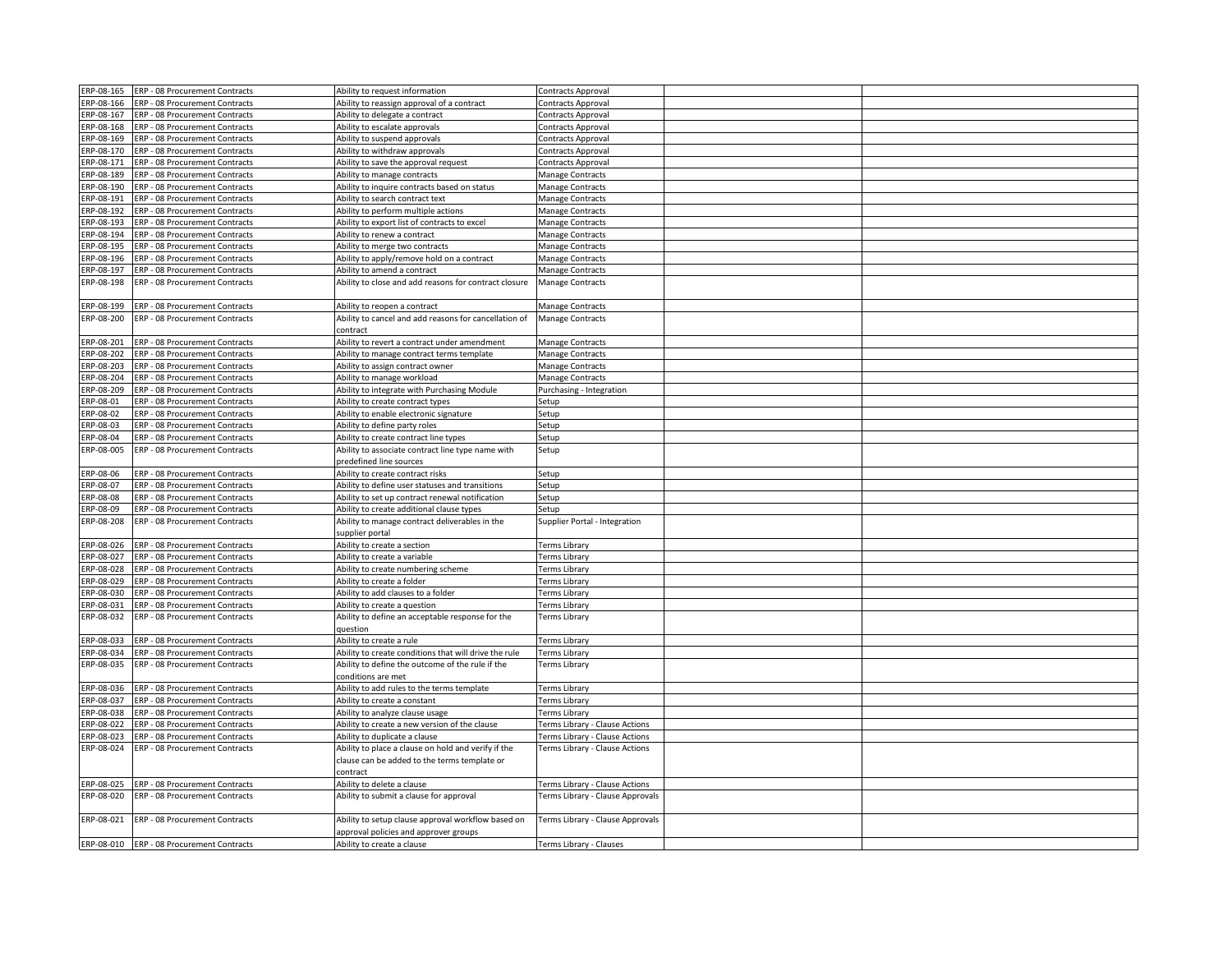| | | | | | |
|---|---|---|---|---|---|
| ERP-08-165 | ERP - 08 Procurement Contracts | Ability to request information | Contracts Approval | | |
| ERP-08-166 | ERP - 08 Procurement Contracts | Ability to reassign approval of a contract | Contracts Approval | | |
| ERP-08-167 | ERP - 08 Procurement Contracts | Ability to delegate a contract | Contracts Approval | | |
| ERP-08-168 | ERP - 08 Procurement Contracts | Ability to escalate approvals | Contracts Approval | | |
| ERP-08-169 | ERP - 08 Procurement Contracts | Ability to suspend approvals | Contracts Approval | | |
| ERP-08-170 | ERP - 08 Procurement Contracts | Ability to withdraw approvals | Contracts Approval | | |
| ERP-08-171 | ERP - 08 Procurement Contracts | Ability to save the approval request | Contracts Approval | | |
| ERP-08-189 | ERP - 08 Procurement Contracts | Ability to manage contracts | Manage Contracts | | |
| ERP-08-190 | ERP - 08 Procurement Contracts | Ability to inquire contracts based on status | Manage Contracts | | |
| ERP-08-191 | ERP - 08 Procurement Contracts | Ability to search contract text | Manage Contracts | | |
| ERP-08-192 | ERP - 08 Procurement Contracts | Ability to perform multiple actions | Manage Contracts | | |
| ERP-08-193 | ERP - 08 Procurement Contracts | Ability to export list of contracts to excel | Manage Contracts | | |
| ERP-08-194 | ERP - 08 Procurement Contracts | Ability to renew a contract | Manage Contracts | | |
| ERP-08-195 | ERP - 08 Procurement Contracts | Ability to merge two contracts | Manage Contracts | | |
| ERP-08-196 | ERP - 08 Procurement Contracts | Ability to apply/remove hold on a contract | Manage Contracts | | |
| ERP-08-197 | ERP - 08 Procurement Contracts | Ability to amend a contract | Manage Contracts | | |
| ERP-08-198 | ERP - 08 Procurement Contracts | Ability to close and add reasons for contract closure | Manage Contracts | | |
| ERP-08-199 | ERP - 08 Procurement Contracts | Ability to reopen a contract | Manage Contracts | | |
| ERP-08-200 | ERP - 08 Procurement Contracts | Ability to cancel and add reasons for cancellation of contract | Manage Contracts | | |
| ERP-08-201 | ERP - 08 Procurement Contracts | Ability to revert a contract under amendment | Manage Contracts | | |
| ERP-08-202 | ERP - 08 Procurement Contracts | Ability to manage contract terms template | Manage Contracts | | |
| ERP-08-203 | ERP - 08 Procurement Contracts | Ability to assign contract owner | Manage Contracts | | |
| ERP-08-204 | ERP - 08 Procurement Contracts | Ability to manage workload | Manage Contracts | | |
| ERP-08-209 | ERP - 08 Procurement Contracts | Ability to integrate with Purchasing Module | Purchasing - Integration | | |
| ERP-08-01 | ERP - 08 Procurement Contracts | Ability to create contract types | Setup | | |
| ERP-08-02 | ERP - 08 Procurement Contracts | Ability to enable electronic signature | Setup | | |
| ERP-08-03 | ERP - 08 Procurement Contracts | Ability to define party roles | Setup | | |
| ERP-08-04 | ERP - 08 Procurement Contracts | Ability to create contract line types | Setup | | |
| ERP-08-005 | ERP - 08 Procurement Contracts | Ability to associate contract line type name with predefined line sources | Setup | | |
| ERP-08-06 | ERP - 08 Procurement Contracts | Ability to create contract risks | Setup | | |
| ERP-08-07 | ERP - 08 Procurement Contracts | Ability to define user statuses and transitions | Setup | | |
| ERP-08-08 | ERP - 08 Procurement Contracts | Ability to set up contract renewal notification | Setup | | |
| ERP-08-09 | ERP - 08 Procurement Contracts | Ability to create additional clause types | Setup | | |
| ERP-08-208 | ERP - 08 Procurement Contracts | Ability to manage contract deliverables in the supplier portal | Supplier Portal - Integration | | |
| ERP-08-026 | ERP - 08 Procurement Contracts | Ability to create a section | Terms Library | | |
| ERP-08-027 | ERP - 08 Procurement Contracts | Ability to create a variable | Terms Library | | |
| ERP-08-028 | ERP - 08 Procurement Contracts | Ability to create numbering scheme | Terms Library | | |
| ERP-08-029 | ERP - 08 Procurement Contracts | Ability to create a folder | Terms Library | | |
| ERP-08-030 | ERP - 08 Procurement Contracts | Ability to add clauses to a folder | Terms Library | | |
| ERP-08-031 | ERP - 08 Procurement Contracts | Ability to create a question | Terms Library | | |
| ERP-08-032 | ERP - 08 Procurement Contracts | Ability to define an acceptable response for the question | Terms Library | | |
| ERP-08-033 | ERP - 08 Procurement Contracts | Ability to create a rule | Terms Library | | |
| ERP-08-034 | ERP - 08 Procurement Contracts | Ability to create conditions that will drive the rule | Terms Library | | |
| ERP-08-035 | ERP - 08 Procurement Contracts | Ability to define the outcome of the rule if the conditions are met | Terms Library | | |
| ERP-08-036 | ERP - 08 Procurement Contracts | Ability to add rules to the terms template | Terms Library | | |
| ERP-08-037 | ERP - 08 Procurement Contracts | Ability to create a constant | Terms Library | | |
| ERP-08-038 | ERP - 08 Procurement Contracts | Ability to analyze clause usage | Terms Library | | |
| ERP-08-022 | ERP - 08 Procurement Contracts | Ability to create a new version of the clause | Terms Library - Clause Actions | | |
| ERP-08-023 | ERP - 08 Procurement Contracts | Ability to duplicate a clause | Terms Library - Clause Actions | | |
| ERP-08-024 | ERP - 08 Procurement Contracts | Ability to place a clause on hold and verify if the clause can be added to the terms template or contract | Terms Library - Clause Actions | | |
| ERP-08-025 | ERP - 08 Procurement Contracts | Ability to delete a clause | Terms Library - Clause Actions | | |
| ERP-08-020 | ERP - 08 Procurement Contracts | Ability to submit a clause for approval | Terms Library - Clause Approvals | | |
| ERP-08-021 | ERP - 08 Procurement Contracts | Ability to setup clause approval workflow based on approval policies and approver groups | Terms Library - Clause Approvals | | |
| ERP-08-010 | ERP - 08 Procurement Contracts | Ability to create a clause | Terms Library - Clauses | | |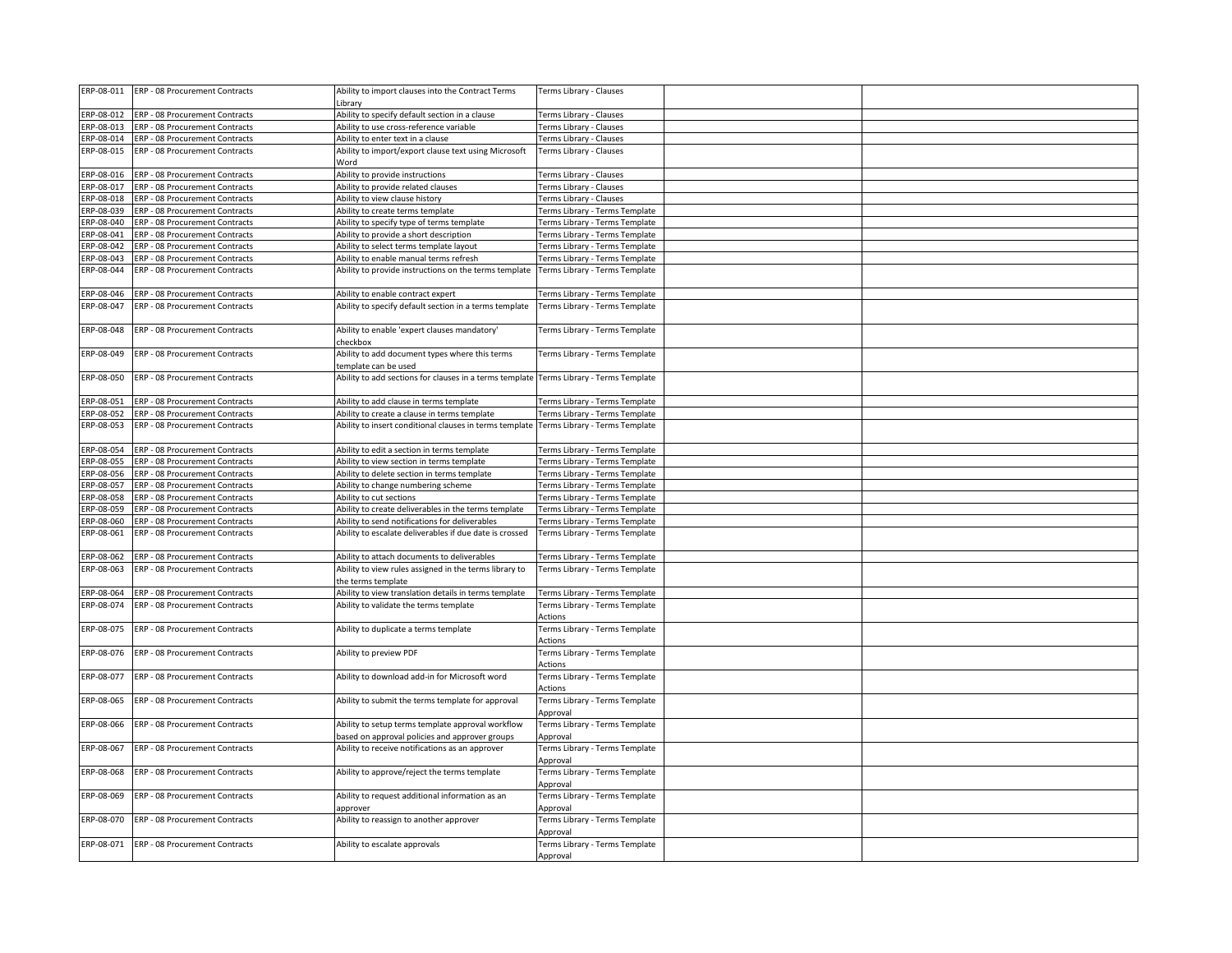| | | | | | |
|---|---|---|---|---|---|
| ERP-08-011 | ERP - 08 Procurement Contracts | Ability to import clauses into the Contract Terms Library | Terms Library - Clauses | | |
| ERP-08-012 | ERP - 08 Procurement Contracts | Ability to specify default section in a clause | Terms Library - Clauses | | |
| ERP-08-013 | ERP - 08 Procurement Contracts | Ability to use cross-reference variable | Terms Library - Clauses | | |
| ERP-08-014 | ERP - 08 Procurement Contracts | Ability to enter text in a clause | Terms Library - Clauses | | |
| ERP-08-015 | ERP - 08 Procurement Contracts | Ability to import/export clause text using Microsoft Word | Terms Library - Clauses | | |
| ERP-08-016 | ERP - 08 Procurement Contracts | Ability to provide instructions | Terms Library - Clauses | | |
| ERP-08-017 | ERP - 08 Procurement Contracts | Ability to provide related clauses | Terms Library - Clauses | | |
| ERP-08-018 | ERP - 08 Procurement Contracts | Ability to view clause history | Terms Library - Clauses | | |
| ERP-08-039 | ERP - 08 Procurement Contracts | Ability to create terms template | Terms Library - Terms Template | | |
| ERP-08-040 | ERP - 08 Procurement Contracts | Ability to specify type of terms template | Terms Library - Terms Template | | |
| ERP-08-041 | ERP - 08 Procurement Contracts | Ability to provide a short description | Terms Library - Terms Template | | |
| ERP-08-042 | ERP - 08 Procurement Contracts | Ability to select terms template layout | Terms Library - Terms Template | | |
| ERP-08-043 | ERP - 08 Procurement Contracts | Ability to enable manual terms refresh | Terms Library - Terms Template | | |
| ERP-08-044 | ERP - 08 Procurement Contracts | Ability to provide instructions on the terms template | Terms Library - Terms Template | | |
| ERP-08-046 | ERP - 08 Procurement Contracts | Ability to enable contract expert | Terms Library - Terms Template | | |
| ERP-08-047 | ERP - 08 Procurement Contracts | Ability to specify default section in a terms template | Terms Library - Terms Template | | |
| ERP-08-048 | ERP - 08 Procurement Contracts | Ability to enable 'expert clauses mandatory' checkbox | Terms Library - Terms Template | | |
| ERP-08-049 | ERP - 08 Procurement Contracts | Ability to add document types where this terms template can be used | Terms Library - Terms Template | | |
| ERP-08-050 | ERP - 08 Procurement Contracts | Ability to add sections for clauses in a terms template | Terms Library - Terms Template | | |
| ERP-08-051 | ERP - 08 Procurement Contracts | Ability to add clause in terms template | Terms Library - Terms Template | | |
| ERP-08-052 | ERP - 08 Procurement Contracts | Ability to create a clause in terms template | Terms Library - Terms Template | | |
| ERP-08-053 | ERP - 08 Procurement Contracts | Ability to insert conditional clauses in terms template | Terms Library - Terms Template | | |
| ERP-08-054 | ERP - 08 Procurement Contracts | Ability to edit a section in terms template | Terms Library - Terms Template | | |
| ERP-08-055 | ERP - 08 Procurement Contracts | Ability to view section in terms template | Terms Library - Terms Template | | |
| ERP-08-056 | ERP - 08 Procurement Contracts | Ability to delete section in terms template | Terms Library - Terms Template | | |
| ERP-08-057 | ERP - 08 Procurement Contracts | Ability to change numbering scheme | Terms Library - Terms Template | | |
| ERP-08-058 | ERP - 08 Procurement Contracts | Ability to cut sections | Terms Library - Terms Template | | |
| ERP-08-059 | ERP - 08 Procurement Contracts | Ability to create deliverables in the terms template | Terms Library - Terms Template | | |
| ERP-08-060 | ERP - 08 Procurement Contracts | Ability to send notifications for deliverables | Terms Library - Terms Template | | |
| ERP-08-061 | ERP - 08 Procurement Contracts | Ability to escalate deliverables if due date is crossed | Terms Library - Terms Template | | |
| ERP-08-062 | ERP - 08 Procurement Contracts | Ability to attach documents to deliverables | Terms Library - Terms Template | | |
| ERP-08-063 | ERP - 08 Procurement Contracts | Ability to view rules assigned in the terms library to the terms template | Terms Library - Terms Template | | |
| ERP-08-064 | ERP - 08 Procurement Contracts | Ability to view translation details in terms template | Terms Library - Terms Template | | |
| ERP-08-074 | ERP - 08 Procurement Contracts | Ability to validate the terms template | Terms Library - Terms Template Actions | | |
| ERP-08-075 | ERP - 08 Procurement Contracts | Ability to duplicate a terms template | Terms Library - Terms Template Actions | | |
| ERP-08-076 | ERP - 08 Procurement Contracts | Ability to preview PDF | Terms Library - Terms Template Actions | | |
| ERP-08-077 | ERP - 08 Procurement Contracts | Ability to download add-in for Microsoft word | Terms Library - Terms Template Actions | | |
| ERP-08-065 | ERP - 08 Procurement Contracts | Ability to submit the terms template for approval | Terms Library - Terms Template Approval | | |
| ERP-08-066 | ERP - 08 Procurement Contracts | Ability to setup terms template approval workflow based on approval policies and approver groups | Terms Library - Terms Template Approval | | |
| ERP-08-067 | ERP - 08 Procurement Contracts | Ability to receive notifications as an approver | Terms Library - Terms Template Approval | | |
| ERP-08-068 | ERP - 08 Procurement Contracts | Ability to approve/reject the terms template | Terms Library - Terms Template Approval | | |
| ERP-08-069 | ERP - 08 Procurement Contracts | Ability to request additional information as an approver | Terms Library - Terms Template Approval | | |
| ERP-08-070 | ERP - 08 Procurement Contracts | Ability to reassign to another approver | Terms Library - Terms Template Approval | | |
| ERP-08-071 | ERP - 08 Procurement Contracts | Ability to escalate approvals | Terms Library - Terms Template Approval | | |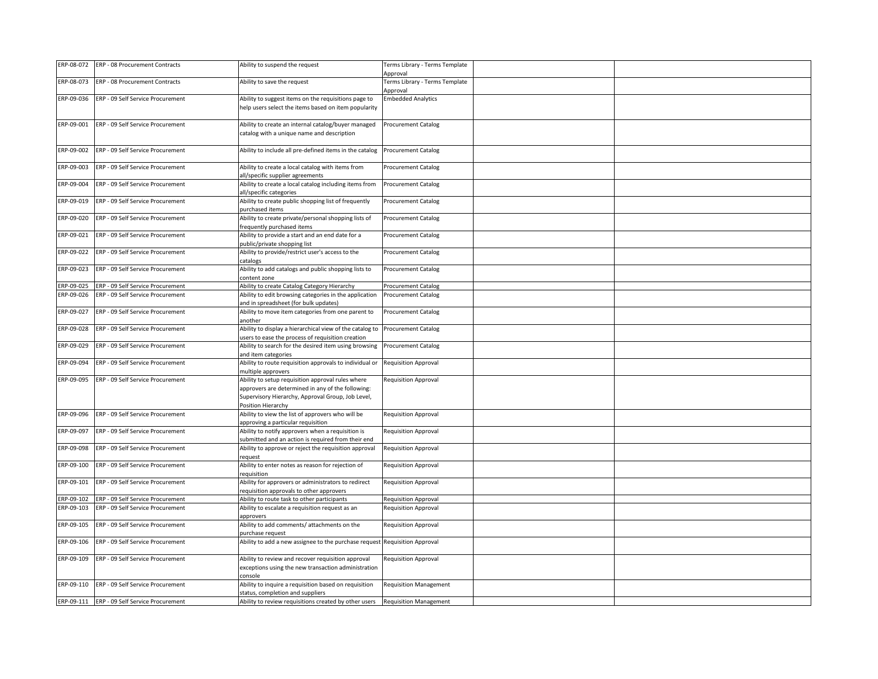| | | | | | |
|---|---|---|---|---|---|
| ERP-08-072 | ERP - 08 Procurement Contracts | Ability to suspend the request | Terms Library - Terms Template Approval | | |
| ERP-08-073 | ERP - 08 Procurement Contracts | Ability to save the request | Terms Library - Terms Template Approval | | |
| ERP-09-036 | ERP - 09 Self Service Procurement | Ability to suggest items on the requisitions page to help users select the items based on item popularity | Embedded Analytics | | |
| ERP-09-001 | ERP - 09 Self Service Procurement | Ability to create an internal catalog/buyer managed catalog with a unique name and description | Procurement Catalog | | |
| ERP-09-002 | ERP - 09 Self Service Procurement | Ability to include all pre-defined items in the catalog | Procurement Catalog | | |
| ERP-09-003 | ERP - 09 Self Service Procurement | Ability to create a local catalog with items from all/specific supplier agreements | Procurement Catalog | | |
| ERP-09-004 | ERP - 09 Self Service Procurement | Ability to create a local catalog including items from all/specific categories | Procurement Catalog | | |
| ERP-09-019 | ERP - 09 Self Service Procurement | Ability to create public shopping list of frequently purchased items | Procurement Catalog | | |
| ERP-09-020 | ERP - 09 Self Service Procurement | Ability to create private/personal shopping lists of frequently purchased items | Procurement Catalog | | |
| ERP-09-021 | ERP - 09 Self Service Procurement | Ability to provide a start and an end date for a public/private shopping list | Procurement Catalog | | |
| ERP-09-022 | ERP - 09 Self Service Procurement | Ability to provide/restrict user's access to the catalogs | Procurement Catalog | | |
| ERP-09-023 | ERP - 09 Self Service Procurement | Ability to add catalogs and public shopping lists to content zone | Procurement Catalog | | |
| ERP-09-025 | ERP - 09 Self Service Procurement | Ability to create Catalog Category Hierarchy | Procurement Catalog | | |
| ERP-09-026 | ERP - 09 Self Service Procurement | Ability to edit browsing categories in the application and in spreadsheet (for bulk updates) | Procurement Catalog | | |
| ERP-09-027 | ERP - 09 Self Service Procurement | Ability to move item categories from one parent to another | Procurement Catalog | | |
| ERP-09-028 | ERP - 09 Self Service Procurement | Ability to display a hierarchical view of the catalog to users to ease the process of requisition creation | Procurement Catalog | | |
| ERP-09-029 | ERP - 09 Self Service Procurement | Ability to search for the desired item using browsing and item categories | Procurement Catalog | | |
| ERP-09-094 | ERP - 09 Self Service Procurement | Ability to route requisition approvals to individual or multiple approvers | Requisition Approval | | |
| ERP-09-095 | ERP - 09 Self Service Procurement | Ability to setup requisition approval rules where approvers are determined in any of the following: Supervisory Hierarchy, Approval Group, Job Level, Position Hierarchy | Requisition Approval | | |
| ERP-09-096 | ERP - 09 Self Service Procurement | Ability to view the list of approvers who will be approving a particular requisition | Requisition Approval | | |
| ERP-09-097 | ERP - 09 Self Service Procurement | Ability to notify approvers when a requisition is submitted and an action is required from their end | Requisition Approval | | |
| ERP-09-098 | ERP - 09 Self Service Procurement | Ability to approve or reject the requisition approval request | Requisition Approval | | |
| ERP-09-100 | ERP - 09 Self Service Procurement | Ability to enter notes as reason for rejection of requisition | Requisition Approval | | |
| ERP-09-101 | ERP - 09 Self Service Procurement | Ability for approvers or administrators to redirect requisition approvals to other approvers | Requisition Approval | | |
| ERP-09-102 | ERP - 09 Self Service Procurement | Ability to route task to other participants | Requisition Approval | | |
| ERP-09-103 | ERP - 09 Self Service Procurement | Ability to escalate a requisition request as an approvers | Requisition Approval | | |
| ERP-09-105 | ERP - 09 Self Service Procurement | Ability to add comments/ attachments on the purchase request | Requisition Approval | | |
| ERP-09-106 | ERP - 09 Self Service Procurement | Ability to add a new assignee to the purchase request | Requisition Approval | | |
| ERP-09-109 | ERP - 09 Self Service Procurement | Ability to review and recover requisition approval exceptions using the new transaction administration console | Requisition Approval | | |
| ERP-09-110 | ERP - 09 Self Service Procurement | Ability to inquire a requisition based on requisition status, completion and suppliers | Requisition Management | | |
| ERP-09-111 | ERP - 09 Self Service Procurement | Ability to review requisitions created by other users | Requisition Management | | |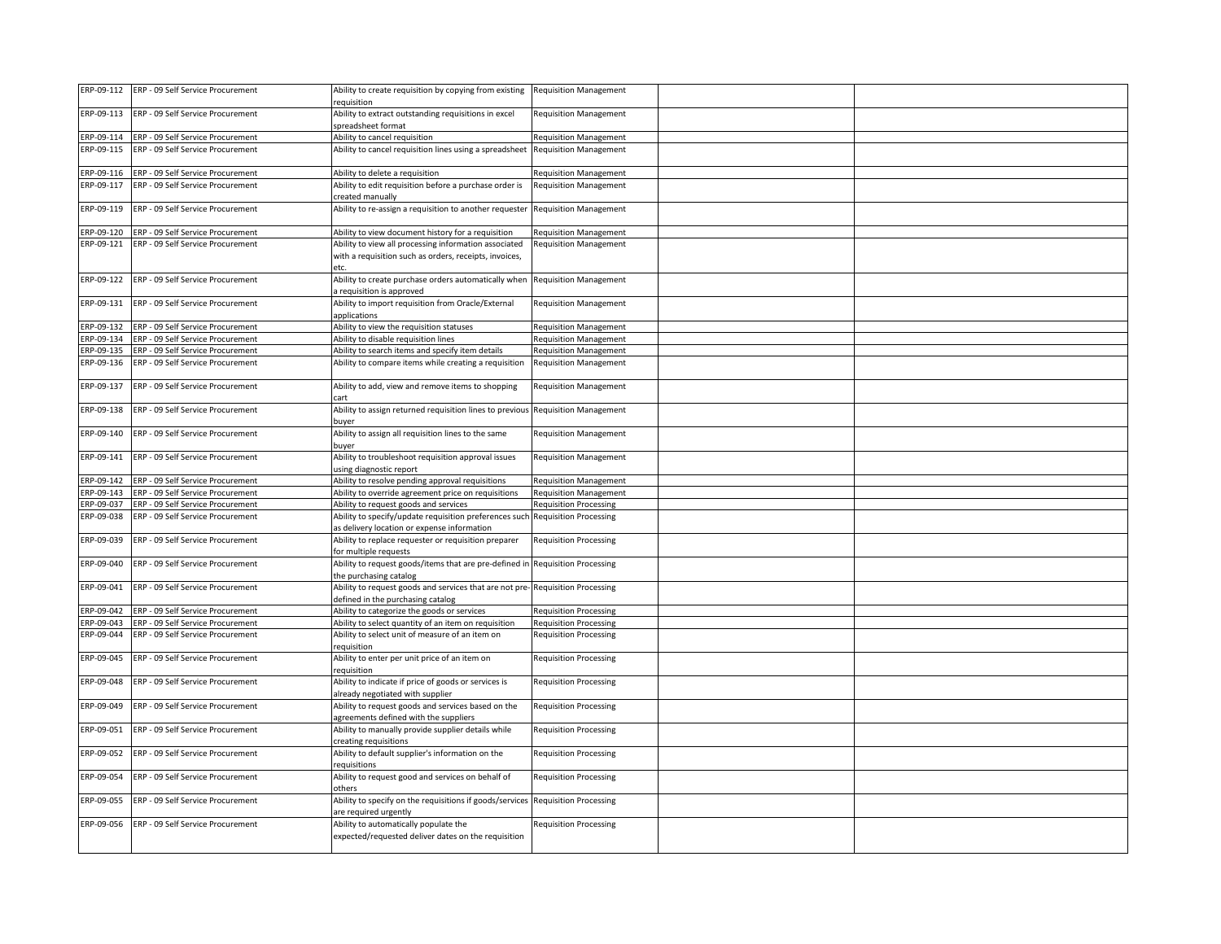| | | | | | |
|---|---|---|---|---|---|
| ERP-09-112 | ERP - 09 Self Service Procurement | Ability to create requisition by copying from existing requisition | Requisition Management | | |
| ERP-09-113 | ERP - 09 Self Service Procurement | Ability to extract outstanding requisitions in excel spreadsheet format | Requisition Management | | |
| ERP-09-114 | ERP - 09 Self Service Procurement | Ability to cancel requisition | Requisition Management | | |
| ERP-09-115 | ERP - 09 Self Service Procurement | Ability to cancel requisition lines using a spreadsheet | Requisition Management | | |
| ERP-09-116 | ERP - 09 Self Service Procurement | Ability to delete a requisition | Requisition Management | | |
| ERP-09-117 | ERP - 09 Self Service Procurement | Ability to edit requisition before a purchase order is created manually | Requisition Management | | |
| ERP-09-119 | ERP - 09 Self Service Procurement | Ability to re-assign a requisition to another requester | Requisition Management | | |
| ERP-09-120 | ERP - 09 Self Service Procurement | Ability to view document history for a requisition | Requisition Management | | |
| ERP-09-121 | ERP - 09 Self Service Procurement | Ability to view all processing information associated with a requisition such as orders, receipts, invoices, etc. | Requisition Management | | |
| ERP-09-122 | ERP - 09 Self Service Procurement | Ability to create purchase orders automatically when a requisition is approved | Requisition Management | | |
| ERP-09-131 | ERP - 09 Self Service Procurement | Ability to import requisition from Oracle/External applications | Requisition Management | | |
| ERP-09-132 | ERP - 09 Self Service Procurement | Ability to view the requisition statuses | Requisition Management | | |
| ERP-09-134 | ERP - 09 Self Service Procurement | Ability to disable requisition lines | Requisition Management | | |
| ERP-09-135 | ERP - 09 Self Service Procurement | Ability to search items and specify item details | Requisition Management | | |
| ERP-09-136 | ERP - 09 Self Service Procurement | Ability to compare items while creating a requisition | Requisition Management | | |
| ERP-09-137 | ERP - 09 Self Service Procurement | Ability to add, view and remove items to shopping cart | Requisition Management | | |
| ERP-09-138 | ERP - 09 Self Service Procurement | Ability to assign returned requisition lines to previous buyer | Requisition Management | | |
| ERP-09-140 | ERP - 09 Self Service Procurement | Ability to assign all requisition lines to the same buyer | Requisition Management | | |
| ERP-09-141 | ERP - 09 Self Service Procurement | Ability to troubleshoot requisition approval issues using diagnostic report | Requisition Management | | |
| ERP-09-142 | ERP - 09 Self Service Procurement | Ability to resolve pending approval requisitions | Requisition Management | | |
| ERP-09-143 | ERP - 09 Self Service Procurement | Ability to override agreement price on requisitions | Requisition Management | | |
| ERP-09-037 | ERP - 09 Self Service Procurement | Ability to request goods and services | Requisition Processing | | |
| ERP-09-038 | ERP - 09 Self Service Procurement | Ability to specify/update requisition preferences such as delivery location or expense information | Requisition Processing | | |
| ERP-09-039 | ERP - 09 Self Service Procurement | Ability to replace requester or requisition preparer for multiple requests | Requisition Processing | | |
| ERP-09-040 | ERP - 09 Self Service Procurement | Ability to request goods/items that are pre-defined in the purchasing catalog | Requisition Processing | | |
| ERP-09-041 | ERP - 09 Self Service Procurement | Ability to request goods and services that are not pre-defined in the purchasing catalog | Requisition Processing | | |
| ERP-09-042 | ERP - 09 Self Service Procurement | Ability to categorize the goods or services | Requisition Processing | | |
| ERP-09-043 | ERP - 09 Self Service Procurement | Ability to select quantity of an item on requisition | Requisition Processing | | |
| ERP-09-044 | ERP - 09 Self Service Procurement | Ability to select unit of measure of an item on requisition | Requisition Processing | | |
| ERP-09-045 | ERP - 09 Self Service Procurement | Ability to enter per unit price of an item on requisition | Requisition Processing | | |
| ERP-09-048 | ERP - 09 Self Service Procurement | Ability to indicate if price of goods or services is already negotiated with supplier | Requisition Processing | | |
| ERP-09-049 | ERP - 09 Self Service Procurement | Ability to request goods and services based on the agreements defined with the suppliers | Requisition Processing | | |
| ERP-09-051 | ERP - 09 Self Service Procurement | Ability to manually provide supplier details while creating requisitions | Requisition Processing | | |
| ERP-09-052 | ERP - 09 Self Service Procurement | Ability to default supplier's information on the requisitions | Requisition Processing | | |
| ERP-09-054 | ERP - 09 Self Service Procurement | Ability to request good and services on behalf of others | Requisition Processing | | |
| ERP-09-055 | ERP - 09 Self Service Procurement | Ability to specify on the requisitions if goods/services are required urgently | Requisition Processing | | |
| ERP-09-056 | ERP - 09 Self Service Procurement | Ability to automatically populate the expected/requested deliver dates on the requisition | Requisition Processing | | |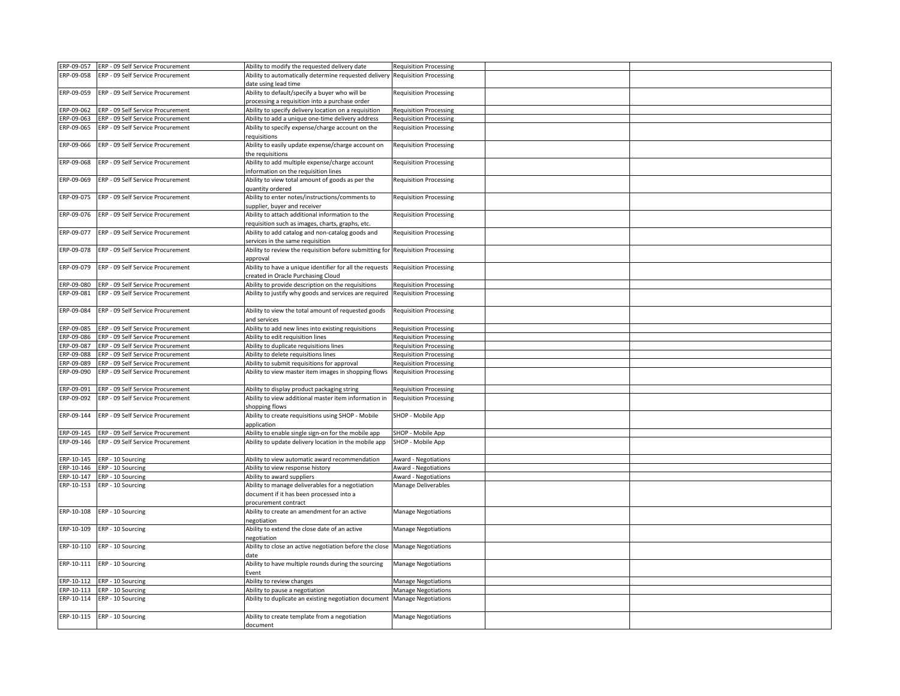| | | | | | |
|---|---|---|---|---|---|
| ERP-09-057 | ERP - 09 Self Service Procurement | Ability to modify the requested delivery date | Requisition Processing | | |
| ERP-09-058 | ERP - 09 Self Service Procurement | Ability to automatically determine requested delivery date using lead time | Requisition Processing | | |
| ERP-09-059 | ERP - 09 Self Service Procurement | Ability to default/specify a buyer who will be processing a requisition into a purchase order | Requisition Processing | | |
| ERP-09-062 | ERP - 09 Self Service Procurement | Ability to specify delivery location on a requisition | Requisition Processing | | |
| ERP-09-063 | ERP - 09 Self Service Procurement | Ability to add a unique one-time delivery address | Requisition Processing | | |
| ERP-09-065 | ERP - 09 Self Service Procurement | Ability to specify expense/charge account on the requisitions | Requisition Processing | | |
| ERP-09-066 | ERP - 09 Self Service Procurement | Ability to easily update expense/charge account on the requisitions | Requisition Processing | | |
| ERP-09-068 | ERP - 09 Self Service Procurement | Ability to add multiple expense/charge account information on the requisition lines | Requisition Processing | | |
| ERP-09-069 | ERP - 09 Self Service Procurement | Ability to view total amount of goods as per the quantity ordered | Requisition Processing | | |
| ERP-09-075 | ERP - 09 Self Service Procurement | Ability to enter notes/instructions/comments to supplier, buyer and receiver | Requisition Processing | | |
| ERP-09-076 | ERP - 09 Self Service Procurement | Ability to attach additional information to the requisition such as images, charts, graphs, etc. | Requisition Processing | | |
| ERP-09-077 | ERP - 09 Self Service Procurement | Ability to add catalog and non-catalog goods and services in the same requisition | Requisition Processing | | |
| ERP-09-078 | ERP - 09 Self Service Procurement | Ability to review the requisition before submitting for approval | Requisition Processing | | |
| ERP-09-079 | ERP - 09 Self Service Procurement | Ability to have a unique identifier for all the requests created in Oracle Purchasing Cloud | Requisition Processing | | |
| ERP-09-080 | ERP - 09 Self Service Procurement | Ability to provide description on the requisitions | Requisition Processing | | |
| ERP-09-081 | ERP - 09 Self Service Procurement | Ability to justify why goods and services are required | Requisition Processing | | |
| ERP-09-084 | ERP - 09 Self Service Procurement | Ability to view the total amount of requested goods and services | Requisition Processing | | |
| ERP-09-085 | ERP - 09 Self Service Procurement | Ability to add new lines into existing requisitions | Requisition Processing | | |
| ERP-09-086 | ERP - 09 Self Service Procurement | Ability to edit requisition lines | Requisition Processing | | |
| ERP-09-087 | ERP - 09 Self Service Procurement | Ability to duplicate requisitions lines | Requisition Processing | | |
| ERP-09-088 | ERP - 09 Self Service Procurement | Ability to delete requisitions lines | Requisition Processing | | |
| ERP-09-089 | ERP - 09 Self Service Procurement | Ability to submit requisitions for approval | Requisition Processing | | |
| ERP-09-090 | ERP - 09 Self Service Procurement | Ability to view master item images in shopping flows | Requisition Processing | | |
| ERP-09-091 | ERP - 09 Self Service Procurement | Ability to display product packaging string | Requisition Processing | | |
| ERP-09-092 | ERP - 09 Self Service Procurement | Ability to view additional master item information in shopping flows | Requisition Processing | | |
| ERP-09-144 | ERP - 09 Self Service Procurement | Ability to create requisitions using SHOP - Mobile application | SHOP - Mobile App | | |
| ERP-09-145 | ERP - 09 Self Service Procurement | Ability to enable single sign-on for the mobile app | SHOP - Mobile App | | |
| ERP-09-146 | ERP - 09 Self Service Procurement | Ability to update delivery location in the mobile app | SHOP - Mobile App | | |
| ERP-10-145 | ERP - 10 Sourcing | Ability to view automatic award recommendation | Award - Negotiations | | |
| ERP-10-146 | ERP - 10 Sourcing | Ability to view response history | Award - Negotiations | | |
| ERP-10-147 | ERP - 10 Sourcing | Ability to award suppliers | Award - Negotiations | | |
| ERP-10-153 | ERP - 10 Sourcing | Ability to manage deliverables for a negotiation document if it has been processed into a procurement contract | Manage Deliverables | | |
| ERP-10-108 | ERP - 10 Sourcing | Ability to create an amendment for an active negotiation | Manage Negotiations | | |
| ERP-10-109 | ERP - 10 Sourcing | Ability to extend the close date of an active negotiation | Manage Negotiations | | |
| ERP-10-110 | ERP - 10 Sourcing | Ability to close an active negotiation before the close date | Manage Negotiations | | |
| ERP-10-111 | ERP - 10 Sourcing | Ability to have multiple rounds during the sourcing Event | Manage Negotiations | | |
| ERP-10-112 | ERP - 10 Sourcing | Ability to review changes | Manage Negotiations | | |
| ERP-10-113 | ERP - 10 Sourcing | Ability to pause a negotiation | Manage Negotiations | | |
| ERP-10-114 | ERP - 10 Sourcing | Ability to duplicate an existing negotiation document | Manage Negotiations | | |
| ERP-10-115 | ERP - 10 Sourcing | Ability to create template from a negotiation document | Manage Negotiations | | |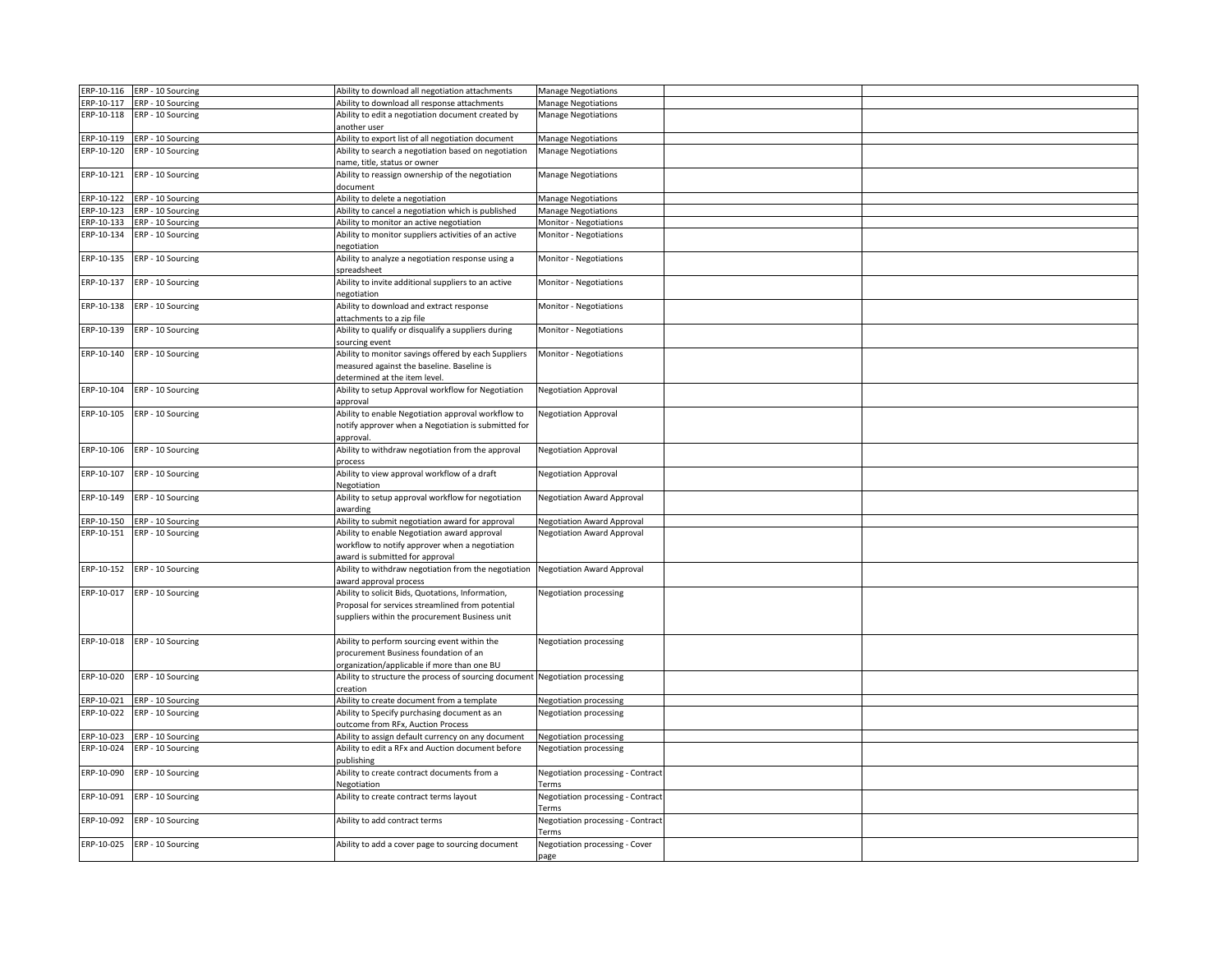| | | | | | |
|---|---|---|---|---|---|
| ERP-10-116 | ERP - 10 Sourcing | Ability to download all negotiation attachments | Manage Negotiations | | |
| ERP-10-117 | ERP - 10 Sourcing | Ability to download all response attachments | Manage Negotiations | | |
| ERP-10-118 | ERP - 10 Sourcing | Ability to edit a negotiation document created by another user | Manage Negotiations | | |
| ERP-10-119 | ERP - 10 Sourcing | Ability to export list of all negotiation document | Manage Negotiations | | |
| ERP-10-120 | ERP - 10 Sourcing | Ability to search a negotiation based on negotiation name, title, status or owner | Manage Negotiations | | |
| ERP-10-121 | ERP - 10 Sourcing | Ability to reassign ownership of the negotiation document | Manage Negotiations | | |
| ERP-10-122 | ERP - 10 Sourcing | Ability to delete a negotiation | Manage Negotiations | | |
| ERP-10-123 | ERP - 10 Sourcing | Ability to cancel a negotiation which is published | Manage Negotiations | | |
| ERP-10-133 | ERP - 10 Sourcing | Ability to monitor an active negotiation | Monitor - Negotiations | | |
| ERP-10-134 | ERP - 10 Sourcing | Ability to monitor suppliers activities of an active negotiation | Monitor - Negotiations | | |
| ERP-10-135 | ERP - 10 Sourcing | Ability to analyze a negotiation response using a spreadsheet | Monitor - Negotiations | | |
| ERP-10-137 | ERP - 10 Sourcing | Ability to invite additional suppliers to an active negotiation | Monitor - Negotiations | | |
| ERP-10-138 | ERP - 10 Sourcing | Ability to download and extract response attachments to a zip file | Monitor - Negotiations | | |
| ERP-10-139 | ERP - 10 Sourcing | Ability to qualify or disqualify a suppliers during sourcing event | Monitor - Negotiations | | |
| ERP-10-140 | ERP - 10 Sourcing | Ability to monitor savings offered by each Suppliers measured against the baseline. Baseline is determined at the item level. | Monitor - Negotiations | | |
| ERP-10-104 | ERP - 10 Sourcing | Ability to setup Approval workflow for Negotiation approval | Negotiation Approval | | |
| ERP-10-105 | ERP - 10 Sourcing | Ability to enable Negotiation approval workflow to notify approver when a Negotiation is submitted for approval. | Negotiation Approval | | |
| ERP-10-106 | ERP - 10 Sourcing | Ability to withdraw negotiation from the approval process | Negotiation Approval | | |
| ERP-10-107 | ERP - 10 Sourcing | Ability to view approval workflow of a draft Negotiation | Negotiation Approval | | |
| ERP-10-149 | ERP - 10 Sourcing | Ability to setup approval workflow for negotiation awarding | Negotiation Award Approval | | |
| ERP-10-150 | ERP - 10 Sourcing | Ability to submit negotiation award for approval | Negotiation Award Approval | | |
| ERP-10-151 | ERP - 10 Sourcing | Ability to enable Negotiation award approval workflow to notify approver when a negotiation award is submitted for approval | Negotiation Award Approval | | |
| ERP-10-152 | ERP - 10 Sourcing | Ability to withdraw negotiation from the negotiation award approval process | Negotiation Award Approval | | |
| ERP-10-017 | ERP - 10 Sourcing | Ability to solicit Bids, Quotations, Information, Proposal for services streamlined from potential suppliers within the procurement Business unit | Negotiation processing | | |
| ERP-10-018 | ERP - 10 Sourcing | Ability to perform sourcing event within the procurement Business foundation of an organization/applicable if more than one BU | Negotiation processing | | |
| ERP-10-020 | ERP - 10 Sourcing | Ability to structure the process of sourcing document creation | Negotiation processing | | |
| ERP-10-021 | ERP - 10 Sourcing | Ability to create document from a template | Negotiation processing | | |
| ERP-10-022 | ERP - 10 Sourcing | Ability to Specify purchasing document as an outcome from RFx, Auction Process | Negotiation processing | | |
| ERP-10-023 | ERP - 10 Sourcing | Ability to assign default currency on any document | Negotiation processing | | |
| ERP-10-024 | ERP - 10 Sourcing | Ability to edit a RFx and Auction document before publishing | Negotiation processing | | |
| ERP-10-090 | ERP - 10 Sourcing | Ability to create contract documents from a Negotiation | Negotiation processing - Contract Terms | | |
| ERP-10-091 | ERP - 10 Sourcing | Ability to create contract terms layout | Negotiation processing - Contract Terms | | |
| ERP-10-092 | ERP - 10 Sourcing | Ability to add contract terms | Negotiation processing - Contract Terms | | |
| ERP-10-025 | ERP - 10 Sourcing | Ability to add a cover page to sourcing document | Negotiation processing - Cover page | | |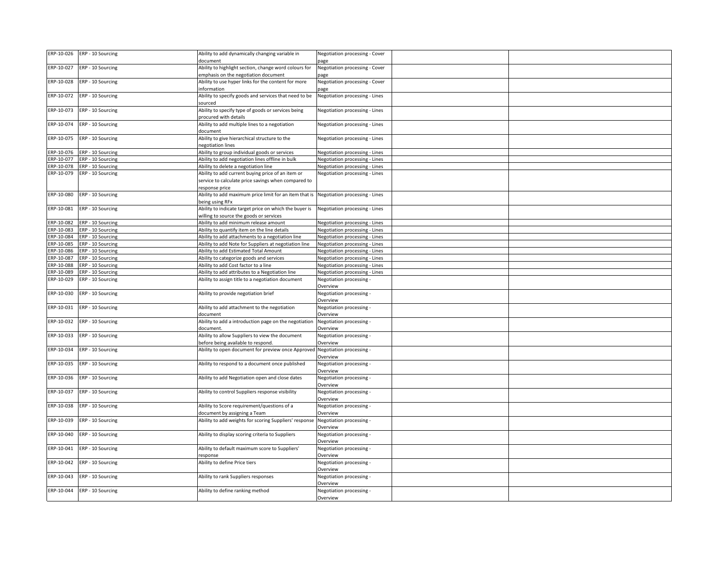| | | | | | |
|---|---|---|---|---|---|
| ERP-10-026 | ERP - 10 Sourcing | Ability to add dynamically changing variable in document | Negotiation processing - Cover page | | |
| ERP-10-027 | ERP - 10 Sourcing | Ability to highlight section, change word colours for emphasis on the negotiation document | Negotiation processing - Cover page | | |
| ERP-10-028 | ERP - 10 Sourcing | Ability to use hyper links for the content for more information | Negotiation processing - Cover page | | |
| ERP-10-072 | ERP - 10 Sourcing | Ability to specify goods and services that need to be sourced | Negotiation processing - Lines | | |
| ERP-10-073 | ERP - 10 Sourcing | Ability to specify type of goods or services being procured with details | Negotiation processing - Lines | | |
| ERP-10-074 | ERP - 10 Sourcing | Ability to add multiple lines to a negotiation document | Negotiation processing - Lines | | |
| ERP-10-075 | ERP - 10 Sourcing | Ability to give hierarchical structure to the negotiation lines | Negotiation processing - Lines | | |
| ERP-10-076 | ERP - 10 Sourcing | Ability to group individual goods or services | Negotiation processing - Lines | | |
| ERP-10-077 | ERP - 10 Sourcing | Ability to add negotiation lines offline in bulk | Negotiation processing - Lines | | |
| ERP-10-078 | ERP - 10 Sourcing | Ability to delete a negotiation line | Negotiation processing - Lines | | |
| ERP-10-079 | ERP - 10 Sourcing | Ability to add current buying price of an item or service to calculate price savings when compared to response price | Negotiation processing - Lines | | |
| ERP-10-080 | ERP - 10 Sourcing | Ability to add maximum price limit for an item that is being using RFx | Negotiation processing - Lines | | |
| ERP-10-081 | ERP - 10 Sourcing | Ability to indicate target price on which the buyer is willing to source the goods or services | Negotiation processing - Lines | | |
| ERP-10-082 | ERP - 10 Sourcing | Ability to add minimum release amount | Negotiation processing - Lines | | |
| ERP-10-083 | ERP - 10 Sourcing | Ability to quantify item on the line details | Negotiation processing - Lines | | |
| ERP-10-084 | ERP - 10 Sourcing | Ability to add attachments to a negotiation line | Negotiation processing - Lines | | |
| ERP-10-085 | ERP - 10 Sourcing | Ability to add Note for Suppliers at negotiation line | Negotiation processing - Lines | | |
| ERP-10-086 | ERP - 10 Sourcing | Ability to add Estimated Total Amount | Negotiation processing - Lines | | |
| ERP-10-087 | ERP - 10 Sourcing | Ability to categorize goods and services | Negotiation processing - Lines | | |
| ERP-10-088 | ERP - 10 Sourcing | Ability to add Cost factor to a line | Negotiation processing - Lines | | |
| ERP-10-089 | ERP - 10 Sourcing | Ability to add attributes to a Negotiation line | Negotiation processing - Lines | | |
| ERP-10-029 | ERP - 10 Sourcing | Ability to assign title to a negotiation document | Negotiation processing - Overview | | |
| ERP-10-030 | ERP - 10 Sourcing | Ability to provide negotiation brief | Negotiation processing - Overview | | |
| ERP-10-031 | ERP - 10 Sourcing | Ability to add attachment to the negotiation document | Negotiation processing - Overview | | |
| ERP-10-032 | ERP - 10 Sourcing | Ability to add a introduction page on the negotiation document. | Negotiation processing - Overview | | |
| ERP-10-033 | ERP - 10 Sourcing | Ability to allow Suppliers to view the document before being available to respond. | Negotiation processing - Overview | | |
| ERP-10-034 | ERP - 10 Sourcing | Ability to open document for preview once Approved | Negotiation processing - Overview | | |
| ERP-10-035 | ERP - 10 Sourcing | Ability to respond to a document once published | Negotiation processing - Overview | | |
| ERP-10-036 | ERP - 10 Sourcing | Ability to add Negotiation open and close dates | Negotiation processing - Overview | | |
| ERP-10-037 | ERP - 10 Sourcing | Ability to control Suppliers response visibility | Negotiation processing - Overview | | |
| ERP-10-038 | ERP - 10 Sourcing | Ability to Score requirement/questions of a document by assigning a Team | Negotiation processing - Overview | | |
| ERP-10-039 | ERP - 10 Sourcing | Ability to add weights for scoring Suppliers' response | Negotiation processing - Overview | | |
| ERP-10-040 | ERP - 10 Sourcing | Ability to display scoring criteria to Suppliers | Negotiation processing - Overview | | |
| ERP-10-041 | ERP - 10 Sourcing | Ability to default maximum score to Suppliers' response | Negotiation processing - Overview | | |
| ERP-10-042 | ERP - 10 Sourcing | Ability to define Price tiers | Negotiation processing - Overview | | |
| ERP-10-043 | ERP - 10 Sourcing | Ability to rank Suppliers responses | Negotiation processing - Overview | | |
| ERP-10-044 | ERP - 10 Sourcing | Ability to define ranking method | Negotiation processing - Overview | | |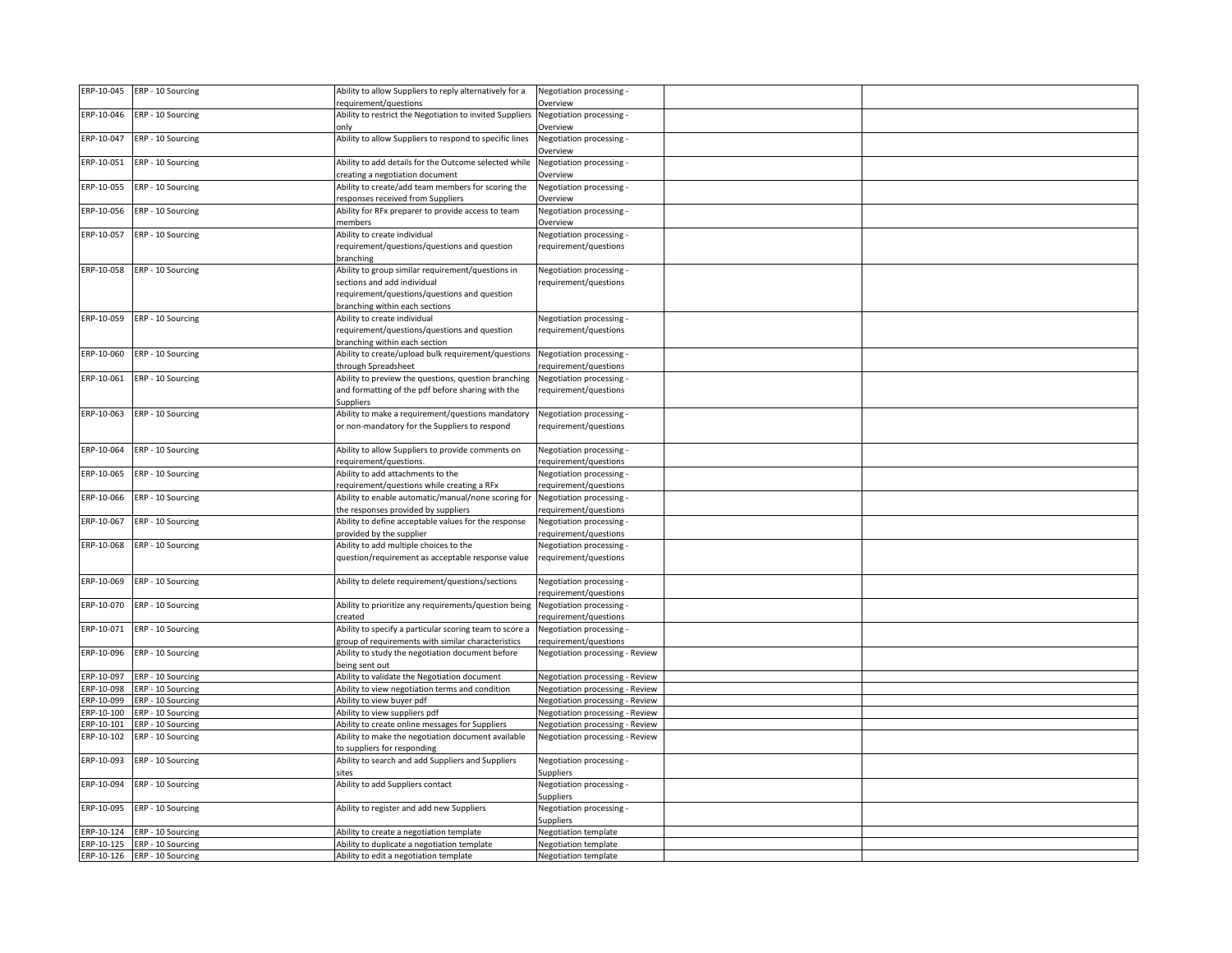| | | | | | |
|---|---|---|---|---|---|
| ERP-10-045 | ERP - 10 Sourcing | Ability to allow Suppliers to reply alternatively for a requirement/questions | Negotiation processing - Overview | | |
| ERP-10-046 | ERP - 10 Sourcing | Ability to restrict the Negotiation to invited Suppliers only | Negotiation processing - Overview | | |
| ERP-10-047 | ERP - 10 Sourcing | Ability to allow Suppliers to respond to specific lines | Negotiation processing - Overview | | |
| ERP-10-051 | ERP - 10 Sourcing | Ability to add details for the Outcome selected while creating a negotiation document | Negotiation processing - Overview | | |
| ERP-10-055 | ERP - 10 Sourcing | Ability to create/add team members for scoring the responses received from Suppliers | Negotiation processing - Overview | | |
| ERP-10-056 | ERP - 10 Sourcing | Ability for RFx preparer to provide access to team members | Negotiation processing - Overview | | |
| ERP-10-057 | ERP - 10 Sourcing | Ability to create individual requirement/questions/questions and question branching | Negotiation processing - requirement/questions | | |
| ERP-10-058 | ERP - 10 Sourcing | Ability to group similar requirement/questions in sections and add individual requirement/questions/questions and question branching within each sections | Negotiation processing - requirement/questions | | |
| ERP-10-059 | ERP - 10 Sourcing | Ability to create individual requirement/questions/questions and question branching within each section | Negotiation processing - requirement/questions | | |
| ERP-10-060 | ERP - 10 Sourcing | Ability to create/upload bulk requirement/questions through Spreadsheet | Negotiation processing - requirement/questions | | |
| ERP-10-061 | ERP - 10 Sourcing | Ability to preview the questions, question branching and formatting of the pdf before sharing with the Suppliers | Negotiation processing - requirement/questions | | |
| ERP-10-063 | ERP - 10 Sourcing | Ability to make a requirement/questions mandatory or non-mandatory for the Suppliers to respond | Negotiation processing - requirement/questions | | |
| ERP-10-064 | ERP - 10 Sourcing | Ability to allow Suppliers to provide comments on requirement/questions. | Negotiation processing - requirement/questions | | |
| ERP-10-065 | ERP - 10 Sourcing | Ability to add attachments to the requirement/questions while creating a RFx | Negotiation processing - requirement/questions | | |
| ERP-10-066 | ERP - 10 Sourcing | Ability to enable automatic/manual/none scoring for the responses provided by suppliers | Negotiation processing - requirement/questions | | |
| ERP-10-067 | ERP - 10 Sourcing | Ability to define acceptable values for the response provided by the supplier | Negotiation processing - requirement/questions | | |
| ERP-10-068 | ERP - 10 Sourcing | Ability to add multiple choices to the question/requirement as acceptable response value | Negotiation processing - requirement/questions | | |
| ERP-10-069 | ERP - 10 Sourcing | Ability to delete requirement/questions/sections | Negotiation processing - requirement/questions | | |
| ERP-10-070 | ERP - 10 Sourcing | Ability to prioritize any requirements/question being created | Negotiation processing - requirement/questions | | |
| ERP-10-071 | ERP - 10 Sourcing | Ability to specify a particular scoring team to score a group of requirements with similar characteristics | Negotiation processing - requirement/questions | | |
| ERP-10-096 | ERP - 10 Sourcing | Ability to study the negotiation document before being sent out | Negotiation processing - Review | | |
| ERP-10-097 | ERP - 10 Sourcing | Ability to validate the Negotiation document | Negotiation processing - Review | | |
| ERP-10-098 | ERP - 10 Sourcing | Ability to view negotiation terms and condition | Negotiation processing - Review | | |
| ERP-10-099 | ERP - 10 Sourcing | Ability to view buyer pdf | Negotiation processing - Review | | |
| ERP-10-100 | ERP - 10 Sourcing | Ability to view suppliers pdf | Negotiation processing - Review | | |
| ERP-10-101 | ERP - 10 Sourcing | Ability to create online messages for Suppliers | Negotiation processing - Review | | |
| ERP-10-102 | ERP - 10 Sourcing | Ability to make the negotiation document available to suppliers for responding | Negotiation processing - Review | | |
| ERP-10-093 | ERP - 10 Sourcing | Ability to search and add Suppliers and Suppliers sites | Negotiation processing - Suppliers | | |
| ERP-10-094 | ERP - 10 Sourcing | Ability to add Suppliers contact | Negotiation processing - Suppliers | | |
| ERP-10-095 | ERP - 10 Sourcing | Ability to register and add new Suppliers | Negotiation processing - Suppliers | | |
| ERP-10-124 | ERP - 10 Sourcing | Ability to create a negotiation template | Negotiation template | | |
| ERP-10-125 | ERP - 10 Sourcing | Ability to duplicate a negotiation template | Negotiation template | | |
| ERP-10-126 | ERP - 10 Sourcing | Ability to edit a negotiation template | Negotiation template | | |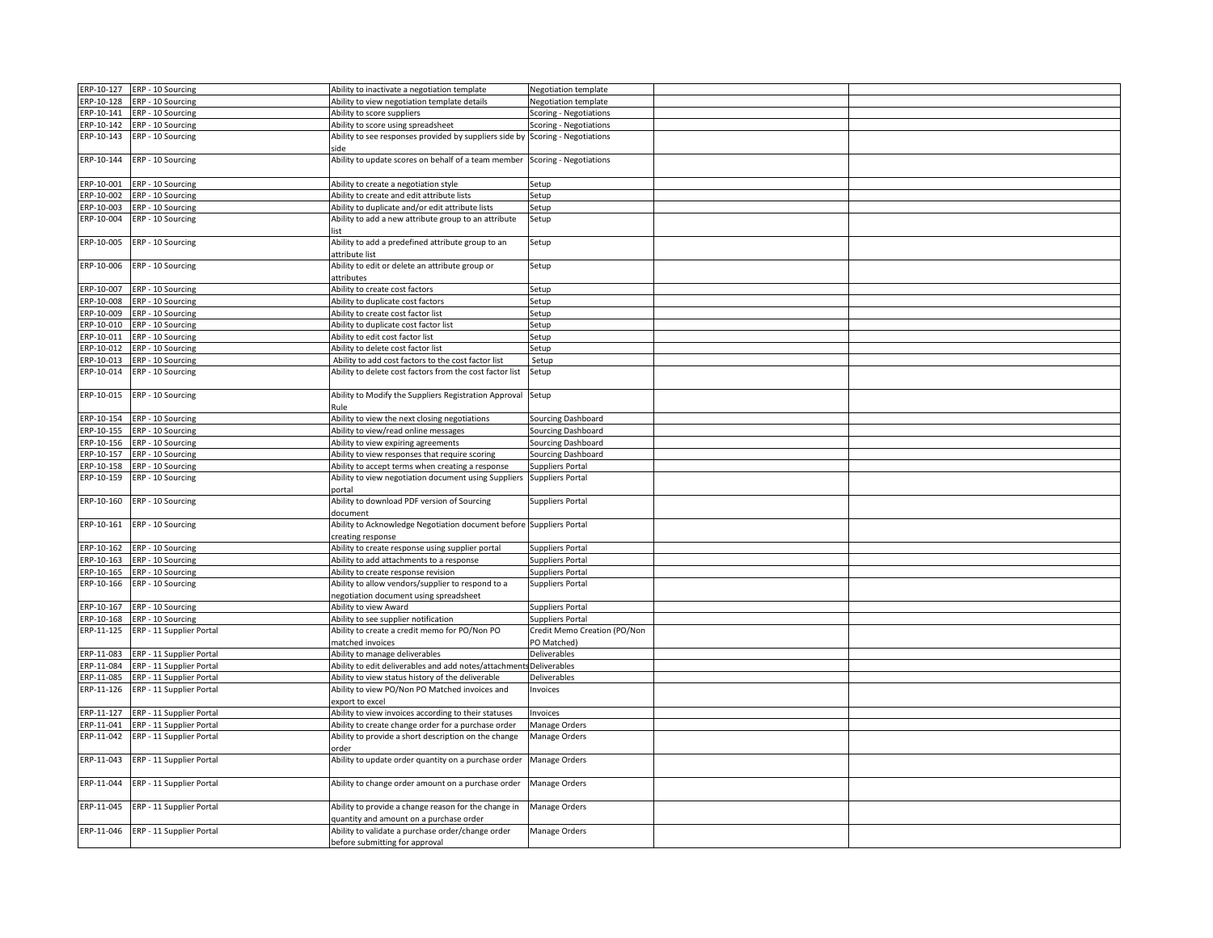| | | | | | |
|---|---|---|---|---|---|
| ERP-10-127 | ERP - 10 Sourcing | Ability to inactivate a negotiation template | Negotiation template | | |
| ERP-10-128 | ERP - 10 Sourcing | Ability to view negotiation template details | Negotiation template | | |
| ERP-10-141 | ERP - 10 Sourcing | Ability to score suppliers | Scoring - Negotiations | | |
| ERP-10-142 | ERP - 10 Sourcing | Ability to score using spreadsheet | Scoring - Negotiations | | |
| ERP-10-143 | ERP - 10 Sourcing | Ability to see responses provided by suppliers side by side | Scoring - Negotiations | | |
| ERP-10-144 | ERP - 10 Sourcing | Ability to update scores on behalf of a team member | Scoring - Negotiations | | |
| ERP-10-001 | ERP - 10 Sourcing | Ability to create a negotiation style | Setup | | |
| ERP-10-002 | ERP - 10 Sourcing | Ability to create and edit attribute lists | Setup | | |
| ERP-10-003 | ERP - 10 Sourcing | Ability to duplicate and/or edit attribute lists | Setup | | |
| ERP-10-004 | ERP - 10 Sourcing | Ability to add a new attribute group to an attribute list | Setup | | |
| ERP-10-005 | ERP - 10 Sourcing | Ability to add a predefined attribute group to an attribute list | Setup | | |
| ERP-10-006 | ERP - 10 Sourcing | Ability to edit or delete an attribute group or attributes | Setup | | |
| ERP-10-007 | ERP - 10 Sourcing | Ability to create cost factors | Setup | | |
| ERP-10-008 | ERP - 10 Sourcing | Ability to duplicate cost factors | Setup | | |
| ERP-10-009 | ERP - 10 Sourcing | Ability to create cost factor list | Setup | | |
| ERP-10-010 | ERP - 10 Sourcing | Ability to duplicate cost factor list | Setup | | |
| ERP-10-011 | ERP - 10 Sourcing | Ability to edit cost factor list | Setup | | |
| ERP-10-012 | ERP - 10 Sourcing | Ability to delete cost factor list | Setup | | |
| ERP-10-013 | ERP - 10 Sourcing | Ability to add cost factors to the cost factor list | Setup | | |
| ERP-10-014 | ERP - 10 Sourcing | Ability to delete cost factors from the cost factor list | Setup | | |
| ERP-10-015 | ERP - 10 Sourcing | Ability to Modify the Suppliers Registration Approval Rule | Setup | | |
| ERP-10-154 | ERP - 10 Sourcing | Ability to view the next closing negotiations | Sourcing Dashboard | | |
| ERP-10-155 | ERP - 10 Sourcing | Ability to view/read online messages | Sourcing Dashboard | | |
| ERP-10-156 | ERP - 10 Sourcing | Ability to view expiring agreements | Sourcing Dashboard | | |
| ERP-10-157 | ERP - 10 Sourcing | Ability to view responses that require scoring | Sourcing Dashboard | | |
| ERP-10-158 | ERP - 10 Sourcing | Ability to accept terms when creating a response | Suppliers Portal | | |
| ERP-10-159 | ERP - 10 Sourcing | Ability to view negotiation document using Suppliers portal | Suppliers Portal | | |
| ERP-10-160 | ERP - 10 Sourcing | Ability to download PDF version of Sourcing document | Suppliers Portal | | |
| ERP-10-161 | ERP - 10 Sourcing | Ability to Acknowledge Negotiation document before creating response | Suppliers Portal | | |
| ERP-10-162 | ERP - 10 Sourcing | Ability to create response using supplier portal | Suppliers Portal | | |
| ERP-10-163 | ERP - 10 Sourcing | Ability to add attachments to a response | Suppliers Portal | | |
| ERP-10-165 | ERP - 10 Sourcing | Ability to create response revision | Suppliers Portal | | |
| ERP-10-166 | ERP - 10 Sourcing | Ability to allow vendors/supplier to respond to a negotiation document using spreadsheet | Suppliers Portal | | |
| ERP-10-167 | ERP - 10 Sourcing | Ability to view Award | Suppliers Portal | | |
| ERP-10-168 | ERP - 10 Sourcing | Ability to see supplier notification | Suppliers Portal | | |
| ERP-11-125 | ERP - 11 Supplier Portal | Ability to create a credit memo for PO/Non PO matched invoices | Credit Memo Creation (PO/Non PO Matched) | | |
| ERP-11-083 | ERP - 11 Supplier Portal | Ability to manage deliverables | Deliverables | | |
| ERP-11-084 | ERP - 11 Supplier Portal | Ability to edit deliverables and add notes/attachments | Deliverables | | |
| ERP-11-085 | ERP - 11 Supplier Portal | Ability to view status history of the deliverable | Deliverables | | |
| ERP-11-126 | ERP - 11 Supplier Portal | Ability to view PO/Non PO Matched invoices and export to excel | Invoices | | |
| ERP-11-127 | ERP - 11 Supplier Portal | Ability to view invoices according to their statuses | Invoices | | |
| ERP-11-041 | ERP - 11 Supplier Portal | Ability to create change order for a purchase order | Manage Orders | | |
| ERP-11-042 | ERP - 11 Supplier Portal | Ability to provide a short description on the change order | Manage Orders | | |
| ERP-11-043 | ERP - 11 Supplier Portal | Ability to update order quantity on a purchase order | Manage Orders | | |
| ERP-11-044 | ERP - 11 Supplier Portal | Ability to change order amount on a purchase order | Manage Orders | | |
| ERP-11-045 | ERP - 11 Supplier Portal | Ability to provide a change reason for the change in quantity and amount on a purchase order | Manage Orders | | |
| ERP-11-046 | ERP - 11 Supplier Portal | Ability to validate a purchase order/change order before submitting for approval | Manage Orders | | |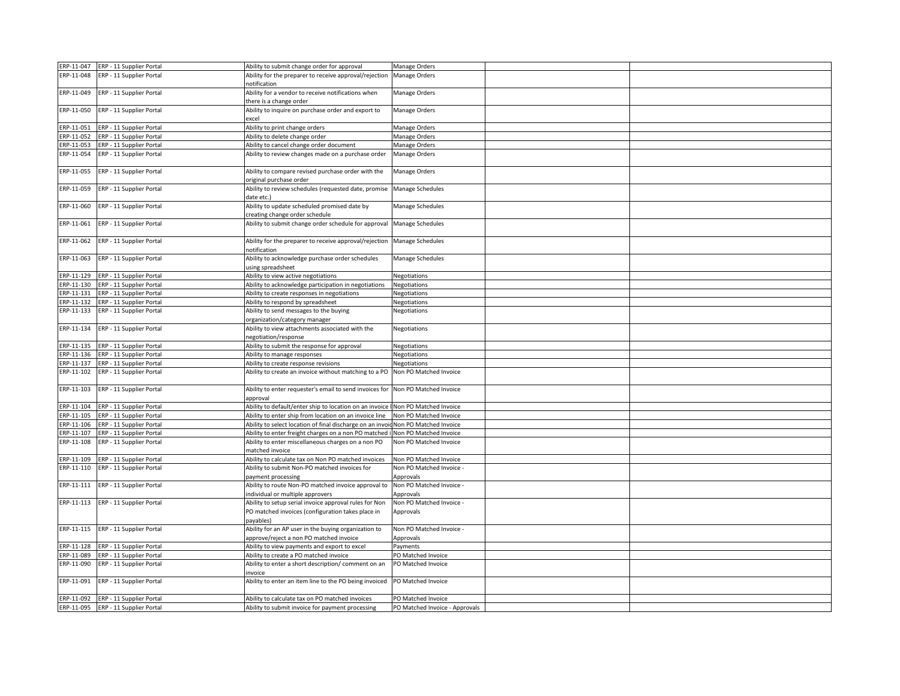| | | | | | |
|---|---|---|---|---|---|
| ERP-11-047 | ERP - 11 Supplier Portal | Ability to submit change order for approval | Manage Orders | | |
| ERP-11-048 | ERP - 11 Supplier Portal | Ability for the preparer to receive approval/rejection notification | Manage Orders | | |
| ERP-11-049 | ERP - 11 Supplier Portal | Ability for a vendor to receive notifications when there is a change order | Manage Orders | | |
| ERP-11-050 | ERP - 11 Supplier Portal | Ability to inquire on purchase order and export to excel | Manage Orders | | |
| ERP-11-051 | ERP - 11 Supplier Portal | Ability to print change orders | Manage Orders | | |
| ERP-11-052 | ERP - 11 Supplier Portal | Ability to delete change order | Manage Orders | | |
| ERP-11-053 | ERP - 11 Supplier Portal | Ability to cancel change order document | Manage Orders | | |
| ERP-11-054 | ERP - 11 Supplier Portal | Ability to review changes made on a purchase order | Manage Orders | | |
| ERP-11-055 | ERP - 11 Supplier Portal | Ability to compare revised purchase order with the original purchase order | Manage Orders | | |
| ERP-11-059 | ERP - 11 Supplier Portal | Ability to review schedules (requested date, promise date etc.) | Manage Schedules | | |
| ERP-11-060 | ERP - 11 Supplier Portal | Ability to update scheduled promised date by creating change order schedule | Manage Schedules | | |
| ERP-11-061 | ERP - 11 Supplier Portal | Ability to submit change order schedule for approval | Manage Schedules | | |
| ERP-11-062 | ERP - 11 Supplier Portal | Ability for the preparer to receive approval/rejection notification | Manage Schedules | | |
| ERP-11-063 | ERP - 11 Supplier Portal | Ability to acknowledge purchase order schedules using spreadsheet | Manage Schedules | | |
| ERP-11-129 | ERP - 11 Supplier Portal | Ability to view active negotiations | Negotiations | | |
| ERP-11-130 | ERP - 11 Supplier Portal | Ability to acknowledge participation in negotiations | Negotiations | | |
| ERP-11-131 | ERP - 11 Supplier Portal | Ability to create responses in negotiations | Negotiations | | |
| ERP-11-132 | ERP - 11 Supplier Portal | Ability to respond by spreadsheet | Negotiations | | |
| ERP-11-133 | ERP - 11 Supplier Portal | Ability to send messages to the buying organization/category manager | Negotiations | | |
| ERP-11-134 | ERP - 11 Supplier Portal | Ability to view attachments associated with the negotiation/response | Negotiations | | |
| ERP-11-135 | ERP - 11 Supplier Portal | Ability to submit the response for approval | Negotiations | | |
| ERP-11-136 | ERP - 11 Supplier Portal | Ability to manage responses | Negotiations | | |
| ERP-11-137 | ERP - 11 Supplier Portal | Ability to create response revisions | Negotiations | | |
| ERP-11-102 | ERP - 11 Supplier Portal | Ability to create an invoice without matching to a PO | Non PO Matched Invoice | | |
| ERP-11-103 | ERP - 11 Supplier Portal | Ability to enter requester's email to send invoices for approval | Non PO Matched Invoice | | |
| ERP-11-104 | ERP - 11 Supplier Portal | Ability to default/enter ship to location on an invoice l | Non PO Matched Invoice | | |
| ERP-11-105 | ERP - 11 Supplier Portal | Ability to enter ship from location on an invoice line | Non PO Matched Invoice | | |
| ERP-11-106 | ERP - 11 Supplier Portal | Ability to select location of final discharge on an invoic | Non PO Matched Invoice | | |
| ERP-11-107 | ERP - 11 Supplier Portal | Ability to enter freight charges on a non PO matched i | Non PO Matched Invoice | | |
| ERP-11-108 | ERP - 11 Supplier Portal | Ability to enter miscellaneous charges on a non PO matched invoice | Non PO Matched Invoice | | |
| ERP-11-109 | ERP - 11 Supplier Portal | Ability to calculate tax on Non PO matched invoices | Non PO Matched Invoice | | |
| ERP-11-110 | ERP - 11 Supplier Portal | Ability to submit Non-PO matched invoices for payment processing | Non PO Matched Invoice - Approvals | | |
| ERP-11-111 | ERP - 11 Supplier Portal | Ability to route Non-PO matched invoice approval to individual or multiple approvers | Non PO Matched Invoice - Approvals | | |
| ERP-11-113 | ERP - 11 Supplier Portal | Ability to setup serial invoice approval rules for Non PO matched invoices (configuration takes place in payables) | Non PO Matched Invoice - Approvals | | |
| ERP-11-115 | ERP - 11 Supplier Portal | Ability for an AP user in the buying organization to approve/reject a non PO matched invoice | Non PO Matched Invoice - Approvals | | |
| ERP-11-128 | ERP - 11 Supplier Portal | Ability to view payments and export to excel | Payments | | |
| ERP-11-089 | ERP - 11 Supplier Portal | Ability to create a PO matched invoice | PO Matched Invoice | | |
| ERP-11-090 | ERP - 11 Supplier Portal | Ability to enter a short description/ comment on an invoice | PO Matched Invoice | | |
| ERP-11-091 | ERP - 11 Supplier Portal | Ability to enter an item line to the PO being invoiced | PO Matched Invoice | | |
| ERP-11-092 | ERP - 11 Supplier Portal | Ability to calculate tax on PO matched invoices | PO Matched Invoice | | |
| ERP-11-095 | ERP - 11 Supplier Portal | Ability to submit invoice for payment processing | PO Matched Invoice - Approvals | | |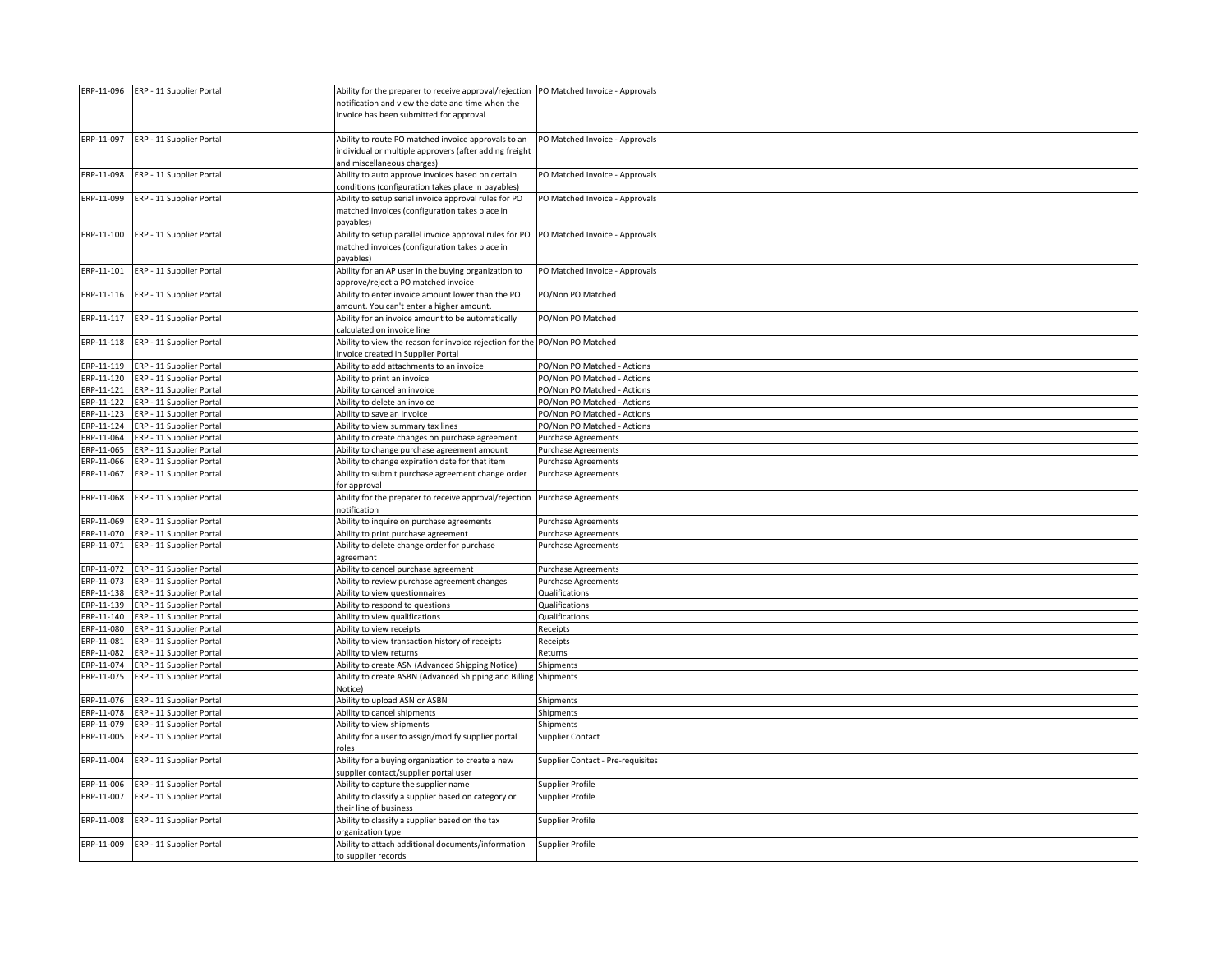| | | | | | |
|---|---|---|---|---|---|
| ERP-11-096 | ERP - 11 Supplier Portal | Ability for the preparer to receive approval/rejection notification and view the date and time when the invoice has been submitted for approval | PO Matched Invoice - Approvals | | |
| ERP-11-097 | ERP - 11 Supplier Portal | Ability to route PO matched invoice approvals to an individual or multiple approvers (after adding freight and miscellaneous charges) | PO Matched Invoice - Approvals | | |
| ERP-11-098 | ERP - 11 Supplier Portal | Ability to auto approve invoices based on certain conditions (configuration takes place in payables) | PO Matched Invoice - Approvals | | |
| ERP-11-099 | ERP - 11 Supplier Portal | Ability to setup serial invoice approval rules for PO matched invoices (configuration takes place in payables) | PO Matched Invoice - Approvals | | |
| ERP-11-100 | ERP - 11 Supplier Portal | Ability to setup parallel invoice approval rules for PO matched invoices (configuration takes place in payables) | PO Matched Invoice - Approvals | | |
| ERP-11-101 | ERP - 11 Supplier Portal | Ability for an AP user in the buying organization to approve/reject a PO matched invoice | PO Matched Invoice - Approvals | | |
| ERP-11-116 | ERP - 11 Supplier Portal | Ability to enter invoice amount lower than the PO amount. You can't enter a higher amount. | PO/Non PO Matched | | |
| ERP-11-117 | ERP - 11 Supplier Portal | Ability for an invoice amount to be automatically calculated on invoice line | PO/Non PO Matched | | |
| ERP-11-118 | ERP - 11 Supplier Portal | Ability to view the reason for invoice rejection for the invoice created in Supplier Portal | PO/Non PO Matched | | |
| ERP-11-119 | ERP - 11 Supplier Portal | Ability to add attachments to an invoice | PO/Non PO Matched - Actions | | |
| ERP-11-120 | ERP - 11 Supplier Portal | Ability to print an invoice | PO/Non PO Matched - Actions | | |
| ERP-11-121 | ERP - 11 Supplier Portal | Ability to cancel an invoice | PO/Non PO Matched - Actions | | |
| ERP-11-122 | ERP - 11 Supplier Portal | Ability to delete an invoice | PO/Non PO Matched - Actions | | |
| ERP-11-123 | ERP - 11 Supplier Portal | Ability to save an invoice | PO/Non PO Matched - Actions | | |
| ERP-11-124 | ERP - 11 Supplier Portal | Ability to view summary tax lines | PO/Non PO Matched - Actions | | |
| ERP-11-064 | ERP - 11 Supplier Portal | Ability to create changes on purchase agreement | Purchase Agreements | | |
| ERP-11-065 | ERP - 11 Supplier Portal | Ability to change purchase agreement amount | Purchase Agreements | | |
| ERP-11-066 | ERP - 11 Supplier Portal | Ability to change expiration date for that item | Purchase Agreements | | |
| ERP-11-067 | ERP - 11 Supplier Portal | Ability to submit purchase agreement change order for approval | Purchase Agreements | | |
| ERP-11-068 | ERP - 11 Supplier Portal | Ability for the preparer to receive approval/rejection notification | Purchase Agreements | | |
| ERP-11-069 | ERP - 11 Supplier Portal | Ability to inquire on purchase agreements | Purchase Agreements | | |
| ERP-11-070 | ERP - 11 Supplier Portal | Ability to print purchase agreement | Purchase Agreements | | |
| ERP-11-071 | ERP - 11 Supplier Portal | Ability to delete change order for purchase agreement | Purchase Agreements | | |
| ERP-11-072 | ERP - 11 Supplier Portal | Ability to cancel purchase agreement | Purchase Agreements | | |
| ERP-11-073 | ERP - 11 Supplier Portal | Ability to review purchase agreement changes | Purchase Agreements | | |
| ERP-11-138 | ERP - 11 Supplier Portal | Ability to view questionnaires | Qualifications | | |
| ERP-11-139 | ERP - 11 Supplier Portal | Ability to respond to questions | Qualifications | | |
| ERP-11-140 | ERP - 11 Supplier Portal | Ability to view qualifications | Qualifications | | |
| ERP-11-080 | ERP - 11 Supplier Portal | Ability to view receipts | Receipts | | |
| ERP-11-081 | ERP - 11 Supplier Portal | Ability to view transaction history of receipts | Receipts | | |
| ERP-11-082 | ERP - 11 Supplier Portal | Ability to view returns | Returns | | |
| ERP-11-074 | ERP - 11 Supplier Portal | Ability to create ASN (Advanced Shipping Notice) | Shipments | | |
| ERP-11-075 | ERP - 11 Supplier Portal | Ability to create ASBN (Advanced Shipping and Billing Notice) | Shipments | | |
| ERP-11-076 | ERP - 11 Supplier Portal | Ability to upload ASN or ASBN | Shipments | | |
| ERP-11-078 | ERP - 11 Supplier Portal | Ability to cancel shipments | Shipments | | |
| ERP-11-079 | ERP - 11 Supplier Portal | Ability to view shipments | Shipments | | |
| ERP-11-005 | ERP - 11 Supplier Portal | Ability for a user to assign/modify supplier portal roles | Supplier Contact | | |
| ERP-11-004 | ERP - 11 Supplier Portal | Ability for a buying organization to create a new supplier contact/supplier portal user | Supplier Contact - Pre-requisites | | |
| ERP-11-006 | ERP - 11 Supplier Portal | Ability to capture the supplier name | Supplier Profile | | |
| ERP-11-007 | ERP - 11 Supplier Portal | Ability to classify a supplier based on category or their line of business | Supplier Profile | | |
| ERP-11-008 | ERP - 11 Supplier Portal | Ability to classify a supplier based on the tax organization type | Supplier Profile | | |
| ERP-11-009 | ERP - 11 Supplier Portal | Ability to attach additional documents/information to supplier records | Supplier Profile | | |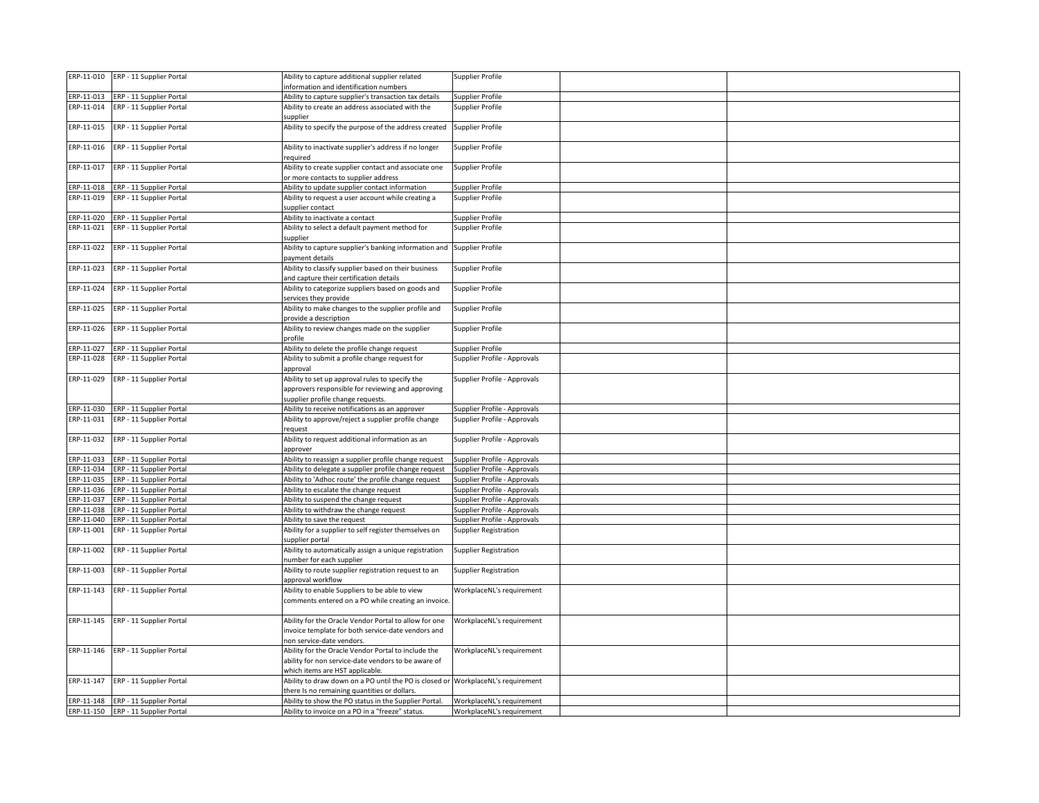| | | | | | |
|---|---|---|---|---|---|
| ERP-11-010 | ERP - 11 Supplier Portal | Ability to capture additional supplier related information and identification numbers | Supplier Profile | | |
| ERP-11-013 | ERP - 11 Supplier Portal | Ability to capture supplier's transaction tax details | Supplier Profile | | |
| ERP-11-014 | ERP - 11 Supplier Portal | Ability to create an address associated with the supplier | Supplier Profile | | |
| ERP-11-015 | ERP - 11 Supplier Portal | Ability to specify the purpose of the address created | Supplier Profile | | |
| ERP-11-016 | ERP - 11 Supplier Portal | Ability to inactivate supplier's address if no longer required | Supplier Profile | | |
| ERP-11-017 | ERP - 11 Supplier Portal | Ability to create supplier contact and associate one or more contacts to supplier address | Supplier Profile | | |
| ERP-11-018 | ERP - 11 Supplier Portal | Ability to update supplier contact information | Supplier Profile | | |
| ERP-11-019 | ERP - 11 Supplier Portal | Ability to request a user account while creating a supplier contact | Supplier Profile | | |
| ERP-11-020 | ERP - 11 Supplier Portal | Ability to inactivate a contact | Supplier Profile | | |
| ERP-11-021 | ERP - 11 Supplier Portal | Ability to select a default payment method for supplier | Supplier Profile | | |
| ERP-11-022 | ERP - 11 Supplier Portal | Ability to capture supplier's banking information and payment details | Supplier Profile | | |
| ERP-11-023 | ERP - 11 Supplier Portal | Ability to classify supplier based on their business and capture their certification details | Supplier Profile | | |
| ERP-11-024 | ERP - 11 Supplier Portal | Ability to categorize suppliers based on goods and services they provide | Supplier Profile | | |
| ERP-11-025 | ERP - 11 Supplier Portal | Ability to make changes to the supplier profile and provide a description | Supplier Profile | | |
| ERP-11-026 | ERP - 11 Supplier Portal | Ability to review changes made on the supplier profile | Supplier Profile | | |
| ERP-11-027 | ERP - 11 Supplier Portal | Ability to delete the profile change request | Supplier Profile | | |
| ERP-11-028 | ERP - 11 Supplier Portal | Ability to submit a profile change request for approval | Supplier Profile - Approvals | | |
| ERP-11-029 | ERP - 11 Supplier Portal | Ability to set up approval rules to specify the approvers responsible for reviewing and approving supplier profile change requests. | Supplier Profile - Approvals | | |
| ERP-11-030 | ERP - 11 Supplier Portal | Ability to receive notifications as an approver | Supplier Profile - Approvals | | |
| ERP-11-031 | ERP - 11 Supplier Portal | Ability to approve/reject a supplier profile change request | Supplier Profile - Approvals | | |
| ERP-11-032 | ERP - 11 Supplier Portal | Ability to request additional information as an approver | Supplier Profile - Approvals | | |
| ERP-11-033 | ERP - 11 Supplier Portal | Ability to reassign a supplier profile change request | Supplier Profile - Approvals | | |
| ERP-11-034 | ERP - 11 Supplier Portal | Ability to delegate a supplier profile change request | Supplier Profile - Approvals | | |
| ERP-11-035 | ERP - 11 Supplier Portal | Ability to 'Adhoc route' the profile change request | Supplier Profile - Approvals | | |
| ERP-11-036 | ERP - 11 Supplier Portal | Ability to escalate the change request | Supplier Profile - Approvals | | |
| ERP-11-037 | ERP - 11 Supplier Portal | Ability to suspend the change request | Supplier Profile - Approvals | | |
| ERP-11-038 | ERP - 11 Supplier Portal | Ability to withdraw the change request | Supplier Profile - Approvals | | |
| ERP-11-040 | ERP - 11 Supplier Portal | Ability to save the request | Supplier Profile - Approvals | | |
| ERP-11-001 | ERP - 11 Supplier Portal | Ability for a supplier to self register themselves on supplier portal | Supplier Registration | | |
| ERP-11-002 | ERP - 11 Supplier Portal | Ability to automatically assign a unique registration number for each supplier | Supplier Registration | | |
| ERP-11-003 | ERP - 11 Supplier Portal | Ability to route supplier registration request to an approval workflow | Supplier Registration | | |
| ERP-11-143 | ERP - 11 Supplier Portal | Ability to enable Suppliers to be able to view comments entered on a PO while creating an invoice. | WorkplaceNL's requirement | | |
| ERP-11-145 | ERP - 11 Supplier Portal | Ability for the Oracle Vendor Portal to allow for one invoice template for both service-date vendors and non service-date vendors. | WorkplaceNL's requirement | | |
| ERP-11-146 | ERP - 11 Supplier Portal | Ability for the Oracle Vendor Portal to include the ability for non service-date vendors to be aware of which items are HST applicable. | WorkplaceNL's requirement | | |
| ERP-11-147 | ERP - 11 Supplier Portal | Ability to draw down on a PO until the PO is closed or there Is no remaining quantities or dollars. | WorkplaceNL's requirement | | |
| ERP-11-148 | ERP - 11 Supplier Portal | Ability to show the PO status in the Supplier Portal. | WorkplaceNL's requirement | | |
| ERP-11-150 | ERP - 11 Supplier Portal | Ability to invoice on a PO in a "freeze" status. | WorkplaceNL's requirement | | |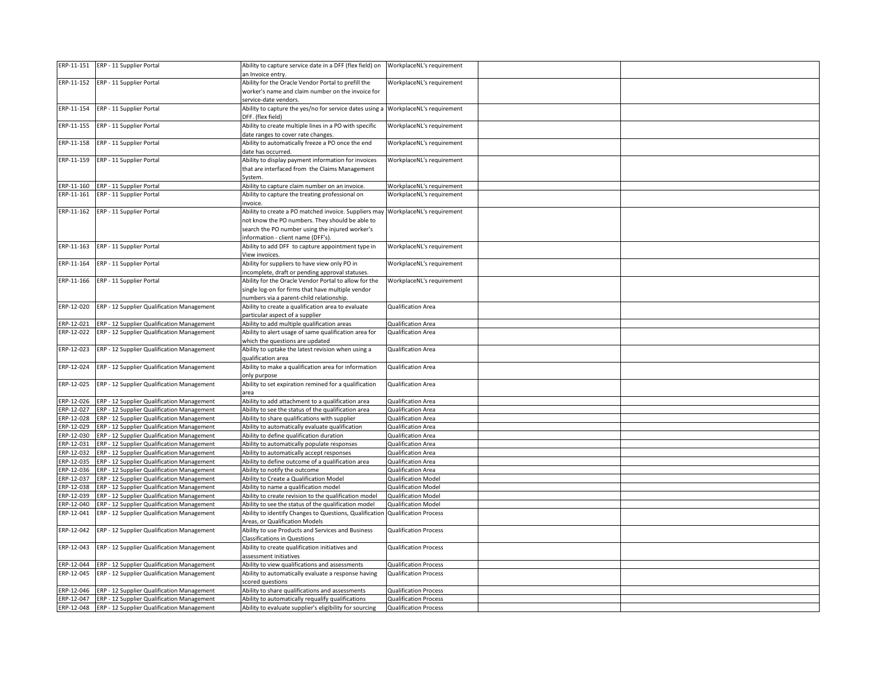| | | | | | |
|---|---|---|---|---|---|
| ERP-11-151 | ERP - 11 Supplier Portal | Ability to capture service date in a DFF (flex field) on an Invoice entry. | WorkplaceNL's requirement | | |
| ERP-11-152 | ERP - 11 Supplier Portal | Ability for the Oracle Vendor Portal to prefill the worker's name and claim number on the invoice for service-date vendors. | WorkplaceNL's requirement | | |
| ERP-11-154 | ERP - 11 Supplier Portal | Ability to capture the yes/no for service dates using a DFF. (flex field) | WorkplaceNL's requirement | | |
| ERP-11-155 | ERP - 11 Supplier Portal | Ability to create multiple lines in a PO with specific date ranges to cover rate changes. | WorkplaceNL's requirement | | |
| ERP-11-158 | ERP - 11 Supplier Portal | Ability to automatically freeze a PO once the end date has occurred. | WorkplaceNL's requirement | | |
| ERP-11-159 | ERP - 11 Supplier Portal | Ability to display payment information for invoices that are interfaced from the Claims Management System. | WorkplaceNL's requirement | | |
| ERP-11-160 | ERP - 11 Supplier Portal | Ability to capture claim number on an invoice. | WorkplaceNL's requirement | | |
| ERP-11-161 | ERP - 11 Supplier Portal | Ability to capture the treating professional on invoice. | WorkplaceNL's requirement | | |
| ERP-11-162 | ERP - 11 Supplier Portal | Ability to create a PO matched invoice. Suppliers may not know the PO numbers. They should be able to search the PO number using the injured worker's information - client name (DFF's). | WorkplaceNL's requirement | | |
| ERP-11-163 | ERP - 11 Supplier Portal | Ability to add DFF to capture appointment type in View invoices. | WorkplaceNL's requirement | | |
| ERP-11-164 | ERP - 11 Supplier Portal | Ability for suppliers to have view only PO in incomplete, draft or pending approval statuses. | WorkplaceNL's requirement | | |
| ERP-11-166 | ERP - 11 Supplier Portal | Ability for the Oracle Vendor Portal to allow for the single log-on for firms that have multiple vendor numbers via a parent-child relationship. | WorkplaceNL's requirement | | |
| ERP-12-020 | ERP - 12 Supplier Qualification Management | Ability to create a qualification area to evaluate particular aspect of a supplier | Qualification Area | | |
| ERP-12-021 | ERP - 12 Supplier Qualification Management | Ability to add multiple qualification areas | Qualification Area | | |
| ERP-12-022 | ERP - 12 Supplier Qualification Management | Ability to alert usage of same qualification area for which the questions are updated | Qualification Area | | |
| ERP-12-023 | ERP - 12 Supplier Qualification Management | Ability to uptake the latest revision when using a qualification area | Qualification Area | | |
| ERP-12-024 | ERP - 12 Supplier Qualification Management | Ability to make a qualification area for information only purpose | Qualification Area | | |
| ERP-12-025 | ERP - 12 Supplier Qualification Management | Ability to set expiration remined for a qualification area | Qualification Area | | |
| ERP-12-026 | ERP - 12 Supplier Qualification Management | Ability to add attachment to a qualification area | Qualification Area | | |
| ERP-12-027 | ERP - 12 Supplier Qualification Management | Ability to see the status of the qualification area | Qualification Area | | |
| ERP-12-028 | ERP - 12 Supplier Qualification Management | Ability to share qualifications with supplier | Qualification Area | | |
| ERP-12-029 | ERP - 12 Supplier Qualification Management | Ability to automatically evaluate qualification | Qualification Area | | |
| ERP-12-030 | ERP - 12 Supplier Qualification Management | Ability to define qualification duration | Qualification Area | | |
| ERP-12-031 | ERP - 12 Supplier Qualification Management | Ability to automatically populate responses | Qualification Area | | |
| ERP-12-032 | ERP - 12 Supplier Qualification Management | Ability to automatically accept responses | Qualification Area | | |
| ERP-12-035 | ERP - 12 Supplier Qualification Management | Ability to define outcome of a qualification area | Qualification Area | | |
| ERP-12-036 | ERP - 12 Supplier Qualification Management | Ability to notify the outcome | Qualification Area | | |
| ERP-12-037 | ERP - 12 Supplier Qualification Management | Ability to Create a Qualification Model | Qualification Model | | |
| ERP-12-038 | ERP - 12 Supplier Qualification Management | Ability to name a qualification model | Qualification Model | | |
| ERP-12-039 | ERP - 12 Supplier Qualification Management | Ability to create revision to the qualification model | Qualification Model | | |
| ERP-12-040 | ERP - 12 Supplier Qualification Management | Ability to see the status of the qualification model | Qualification Model | | |
| ERP-12-041 | ERP - 12 Supplier Qualification Management | Ability to identify Changes to Questions, Qualification Areas, or Qualification Models | Qualification Process | | |
| ERP-12-042 | ERP - 12 Supplier Qualification Management | Ability to use Products and Services and Business Classifications in Questions | Qualification Process | | |
| ERP-12-043 | ERP - 12 Supplier Qualification Management | Ability to create qualification initiatives and assessment initiatives | Qualification Process | | |
| ERP-12-044 | ERP - 12 Supplier Qualification Management | Ability to view qualifications and assessments | Qualification Process | | |
| ERP-12-045 | ERP - 12 Supplier Qualification Management | Ability to automatically evaluate a response having scored questions | Qualification Process | | |
| ERP-12-046 | ERP - 12 Supplier Qualification Management | Ability to share qualifications and assessments | Qualification Process | | |
| ERP-12-047 | ERP - 12 Supplier Qualification Management | Ability to automatically requalify qualifications | Qualification Process | | |
| ERP-12-048 | ERP - 12 Supplier Qualification Management | Ability to evaluate supplier's eligibility for sourcing | Qualification Process | | |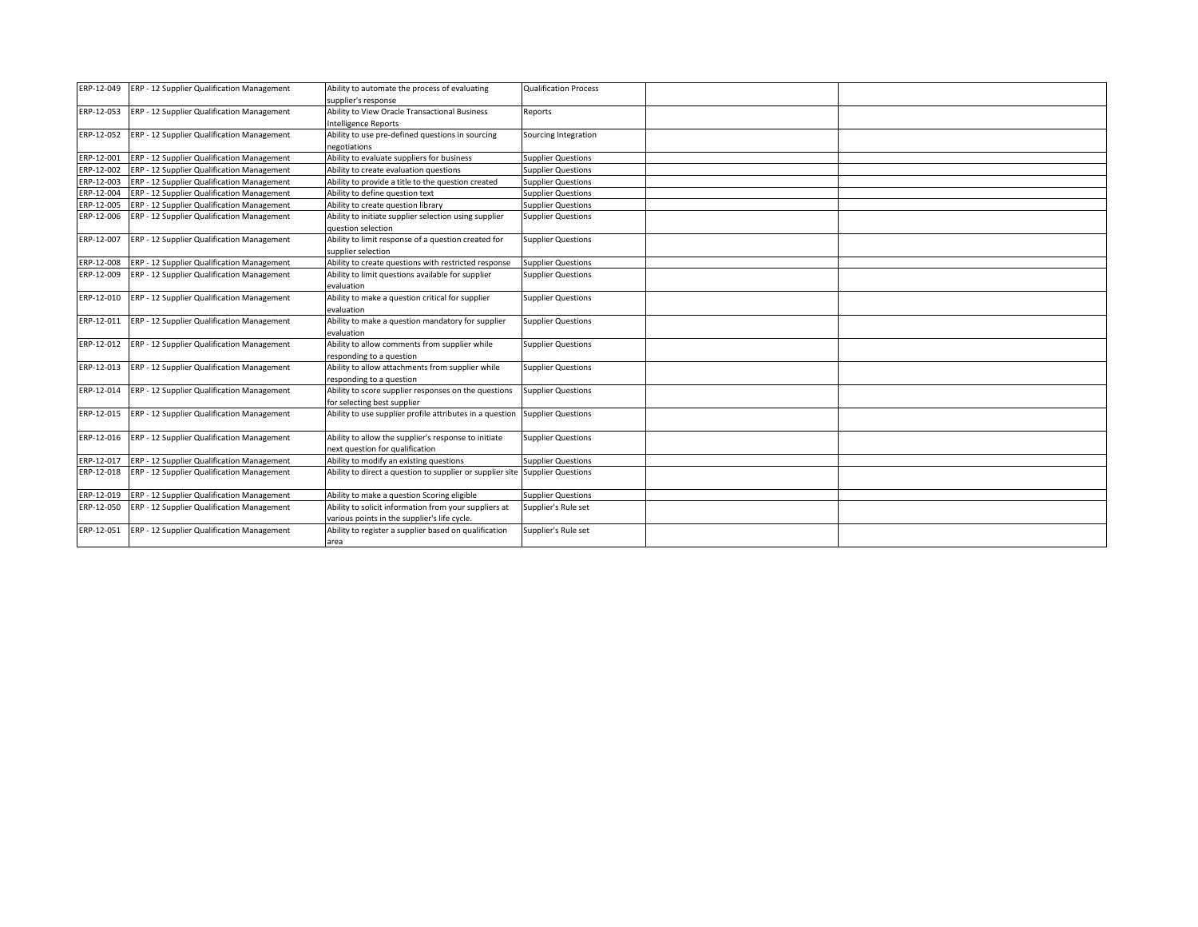| | | | | | |
|---|---|---|---|---|---|
| ERP-12-049 | ERP - 12 Supplier Qualification Management | Ability to automate the process of evaluating supplier's response | Qualification Process | | |
| ERP-12-053 | ERP - 12 Supplier Qualification Management | Ability to View Oracle Transactional Business Intelligence Reports | Reports | | |
| ERP-12-052 | ERP - 12 Supplier Qualification Management | Ability to use pre-defined questions in sourcing negotiations | Sourcing Integration | | |
| ERP-12-001 | ERP - 12 Supplier Qualification Management | Ability to evaluate suppliers for business | Supplier Questions | | |
| ERP-12-002 | ERP - 12 Supplier Qualification Management | Ability to create evaluation questions | Supplier Questions | | |
| ERP-12-003 | ERP - 12 Supplier Qualification Management | Ability to provide a title to the question created | Supplier Questions | | |
| ERP-12-004 | ERP - 12 Supplier Qualification Management | Ability to define question text | Supplier Questions | | |
| ERP-12-005 | ERP - 12 Supplier Qualification Management | Ability to create question library | Supplier Questions | | |
| ERP-12-006 | ERP - 12 Supplier Qualification Management | Ability to initiate supplier selection using supplier question selection | Supplier Questions | | |
| ERP-12-007 | ERP - 12 Supplier Qualification Management | Ability to limit response of a question created for supplier selection | Supplier Questions | | |
| ERP-12-008 | ERP - 12 Supplier Qualification Management | Ability to create questions with restricted response | Supplier Questions | | |
| ERP-12-009 | ERP - 12 Supplier Qualification Management | Ability to limit questions available for supplier evaluation | Supplier Questions | | |
| ERP-12-010 | ERP - 12 Supplier Qualification Management | Ability to make a question critical for supplier evaluation | Supplier Questions | | |
| ERP-12-011 | ERP - 12 Supplier Qualification Management | Ability to make a question mandatory for supplier evaluation | Supplier Questions | | |
| ERP-12-012 | ERP - 12 Supplier Qualification Management | Ability to allow comments from supplier while responding to a question | Supplier Questions | | |
| ERP-12-013 | ERP - 12 Supplier Qualification Management | Ability to allow attachments from supplier while responding to a question | Supplier Questions | | |
| ERP-12-014 | ERP - 12 Supplier Qualification Management | Ability to score supplier responses on the questions for selecting best supplier | Supplier Questions | | |
| ERP-12-015 | ERP - 12 Supplier Qualification Management | Ability to use supplier profile attributes in a question | Supplier Questions | | |
| ERP-12-016 | ERP - 12 Supplier Qualification Management | Ability to allow the supplier's response to initiate next question for qualification | Supplier Questions | | |
| ERP-12-017 | ERP - 12 Supplier Qualification Management | Ability to modify an existing questions | Supplier Questions | | |
| ERP-12-018 | ERP - 12 Supplier Qualification Management | Ability to direct a question to supplier or supplier site | Supplier Questions | | |
| ERP-12-019 | ERP - 12 Supplier Qualification Management | Ability to make a question Scoring eligible | Supplier Questions | | |
| ERP-12-050 | ERP - 12 Supplier Qualification Management | Ability to solicit information from your suppliers at various points in the supplier's life cycle. | Supplier's Rule set | | |
| ERP-12-051 | ERP - 12 Supplier Qualification Management | Ability to register a supplier based on qualification area | Supplier's Rule set | | |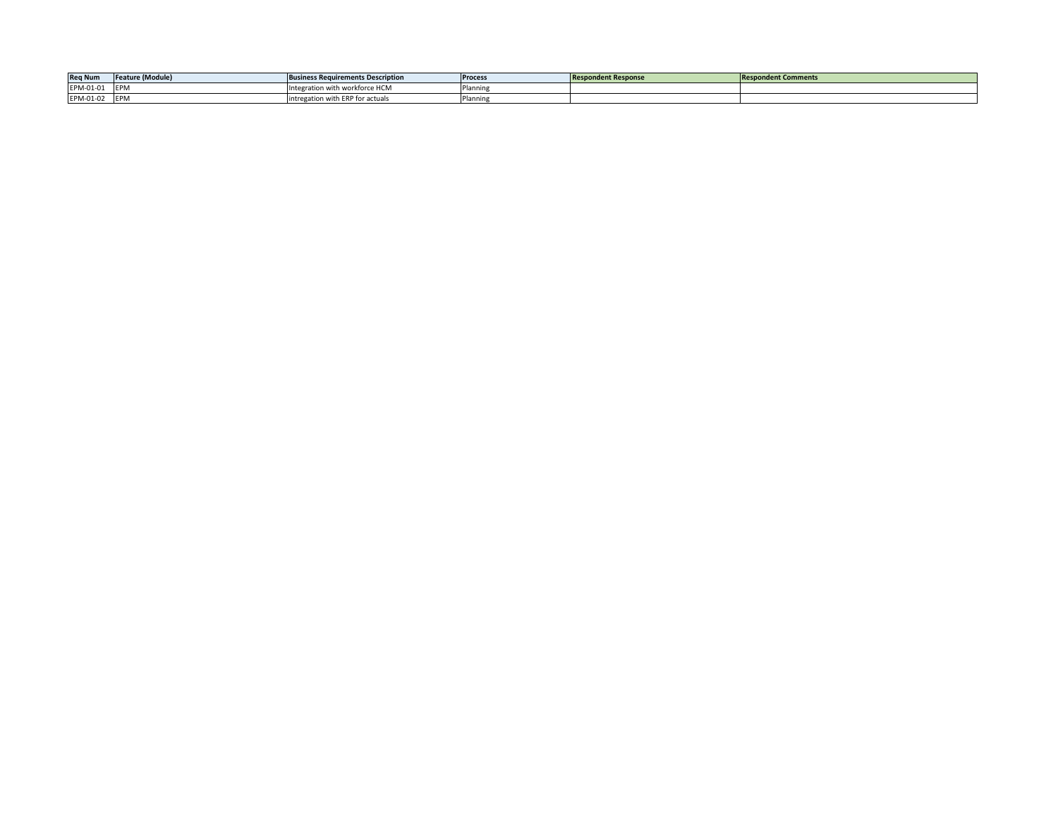| Req Num | Feature (Module) | Business Requirements Description | Process | Respondent Response | Respondent Comments |
| --- | --- | --- | --- | --- | --- |
| EPM-01-01 | EPM | Integration with workforce HCM | Planning | | |
| EPM-01-02 | EPM | intregation with ERP for actuals | Planning | | |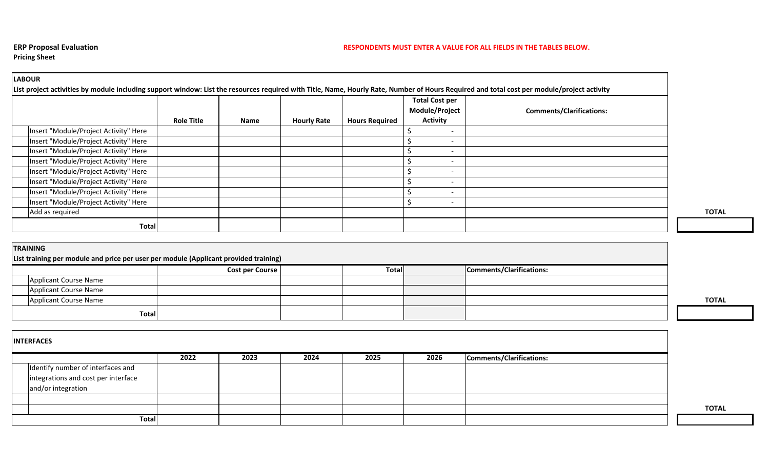**ERP Proposal Evaluation**
**Pricing Sheet**

**RESPONDENTS MUST ENTER A VALUE FOR ALL FIELDS IN THE TABLES BELOW.**

**LABOUR**
**List project activities by module including support window: List the resources required with Title, Name, Hourly Rate, Number of Hours Required and total cost per module/project activity**

| | Role Title | Name | Hourly Rate | Hours Required | Total Cost per Module/Project Activity | Comments/Clarifications: |
|---|---|---|---|---|---|---|
| Insert "Module/Project Activity" Here | | | | | $ - | |
| Insert "Module/Project Activity" Here | | | | | $ - | |
| Insert "Module/Project Activity" Here | | | | | $ - | |
| Insert "Module/Project Activity" Here | | | | | $ - | |
| Insert "Module/Project Activity" Here | | | | | $ - | |
| Insert "Module/Project Activity" Here | | | | | $ - | |
| Insert "Module/Project Activity" Here | | | | | $ - | |
| Insert "Module/Project Activity" Here | | | | | $ - | |
| Add as required | | | | | | |
| **Total** | | | | | | |

**TOTAL**

**TRAINING**
**List training per module and price per user per module (Applicant provided training)**

| | Cost per Course | | Total | | Comments/Clarifications: |
|---|---|---|---|---|---|
| Applicant Course Name | | | | | |
| Applicant Course Name | | | | | |
| Applicant Course Name | | | | | |
| **Total** | | | | | |

**TOTAL**

**INTERFACES**

| | 2022 | 2023 | 2024 | 2025 | 2026 | Comments/Clarifications: |
|---|---|---|---|---|---|---|
| Identify number of interfaces and integrations and cost per interface and/or integration | | | | | | |
| | | | | | | |
| | | | | | | |
| **Total** | | | | | | |

**TOTAL**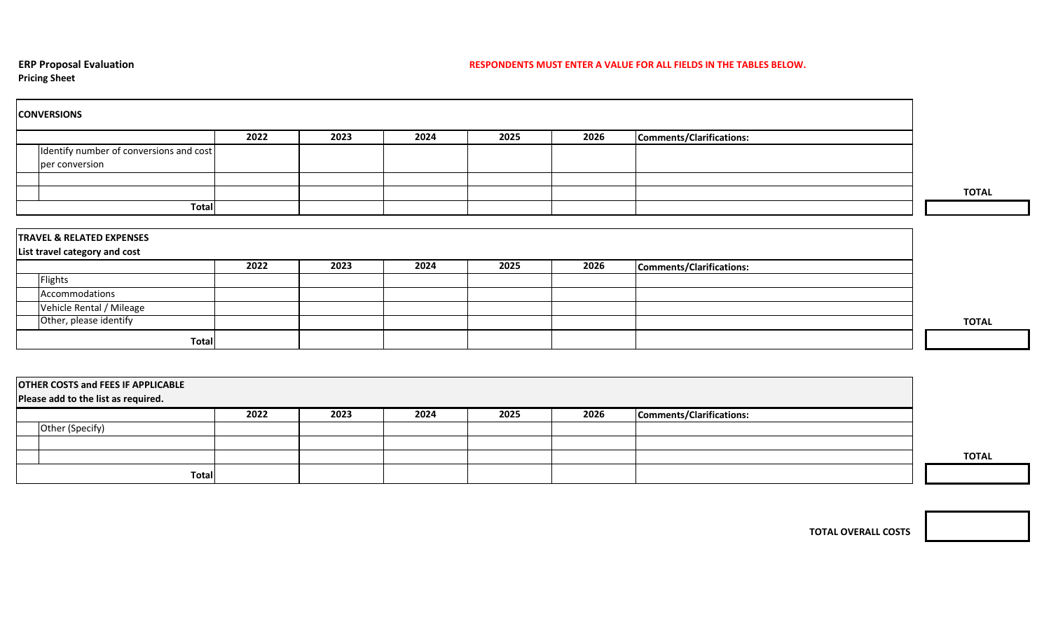**ERP Proposal Evaluation**
**Pricing Sheet**

**RESPONDENTS MUST ENTER A VALUE FOR ALL FIELDS IN THE TABLES BELOW.**

| **CONVERSIONS** | | | | | | |
|---|---|---|---|---|---|---|
| | **2022** | **2023** | **2024** | **2025** | **2026** | **Comments/Clarifications:** |
| Identify number of conversions and cost per conversion | | | | | | |
| | | | | | | |
| | | | | | | |
| **Total** | | | | | | |

**TOTAL**

| **TRAVEL & RELATED EXPENSES** List travel category and cost | | | | | | |
|---|---|---|---|---|---|---|
| | **2022** | **2023** | **2024** | **2025** | **2026** | **Comments/Clarifications:** |
| Flights | | | | | | |
| Accommodations | | | | | | |
| Vehicle Rental / Mileage | | | | | | |
| Other, please identify | | | | | | |
| **Total** | | | | | | |

**TOTAL**

| **OTHER COSTS and FEES IF APPLICABLE** Please add to the list as required. | | | | | | |
|---|---|---|---|---|---|---|
| | **2022** | **2023** | **2024** | **2025** | **2026** | **Comments/Clarifications:** |
| Other (Specify) | | | | | | |
| | | | | | | |
| | | | | | | |
| **Total** | | | | | | |

**TOTAL**

**TOTAL OVERALL COSTS**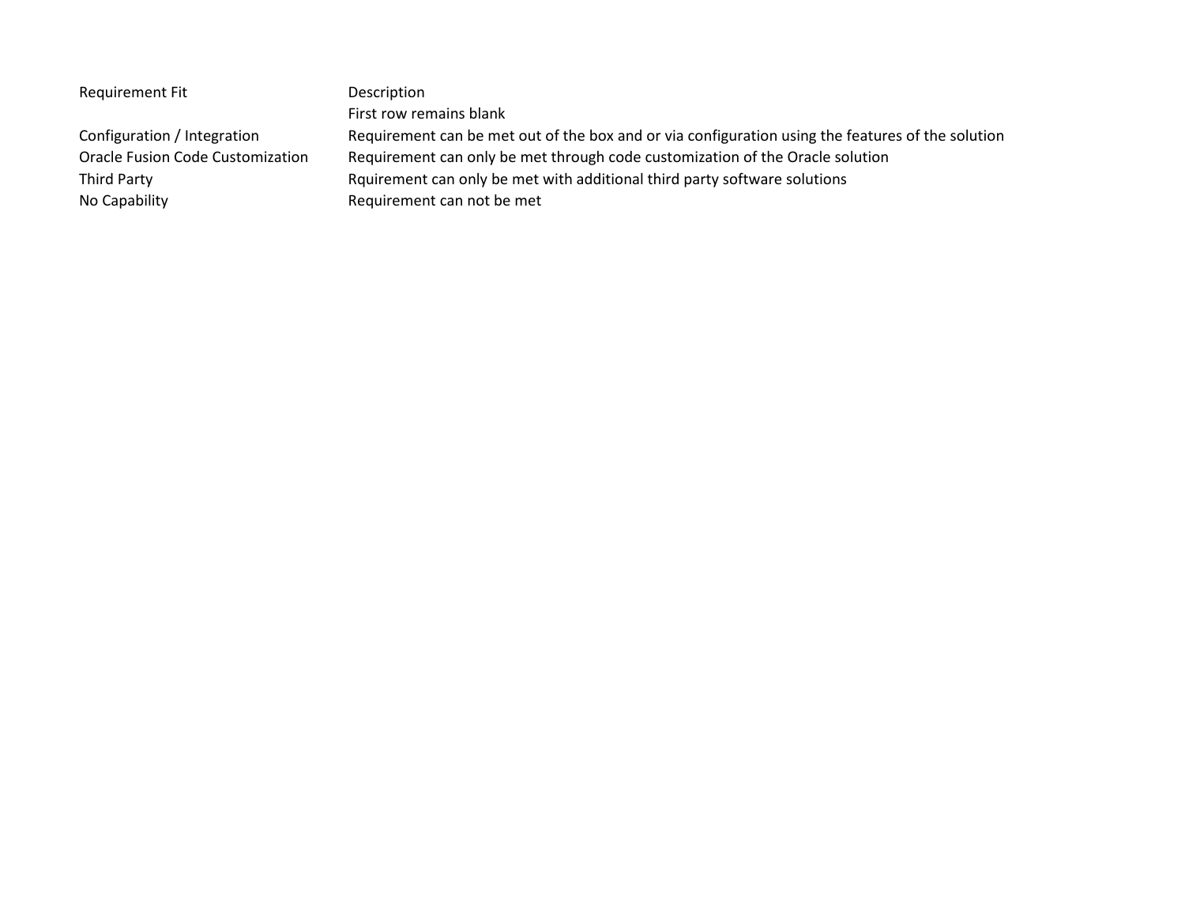| Requirement Fit | Description |
| --- | --- |
| | First row remains blank |
| Configuration / Integration | Requirement can be met out of the box and or via configuration using the features of the solution |
| Oracle Fusion Code Customization | Requirement can only be met through code customization of the Oracle solution |
| Third Party | Rquirement can only be met with additional third party software solutions |
| No Capability | Requirement can not be met |